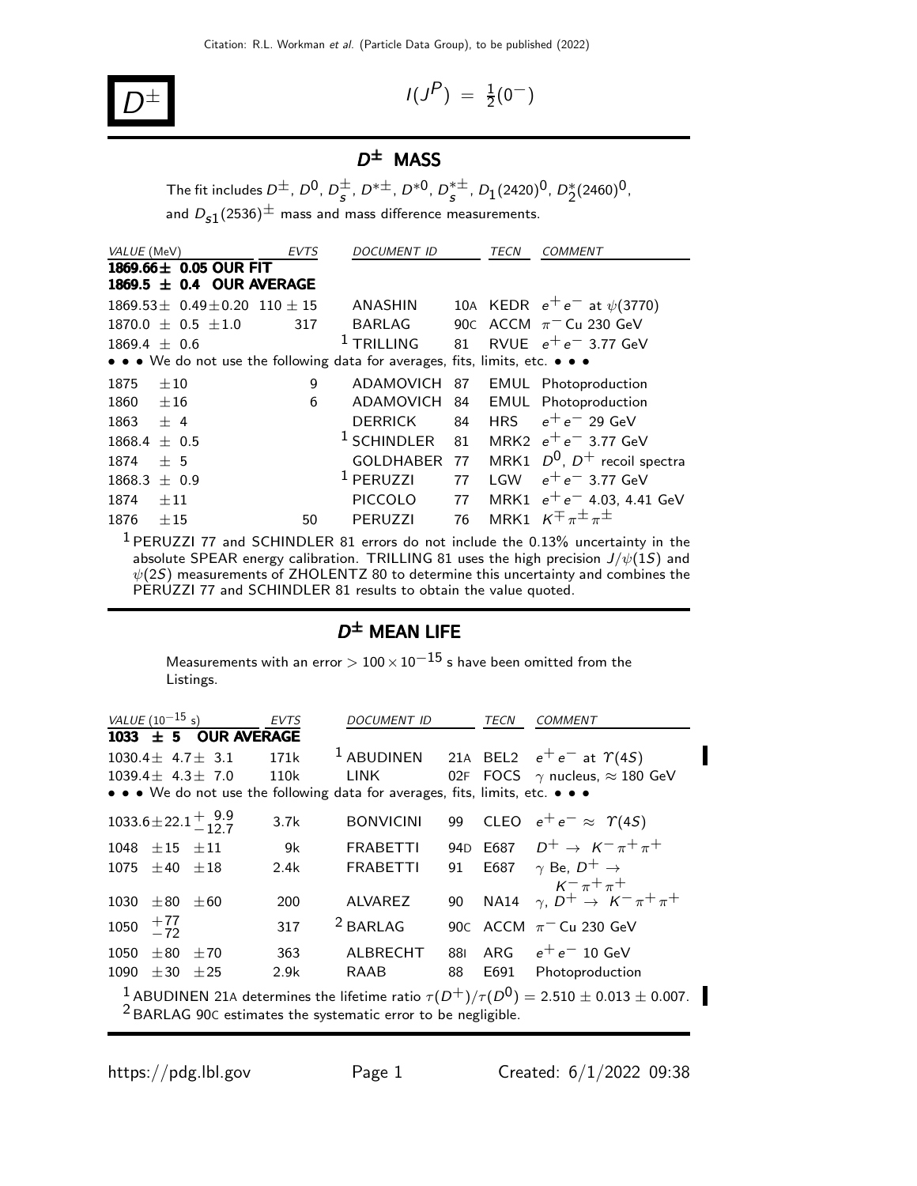# $D^{\pm}$

$I(J^P) = \frac{1}{2}(0^-)$

## $D^{\pm}$ MASS

The fit includes $D^{\pm}$, $D^0$, $D_s^{\pm}$, $D^{*\pm}$, $D^{*0}$, $D_s^{*\pm}$, $D_1(2420)^0$, $D_2^*(2460)^0$, and $D_{s1}(2536)^{\pm}$ mass and mass difference measurements.

| VALUE (MeV) | EVTS | DOCUMENT ID | | TECN | COMMENT |
|---|---|---|---|---|---|
| **1869.66± 0.05 OUR FIT** | | | | | |
| **1869.5 ± 0.4 OUR AVERAGE** | | | | | |
| 1869.53± 0.49±0.20 | 110 ± 15 | ANASHIN | 10A | KEDR | $e^+e^-$ at $\psi(3770)$ |
| 1870.0 ± 0.5 ±1.0 | 317 | BARLAG | 90C | ACCM | $\pi^-$ Cu 230 GeV |
| 1869.4 ± 0.6 | | [1] TRILLING | 81 | RVUE | $e^+e^-$ 3.77 GeV |
| • • • We do not use the following data for averages, fits, limits, etc. • • • | | | | | |
| 1875 ±10 | 9 | ADAMOVICH | 87 | EMUL | Photoproduction |
| 1860 ±16 | 6 | ADAMOVICH | 84 | EMUL | Photoproduction |
| 1863 ± 4 | | DERRICK | 84 | HRS | $e^+e^-$ 29 GeV |
| 1868.4 ± 0.5 | | [1] SCHINDLER | 81 | MRK2 | $e^+e^-$ 3.77 GeV |
| 1874 ± 5 | | GOLDHABER | 77 | MRK1 | $D^0$, $D^+$ recoil spectra |
| 1868.3 ± 0.9 | | [1] PERUZZI | 77 | LGW | $e^+e^-$ 3.77 GeV |
| 1874 ±11 | | PICCOLO | 77 | MRK1 | $e^+e^-$ 4.03, 4.41 GeV |
| 1876 ±15 | 50 | PERUZZI | 76 | MRK1 | $K^{\mp}\pi^{\pm}\pi^{\pm}$ |

[1] PERUZZI 77 and SCHINDLER 81 errors do not include the 0.13% uncertainty in the absolute SPEAR energy calibration. TRILLING 81 uses the high precision $J/\psi(1S)$ and $\psi(2S)$ measurements of ZHOLENTZ 80 to determine this uncertainty and combines the PERUZZI 77 and SCHINDLER 81 results to obtain the value quoted.

## $D^{\pm}$ MEAN LIFE

Measurements with an error $> 100 \times 10^{-15}$ s have been omitted from the Listings.

| VALUE ($10^{-15}$ s) | EVTS | DOCUMENT ID | | TECN | COMMENT |
|---|---|---|---|---|---|
| **1033 ± 5 OUR AVERAGE** | | | | | |
| 1030.4± 4.7± 3.1 | 171k | [1] ABUDINEN | 21A | BEL2 | $e^+e^-$ at $\Upsilon(4S)$ |
| 1039.4± 4.3± 7.0 | 110k | LINK | 02F | FOCS | $\gamma$ nucleus, $\approx$ 180 GeV |
| • • • We do not use the following data for averages, fits, limits, etc. • • • | | | | | |
| $1033.6 \pm 22.1 ^{+\ 9.9}_{-12.7}$ | 3.7k | BONVICINI | 99 | CLEO | $e^+e^- \approx \Upsilon(4S)$ |
| 1048 ±15 ±11 | 9k | FRABETTI | 94D | E687 | $D^+ \rightarrow K^-\pi^+\pi^+$ |
| 1075 ±40 ±18 | 2.4k | FRABETTI | 91 | E687 | $\gamma$ Be, $D^+ \rightarrow K^-\pi^+\pi^+$ |
| 1030 ±80 ±60 | 200 | ALVAREZ | 90 | NA14 | $\gamma$, $D^+ \rightarrow K^-\pi^+\pi^+$ |
| $1050\ ^{+77}_{-72}$ | 317 | [2] BARLAG | 90C | ACCM | $\pi^-$ Cu 230 GeV |
| 1050 ±80 ±70 | 363 | ALBRECHT | 88I | ARG | $e^+e^-$ 10 GeV |
| 1090 ±30 ±25 | 2.9k | RAAB | 88 | E691 | Photoproduction |

[1] ABUDINEN 21A determines the lifetime ratio $\tau(D^+)/\tau(D^0) = 2.510 \pm 0.013 \pm 0.007$.
[2] BARLAG 90C estimates the systematic error to be negligible.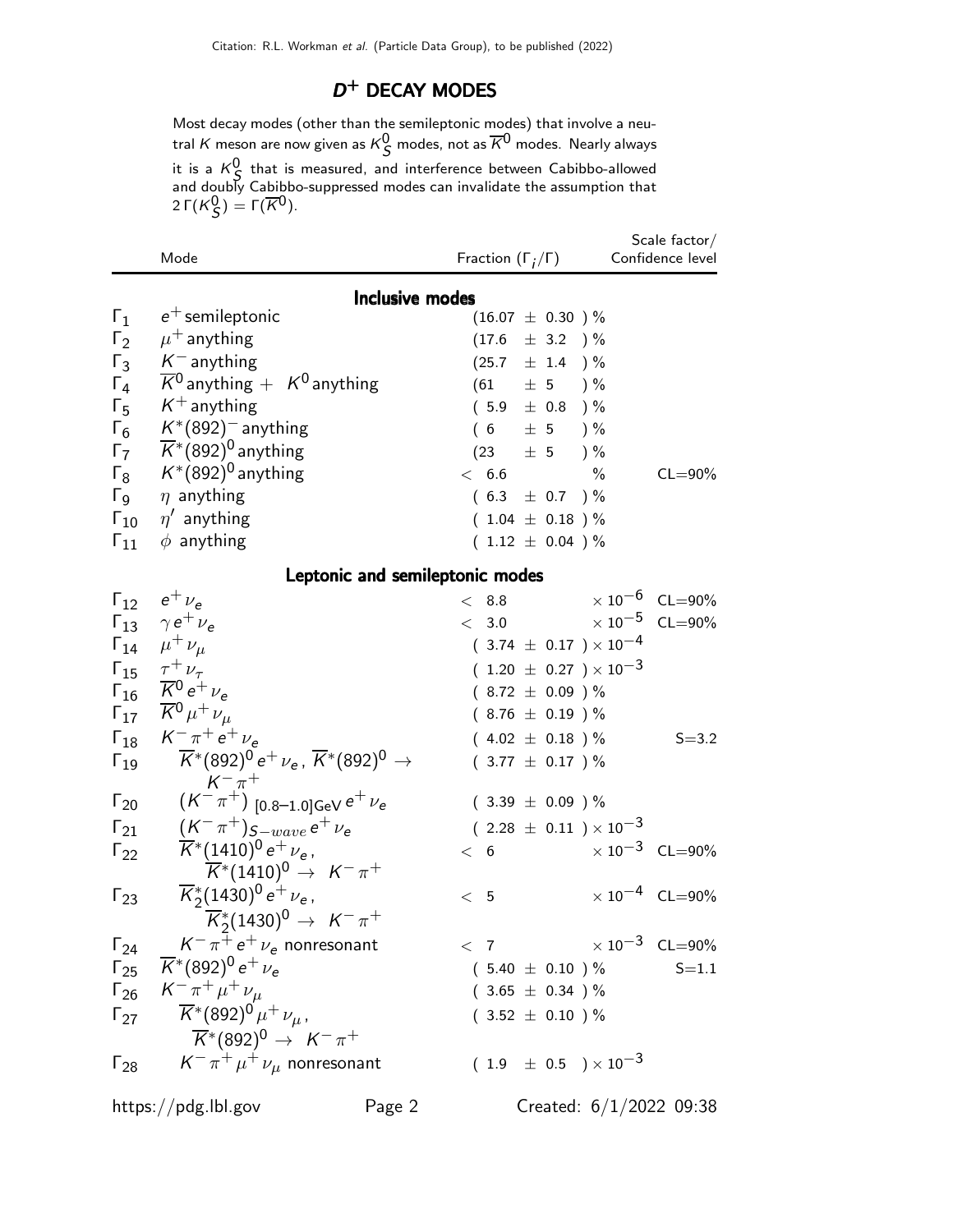# $D^+$ DECAY MODES

Most decay modes (other than the semileptonic modes) that involve a neutral $K$ meson are now given as $K^0_S$ modes, not as $\overline{K}^0$ modes. Nearly always it is a $K^0_S$ that is measured, and interference between Cabibbo-allowed and doubly Cabibbo-suppressed modes can invalidate the assumption that $2\,\Gamma(K^0_S) = \Gamma(\overline{K}^0)$.

| | Mode | Fraction ($\Gamma_i/\Gamma$) | Scale factor/ Confidence level |
|---|---|---|---|
| | **Inclusive modes** | | |
| $\Gamma_1$ | $e^+$ semileptonic | $(16.07 \pm 0.30)$ % | |
| $\Gamma_2$ | $\mu^+$ anything | $(17.6 \pm 3.2)$ % | |
| $\Gamma_3$ | $K^-$ anything | $(25.7 \pm 1.4)$ % | |
| $\Gamma_4$ | $\overline{K}^0$ anything + $K^0$ anything | $(61 \pm 5)$ % | |
| $\Gamma_5$ | $K^+$ anything | $(5.9 \pm 0.8)$ % | |
| $\Gamma_6$ | $K^*(892)^-$ anything | $(6 \pm 5)$ % | |
| $\Gamma_7$ | $\overline{K}^*(892)^0$ anything | $(23 \pm 5)$ % | |
| $\Gamma_8$ | $K^*(892)^0$ anything | $< 6.6$ % | CL=90% |
| $\Gamma_9$ | $\eta$ anything | $(6.3 \pm 0.7)$ % | |
| $\Gamma_{10}$ | $\eta'$ anything | $(1.04 \pm 0.18)$ % | |
| $\Gamma_{11}$ | $\phi$ anything | $(1.12 \pm 0.04)$ % | |
| | **Leptonic and semileptonic modes** | | |
| $\Gamma_{12}$ | $e^+\nu_e$ | $< 8.8 \times 10^{-6}$ | CL=90% |
| $\Gamma_{13}$ | $\gamma e^+\nu_e$ | $< 3.0 \times 10^{-5}$ | CL=90% |
| $\Gamma_{14}$ | $\mu^+\nu_\mu$ | $(3.74 \pm 0.17) \times 10^{-4}$ | |
| $\Gamma_{15}$ | $\tau^+\nu_\tau$ | $(1.20 \pm 0.27) \times 10^{-3}$ | |
| $\Gamma_{16}$ | $\overline{K}^0 e^+\nu_e$ | $(8.72 \pm 0.09)$ % | |
| $\Gamma_{17}$ | $\overline{K}^0 \mu^+\nu_\mu$ | $(8.76 \pm 0.19)$ % | |
| $\Gamma_{18}$ | $K^-\pi^+e^+\nu_e$ | $(4.02 \pm 0.18)$ % | S=3.2 |
| $\Gamma_{19}$ | $\overline{K}^*(892)^0 e^+\nu_e$, $\overline{K}^*(892)^0 \to K^-\pi^+$ | $(3.77 \pm 0.17)$ % | |
| $\Gamma_{20}$ | $(K^-\pi^+)_{[0.8\text{–}1.0]\text{GeV}}\, e^+\nu_e$ | $(3.39 \pm 0.09)$ % | |
| $\Gamma_{21}$ | $(K^-\pi^+)_{S-wave}\, e^+\nu_e$ | $(2.28 \pm 0.11) \times 10^{-3}$ | |
| $\Gamma_{22}$ | $\overline{K}^*(1410)^0 e^+\nu_e$, $\overline{K}^*(1410)^0 \to K^-\pi^+$ | $< 6 \times 10^{-3}$ | CL=90% |
| $\Gamma_{23}$ | $\overline{K}^*_2(1430)^0 e^+\nu_e$, $\overline{K}^*_2(1430)^0 \to K^-\pi^+$ | $< 5 \times 10^{-4}$ | CL=90% |
| $\Gamma_{24}$ | $K^-\pi^+e^+\nu_e$ nonresonant | $< 7 \times 10^{-3}$ | CL=90% |
| $\Gamma_{25}$ | $\overline{K}^*(892)^0 e^+\nu_e$ | $(5.40 \pm 0.10)$ % | S=1.1 |
| $\Gamma_{26}$ | $K^-\pi^+\mu^+\nu_\mu$ | $(3.65 \pm 0.34)$ % | |
| $\Gamma_{27}$ | $\overline{K}^*(892)^0 \mu^+\nu_\mu$, $\overline{K}^*(892)^0 \to K^-\pi^+$ | $(3.52 \pm 0.10)$ % | |
| $\Gamma_{28}$ | $K^-\pi^+\mu^+\nu_\mu$ nonresonant | $(1.9 \pm 0.5) \times 10^{-3}$ | |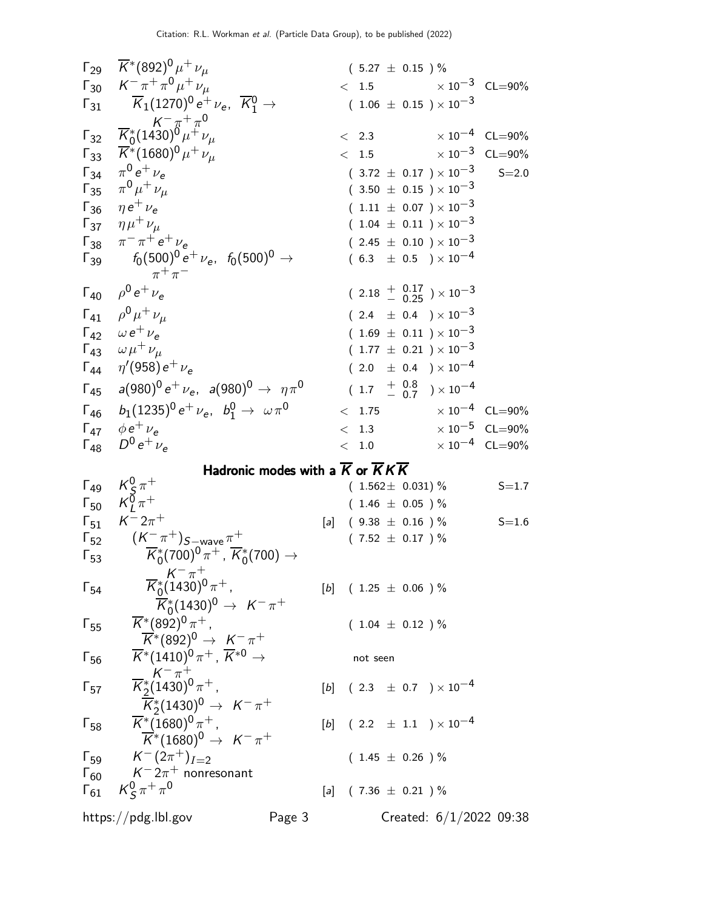| | Mode | | Fraction ($\Gamma_i/\Gamma$) | Scale factor/ Confidence level |
|---|---|---|---|---|
| $\Gamma_{29}$ | $\overline{K}^*(892)^0 \mu^+ \nu_\mu$ | | $(5.27 \pm 0.15)$ % | |
| $\Gamma_{30}$ | $K^- \pi^+ \pi^0 \mu^+ \nu_\mu$ | | $< 1.5 \times 10^{-3}$ | CL=90% |
| $\Gamma_{31}$ | $\overline{K}_1(1270)^0 e^+ \nu_e$, $\overline{K}_1^0 \to K^- \pi^+ \pi^0$ | | $(1.06 \pm 0.15) \times 10^{-3}$ | |
| $\Gamma_{32}$ | $\overline{K}_0^*(1430)^0 \mu^+ \nu_\mu$ | | $< 2.3 \times 10^{-4}$ | CL=90% |
| $\Gamma_{33}$ | $\overline{K}^*(1680)^0 \mu^+ \nu_\mu$ | | $< 1.5 \times 10^{-3}$ | CL=90% |
| $\Gamma_{34}$ | $\pi^0 e^+ \nu_e$ | | $(3.72 \pm 0.17) \times 10^{-3}$ | S=2.0 |
| $\Gamma_{35}$ | $\pi^0 \mu^+ \nu_\mu$ | | $(3.50 \pm 0.15) \times 10^{-3}$ | |
| $\Gamma_{36}$ | $\eta e^+ \nu_e$ | | $(1.11 \pm 0.07) \times 10^{-3}$ | |
| $\Gamma_{37}$ | $\eta \mu^+ \nu_\mu$ | | $(1.04 \pm 0.11) \times 10^{-3}$ | |
| $\Gamma_{38}$ | $\pi^- \pi^+ e^+ \nu_e$ | | $(2.45 \pm 0.10) \times 10^{-3}$ | |
| $\Gamma_{39}$ | $f_0(500)^0 e^+ \nu_e$, $f_0(500)^0 \to \pi^+ \pi^-$ | | $(6.3 \pm 0.5) \times 10^{-4}$ | |
| $\Gamma_{40}$ | $\rho^0 e^+ \nu_e$ | | $(2.18 {}^{+0.17}_{-0.25}) \times 10^{-3}$ | |
| $\Gamma_{41}$ | $\rho^0 \mu^+ \nu_\mu$ | | $(2.4 \pm 0.4) \times 10^{-3}$ | |
| $\Gamma_{42}$ | $\omega e^+ \nu_e$ | | $(1.69 \pm 0.11) \times 10^{-3}$ | |
| $\Gamma_{43}$ | $\omega \mu^+ \nu_\mu$ | | $(1.77 \pm 0.21) \times 10^{-3}$ | |
| $\Gamma_{44}$ | $\eta'(958) e^+ \nu_e$ | | $(2.0 \pm 0.4) \times 10^{-4}$ | |
| $\Gamma_{45}$ | $a(980)^0 e^+ \nu_e$, $a(980)^0 \to \eta \pi^0$ | | $(1.7 {}^{+0.8}_{-0.7}) \times 10^{-4}$ | |
| $\Gamma_{46}$ | $b_1(1235)^0 e^+ \nu_e$, $b_1^0 \to \omega \pi^0$ | | $< 1.75 \times 10^{-4}$ | CL=90% |
| $\Gamma_{47}$ | $\phi e^+ \nu_e$ | | $< 1.3 \times 10^{-5}$ | CL=90% |
| $\Gamma_{48}$ | $D^0 e^+ \nu_e$ | | $< 1.0 \times 10^{-4}$ | CL=90% |
| | **Hadronic modes with a $\overline{K}$ or $\overline{K}K\overline{K}$** | | | |
| $\Gamma_{49}$ | $K_S^0 \pi^+$ | | $(1.562 \pm 0.031)$ % | S=1.7 |
| $\Gamma_{50}$ | $K_L^0 \pi^+$ | | $(1.46 \pm 0.05)$ % | |
| $\Gamma_{51}$ | $K^- 2\pi^+$ | [a] | $(9.38 \pm 0.16)$ % | S=1.6 |
| $\Gamma_{52}$ | $(K^- \pi^+)_{S-\text{wave}} \pi^+$ | | $(7.52 \pm 0.17)$ % | |
| $\Gamma_{53}$ | $\overline{K}_0^*(700)^0 \pi^+$, $\overline{K}_0^*(700) \to K^- \pi^+$ | | | |
| $\Gamma_{54}$ | $\overline{K}_0^*(1430)^0 \pi^+$, $\overline{K}_0^*(1430)^0 \to K^- \pi^+$ | [b] | $(1.25 \pm 0.06)$ % | |
| $\Gamma_{55}$ | $\overline{K}^*(892)^0 \pi^+$, $\overline{K}^*(892)^0 \to K^- \pi^+$ | | $(1.04 \pm 0.12)$ % | |
| $\Gamma_{56}$ | $\overline{K}^*(1410)^0 \pi^+$, $\overline{K}^{*0} \to K^- \pi^+$ | | not seen | |
| $\Gamma_{57}$ | $\overline{K}_2^*(1430)^0 \pi^+$, $\overline{K}_2^*(1430)^0 \to K^- \pi^+$ | [b] | $(2.3 \pm 0.7) \times 10^{-4}$ | |
| $\Gamma_{58}$ | $\overline{K}^*(1680)^0 \pi^+$, $\overline{K}^*(1680)^0 \to K^- \pi^+$ | [b] | $(2.2 \pm 1.1) \times 10^{-4}$ | |
| $\Gamma_{59}$ | $K^- (2\pi^+)_{I=2}$ | | $(1.45 \pm 0.26)$ % | |
| $\Gamma_{60}$ | $K^- 2\pi^+$ nonresonant | | | |
| $\Gamma_{61}$ | $K_S^0 \pi^+ \pi^0$ | [a] | $(7.36 \pm 0.21)$ % | |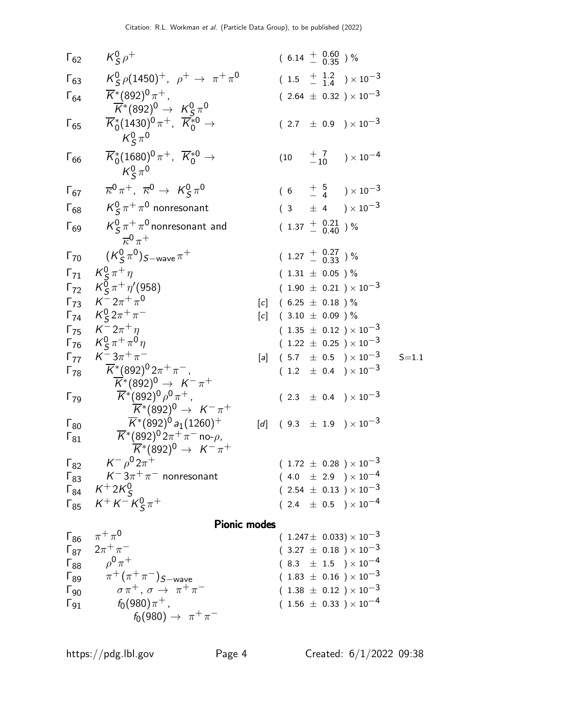| | Mode | | Fraction ($\Gamma_i/\Gamma$) | Scale factor |
|---|---|---|---|---|
| $\Gamma_{62}$ | $K^0_S \rho^+$ | | $(6.14 \, ^{+}_{-} \, ^{0.60}_{0.35})$ % | |
| $\Gamma_{63}$ | $K^0_S \rho(1450)^+$, $\rho^+ \to \pi^+ \pi^0$ | | $(1.5 \, ^{+}_{-} \, ^{1.2}_{1.4}) \times 10^{-3}$ | |
| $\Gamma_{64}$ | $\overline{K}^*(892)^0 \pi^+$, $\overline{K}^*(892)^0 \to K^0_S \pi^0$ | | $(2.64 \pm 0.32) \times 10^{-3}$ | |
| $\Gamma_{65}$ | $\overline{K}^*_0(1430)^0 \pi^+$, $\overline{K}^{*0}_0 \to K^0_S \pi^0$ | | $(2.7 \pm 0.9) \times 10^{-3}$ | |
| $\Gamma_{66}$ | $\overline{K}^*_0(1680)^0 \pi^+$, $\overline{K}^{*0}_0 \to K^0_S \pi^0$ | | $(10 \, ^{+7}_{-10}) \times 10^{-4}$ | |
| $\Gamma_{67}$ | $\overline{\kappa}^0 \pi^+$, $\overline{\kappa}^0 \to K^0_S \pi^0$ | | $(6 \, ^{+}_{-} \, ^{5}_{4}) \times 10^{-3}$ | |
| $\Gamma_{68}$ | $K^0_S \pi^+ \pi^0$ nonresonant | | $(3 \pm 4) \times 10^{-3}$ | |
| $\Gamma_{69}$ | $K^0_S \pi^+ \pi^0$ nonresonant and $\overline{\kappa}^0 \pi^+$ | | $(1.37 \, ^{+}_{-} \, ^{0.21}_{0.40})$ % | |
| $\Gamma_{70}$ | $(K^0_S \pi^0)_{S-\text{wave}} \pi^+$ | | $(1.27 \, ^{+}_{-} \, ^{0.27}_{0.33})$ % | |
| $\Gamma_{71}$ | $K^0_S \pi^+ \eta$ | | $(1.31 \pm 0.05)$ % | |
| $\Gamma_{72}$ | $K^0_S \pi^+ \eta'(958)$ | | $(1.90 \pm 0.21) \times 10^{-3}$ | |
| $\Gamma_{73}$ | $K^- 2\pi^+ \pi^0$ | [c] | $(6.25 \pm 0.18)$ % | |
| $\Gamma_{74}$ | $K^0_S 2\pi^+ \pi^-$ | [c] | $(3.10 \pm 0.09)$ % | |
| $\Gamma_{75}$ | $K^- 2\pi^+ \eta$ | | $(1.35 \pm 0.12) \times 10^{-3}$ | |
| $\Gamma_{76}$ | $K^0_S \pi^+ \pi^0 \eta$ | | $(1.22 \pm 0.25) \times 10^{-3}$ | |
| $\Gamma_{77}$ | $K^- 3\pi^+ \pi^-$ | [a] | $(5.7 \pm 0.5) \times 10^{-3}$ | S=1.1 |
| $\Gamma_{78}$ | $\overline{K}^*(892)^0 2\pi^+ \pi^-$, $\overline{K}^*(892)^0 \to K^- \pi^+$ | | $(1.2 \pm 0.4) \times 10^{-3}$ | |
| $\Gamma_{79}$ | $\overline{K}^*(892)^0 \rho^0 \pi^+$, $\overline{K}^*(892)^0 \to K^- \pi^+$ | | $(2.3 \pm 0.4) \times 10^{-3}$ | |
| $\Gamma_{80}$ | $\overline{K}^*(892)^0 a_1(1260)^+$ | [d] | $(9.3 \pm 1.9) \times 10^{-3}$ | |
| $\Gamma_{81}$ | $\overline{K}^*(892)^0 2\pi^+ \pi^-$ no-$\rho$, $\overline{K}^*(892)^0 \to K^- \pi^+$ | | | |
| $\Gamma_{82}$ | $K^- \rho^0 2\pi^+$ | | $(1.72 \pm 0.28) \times 10^{-3}$ | |
| $\Gamma_{83}$ | $K^- 3\pi^+ \pi^-$ nonresonant | | $(4.0 \pm 2.9) \times 10^{-4}$ | |
| $\Gamma_{84}$ | $K^+ 2K^0_S$ | | $(2.54 \pm 0.13) \times 10^{-3}$ | |
| $\Gamma_{85}$ | $K^+ K^- K^0_S \pi^+$ | | $(2.4 \pm 0.5) \times 10^{-4}$ | |

## Pionic modes

| | Mode | | Fraction ($\Gamma_i/\Gamma$) | Scale factor |
|---|---|---|---|---|
| $\Gamma_{86}$ | $\pi^+ \pi^0$ | | $(1.247 \pm 0.033) \times 10^{-3}$ | |
| $\Gamma_{87}$ | $2\pi^+ \pi^-$ | | $(3.27 \pm 0.18) \times 10^{-3}$ | |
| $\Gamma_{88}$ | $\rho^0 \pi^+$ | | $(8.3 \pm 1.5) \times 10^{-4}$ | |
| $\Gamma_{89}$ | $\pi^+ (\pi^+ \pi^-)_{S-\text{wave}}$ | | $(1.83 \pm 0.16) \times 10^{-3}$ | |
| $\Gamma_{90}$ | $\sigma \pi^+$, $\sigma \to \pi^+ \pi^-$ | | $(1.38 \pm 0.12) \times 10^{-3}$ | |
| $\Gamma_{91}$ | $f_0(980) \pi^+$, $f_0(980) \to \pi^+ \pi^-$ | | $(1.56 \pm 0.33) \times 10^{-4}$ | |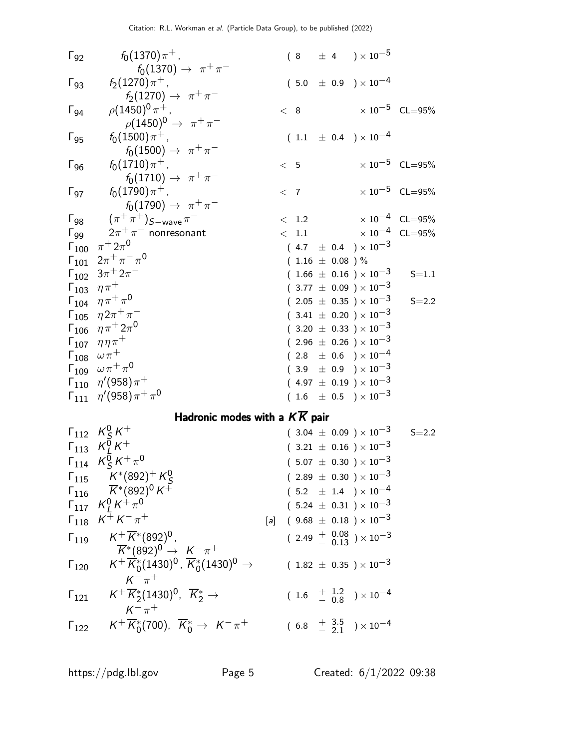| | Mode | | Fraction ($\Gamma_i/\Gamma$) | Scale factor/ Confidence level |
|---|---|---|---|---|
| $\Gamma_{92}$ | $f_0(1370)\pi^+$, $f_0(1370) \rightarrow \pi^+\pi^-$ | | $(8 \pm 4) \times 10^{-5}$ | |
| $\Gamma_{93}$ | $f_2(1270)\pi^+$, $f_2(1270) \rightarrow \pi^+\pi^-$ | | $(5.0 \pm 0.9) \times 10^{-4}$ | |
| $\Gamma_{94}$ | $\rho(1450)^0\pi^+$, $\rho(1450)^0 \rightarrow \pi^+\pi^-$ | | $< 8 \times 10^{-5}$ | CL=95% |
| $\Gamma_{95}$ | $f_0(1500)\pi^+$, $f_0(1500) \rightarrow \pi^+\pi^-$ | | $(1.1 \pm 0.4) \times 10^{-4}$ | |
| $\Gamma_{96}$ | $f_0(1710)\pi^+$, $f_0(1710) \rightarrow \pi^+\pi^-$ | | $< 5 \times 10^{-5}$ | CL=95% |
| $\Gamma_{97}$ | $f_0(1790)\pi^+$, $f_0(1790) \rightarrow \pi^+\pi^-$ | | $< 7 \times 10^{-5}$ | CL=95% |
| $\Gamma_{98}$ | $(\pi^+\pi^+)_{S\text{-wave}}\pi^-$ | | $< 1.2 \times 10^{-4}$ | CL=95% |
| $\Gamma_{99}$ | $2\pi^+\pi^-$ nonresonant | | $< 1.1 \times 10^{-4}$ | CL=95% |
| $\Gamma_{100}$ | $\pi^+ 2\pi^0$ | | $(4.7 \pm 0.4) \times 10^{-3}$ | |
| $\Gamma_{101}$ | $2\pi^+\pi^-\pi^0$ | | $(1.16 \pm 0.08)$ % | |
| $\Gamma_{102}$ | $3\pi^+ 2\pi^-$ | | $(1.66 \pm 0.16) \times 10^{-3}$ | S=1.1 |
| $\Gamma_{103}$ | $\eta\pi^+$ | | $(3.77 \pm 0.09) \times 10^{-3}$ | |
| $\Gamma_{104}$ | $\eta\pi^+\pi^0$ | | $(2.05 \pm 0.35) \times 10^{-3}$ | S=2.2 |
| $\Gamma_{105}$ | $\eta 2\pi^+\pi^-$ | | $(3.41 \pm 0.20) \times 10^{-3}$ | |
| $\Gamma_{106}$ | $\eta\pi^+ 2\pi^0$ | | $(3.20 \pm 0.33) \times 10^{-3}$ | |
| $\Gamma_{107}$ | $\eta\eta\pi^+$ | | $(2.96 \pm 0.26) \times 10^{-3}$ | |
| $\Gamma_{108}$ | $\omega\pi^+$ | | $(2.8 \pm 0.6) \times 10^{-4}$ | |
| $\Gamma_{109}$ | $\omega\pi^+\pi^0$ | | $(3.9 \pm 0.9) \times 10^{-3}$ | |
| $\Gamma_{110}$ | $\eta'(958)\pi^+$ | | $(4.97 \pm 0.19) \times 10^{-3}$ | |
| $\Gamma_{111}$ | $\eta'(958)\pi^+\pi^0$ | | $(1.6 \pm 0.5) \times 10^{-3}$ | |

## Hadronic modes with a $K\overline{K}$ pair

| | Mode | | Fraction ($\Gamma_i/\Gamma$) | Scale factor/ Confidence level |
|---|---|---|---|---|
| $\Gamma_{112}$ | $K^0_S K^+$ | | $(3.04 \pm 0.09) \times 10^{-3}$ | S=2.2 |
| $\Gamma_{113}$ | $K^0_L K^+$ | | $(3.21 \pm 0.16) \times 10^{-3}$ | |
| $\Gamma_{114}$ | $K^0_S K^+\pi^0$ | | $(5.07 \pm 0.30) \times 10^{-3}$ | |
| $\Gamma_{115}$ | $K^*(892)^+ K^0_S$ | | $(2.89 \pm 0.30) \times 10^{-3}$ | |
| $\Gamma_{116}$ | $\overline{K}^*(892)^0 K^+$ | | $(5.2 \pm 1.4) \times 10^{-4}$ | |
| $\Gamma_{117}$ | $K^0_L K^+\pi^0$ | | $(5.24 \pm 0.31) \times 10^{-3}$ | |
| $\Gamma_{118}$ | $K^+K^-\pi^+$ | [a] | $(9.68 \pm 0.18) \times 10^{-3}$ | |
| $\Gamma_{119}$ | $K^+\overline{K}^*(892)^0$, $\overline{K}^*(892)^0 \rightarrow K^-\pi^+$ | | $(2.49 {}^{+0.08}_{-0.13}) \times 10^{-3}$ | |
| $\Gamma_{120}$ | $K^+\overline{K}^*_0(1430)^0$, $\overline{K}^*_0(1430)^0 \rightarrow K^-\pi^+$ | | $(1.82 \pm 0.35) \times 10^{-3}$ | |
| $\Gamma_{121}$ | $K^+\overline{K}^*_2(1430)^0$, $\overline{K}^*_2 \rightarrow K^-\pi^+$ | | $(1.6 {}^{+1.2}_{-0.8}) \times 10^{-4}$ | |
| $\Gamma_{122}$ | $K^+\overline{K}^*_0(700)$, $\overline{K}^*_0 \rightarrow K^-\pi^+$ | | $(6.8 {}^{+3.5}_{-2.1}) \times 10^{-4}$ | |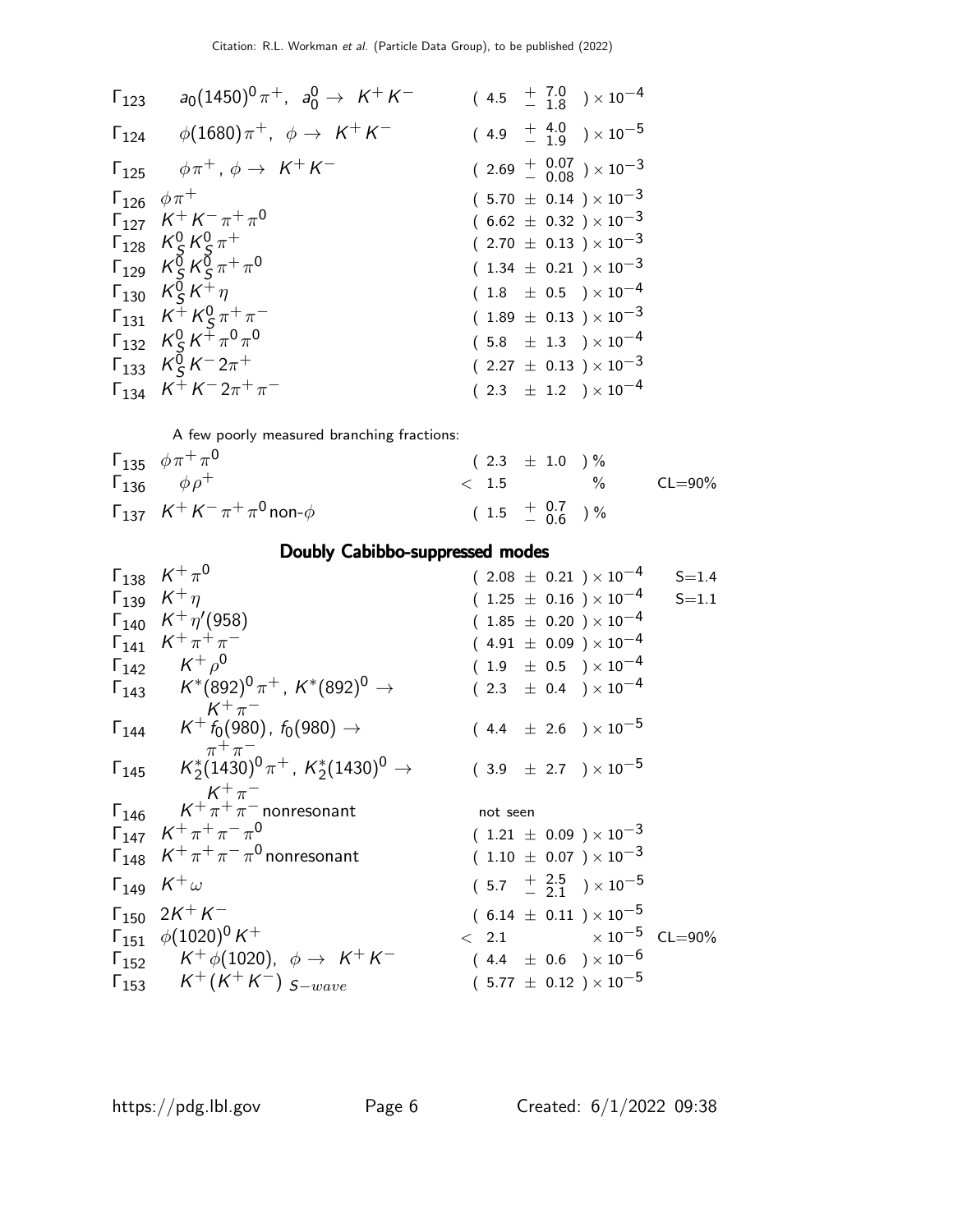| | Mode | Fraction | Scale factor/ Confidence level |
|---|---|---|---|
| $\Gamma_{123}$ | $a_0(1450)^0\pi^+$, $a_0^0 \to K^+K^-$ | $(4.5\ ^{+\ 7.0}_{-\ 1.8}) \times 10^{-4}$ | |
| $\Gamma_{124}$ | $\phi(1680)\pi^+$, $\phi \to K^+K^-$ | $(4.9\ ^{+\ 4.0}_{-\ 1.9}) \times 10^{-5}$ | |
| $\Gamma_{125}$ | $\phi\pi^+$, $\phi \to K^+K^-$ | $(2.69\ ^{+\ 0.07}_{-\ 0.08}) \times 10^{-3}$ | |
| $\Gamma_{126}$ | $\phi\pi^+$ | $(5.70 \pm 0.14) \times 10^{-3}$ | |
| $\Gamma_{127}$ | $K^+K^-\pi^+\pi^0$ | $(6.62 \pm 0.32) \times 10^{-3}$ | |
| $\Gamma_{128}$ | $K^0_S K^0_S \pi^+$ | $(2.70 \pm 0.13) \times 10^{-3}$ | |
| $\Gamma_{129}$ | $K^0_S K^0_S \pi^+\pi^0$ | $(1.34 \pm 0.21) \times 10^{-3}$ | |
| $\Gamma_{130}$ | $K^0_S K^+\eta$ | $(1.8 \pm 0.5) \times 10^{-4}$ | |
| $\Gamma_{131}$ | $K^+K^0_S\pi^+\pi^-$ | $(1.89 \pm 0.13) \times 10^{-3}$ | |
| $\Gamma_{132}$ | $K^0_S K^+\pi^0\pi^0$ | $(5.8 \pm 1.3) \times 10^{-4}$ | |
| $\Gamma_{133}$ | $K^0_S K^- 2\pi^+$ | $(2.27 \pm 0.13) \times 10^{-3}$ | |
| $\Gamma_{134}$ | $K^+K^-2\pi^+\pi^-$ | $(2.3 \pm 1.2) \times 10^{-4}$ | |

A few poorly measured branching fractions:

| | Mode | Fraction | Scale factor/ Confidence level |
|---|---|---|---|
| $\Gamma_{135}$ | $\phi\pi^+\pi^0$ | $(2.3 \pm 1.0)$ % | |
| $\Gamma_{136}$ | $\phi\rho^+$ | $< 1.5$ % | CL=90% |
| $\Gamma_{137}$ | $K^+K^-\pi^+\pi^0$ non-$\phi$ | $(1.5\ ^{+\ 0.7}_{-\ 0.6})$ % | |

### Doubly Cabibbo-suppressed modes

| | Mode | Fraction | Scale factor/ Confidence level |
|---|---|---|---|
| $\Gamma_{138}$ | $K^+\pi^0$ | $(2.08 \pm 0.21) \times 10^{-4}$ | S=1.4 |
| $\Gamma_{139}$ | $K^+\eta$ | $(1.25 \pm 0.16) \times 10^{-4}$ | S=1.1 |
| $\Gamma_{140}$ | $K^+\eta'(958)$ | $(1.85 \pm 0.20) \times 10^{-4}$ | |
| $\Gamma_{141}$ | $K^+\pi^+\pi^-$ | $(4.91 \pm 0.09) \times 10^{-4}$ | |
| $\Gamma_{142}$ | $K^+\rho^0$ | $(1.9 \pm 0.5) \times 10^{-4}$ | |
| $\Gamma_{143}$ | $K^*(892)^0\pi^+$, $K^*(892)^0 \to K^+\pi^-$ | $(2.3 \pm 0.4) \times 10^{-4}$ | |
| $\Gamma_{144}$ | $K^+f_0(980)$, $f_0(980) \to \pi^+\pi^-$ | $(4.4 \pm 2.6) \times 10^{-5}$ | |
| $\Gamma_{145}$ | $K_2^*(1430)^0\pi^+$, $K_2^*(1430)^0 \to K^+\pi^-$ | $(3.9 \pm 2.7) \times 10^{-5}$ | |
| $\Gamma_{146}$ | $K^+\pi^+\pi^-$ nonresonant | not seen | |
| $\Gamma_{147}$ | $K^+\pi^+\pi^-\pi^0$ | $(1.21 \pm 0.09) \times 10^{-3}$ | |
| $\Gamma_{148}$ | $K^+\pi^+\pi^-\pi^0$ nonresonant | $(1.10 \pm 0.07) \times 10^{-3}$ | |
| $\Gamma_{149}$ | $K^+\omega$ | $(5.7\ ^{+\ 2.5}_{-\ 2.1}) \times 10^{-5}$ | |
| $\Gamma_{150}$ | $2K^+K^-$ | $(6.14 \pm 0.11) \times 10^{-5}$ | |
| $\Gamma_{151}$ | $\phi(1020)^0K^+$ | $< 2.1 \times 10^{-5}$ | CL=90% |
| $\Gamma_{152}$ | $K^+\phi(1020)$, $\phi \to K^+K^-$ | $(4.4 \pm 0.6) \times 10^{-6}$ | |
| $\Gamma_{153}$ | $K^+(K^+K^-)_{S-wave}$ | $(5.77 \pm 0.12) \times 10^{-5}$ | |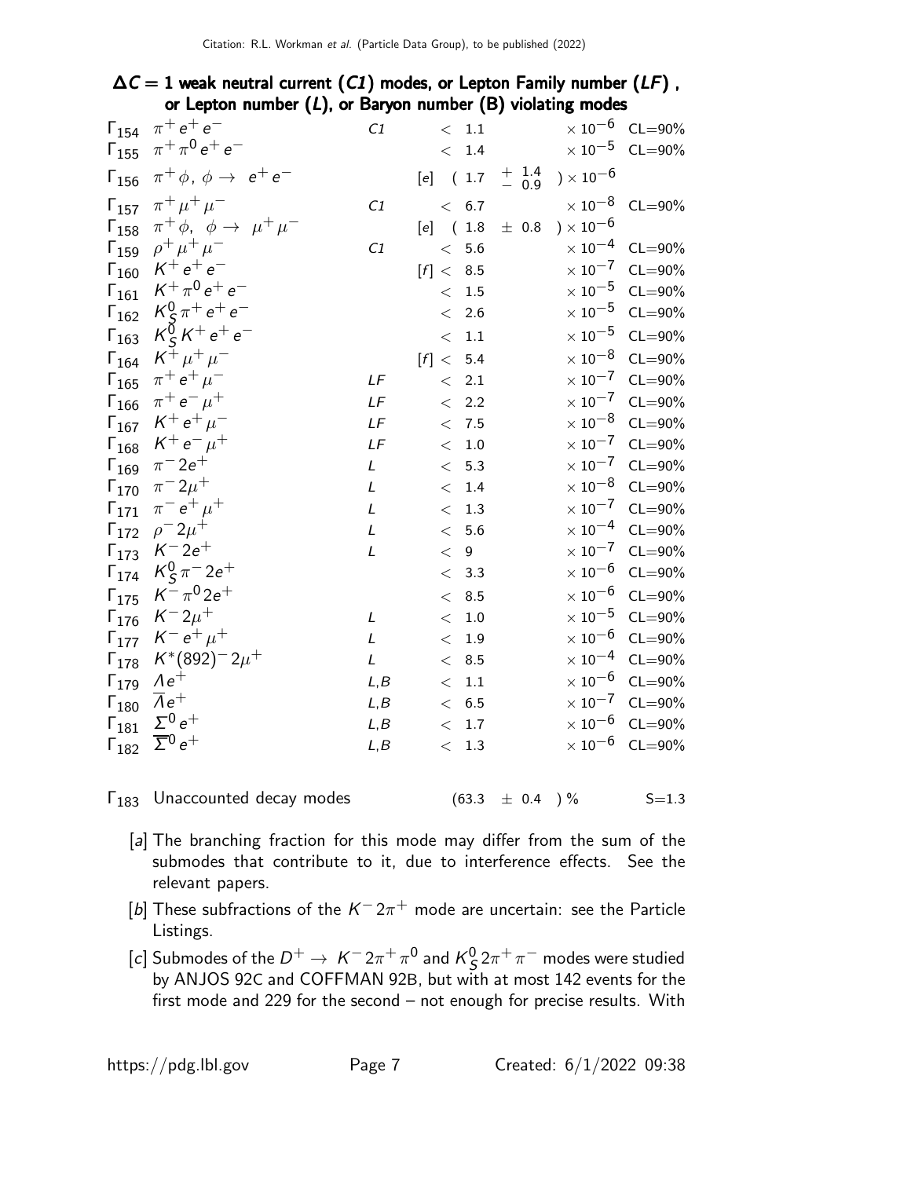## $\Delta C = 1$ weak neutral current (*C1*) modes, or Lepton Family number (*LF*), or Lepton number (*L*), or Baryon number (B) violating modes

| Mode | | Type | Fraction | Confidence |
|---|---|---|---|---|
| $\Gamma_{154}$ | $\pi^+ e^+ e^-$ | *C1* | $< 1.1 \times 10^{-6}$ | CL=90% |
| $\Gamma_{155}$ | $\pi^+ \pi^0 e^+ e^-$ | | $< 1.4 \times 10^{-5}$ | CL=90% |
| $\Gamma_{156}$ | $\pi^+ \phi,\ \phi \to e^+ e^-$ | | [e] $(1.7 \ {}^{+1.4}_{-0.9}) \times 10^{-6}$ | |
| $\Gamma_{157}$ | $\pi^+ \mu^+ \mu^-$ | *C1* | $< 6.7 \times 10^{-8}$ | CL=90% |
| $\Gamma_{158}$ | $\pi^+ \phi,\ \phi \to \mu^+ \mu^-$ | | [e] $(1.8 \pm 0.8) \times 10^{-6}$ | |
| $\Gamma_{159}$ | $\rho^+ \mu^+ \mu^-$ | *C1* | $< 5.6 \times 10^{-4}$ | CL=90% |
| $\Gamma_{160}$ | $K^+ e^+ e^-$ | | [f] $< 8.5 \times 10^{-7}$ | CL=90% |
| $\Gamma_{161}$ | $K^+ \pi^0 e^+ e^-$ | | $< 1.5 \times 10^{-5}$ | CL=90% |
| $\Gamma_{162}$ | $K^0_S \pi^+ e^+ e^-$ | | $< 2.6 \times 10^{-5}$ | CL=90% |
| $\Gamma_{163}$ | $K^0_S K^+ e^+ e^-$ | | $< 1.1 \times 10^{-5}$ | CL=90% |
| $\Gamma_{164}$ | $K^+ \mu^+ \mu^-$ | | [f] $< 5.4 \times 10^{-8}$ | CL=90% |
| $\Gamma_{165}$ | $\pi^+ e^+ \mu^-$ | *LF* | $< 2.1 \times 10^{-7}$ | CL=90% |
| $\Gamma_{166}$ | $\pi^+ e^- \mu^+$ | *LF* | $< 2.2 \times 10^{-7}$ | CL=90% |
| $\Gamma_{167}$ | $K^+ e^+ \mu^-$ | *LF* | $< 7.5 \times 10^{-8}$ | CL=90% |
| $\Gamma_{168}$ | $K^+ e^- \mu^+$ | *LF* | $< 1.0 \times 10^{-7}$ | CL=90% |
| $\Gamma_{169}$ | $\pi^- 2e^+$ | *L* | $< 5.3 \times 10^{-7}$ | CL=90% |
| $\Gamma_{170}$ | $\pi^- 2\mu^+$ | *L* | $< 1.4 \times 10^{-8}$ | CL=90% |
| $\Gamma_{171}$ | $\pi^- e^+ \mu^+$ | *L* | $< 1.3 \times 10^{-7}$ | CL=90% |
| $\Gamma_{172}$ | $\rho^- 2\mu^+$ | *L* | $< 5.6 \times 10^{-4}$ | CL=90% |
| $\Gamma_{173}$ | $K^- 2e^+$ | *L* | $< 9 \times 10^{-7}$ | CL=90% |
| $\Gamma_{174}$ | $K^0_S \pi^- 2e^+$ | | $< 3.3 \times 10^{-6}$ | CL=90% |
| $\Gamma_{175}$ | $K^- \pi^0 2e^+$ | | $< 8.5 \times 10^{-6}$ | CL=90% |
| $\Gamma_{176}$ | $K^- 2\mu^+$ | *L* | $< 1.0 \times 10^{-5}$ | CL=90% |
| $\Gamma_{177}$ | $K^- e^+ \mu^+$ | *L* | $< 1.9 \times 10^{-6}$ | CL=90% |
| $\Gamma_{178}$ | $K^*(892)^- 2\mu^+$ | *L* | $< 8.5 \times 10^{-4}$ | CL=90% |
| $\Gamma_{179}$ | $\Lambda e^+$ | *L,B* | $< 1.1 \times 10^{-6}$ | CL=90% |
| $\Gamma_{180}$ | $\overline{\Lambda} e^+$ | *L,B* | $< 6.5 \times 10^{-7}$ | CL=90% |
| $\Gamma_{181}$ | $\Sigma^0 e^+$ | *L,B* | $< 1.7 \times 10^{-6}$ | CL=90% |
| $\Gamma_{182}$ | $\overline{\Sigma}^0 e^+$ | *L,B* | $< 1.3 \times 10^{-6}$ | CL=90% |

| | | | | |
|---|---|---|---|---|
| $\Gamma_{183}$ | Unaccounted decay modes | | $(63.3 \pm 0.4)$ % | S=1.3 |

[a] The branching fraction for this mode may differ from the sum of the submodes that contribute to it, due to interference effects. See the relevant papers.

[b] These subfractions of the $K^- 2\pi^+$ mode are uncertain: see the Particle Listings.

[c] Submodes of the $D^+ \to K^- 2\pi^+ \pi^0$ and $K^0_S 2\pi^+ \pi^-$ modes were studied by ANJOS 92C and COFFMAN 92B, but with at most 142 events for the first mode and 229 for the second – not enough for precise results. With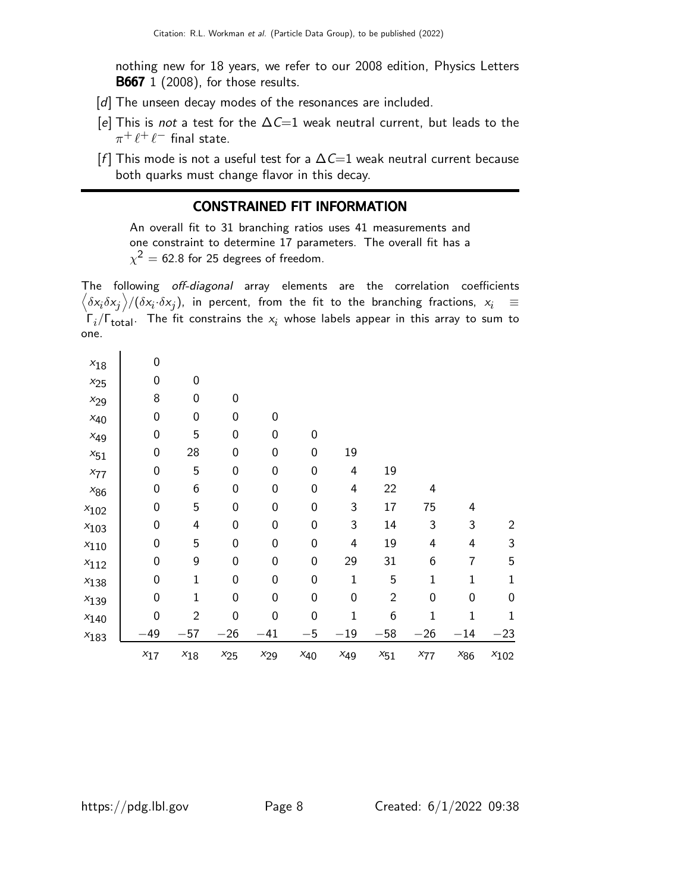nothing new for 18 years, we refer to our 2008 edition, Physics Letters **B667** 1 (2008), for those results.

[d] The unseen decay modes of the resonances are included.

[e] This is *not* a test for the $\Delta C$=1 weak neutral current, but leads to the $\pi^+ \ell^+ \ell^-$ final state.

[f] This mode is not a useful test for a $\Delta C$=1 weak neutral current because both quarks must change flavor in this decay.

## CONSTRAINED FIT INFORMATION

An overall fit to 31 branching ratios uses 41 measurements and one constraint to determine 17 parameters. The overall fit has a $\chi^2 = 62.8$ for 25 degrees of freedom.

The following *off-diagonal* array elements are the correlation coefficients $\left\langle \delta x_i \delta x_j \right\rangle / (\delta x_i \cdot \delta x_j)$, in percent, from the fit to the branching fractions, $x_i \equiv \Gamma_i/\Gamma_{\text{total}}$. The fit constrains the $x_i$ whose labels appear in this array to sum to one.

| | | | | | | | | | | |
|---|---|---|---|---|---|---|---|---|---|---|
| $x_{18}$ | 0 | | | | | | | | | |
| $x_{25}$ | 0 | 0 | | | | | | | | |
| $x_{29}$ | 8 | 0 | 0 | | | | | | | |
| $x_{40}$ | 0 | 0 | 0 | 0 | | | | | | |
| $x_{49}$ | 0 | 5 | 0 | 0 | 0 | | | | | |
| $x_{51}$ | 0 | 28 | 0 | 0 | 0 | 19 | | | | |
| $x_{77}$ | 0 | 5 | 0 | 0 | 0 | 4 | 19 | | | |
| $x_{86}$ | 0 | 6 | 0 | 0 | 0 | 4 | 22 | 4 | | |
| $x_{102}$ | 0 | 5 | 0 | 0 | 0 | 3 | 17 | 75 | 4 | |
| $x_{103}$ | 0 | 4 | 0 | 0 | 0 | 3 | 14 | 3 | 3 | 2 |
| $x_{110}$ | 0 | 5 | 0 | 0 | 0 | 4 | 19 | 4 | 4 | 3 |
| $x_{112}$ | 0 | 9 | 0 | 0 | 0 | 29 | 31 | 6 | 7 | 5 |
| $x_{138}$ | 0 | 1 | 0 | 0 | 0 | 1 | 5 | 1 | 1 | 1 |
| $x_{139}$ | 0 | 1 | 0 | 0 | 0 | 0 | 2 | 0 | 0 | 0 |
| $x_{140}$ | 0 | 2 | 0 | 0 | 0 | 1 | 6 | 1 | 1 | 1 |
| $x_{183}$ | −49 | −57 | −26 | −41 | −5 | −19 | −58 | −26 | −14 | −23 |
| | $x_{17}$ | $x_{18}$ | $x_{25}$ | $x_{29}$ | $x_{40}$ | $x_{49}$ | $x_{51}$ | $x_{77}$ | $x_{86}$ | $x_{102}$ |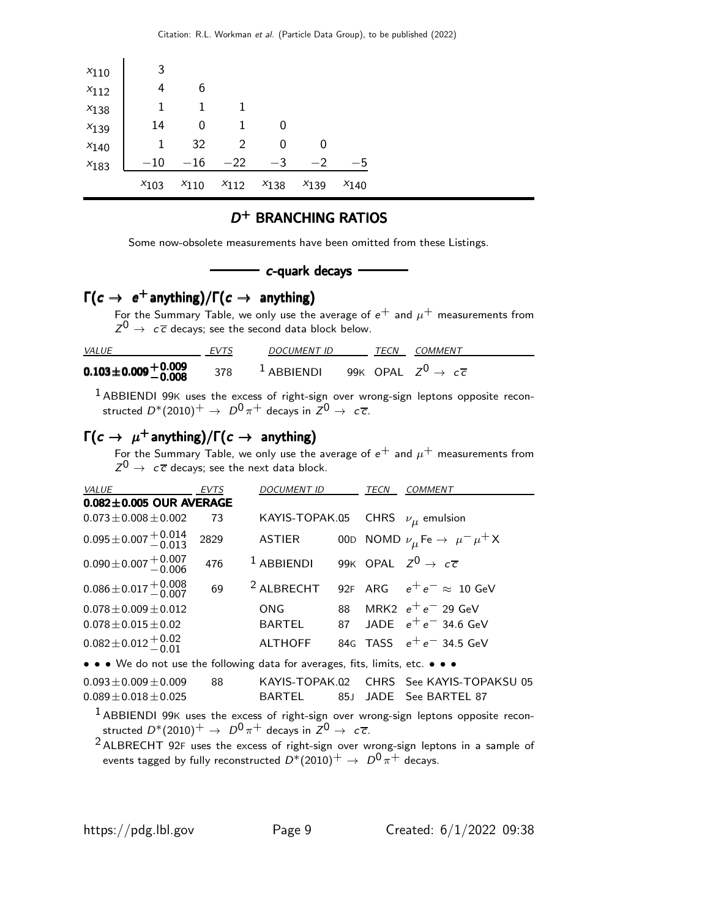| | | | | | | |
|---|---|---|---|---|---|---|
| $x_{110}$ | 3 | | | | | |
| $x_{112}$ | 4 | 6 | | | | |
| $x_{138}$ | 1 | 1 | 1 | | | |
| $x_{139}$ | 14 | 0 | 1 | 0 | | |
| $x_{140}$ | 1 | 32 | 2 | 0 | 0 | |
| $x_{183}$ | −10 | −16 | −22 | −3 | −2 | −5 |
| | $x_{103}$ | $x_{110}$ | $x_{112}$ | $x_{138}$ | $x_{139}$ | $x_{140}$ |

## $D^+$ BRANCHING RATIOS

Some now-obsolete measurements have been omitted from these Listings.

### *c*-quark decays

### $\Gamma(c \to e^+ \text{anything})/\Gamma(c \to \text{anything})$

For the Summary Table, we only use the average of $e^+$ and $\mu^+$ measurements from $Z^0 \to c\overline{c}$ decays; see the second data block below.

| VALUE | EVTS | DOCUMENT ID | | TECN | COMMENT |
|---|---|---|---|---|---|
| $\mathbf{0.103 \pm 0.009^{+0.009}_{-0.008}}$ | 378 | [1] ABBIENDI | 99K | OPAL | $Z^0 \to c\overline{c}$ |

[1] ABBIENDI 99K uses the excess of right-sign over wrong-sign leptons opposite reconstructed $D^*(2010)^+ \to D^0\pi^+$ decays in $Z^0 \to c\overline{c}$.

### $\Gamma(c \to \mu^+ \text{anything})/\Gamma(c \to \text{anything})$

For the Summary Table, we only use the average of $e^+$ and $\mu^+$ measurements from $Z^0 \to c\overline{c}$ decays; see the next data block.

| VALUE | EVTS | DOCUMENT ID | | TECN | COMMENT |
|---|---|---|---|---|---|
| **0.082±0.005 OUR AVERAGE** | | | | | |
| $0.073 \pm 0.008 \pm 0.002$ | 73 | KAYIS-TOPAK. | 05 | CHRS | $\nu_\mu$ emulsion |
| $0.095 \pm 0.007^{+0.014}_{-0.013}$ | 2829 | ASTIER | 00D | NOMD | $\nu_\mu \text{Fe} \to \mu^-\mu^+ X$ |
| $0.090 \pm 0.007^{+0.007}_{-0.006}$ | 476 | [1] ABBIENDI | 99K | OPAL | $Z^0 \to c\overline{c}$ |
| $0.086 \pm 0.017^{+0.008}_{-0.007}$ | 69 | [2] ALBRECHT | 92F | ARG | $e^+e^- \approx$ 10 GeV |
| $0.078 \pm 0.009 \pm 0.012$ | | ONG | 88 | MRK2 | $e^+e^-$ 29 GeV |
| $0.078 \pm 0.015 \pm 0.02$ | | BARTEL | 87 | JADE | $e^+e^-$ 34.6 GeV |
| $0.082 \pm 0.012^{+0.02}_{-0.01}$ | | ALTHOFF | 84G | TASS | $e^+e^-$ 34.5 GeV |
| • • • We do not use the following data for averages, fits, limits, etc. • • • | | | | | |
| $0.093 \pm 0.009 \pm 0.009$ | 88 | KAYIS-TOPAK. | 02 | CHRS | See KAYIS-TOPAKSU 05 |
| $0.089 \pm 0.018 \pm 0.025$ | | BARTEL | 85J | JADE | See BARTEL 87 |

[1] ABBIENDI 99K uses the excess of right-sign over wrong-sign leptons opposite reconstructed $D^*(2010)^+ \to D^0\pi^+$ decays in $Z^0 \to c\overline{c}$.

[2] ALBRECHT 92F uses the excess of right-sign over wrong-sign leptons in a sample of events tagged by fully reconstructed $D^*(2010)^+ \to D^0\pi^+$ decays.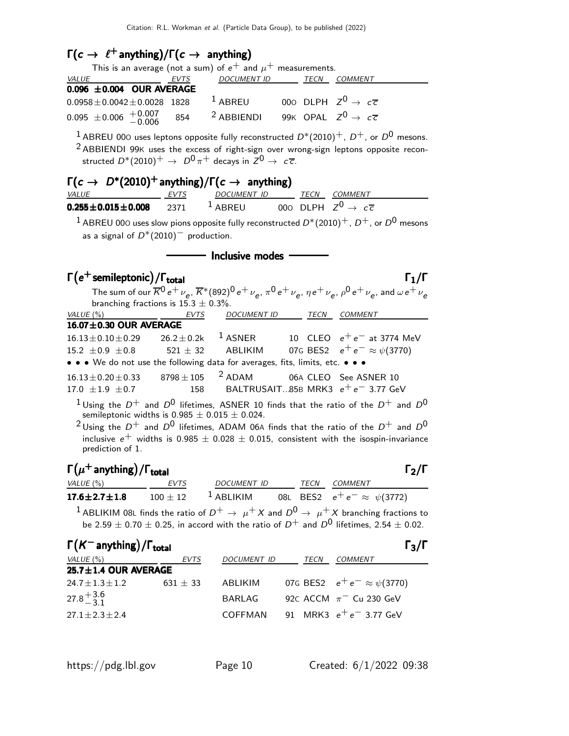## $\Gamma(c \to \ell^+ \text{anything})/\Gamma(c \to \text{anything})$

This is an average (not a sum) of $e^+$ and $\mu^+$ measurements.

| VALUE | EVTS | DOCUMENT ID | | TECN | COMMENT |
|---|---|---|---|---|---|
| **0.096 ±0.004 OUR AVERAGE** | | | | | |
| $0.0958 \pm 0.0042 \pm 0.0028$ | 1828 | [1] ABREU | 00O | DLPH | $Z^0 \to c\overline{c}$ |
| $0.095 \pm 0.006 \ ^{+0.007}_{-0.006}$ | 854 | [2] ABBIENDI | 99K | OPAL | $Z^0 \to c\overline{c}$ |

[1] ABREU 00O uses leptons opposite fully reconstructed $D^*(2010)^+$, $D^+$, or $D^0$ mesons.

[2] ABBIENDI 99K uses the excess of right-sign over wrong-sign leptons opposite reconstructed $D^*(2010)^+ \to D^0\pi^+$ decays in $Z^0 \to c\overline{c}$.

## $\Gamma(c \to D^*(2010)^+ \text{anything})/\Gamma(c \to \text{anything})$

| VALUE | EVTS | DOCUMENT ID | | TECN | COMMENT |
|---|---|---|---|---|---|
| **0.255±0.015±0.008** | 2371 | [1] ABREU | 00O | DLPH | $Z^0 \to c\overline{c}$ |

[1] ABREU 00O uses slow pions opposite fully reconstructed $D^*(2010)^+$, $D^+$, or $D^0$ mesons as a signal of $D^*(2010)^-$ production.

## Inclusive modes

## $\Gamma(e^+ \text{semileptonic})/\Gamma_{\text{total}}$ $\qquad \Gamma_1/\Gamma$

The sum of our $\overline{K}^0 e^+\nu_e$, $\overline{K}^*(892)^0 e^+\nu_e$, $\pi^0 e^+\nu_e$, $\eta e^+\nu_e$, $\rho^0 e^+\nu_e$, and $\omega e^+\nu_e$ branching fractions is $15.3 \pm 0.3\%$.

| VALUE (%) | EVTS | DOCUMENT ID | | TECN | COMMENT |
|---|---|---|---|---|---|
| **16.07±0.30 OUR AVERAGE** | | | | | |
| $16.13 \pm 0.10 \pm 0.29$ | $26.2 \pm 0.2$k | [1] ASNER | 10 | CLEO | $e^+e^-$ at 3774 MeV |
| $15.2 \pm 0.9 \pm 0.8$ | $521 \pm 32$ | ABLIKIM | 07G | BES2 | $e^+e^- \approx \psi(3770)$ |
| • • • We do not use the following data for averages, fits, limits, etc. • • • | | | | | |
| $16.13 \pm 0.20 \pm 0.33$ | $8798 \pm 105$ | [2] ADAM | 06A | CLEO | See ASNER 10 |
| $17.0 \pm 1.9 \pm 0.7$ | 158 | BALTRUSAIT... | 85B | MRK3 | $e^+e^-$ 3.77 GeV |

[1] Using the $D^+$ and $D^0$ lifetimes, ASNER 10 finds that the ratio of the $D^+$ and $D^0$ semileptonic widths is $0.985 \pm 0.015 \pm 0.024$.

[2] Using the $D^+$ and $D^0$ lifetimes, ADAM 06A finds that the ratio of the $D^+$ and $D^0$ inclusive $e^+$ widths is $0.985 \pm 0.028 \pm 0.015$, consistent with the isospin-invariance prediction of 1.

## $\Gamma(\mu^+ \text{anything})/\Gamma_{\text{total}}$ $\qquad \Gamma_2/\Gamma$

| VALUE (%) | EVTS | DOCUMENT ID | | TECN | COMMENT |
|---|---|---|---|---|---|
| **17.6±2.7±1.8** | $100 \pm 12$ | [1] ABLIKIM | 08L | BES2 | $e^+e^- \approx \psi(3772)$ |

[1] ABLIKIM 08L finds the ratio of $D^+ \to \mu^+ X$ and $D^0 \to \mu^+ X$ branching fractions to be $2.59 \pm 0.70 \pm 0.25$, in accord with the ratio of $D^+$ and $D^0$ lifetimes, $2.54 \pm 0.02$.

## $\Gamma(K^- \text{anything})/\Gamma_{\text{total}}$ $\qquad \Gamma_3/\Gamma$

| VALUE (%) | EVTS | DOCUMENT ID | | TECN | COMMENT |
|---|---|---|---|---|---|
| **25.7±1.4 OUR AVERAGE** | | | | | |
| $24.7 \pm 1.3 \pm 1.2$ | $631 \pm 33$ | ABLIKIM | 07G | BES2 | $e^+e^- \approx \psi(3770)$ |
| $27.8^{+3.6}_{-3.1}$ | | BARLAG | 92C | ACCM | $\pi^-$ Cu 230 GeV |
| $27.1 \pm 2.3 \pm 2.4$ | | COFFMAN | 91 | MRK3 | $e^+e^-$ 3.77 GeV |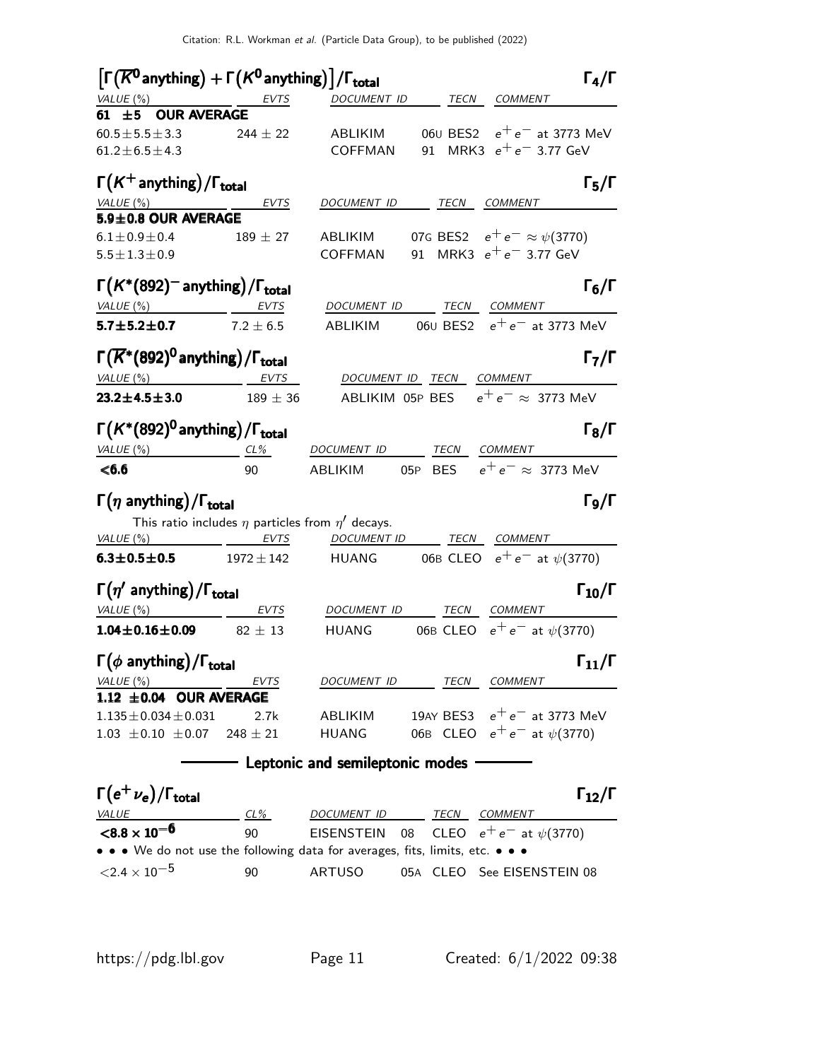### $\left[\Gamma(\overline{K}^0 \text{anything}) + \Gamma(K^0 \text{anything})\right]/\Gamma_{\text{total}}$ — $\Gamma_4/\Gamma$

| *VALUE* (%) | *EVTS* | *DOCUMENT ID* | | *TECN* | *COMMENT* |
|---|---|---|---|---|---|
| **61 ±5 OUR AVERAGE** | | | | | |
| $60.5 \pm 5.5 \pm 3.3$ | $244 \pm 22$ | ABLIKIM | 06U | BES2 | $e^+e^-$ at 3773 MeV |
| $61.2 \pm 6.5 \pm 4.3$ | | COFFMAN | 91 | MRK3 | $e^+e^-$ 3.77 GeV |

### $\Gamma(K^+ \text{anything})/\Gamma_{\text{total}}$ — $\Gamma_5/\Gamma$

| *VALUE* (%) | *EVTS* | *DOCUMENT ID* | | *TECN* | *COMMENT* |
|---|---|---|---|---|---|
| **5.9±0.8 OUR AVERAGE** | | | | | |
| $6.1 \pm 0.9 \pm 0.4$ | $189 \pm 27$ | ABLIKIM | 07G | BES2 | $e^+e^- \approx \psi(3770)$ |
| $5.5 \pm 1.3 \pm 0.9$ | | COFFMAN | 91 | MRK3 | $e^+e^-$ 3.77 GeV |

### $\Gamma(K^*(892)^- \text{anything})/\Gamma_{\text{total}}$ — $\Gamma_6/\Gamma$

| *VALUE* (%) | *EVTS* | *DOCUMENT ID* | | *TECN* | *COMMENT* |
|---|---|---|---|---|---|
| **5.7±5.2±0.7** | $7.2 \pm 6.5$ | ABLIKIM | 06U | BES2 | $e^+e^-$ at 3773 MeV |

### $\Gamma(\overline{K}^*(892)^0 \text{anything})/\Gamma_{\text{total}}$ — $\Gamma_7/\Gamma$

| *VALUE* (%) | *EVTS* | *DOCUMENT ID* | | *TECN* | *COMMENT* |
|---|---|---|---|---|---|
| **23.2±4.5±3.0** | $189 \pm 36$ | ABLIKIM | 05P | BES | $e^+e^- \approx$ 3773 MeV |

### $\Gamma(K^*(892)^0 \text{anything})/\Gamma_{\text{total}}$ — $\Gamma_8/\Gamma$

| *VALUE* (%) | *CL%* | *DOCUMENT ID* | | *TECN* | *COMMENT* |
|---|---|---|---|---|---|
| **<6.6** | 90 | ABLIKIM | 05P | BES | $e^+e^- \approx$ 3773 MeV |

### $\Gamma(\eta \text{ anything})/\Gamma_{\text{total}}$ — $\Gamma_9/\Gamma$

This ratio includes $\eta$ particles from $\eta'$ decays.

| *VALUE* (%) | *EVTS* | *DOCUMENT ID* | | *TECN* | *COMMENT* |
|---|---|---|---|---|---|
| **6.3±0.5±0.5** | $1972 \pm 142$ | HUANG | 06B | CLEO | $e^+e^-$ at $\psi(3770)$ |

### $\Gamma(\eta' \text{ anything})/\Gamma_{\text{total}}$ — $\Gamma_{10}/\Gamma$

| *VALUE* (%) | *EVTS* | *DOCUMENT ID* | | *TECN* | *COMMENT* |
|---|---|---|---|---|---|
| **1.04±0.16±0.09** | $82 \pm 13$ | HUANG | 06B | CLEO | $e^+e^-$ at $\psi(3770)$ |

### $\Gamma(\phi \text{ anything})/\Gamma_{\text{total}}$ — $\Gamma_{11}/\Gamma$

| *VALUE* (%) | *EVTS* | *DOCUMENT ID* | | *TECN* | *COMMENT* |
|---|---|---|---|---|---|
| **1.12 ±0.04 OUR AVERAGE** | | | | | |
| $1.135 \pm 0.034 \pm 0.031$ | 2.7k | ABLIKIM | 19AY | BES3 | $e^+e^-$ at 3773 MeV |
| $1.03 \pm 0.10 \pm 0.07$ | $248 \pm 21$ | HUANG | 06B | CLEO | $e^+e^-$ at $\psi(3770)$ |

## Leptonic and semileptonic modes

### $\Gamma(e^+\nu_e)/\Gamma_{\text{total}}$ — $\Gamma_{12}/\Gamma$

| *VALUE* | *CL%* | *DOCUMENT ID* | | *TECN* | *COMMENT* |
|---|---|---|---|---|---|
| $\mathbf{<8.8 \times 10^{-6}}$ | 90 | EISENSTEIN | 08 | CLEO | $e^+e^-$ at $\psi(3770)$ |
| • • • We do not use the following data for averages, fits, limits, etc. • • • | | | | | |
| $<2.4 \times 10^{-5}$ | 90 | ARTUSO | 05A | CLEO | See EISENSTEIN 08 |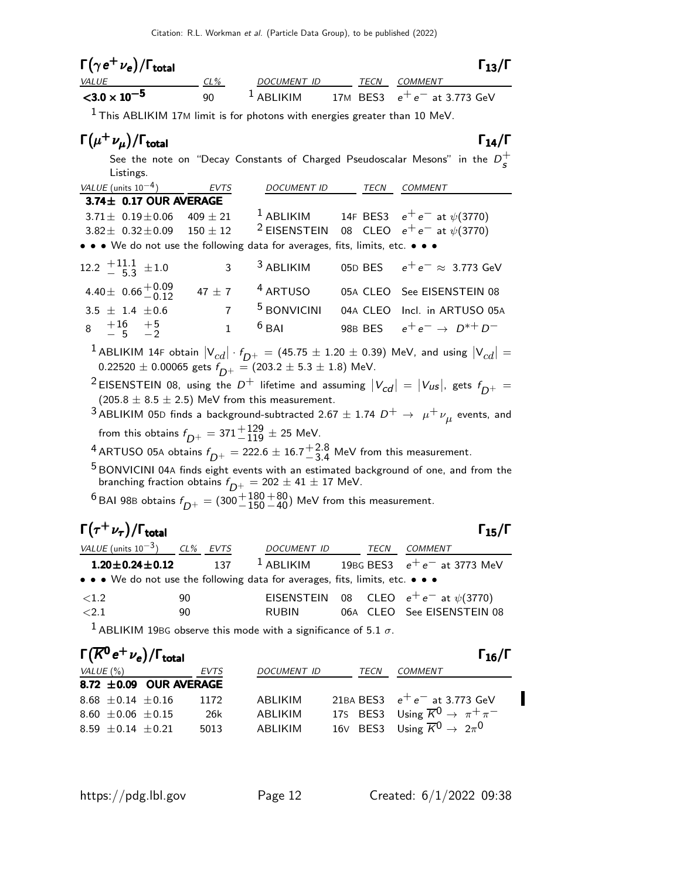## $\Gamma(\gamma e^+ \nu_e)/\Gamma_{\text{total}}$ $\Gamma_{13}/\Gamma$

| VALUE | CL% | DOCUMENT ID | | TECN | COMMENT |
|---|---|---|---|---|---|
| **$<3.0 \times 10^{-5}$** | 90 | [1] ABLIKIM | 17M | BES3 | $e^+e^-$ at 3.773 GeV |

[1] This ABLIKIM 17M limit is for photons with energies greater than 10 MeV.

## $\Gamma(\mu^+ \nu_\mu)/\Gamma_{\text{total}}$ $\Gamma_{14}/\Gamma$

See the note on "Decay Constants of Charged Pseudoscalar Mesons" in the $D_s^+$ Listings.

| VALUE (units $10^{-4}$) | EVTS | DOCUMENT ID | | TECN | COMMENT |
|---|---|---|---|---|---|
| **3.74± 0.17 OUR AVERAGE** | | | | | |
| $3.71 \pm 0.19 \pm 0.06$ | $409 \pm 21$ | [1] ABLIKIM | 14F | BES3 | $e^+e^-$ at $\psi(3770)$ |
| $3.82 \pm 0.32 \pm 0.09$ | $150 \pm 12$ | [2] EISENSTEIN | 08 | CLEO | $e^+e^-$ at $\psi(3770)$ |
| • • • We do not use the following data for averages, fits, limits, etc. • • • | | | | | |
| $12.2\ ^{+11.1}_{-\ 5.3} \pm 1.0$ | 3 | [3] ABLIKIM | 05D | BES | $e^+e^- \approx$ 3.773 GeV |
| $4.40 \pm 0.66\ ^{+0.09}_{-0.12}$ | $47 \pm 7$ | [4] ARTUSO | 05A | CLEO | See EISENSTEIN 08 |
| $3.5 \pm 1.4 \pm 0.6$ | 7 | [5] BONVICINI | 04A | CLEO | Incl. in ARTUSO 05A |
| $8\ ^{+16}_{-\ 5}\ ^{+5}_{-2}$ | 1 | [6] BAI | 98B | BES | $e^+e^- \rightarrow D^{*+}D^-$ |

[1] ABLIKIM 14F obtain $|V_{cd}| \cdot f_{D^+} = (45.75 \pm 1.20 \pm 0.39)$ MeV, and using $|V_{cd}| = 0.22520 \pm 0.00065$ gets $f_{D^+} = (203.2 \pm 5.3 \pm 1.8)$ MeV.

[2] EISENSTEIN 08, using the $D^+$ lifetime and assuming $|V_{cd}| = |V_{us}|$, gets $f_{D^+} = (205.8 \pm 8.5 \pm 2.5)$ MeV from this measurement.

[3] ABLIKIM 05D finds a background-subtracted $2.67 \pm 1.74$ $D^+ \rightarrow \mu^+ \nu_\mu$ events, and from this obtains $f_{D^+} = 371^{+129}_{-119} \pm 25$ MeV.

[4] ARTUSO 05A obtains $f_{D^+} = 222.6 \pm 16.7^{+2.8}_{-3.4}$ MeV from this measurement.

[5] BONVICINI 04A finds eight events with an estimated background of one, and from the branching fraction obtains $f_{D^+} = 202 \pm 41 \pm 17$ MeV.

[6] BAI 98B obtains $f_{D^+} = (300^{+180}_{-150}{}^{+80}_{-40})$ MeV from this measurement.

## $\Gamma(\tau^+ \nu_\tau)/\Gamma_{\text{total}}$ $\Gamma_{15}/\Gamma$

| VALUE (units $10^{-3}$) | CL% | EVTS | DOCUMENT ID | | TECN | COMMENT |
|---|---|---|---|---|---|---|
| **$1.20 \pm 0.24 \pm 0.12$** | | 137 | [1] ABLIKIM | 19BG | BES3 | $e^+e^-$ at 3773 MeV |
| • • • We do not use the following data for averages, fits, limits, etc. • • • | | | | | | |
| $<1.2$ | 90 | | EISENSTEIN | 08 | CLEO | $e^+e^-$ at $\psi(3770)$ |
| $<2.1$ | 90 | | RUBIN | 06A | CLEO | See EISENSTEIN 08 |

[1] ABLIKIM 19BG observe this mode with a significance of 5.1 $\sigma$.

## $\Gamma(\overline{K}^0 e^+ \nu_e)/\Gamma_{\text{total}}$ $\Gamma_{16}/\Gamma$

| VALUE (%) | EVTS | DOCUMENT ID | | TECN | COMMENT |
|---|---|---|---|---|---|
| **8.72 ±0.09 OUR AVERAGE** | | | | | |
| $8.68 \pm 0.14 \pm 0.16$ | 1172 | ABLIKIM | 21BA | BES3 | $e^+e^-$ at 3.773 GeV |
| $8.60 \pm 0.06 \pm 0.15$ | 26k | ABLIKIM | 17S | BES3 | Using $\overline{K}^0 \rightarrow \pi^+\pi^-$ |
| $8.59 \pm 0.14 \pm 0.21$ | 5013 | ABLIKIM | 16V | BES3 | Using $\overline{K}^0 \rightarrow 2\pi^0$ |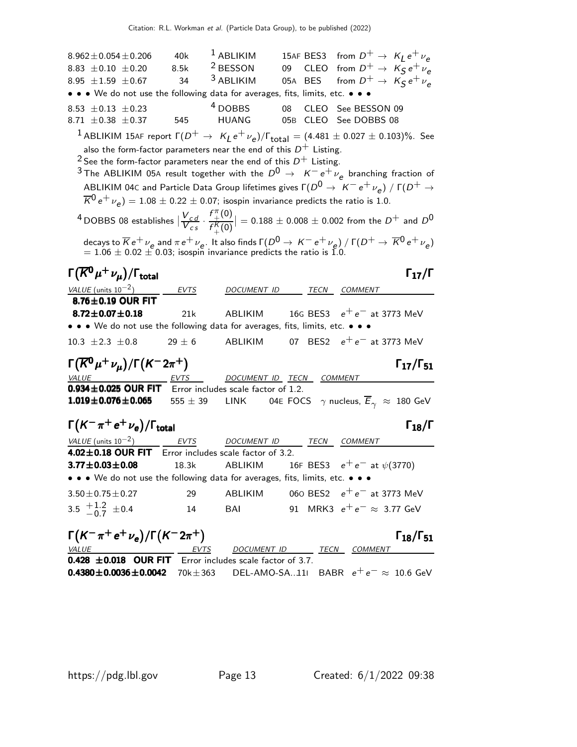| | | | | | |
|---|---|---|---|---|---|
| $8.962 \pm 0.054 \pm 0.206$ | 40k | [1] ABLIKIM | 15AF | BES3 | from $D^+ \to K_L e^+ \nu_e$ |
| $8.83 \pm 0.10 \pm 0.20$ | 8.5k | [2] BESSON | 09 | CLEO | from $D^+ \to K_S e^+ \nu_e$ |
| $8.95 \pm 1.59 \pm 0.67$ | 34 | [3] ABLIKIM | 05A | BES | from $D^+ \to K_S e^+ \nu_e$ |
| • • • We do not use the following data for averages, fits, limits, etc. • • • | | | | | |
| $8.53 \pm 0.13 \pm 0.23$ | | [4] DOBBS | 08 | CLEO | See BESSON 09 |
| $8.71 \pm 0.38 \pm 0.37$ | 545 | HUANG | 05B | CLEO | See DOBBS 08 |

[1] ABLIKIM 15AF report $\Gamma(D^+ \to K_L e^+ \nu_e)/\Gamma_{\text{total}} = (4.481 \pm 0.027 \pm 0.103)\%$. See also the form-factor parameters near the end of this $D^+$ Listing.

[2] See the form-factor parameters near the end of this $D^+$ Listing.

[3] The ABLIKIM 05A result together with the $D^0 \to K^- e^+ \nu_e$ branching fraction of ABLIKIM 04C and Particle Data Group lifetimes gives $\Gamma(D^0 \to K^- e^+ \nu_e) / \Gamma(D^+ \to \overline{K}^0 e^+ \nu_e) = 1.08 \pm 0.22 \pm 0.07$; isospin invariance predicts the ratio is 1.0.

[4] DOBBS 08 establishes $\left|\frac{V_{cd}}{V_{cs}} \cdot \frac{f_+^\pi(0)}{f_+^K(0)}\right| = 0.188 \pm 0.008 \pm 0.002$ from the $D^+$ and $D^0$ decays to $\overline{K} e^+ \nu_e$ and $\pi e^+ \nu_e$. It also finds $\Gamma(D^0 \to K^- e^+ \nu_e) / \Gamma(D^+ \to \overline{K}^0 e^+ \nu_e) = 1.06 \pm 0.02 \pm 0.03$; isospin invariance predicts the ratio is 1.0.

## $\Gamma(\overline{K}^0 \mu^+ \nu_\mu)/\Gamma_{\text{total}}$ — $\Gamma_{17}/\Gamma$

| VALUE (units $10^{-2}$) | EVTS | DOCUMENT ID | | TECN | COMMENT |
|---|---|---|---|---|---|
| **8.76±0.19 OUR FIT** | | | | | |
| **8.72±0.07±0.18** | 21k | ABLIKIM | 16G | BES3 | $e^+ e^-$ at 3773 MeV |
| • • • We do not use the following data for averages, fits, limits, etc. • • • | | | | | |
| $10.3 \pm 2.3 \pm 0.8$ | $29 \pm 6$ | ABLIKIM | 07 | BES2 | $e^+ e^-$ at 3773 MeV |

## $\Gamma(\overline{K}^0 \mu^+ \nu_\mu)/\Gamma(K^- 2\pi^+)$ — $\Gamma_{17}/\Gamma_{51}$

| VALUE | EVTS | DOCUMENT ID | | TECN | COMMENT |
|---|---|---|---|---|---|
| **0.934±0.025 OUR FIT** | Error includes scale factor of 1.2. | | | | |
| **1.019±0.076±0.065** | $555 \pm 39$ | LINK | 04E | FOCS | $\gamma$ nucleus, $\overline{E}_\gamma \approx 180$ GeV |

## $\Gamma(K^- \pi^+ e^+ \nu_e)/\Gamma_{\text{total}}$ — $\Gamma_{18}/\Gamma$

| VALUE (units $10^{-2}$) | EVTS | DOCUMENT ID | | TECN | COMMENT |
|---|---|---|---|---|---|
| **4.02±0.18 OUR FIT** | Error includes scale factor of 3.2. | | | | |
| **3.77±0.03±0.08** | 18.3k | ABLIKIM | 16F | BES3 | $e^+ e^-$ at $\psi(3770)$ |
| • • • We do not use the following data for averages, fits, limits, etc. • • • | | | | | |
| $3.50 \pm 0.75 \pm 0.27$ | 29 | ABLIKIM | 06O | BES2 | $e^+ e^-$ at 3773 MeV |
| $3.5\ ^{+1.2}_{-0.7} \pm 0.4$ | 14 | BAI | 91 | MRK3 | $e^+ e^- \approx 3.77$ GeV |

## $\Gamma(K^- \pi^+ e^+ \nu_e)/\Gamma(K^- 2\pi^+)$ — $\Gamma_{18}/\Gamma_{51}$

| VALUE | EVTS | DOCUMENT ID | | TECN | COMMENT |
|---|---|---|---|---|---|
| **0.428 ±0.018 OUR FIT** | Error includes scale factor of 3.7. | | | | |
| **0.4380±0.0036±0.0042** | $70k \pm 363$ | DEL-AMO-SA...11I | | BABR | $e^+ e^- \approx 10.6$ GeV |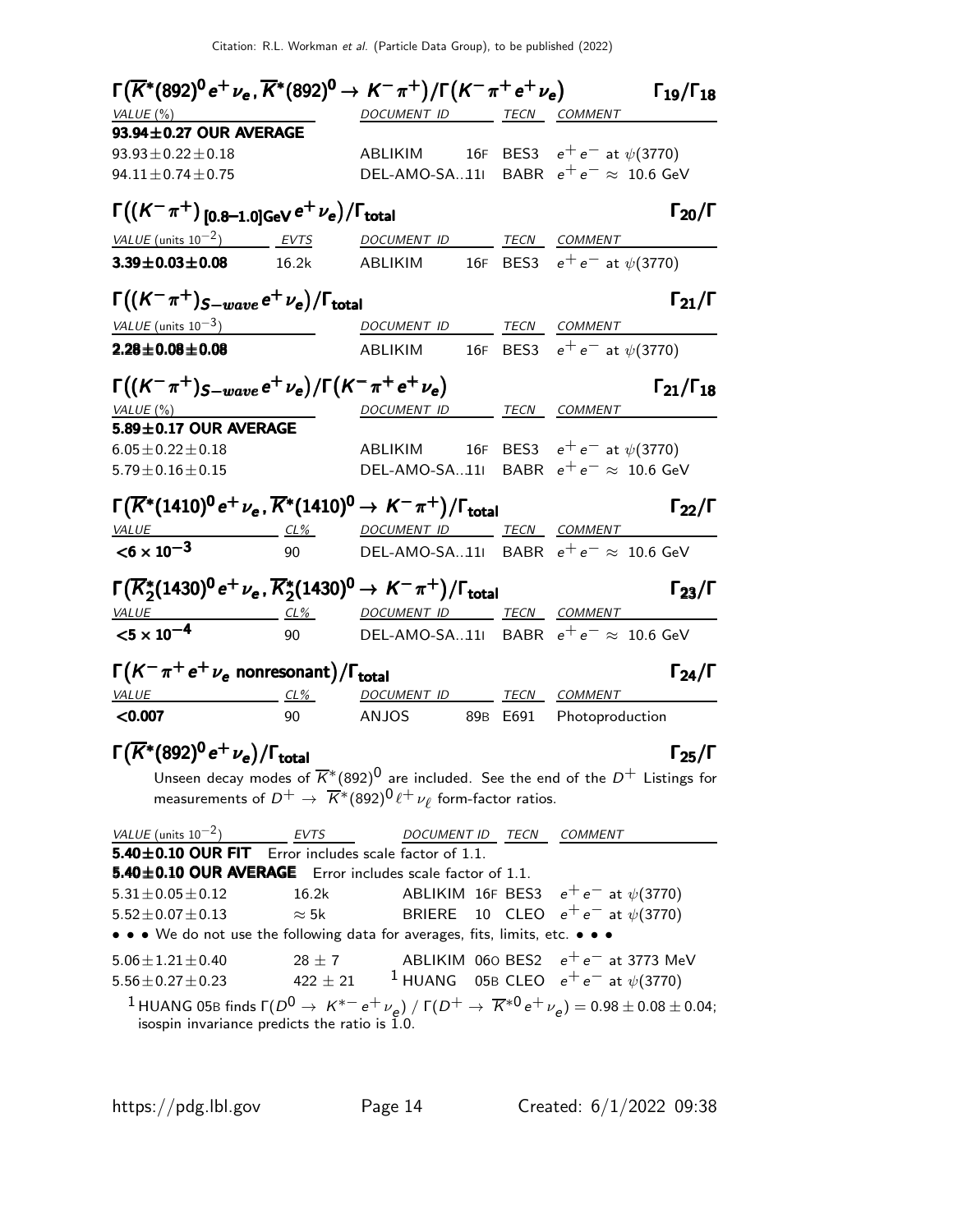### $\Gamma\big(\overline{K}^*(892)^0 e^+ \nu_e, \overline{K}^*(892)^0 \to K^- \pi^+\big)/\Gamma\big(K^- \pi^+ e^+ \nu_e\big)$ — $\Gamma_{19}/\Gamma_{18}$

| VALUE (%) | DOCUMENT ID | | TECN | COMMENT |
|---|---|---|---|---|
| **93.94±0.27 OUR AVERAGE** | | | | |
| $93.93 \pm 0.22 \pm 0.18$ | ABLIKIM | 16F | BES3 | $e^+ e^-$ at $\psi(3770)$ |
| $94.11 \pm 0.74 \pm 0.75$ | DEL-AMO-SA...11I | | BABR | $e^+ e^- \approx 10.6$ GeV |

### $\Gamma\big((K^- \pi^+)_{[0.8\text{–}1.0]\text{GeV}} e^+ \nu_e\big)/\Gamma_{\text{total}}$ — $\Gamma_{20}/\Gamma$

| VALUE (units $10^{-2}$) | EVTS | DOCUMENT ID | | TECN | COMMENT |
|---|---|---|---|---|---|
| $\mathbf{3.39 \pm 0.03 \pm 0.08}$ | 16.2k | ABLIKIM | 16F | BES3 | $e^+ e^-$ at $\psi(3770)$ |

### $\Gamma\big((K^- \pi^+)_{S-wave} e^+ \nu_e\big)/\Gamma_{\text{total}}$ — $\Gamma_{21}/\Gamma$

| VALUE (units $10^{-3}$) | DOCUMENT ID | | TECN | COMMENT |
|---|---|---|---|---|
| $\mathbf{2.28 \pm 0.08 \pm 0.08}$ | ABLIKIM | 16F | BES3 | $e^+ e^-$ at $\psi(3770)$ |

### $\Gamma\big((K^- \pi^+)_{S-wave} e^+ \nu_e\big)/\Gamma\big(K^- \pi^+ e^+ \nu_e\big)$ — $\Gamma_{21}/\Gamma_{18}$

| VALUE (%) | DOCUMENT ID | | TECN | COMMENT |
|---|---|---|---|---|
| **5.89±0.17 OUR AVERAGE** | | | | |
| $6.05 \pm 0.22 \pm 0.18$ | ABLIKIM | 16F | BES3 | $e^+ e^-$ at $\psi(3770)$ |
| $5.79 \pm 0.16 \pm 0.15$ | DEL-AMO-SA...11I | | BABR | $e^+ e^- \approx 10.6$ GeV |

### $\Gamma\big(\overline{K}^*(1410)^0 e^+ \nu_e, \overline{K}^*(1410)^0 \to K^- \pi^+\big)/\Gamma_{\text{total}}$ — $\Gamma_{22}/\Gamma$

| VALUE | CL% | DOCUMENT ID | TECN | COMMENT |
|---|---|---|---|---|
| $\mathbf{<6 \times 10^{-3}}$ | 90 | DEL-AMO-SA...11I | BABR | $e^+ e^- \approx 10.6$ GeV |

### $\Gamma\big(\overline{K}_2^*(1430)^0 e^+ \nu_e, \overline{K}_2^*(1430)^0 \to K^- \pi^+\big)/\Gamma_{\text{total}}$ — $\Gamma_{23}/\Gamma$

| VALUE | CL% | DOCUMENT ID | TECN | COMMENT |
|---|---|---|---|---|
| $\mathbf{<5 \times 10^{-4}}$ | 90 | DEL-AMO-SA...11I | BABR | $e^+ e^- \approx 10.6$ GeV |

### $\Gamma\big(K^- \pi^+ e^+ \nu_e \text{ nonresonant}\big)/\Gamma_{\text{total}}$ — $\Gamma_{24}/\Gamma$

| VALUE | CL% | DOCUMENT ID | | TECN | COMMENT |
|---|---|---|---|---|---|
| $\mathbf{<0.007}$ | 90 | ANJOS | 89B | E691 | Photoproduction |

### $\Gamma\big(\overline{K}^*(892)^0 e^+ \nu_e\big)/\Gamma_{\text{total}}$ — $\Gamma_{25}/\Gamma$

Unseen decay modes of $\overline{K}^*(892)^0$ are included. See the end of the $D^+$ Listings for measurements of $D^+ \to \overline{K}^*(892)^0 \ell^+ \nu_\ell$ form-factor ratios.

| VALUE (units $10^{-2}$) | EVTS | DOCUMENT ID | | TECN | COMMENT |
|---|---|---|---|---|---|
| **5.40±0.10 OUR FIT** Error includes scale factor of 1.1. | | | | | |
| **5.40±0.10 OUR AVERAGE** Error includes scale factor of 1.1. | | | | | |
| $5.31 \pm 0.05 \pm 0.12$ | 16.2k | ABLIKIM | 16F | BES3 | $e^+ e^-$ at $\psi(3770)$ |
| $5.52 \pm 0.07 \pm 0.13$ | $\approx 5$k | BRIERE | 10 | CLEO | $e^+ e^-$ at $\psi(3770)$ |
| • • • We do not use the following data for averages, fits, limits, etc. • • • | | | | | |
| $5.06 \pm 1.21 \pm 0.40$ | $28 \pm 7$ | ABLIKIM | 06O | BES2 | $e^+ e^-$ at 3773 MeV |
| $5.56 \pm 0.27 \pm 0.23$ | $422 \pm 21$ | [1] HUANG | 05B | CLEO | $e^+ e^-$ at $\psi(3770)$ |

[1] HUANG 05B finds $\Gamma(D^0 \to K^{*-} e^+ \nu_e) / \Gamma(D^+ \to \overline{K}^{*0} e^+ \nu_e) = 0.98 \pm 0.08 \pm 0.04$; isospin invariance predicts the ratio is 1.0.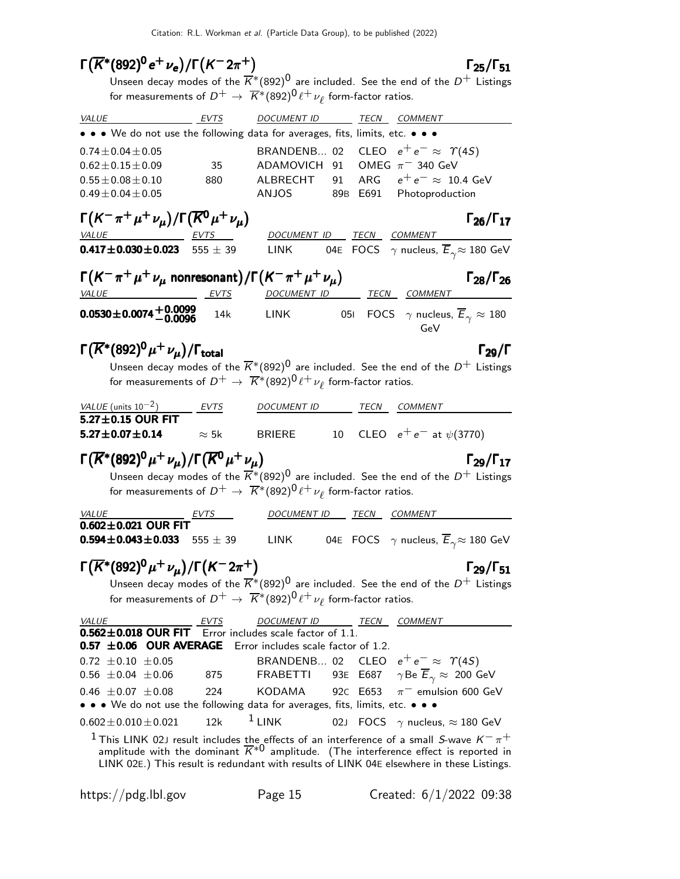## $\Gamma(\overline{K}^*(892)^0 e^+ \nu_e)/\Gamma(K^- 2\pi^+)$ $\Gamma_{25}/\Gamma_{51}$

Unseen decay modes of the $\overline{K}^*(892)^0$ are included. See the end of the $D^+$ Listings for measurements of $D^+ \rightarrow \overline{K}^*(892)^0 \ell^+ \nu_\ell$ form-factor ratios.

| VALUE | EVTS | DOCUMENT ID | | TECN | COMMENT |
|---|---|---|---|---|---|
| • • • We do not use the following data for averages, fits, limits, etc. • • • | | | | | |
| $0.74 \pm 0.04 \pm 0.05$ | | BRANDENB... | 02 | CLEO | $e^+ e^- \approx \Upsilon(4S)$ |
| $0.62 \pm 0.15 \pm 0.09$ | 35 | ADAMOVICH | 91 | OMEG | $\pi^-$ 340 GeV |
| $0.55 \pm 0.08 \pm 0.10$ | 880 | ALBRECHT | 91 | ARG | $e^+ e^- \approx$ 10.4 GeV |
| $0.49 \pm 0.04 \pm 0.05$ | | ANJOS | 89B | E691 | Photoproduction |

## $\Gamma(K^- \pi^+ \mu^+ \nu_\mu)/\Gamma(\overline{K}^0 \mu^+ \nu_\mu)$ $\Gamma_{26}/\Gamma_{17}$

| VALUE | EVTS | DOCUMENT ID | | TECN | COMMENT |
|---|---|---|---|---|---|
| **$0.417 \pm 0.030 \pm 0.023$** | $555 \pm 39$ | LINK | 04E | FOCS | $\gamma$ nucleus, $\overline{E}_\gamma \approx$ 180 GeV |

## $\Gamma(K^- \pi^+ \mu^+ \nu_\mu$ nonresonant$)/\Gamma(K^- \pi^+ \mu^+ \nu_\mu)$ $\Gamma_{28}/\Gamma_{26}$

| VALUE | EVTS | DOCUMENT ID | | TECN | COMMENT |
|---|---|---|---|---|---|
| **$0.0530 \pm 0.0074 ^{+0.0099}_{-0.0096}$** | 14k | LINK | 05I | FOCS | $\gamma$ nucleus, $\overline{E}_\gamma \approx$ 180 GeV |

## $\Gamma(\overline{K}^*(892)^0 \mu^+ \nu_\mu)/\Gamma_{total}$ $\Gamma_{29}/\Gamma$

Unseen decay modes of the $\overline{K}^*(892)^0$ are included. See the end of the $D^+$ Listings for measurements of $D^+ \rightarrow \overline{K}^*(892)^0 \ell^+ \nu_\ell$ form-factor ratios.

| VALUE (units $10^{-2}$) | EVTS | DOCUMENT ID | | TECN | COMMENT |
|---|---|---|---|---|---|
| **$5.27 \pm 0.15$ OUR FIT** | | | | | |
| **$5.27 \pm 0.07 \pm 0.14$** | $\approx 5$k | BRIERE | 10 | CLEO | $e^+ e^-$ at $\psi(3770)$ |

## $\Gamma(\overline{K}^*(892)^0 \mu^+ \nu_\mu)/\Gamma(\overline{K}^0 \mu^+ \nu_\mu)$ $\Gamma_{29}/\Gamma_{17}$

Unseen decay modes of the $\overline{K}^*(892)^0$ are included. See the end of the $D^+$ Listings for measurements of $D^+ \rightarrow \overline{K}^*(892)^0 \ell^+ \nu_\ell$ form-factor ratios.

| VALUE | EVTS | DOCUMENT ID | | TECN | COMMENT |
|---|---|---|---|---|---|
| **$0.602 \pm 0.021$ OUR FIT** | | | | | |
| **$0.594 \pm 0.043 \pm 0.033$** | $555 \pm 39$ | LINK | 04E | FOCS | $\gamma$ nucleus, $\overline{E}_\gamma \approx$ 180 GeV |

## $\Gamma(\overline{K}^*(892)^0 \mu^+ \nu_\mu)/\Gamma(K^- 2\pi^+)$ $\Gamma_{29}/\Gamma_{51}$

Unseen decay modes of the $\overline{K}^*(892)^0$ are included. See the end of the $D^+$ Listings for measurements of $D^+ \rightarrow \overline{K}^*(892)^0 \ell^+ \nu_\ell$ form-factor ratios.

| VALUE | EVTS | DOCUMENT ID | | TECN | COMMENT |
|---|---|---|---|---|---|
| **$0.562 \pm 0.018$ OUR FIT** Error includes scale factor of 1.1. | | | | | |
| **$0.57 \pm 0.06$ OUR AVERAGE** Error includes scale factor of 1.2. | | | | | |
| $0.72 \pm 0.10 \pm 0.05$ | | BRANDENB... | 02 | CLEO | $e^+ e^- \approx \Upsilon(4S)$ |
| $0.56 \pm 0.04 \pm 0.06$ | 875 | FRABETTI | 93E | E687 | $\gamma$Be $\overline{E}_\gamma \approx$ 200 GeV |
| $0.46 \pm 0.07 \pm 0.08$ | 224 | KODAMA | 92C | E653 | $\pi^-$ emulsion 600 GeV |
| • • • We do not use the following data for averages, fits, limits, etc. • • • | | | | | |
| $0.602 \pm 0.010 \pm 0.021$ | 12k | LINK [1] | 02J | FOCS | $\gamma$ nucleus, $\approx$ 180 GeV |

[1] This LINK 02J result includes the effects of an interference of a small $S$-wave $K^- \pi^+$ amplitude with the dominant $\overline{K}^{*0}$ amplitude. (The interference effect is reported in LINK 02E.) This result is redundant with results of LINK 04E elsewhere in these Listings.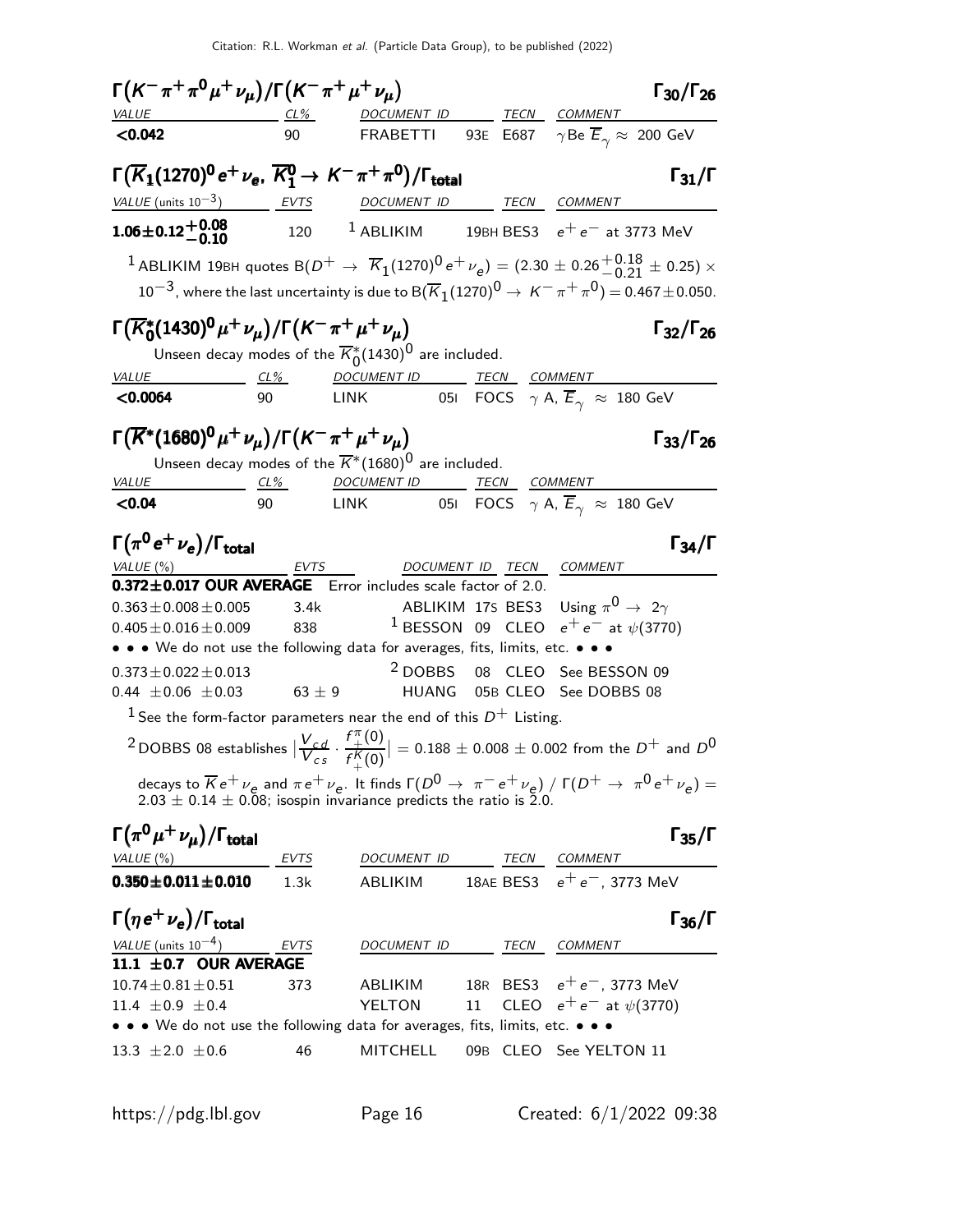### $\Gamma(K^- \pi^+ \pi^0 \mu^+ \nu_\mu)/\Gamma(K^- \pi^+ \mu^+ \nu_\mu)$ $\Gamma_{30}/\Gamma_{26}$

| VALUE | CL% | DOCUMENT ID | | TECN | COMMENT |
|---|---|---|---|---|---|
| **<0.042** | 90 | FRABETTI | 93E | E687 | $\gamma$Be $\overline{E}_\gamma \approx$ 200 GeV |

### $\Gamma(\overline{K}_1(1270)^0 e^+ \nu_e,\ \overline{K}_1^0 \to K^- \pi^+ \pi^0)/\Gamma_{\text{total}}$ $\Gamma_{31}/\Gamma$

| VALUE (units $10^{-3}$) | EVTS | DOCUMENT ID | | TECN | COMMENT |
|---|---|---|---|---|---|
| $\mathbf{1.06 \pm 0.12^{+0.08}_{-0.10}}$ | 120 | [1] ABLIKIM | 19BH | BES3 | $e^+ e^-$ at 3773 MeV |

[1] ABLIKIM 19BH quotes $B(D^+ \to \overline{K}_1(1270)^0 e^+ \nu_e) = (2.30 \pm 0.26^{+0.18}_{-0.21} \pm 0.25) \times 10^{-3}$, where the last uncertainty is due to $B(\overline{K}_1(1270)^0 \to K^- \pi^+ \pi^0) = 0.467 \pm 0.050$.

### $\Gamma(\overline{K}_0^*(1430)^0 \mu^+ \nu_\mu)/\Gamma(K^- \pi^+ \mu^+ \nu_\mu)$ $\Gamma_{32}/\Gamma_{26}$

Unseen decay modes of the $\overline{K}_0^*(1430)^0$ are included.

| VALUE | CL% | DOCUMENT ID | | TECN | COMMENT |
|---|---|---|---|---|---|
| **<0.0064** | 90 | LINK | 05I | FOCS | $\gamma$ A, $\overline{E}_\gamma \approx$ 180 GeV |

### $\Gamma(\overline{K}^*(1680)^0 \mu^+ \nu_\mu)/\Gamma(K^- \pi^+ \mu^+ \nu_\mu)$ $\Gamma_{33}/\Gamma_{26}$

Unseen decay modes of the $\overline{K}^*(1680)^0$ are included.

| VALUE | CL% | DOCUMENT ID | | TECN | COMMENT |
|---|---|---|---|---|---|
| **<0.04** | 90 | LINK | 05I | FOCS | $\gamma$ A, $\overline{E}_\gamma \approx$ 180 GeV |

### $\Gamma(\pi^0 e^+ \nu_e)/\Gamma_{\text{total}}$ $\Gamma_{34}/\Gamma$

| VALUE (%) | EVTS | DOCUMENT ID | | TECN | COMMENT |
|---|---|---|---|---|---|
| **0.372±0.017 OUR AVERAGE** | Error includes scale factor of 2.0. | | | | |
| $0.363 \pm 0.008 \pm 0.005$ | 3.4k | ABLIKIM | 17S | BES3 | Using $\pi^0 \to 2\gamma$ |
| $0.405 \pm 0.016 \pm 0.009$ | 838 | [1] BESSON | 09 | CLEO | $e^+ e^-$ at $\psi(3770)$ |
| • • • We do not use the following data for averages, fits, limits, etc. • • • | | | | | |
| $0.373 \pm 0.022 \pm 0.013$ | | [2] DOBBS | 08 | CLEO | See BESSON 09 |
| $0.44 \pm 0.06 \pm 0.03$ | $63 \pm 9$ | HUANG | 05B | CLEO | See DOBBS 08 |

[1] See the form-factor parameters near the end of this $D^+$ Listing.

[2] DOBBS 08 establishes $\left|\frac{V_{cd}}{V_{cs}} \cdot \frac{f_+^\pi(0)}{f_+^K(0)}\right| = 0.188 \pm 0.008 \pm 0.002$ from the $D^+$ and $D^0$ decays to $\overline{K} e^+ \nu_e$ and $\pi e^+ \nu_e$. It finds $\Gamma(D^0 \to \pi^- e^+ \nu_e)$ / $\Gamma(D^+ \to \pi^0 e^+ \nu_e) = 2.03 \pm 0.14 \pm 0.08$; isospin invariance predicts the ratio is 2.0.

### $\Gamma(\pi^0 \mu^+ \nu_\mu)/\Gamma_{\text{total}}$ $\Gamma_{35}/\Gamma$

| VALUE (%) | EVTS | DOCUMENT ID | | TECN | COMMENT |
|---|---|---|---|---|---|
| **0.350±0.011±0.010** | 1.3k | ABLIKIM | 18AE | BES3 | $e^+ e^-$, 3773 MeV |

### $\Gamma(\eta e^+ \nu_e)/\Gamma_{\text{total}}$ $\Gamma_{36}/\Gamma$

| VALUE (units $10^{-4}$) | EVTS | DOCUMENT ID | | TECN | COMMENT |
|---|---|---|---|---|---|
| **11.1 ±0.7 OUR AVERAGE** | | | | | |
| $10.74 \pm 0.81 \pm 0.51$ | 373 | ABLIKIM | 18R | BES3 | $e^+ e^-$, 3773 MeV |
| $11.4 \pm 0.9 \pm 0.4$ | | YELTON | 11 | CLEO | $e^+ e^-$ at $\psi(3770)$ |
| • • • We do not use the following data for averages, fits, limits, etc. • • • | | | | | |
| $13.3 \pm 2.0 \pm 0.6$ | 46 | MITCHELL | 09B | CLEO | See YELTON 11 |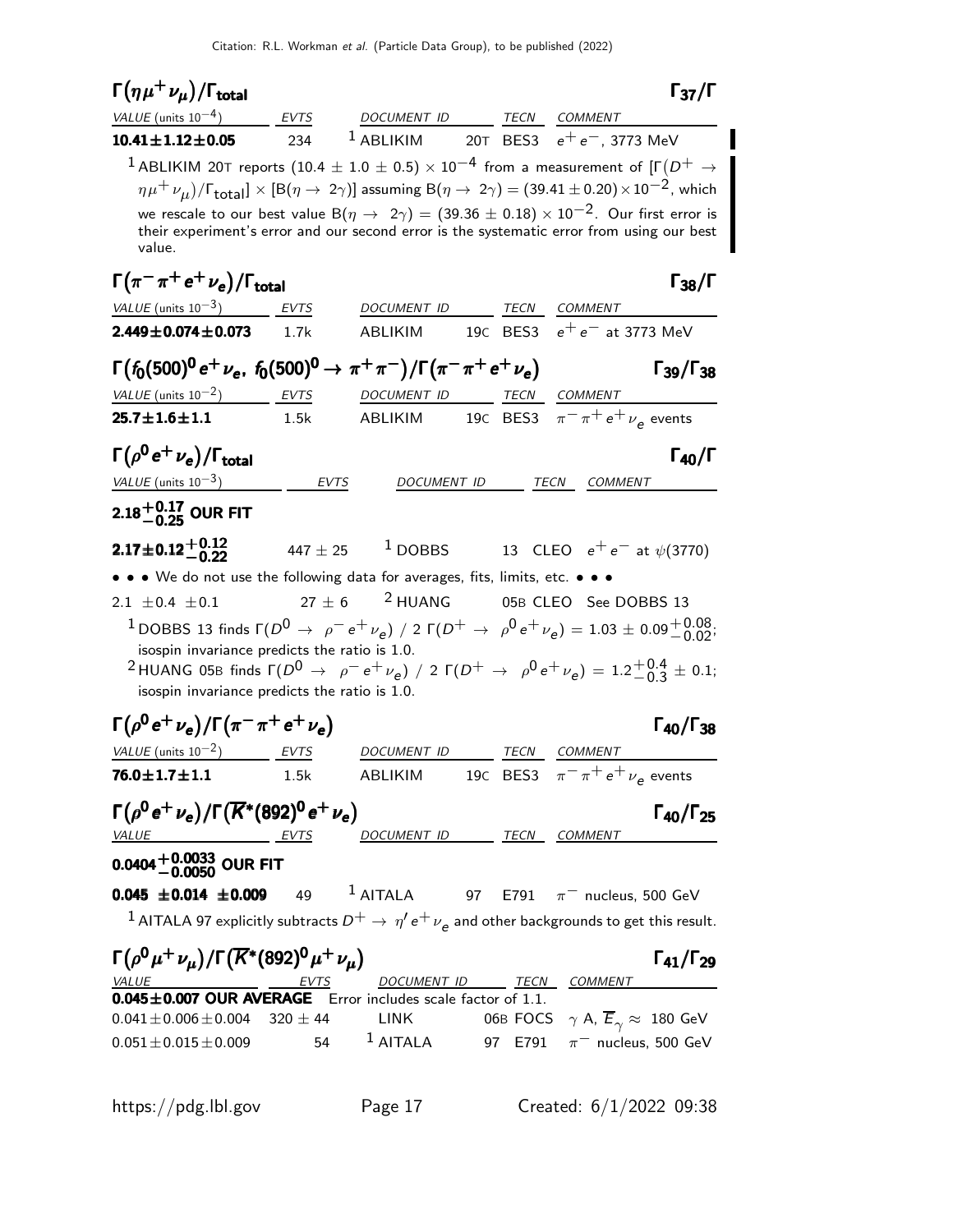## $\Gamma(\eta\mu^+\nu_\mu)/\Gamma_{\text{total}}$ $\Gamma_{37}/\Gamma$

| VALUE (units $10^{-4}$) | EVTS | DOCUMENT ID | | TECN | COMMENT |
|---|---|---|---|---|---|
| **10.41±1.12±0.05** | 234 | [1] ABLIKIM | 20T | BES3 | $e^+e^-$, 3773 MeV |

[1] ABLIKIM 20T reports $(10.4 \pm 1.0 \pm 0.5) \times 10^{-4}$ from a measurement of $[\Gamma(D^+ \rightarrow \eta\mu^+\nu_\mu)/\Gamma_{\text{total}}] \times [B(\eta \rightarrow 2\gamma)]$ assuming $B(\eta \rightarrow 2\gamma) = (39.41 \pm 0.20) \times 10^{-2}$, which we rescale to our best value $B(\eta \rightarrow 2\gamma) = (39.36 \pm 0.18) \times 10^{-2}$. Our first error is their experiment's error and our second error is the systematic error from using our best value.

## $\Gamma(\pi^-\pi^+e^+\nu_e)/\Gamma_{\text{total}}$ $\Gamma_{38}/\Gamma$

| VALUE (units $10^{-3}$) | EVTS | DOCUMENT ID | | TECN | COMMENT |
|---|---|---|---|---|---|
| **2.449±0.074±0.073** | 1.7k | ABLIKIM | 19C | BES3 | $e^+e^-$ at 3773 MeV |

## $\Gamma(f_0(500)^0 e^+\nu_e,\ f_0(500)^0 \rightarrow \pi^+\pi^-)/\Gamma(\pi^-\pi^+e^+\nu_e)$ $\Gamma_{39}/\Gamma_{38}$

| VALUE (units $10^{-2}$) | EVTS | DOCUMENT ID | | TECN | COMMENT |
|---|---|---|---|---|---|
| **25.7±1.6±1.1** | 1.5k | ABLIKIM | 19C | BES3 | $\pi^-\pi^+e^+\nu_e$ events |

## $\Gamma(\rho^0 e^+\nu_e)/\Gamma_{\text{total}}$ $\Gamma_{40}/\Gamma$

| VALUE (units $10^{-3}$) | EVTS | DOCUMENT ID | | TECN | COMMENT |
|---|---|---|---|---|---|
| **$2.18^{+0.17}_{-0.25}$ OUR FIT** | | | | | |
| **$2.17 \pm 0.12^{+0.12}_{-0.22}$** | 447 ± 25 | [1] DOBBS | 13 | CLEO | $e^+e^-$ at $\psi(3770)$ |
| • • • We do not use the following data for averages, fits, limits, etc. • • • | | | | | |
| $2.1 \pm 0.4 \pm 0.1$ | 27 ± 6 | [2] HUANG | 05B | CLEO | See DOBBS 13 |

[1] DOBBS 13 finds $\Gamma(D^0 \rightarrow \rho^- e^+\nu_e)\ /\ 2\ \Gamma(D^+ \rightarrow \rho^0 e^+\nu_e) = 1.03 \pm 0.09^{+0.08}_{-0.02}$; isospin invariance predicts the ratio is 1.0.

[2] HUANG 05B finds $\Gamma(D^0 \rightarrow \rho^- e^+\nu_e)\ /\ 2\ \Gamma(D^+ \rightarrow \rho^0 e^+\nu_e) = 1.2^{+0.4}_{-0.3} \pm 0.1$; isospin invariance predicts the ratio is 1.0.

## $\Gamma(\rho^0 e^+\nu_e)/\Gamma(\pi^-\pi^+e^+\nu_e)$ $\Gamma_{40}/\Gamma_{38}$

| VALUE (units $10^{-2}$) | EVTS | DOCUMENT ID | | TECN | COMMENT |
|---|---|---|---|---|---|
| **76.0±1.7±1.1** | 1.5k | ABLIKIM | 19C | BES3 | $\pi^-\pi^+e^+\nu_e$ events |

## $\Gamma(\rho^0 e^+\nu_e)/\Gamma(\overline{K}^*(892)^0 e^+\nu_e)$ $\Gamma_{40}/\Gamma_{25}$

| VALUE | EVTS | DOCUMENT ID | | TECN | COMMENT |
|---|---|---|---|---|---|
| **$0.0404^{+0.0033}_{-0.0050}$ OUR FIT** | | | | | |
| **0.045 ±0.014 ±0.009** | 49 | [1] AITALA | 97 | E791 | $\pi^-$ nucleus, 500 GeV |

[1] AITALA 97 explicitly subtracts $D^+ \rightarrow \eta' e^+\nu_e$ and other backgrounds to get this result.

## $\Gamma(\rho^0 \mu^+\nu_\mu)/\Gamma(\overline{K}^*(892)^0 \mu^+\nu_\mu)$ $\Gamma_{41}/\Gamma_{29}$

| VALUE | EVTS | DOCUMENT ID | | TECN | COMMENT |
|---|---|---|---|---|---|
| **0.045±0.007 OUR AVERAGE** | Error includes scale factor of 1.1. | | | | |
| $0.041 \pm 0.006 \pm 0.004$ | 320 ± 44 | LINK | 06B | FOCS | $\gamma$ A, $\overline{E}_\gamma \approx$ 180 GeV |
| $0.051 \pm 0.015 \pm 0.009$ | 54 | [1] AITALA | 97 | E791 | $\pi^-$ nucleus, 500 GeV |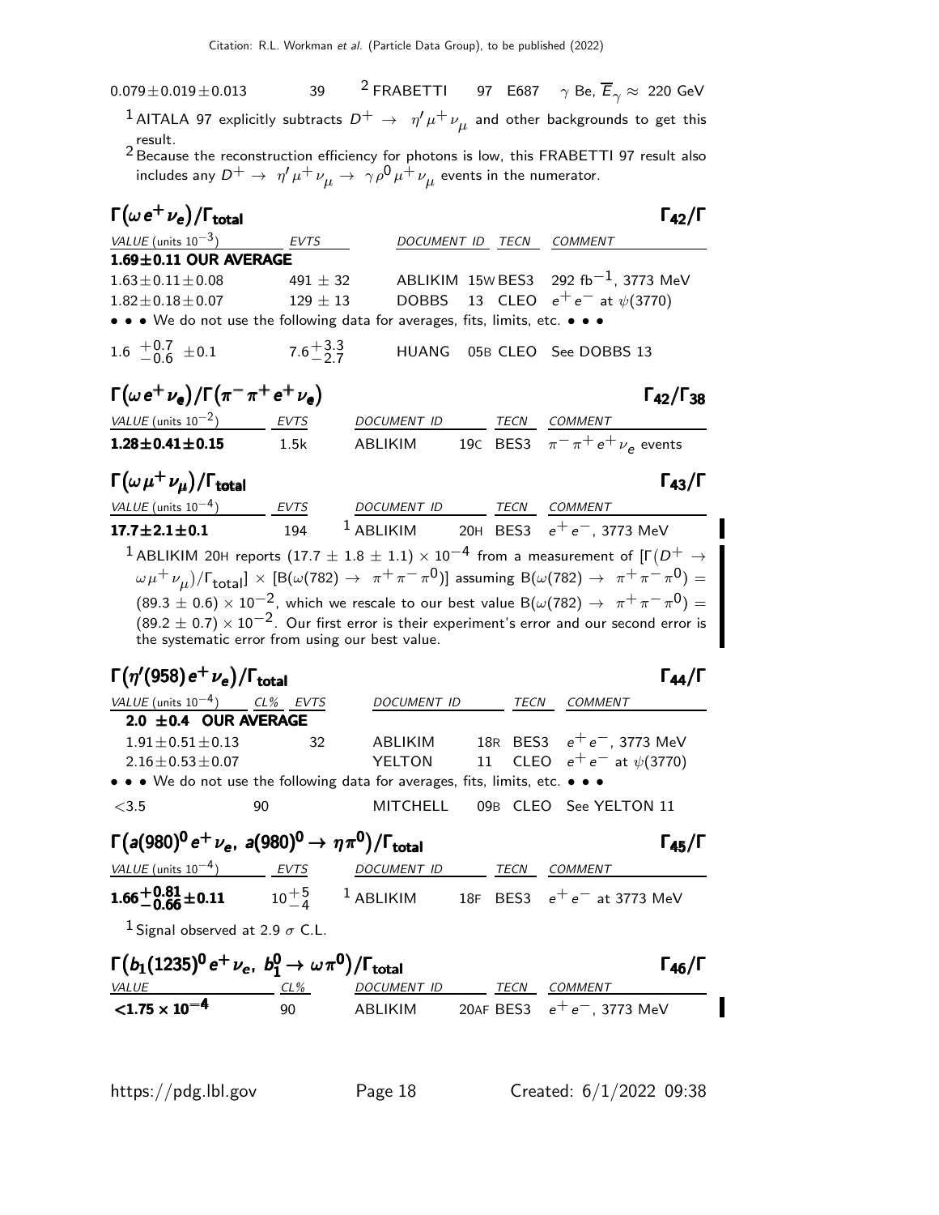| | | | | | |
|---|---|---|---|---|---|
| $0.079 \pm 0.019 \pm 0.013$ | 39 | [2] FRABETTI | 97 | E687 | $\gamma$ Be, $\overline{E}_\gamma \approx$ 220 GeV |

[1] AITALA 97 explicitly subtracts $D^+ \to \eta' \mu^+ \nu_\mu$ and other backgrounds to get this result.

[2] Because the reconstruction efficiency for photons is low, this FRABETTI 97 result also includes any $D^+ \to \eta' \mu^+ \nu_\mu \to \gamma \rho^0 \mu^+ \nu_\mu$ events in the numerator.

## $\Gamma(\omega e^+ \nu_e)/\Gamma_{\text{total}}$ — $\Gamma_{42}/\Gamma$

| VALUE (units $10^{-3}$) | EVTS | DOCUMENT ID | | TECN | COMMENT |
|---|---|---|---|---|---|
| **1.69±0.11 OUR AVERAGE** | | | | | |
| $1.63 \pm 0.11 \pm 0.08$ | $491 \pm 32$ | ABLIKIM | 15W | BES3 | 292 fb$^{-1}$, 3773 MeV |
| $1.82 \pm 0.18 \pm 0.07$ | $129 \pm 13$ | DOBBS | 13 | CLEO | $e^+ e^-$ at $\psi(3770)$ |
| • • • We do not use the following data for averages, fits, limits, etc. • • • | | | | | |
| $1.6 \ {}^{+0.7}_{-0.6} \pm 0.1$ | $7.6^{+3.3}_{-2.7}$ | HUANG | 05B | CLEO | See DOBBS 13 |

## $\Gamma(\omega e^+ \nu_e)/\Gamma(\pi^- \pi^+ e^+ \nu_e)$ — $\Gamma_{42}/\Gamma_{38}$

| VALUE (units $10^{-2}$) | EVTS | DOCUMENT ID | | TECN | COMMENT |
|---|---|---|---|---|---|
| **$1.28 \pm 0.41 \pm 0.15$** | 1.5k | ABLIKIM | 19C | BES3 | $\pi^- \pi^+ e^+ \nu_e$ events |

## $\Gamma(\omega \mu^+ \nu_\mu)/\Gamma_{\text{total}}$ — $\Gamma_{43}/\Gamma$

| VALUE (units $10^{-4}$) | EVTS | DOCUMENT ID | | TECN | COMMENT |
|---|---|---|---|---|---|
| **$17.7 \pm 2.1 \pm 0.1$** | 194 | [1] ABLIKIM | 20H | BES3 | $e^+ e^-$, 3773 MeV |

[1] ABLIKIM 20H reports $(17.7 \pm 1.8 \pm 1.1) \times 10^{-4}$ from a measurement of $[\Gamma(D^+ \to \omega \mu^+ \nu_\mu)/\Gamma_{\text{total}}] \times [B(\omega(782) \to \pi^+ \pi^- \pi^0)]$ assuming $B(\omega(782) \to \pi^+ \pi^- \pi^0) = (89.3 \pm 0.6) \times 10^{-2}$, which we rescale to our best value $B(\omega(782) \to \pi^+ \pi^- \pi^0) = (89.2 \pm 0.7) \times 10^{-2}$. Our first error is their experiment's error and our second error is the systematic error from using our best value.

## $\Gamma(\eta'(958) e^+ \nu_e)/\Gamma_{\text{total}}$ — $\Gamma_{44}/\Gamma$

| VALUE (units $10^{-4}$) | CL% | EVTS | DOCUMENT ID | | TECN | COMMENT |
|---|---|---|---|---|---|---|
| **2.0 ±0.4 OUR AVERAGE** | | | | | | |
| $1.91 \pm 0.51 \pm 0.13$ | | 32 | ABLIKIM | 18R | BES3 | $e^+ e^-$, 3773 MeV |
| $2.16 \pm 0.53 \pm 0.07$ | | | YELTON | 11 | CLEO | $e^+ e^-$ at $\psi(3770)$ |
| • • • We do not use the following data for averages, fits, limits, etc. • • • | | | | | | |
| $<3.5$ | 90 | | MITCHELL | 09B | CLEO | See YELTON 11 |

## $\Gamma(a(980)^0 e^+ \nu_e,\ a(980)^0 \to \eta \pi^0)/\Gamma_{\text{total}}$ — $\Gamma_{45}/\Gamma$

| VALUE (units $10^{-4}$) | EVTS | DOCUMENT ID | | TECN | COMMENT |
|---|---|---|---|---|---|
| **$1.66^{+0.81}_{-0.66} \pm 0.11$** | $10^{+5}_{-4}$ | [1] ABLIKIM | 18F | BES3 | $e^+ e^-$ at 3773 MeV |

[1] Signal observed at 2.9 $\sigma$ C.L.

## $\Gamma(b_1(1235)^0 e^+ \nu_e,\ b_1^0 \to \omega \pi^0)/\Gamma_{\text{total}}$ — $\Gamma_{46}/\Gamma$

| VALUE | CL% | DOCUMENT ID | | TECN | COMMENT |
|---|---|---|---|---|---|
| **$<1.75 \times 10^{-4}$** | 90 | ABLIKIM | 20AF | BES3 | $e^+ e^-$, 3773 MeV |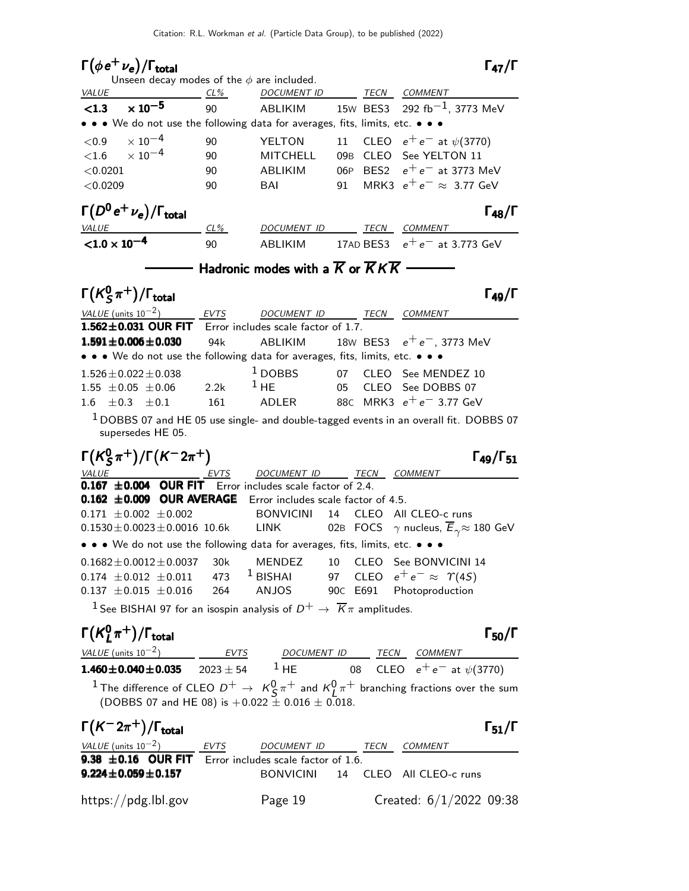## $\Gamma(\phi e^+ \nu_e)/\Gamma_{total}$ — $\Gamma_{47}/\Gamma$

Unseen decay modes of the $\phi$ are included.

| VALUE | CL% | DOCUMENT ID | | TECN | COMMENT |
|---|---|---|---|---|---|
| **$<1.3 \times 10^{-5}$** | 90 | ABLIKIM | 15W | BES3 | 292 fb$^{-1}$, 3773 MeV |
| • • • We do not use the following data for averages, fits, limits, etc. • • • | | | | | |
| $<0.9 \times 10^{-4}$ | 90 | YELTON | 11 | CLEO | $e^+e^-$ at $\psi(3770)$ |
| $<1.6 \times 10^{-4}$ | 90 | MITCHELL | 09B | CLEO | See YELTON 11 |
| $<0.0201$ | 90 | ABLIKIM | 06P | BES2 | $e^+e^-$ at 3773 MeV |
| $<0.0209$ | 90 | BAI | 91 | MRK3 | $e^+e^- \approx$ 3.77 GeV |

## $\Gamma(D^0 e^+ \nu_e)/\Gamma_{total}$ — $\Gamma_{48}/\Gamma$

| VALUE | CL% | DOCUMENT ID | | TECN | COMMENT |
|---|---|---|---|---|---|
| **$<1.0 \times 10^{-4}$** | 90 | ABLIKIM | 17AD | BES3 | $e^+e^-$ at 3.773 GeV |

### Hadronic modes with a $\overline{K}$ or $\overline{K}K\overline{K}$

## $\Gamma(K^0_S \pi^+)/\Gamma_{total}$ — $\Gamma_{49}/\Gamma$

| VALUE (units $10^{-2}$) | EVTS | DOCUMENT ID | | TECN | COMMENT |
|---|---|---|---|---|---|
| **1.562±0.031 OUR FIT** | Error includes scale factor of 1.7. | | | | |
| **1.591±0.006±0.030** | 94k | ABLIKIM | 18W | BES3 | $e^+e^-$, 3773 MeV |
| • • • We do not use the following data for averages, fits, limits, etc. • • • | | | | | |
| 1.526±0.022±0.038 | | DOBBS [1] | 07 | CLEO | See MENDEZ 10 |
| 1.55 ±0.05 ±0.06 | 2.2k | HE [1] | 05 | CLEO | See DOBBS 07 |
| 1.6 ±0.3 ±0.1 | 161 | ADLER | 88C | MRK3 | $e^+e^-$ 3.77 GeV |

[1] DOBBS 07 and HE 05 use single- and double-tagged events in an overall fit. DOBBS 07 supersedes HE 05.

## $\Gamma(K^0_S \pi^+)/\Gamma(K^- 2\pi^+)$ — $\Gamma_{49}/\Gamma_{51}$

| VALUE | EVTS | DOCUMENT ID | | TECN | COMMENT |
|---|---|---|---|---|---|
| **0.167 ±0.004 OUR FIT** | Error includes scale factor of 2.4. | | | | |
| **0.162 ±0.009 OUR AVERAGE** | Error includes scale factor of 4.5. | | | | |
| 0.171 ±0.002 ±0.002 | | BONVICINI | 14 | CLEO | All CLEO-c runs |
| 0.1530±0.0023±0.0016 | 10.6k | LINK | 02B | FOCS | $\gamma$ nucleus, $\overline{E}_\gamma \approx$ 180 GeV |
| • • • We do not use the following data for averages, fits, limits, etc. • • • | | | | | |
| 0.1682±0.0012±0.0037 | 30k | MENDEZ | 10 | CLEO | See BONVICINI 14 |
| 0.174 ±0.012 ±0.011 | 473 | BISHAI [1] | 97 | CLEO | $e^+e^- \approx \Upsilon(4S)$ |
| 0.137 ±0.015 ±0.016 | 264 | ANJOS | 90C | E691 | Photoproduction |

[1] See BISHAI 97 for an isospin analysis of $D^+ \to \overline{K}\pi$ amplitudes.

## $\Gamma(K^0_L \pi^+)/\Gamma_{total}$ — $\Gamma_{50}/\Gamma$

| VALUE (units $10^{-2}$) | EVTS | DOCUMENT ID | | TECN | COMMENT |
|---|---|---|---|---|---|
| **1.460±0.040±0.035** | 2023 ± 54 | HE [1] | 08 | CLEO | $e^+e^-$ at $\psi(3770)$ |

[1] The difference of CLEO $D^+ \to K^0_S\pi^+$ and $K^0_L\pi^+$ branching fractions over the sum (DOBBS 07 and HE 08) is $+0.022 \pm 0.016 \pm 0.018$.

## $\Gamma(K^- 2\pi^+)/\Gamma_{total}$ — $\Gamma_{51}/\Gamma$

| VALUE (units $10^{-2}$) | EVTS | DOCUMENT ID | | TECN | COMMENT |
|---|---|---|---|---|---|
| **9.38 ±0.16 OUR FIT** | Error includes scale factor of 1.6. | | | | |
| **9.224±0.059±0.157** | | BONVICINI | 14 | CLEO | All CLEO-c runs |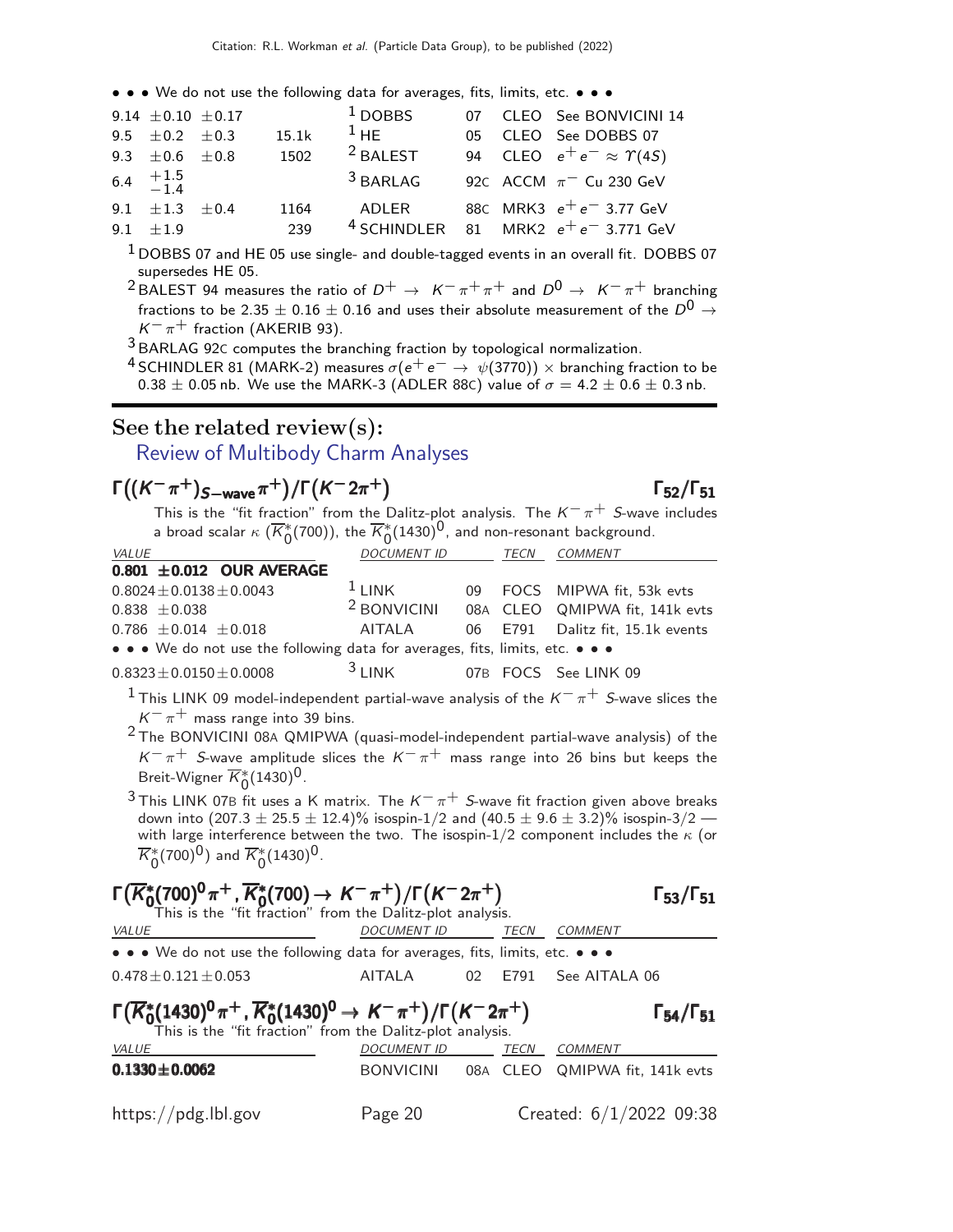• • • We do not use the following data for averages, fits, limits, etc. • • •

| VALUE | EVTS | DOCUMENT ID | | TECN | COMMENT |
|---|---|---|---|---|---|
| $9.14 \pm 0.10 \pm 0.17$ | | [1] DOBBS | 07 | CLEO | See BONVICINI 14 |
| $9.5 \pm 0.2 \pm 0.3$ | 15.1k | [1] HE | 05 | CLEO | See DOBBS 07 |
| $9.3 \pm 0.6 \pm 0.8$ | 1502 | [2] BALEST | 94 | CLEO | $e^+e^- \approx \Upsilon(4S)$ |
| $6.4\ ^{+1.5}_{-1.4}$ | | [3] BARLAG | 92C | ACCM | $\pi^-$ Cu 230 GeV |
| $9.1 \pm 1.3 \pm 0.4$ | 1164 | ADLER | 88C | MRK3 | $e^+e^-$ 3.77 GeV |
| $9.1 \pm 1.9$ | 239 | [4] SCHINDLER | 81 | MRK2 | $e^+e^-$ 3.771 GeV |

[1] DOBBS 07 and HE 05 use single- and double-tagged events in an overall fit. DOBBS 07 supersedes HE 05.

[2] BALEST 94 measures the ratio of $D^+ \to K^-\pi^+\pi^+$ and $D^0 \to K^-\pi^+$ branching fractions to be $2.35 \pm 0.16 \pm 0.16$ and uses their absolute measurement of the $D^0 \to K^-\pi^+$ fraction (AKERIB 93).

[3] BARLAG 92C computes the branching fraction by topological normalization.

[4] SCHINDLER 81 (MARK-2) measures $\sigma(e^+e^- \to \psi(3770)) \times$ branching fraction to be $0.38 \pm 0.05$ nb. We use the MARK-3 (ADLER 88C) value of $\sigma = 4.2 \pm 0.6 \pm 0.3$ nb.

## See the related review(s):

Review of Multibody Charm Analyses

### $\Gamma\big((K^-\pi^+)_{S\text{-wave}}\pi^+\big)/\Gamma\big(K^-2\pi^+\big)$ $\qquad\Gamma_{52}/\Gamma_{51}$

This is the "fit fraction" from the Dalitz-plot analysis. The $K^-\pi^+$ $S$-wave includes a broad scalar $\kappa$ ($\overline{K}{}^*_0(700)$), the $\overline{K}{}^*_0(1430)^0$, and non-resonant background.

| VALUE | DOCUMENT ID | | TECN | COMMENT |
|---|---|---|---|---|
| **0.801 ±0.012 OUR AVERAGE** | | | | |
| $0.8024 \pm 0.0138 \pm 0.0043$ | [1] LINK | 09 | FOCS | MIPWA fit, 53k evts |
| $0.838 \pm 0.038$ | [2] BONVICINI | 08A | CLEO | QMIPWA fit, 141k evts |
| $0.786 \pm 0.014 \pm 0.018$ | AITALA | 06 | E791 | Dalitz fit, 15.1k events |
| • • • We do not use the following data for averages, fits, limits, etc. • • • | | | | |
| $0.8323 \pm 0.0150 \pm 0.0008$ | [3] LINK | 07B | FOCS | See LINK 09 |

[1] This LINK 09 model-independent partial-wave analysis of the $K^-\pi^+$ $S$-wave slices the $K^-\pi^+$ mass range into 39 bins.

[2] The BONVICINI 08A QMIPWA (quasi-model-independent partial-wave analysis) of the $K^-\pi^+$ $S$-wave amplitude slices the $K^-\pi^+$ mass range into 26 bins but keeps the Breit-Wigner $\overline{K}{}^*_0(1430)^0$.

[3] This LINK 07B fit uses a K matrix. The $K^-\pi^+$ $S$-wave fit fraction given above breaks down into $(207.3 \pm 25.5 \pm 12.4)\%$ isospin-1/2 and $(40.5 \pm 9.6 \pm 3.2)\%$ isospin-3/2 — with large interference between the two. The isospin-1/2 component includes the $\kappa$ (or $\overline{K}{}^*_0(700)^0$) and $\overline{K}{}^*_0(1430)^0$.

### $\Gamma\big(\overline{K}{}^*_0(700)^0\pi^+,\ \overline{K}{}^*_0(700) \to K^-\pi^+\big)/\Gamma\big(K^-2\pi^+\big)$ $\qquad\Gamma_{53}/\Gamma_{51}$

This is the "fit fraction" from the Dalitz-plot analysis.

| VALUE | DOCUMENT ID | | TECN | COMMENT |
|---|---|---|---|---|
| • • • We do not use the following data for averages, fits, limits, etc. • • • | | | | |
| $0.478 \pm 0.121 \pm 0.053$ | AITALA | 02 | E791 | See AITALA 06 |

### $\Gamma\big(\overline{K}{}^*_0(1430)^0\pi^+,\ \overline{K}{}^*_0(1430)^0 \to K^-\pi^+\big)/\Gamma\big(K^-2\pi^+\big)$ $\qquad\Gamma_{54}/\Gamma_{51}$

This is the "fit fraction" from the Dalitz-plot analysis.

| VALUE | DOCUMENT ID | | TECN | COMMENT |
|---|---|---|---|---|
| **$0.1330 \pm 0.0062$** | BONVICINI | 08A | CLEO | QMIPWA fit, 141k evts |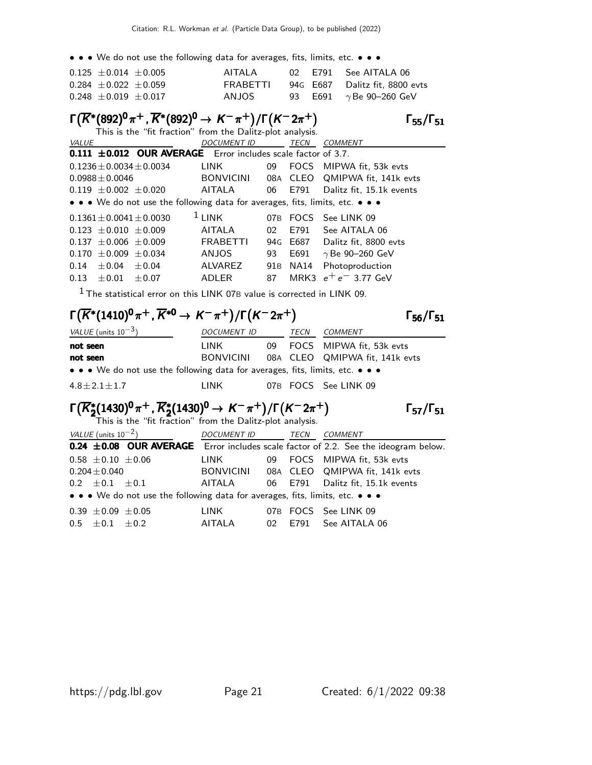• • • We do not use the following data for averages, fits, limits, etc. • • •

| | | | | |
|---|---|---|---|---|
| 0.125 ±0.014 ±0.005 | AITALA | 02 | E791 | See AITALA 06 |
| 0.284 ±0.022 ±0.059 | FRABETTI | 94G | E687 | Dalitz fit, 8800 evts |
| 0.248 ±0.019 ±0.017 | ANJOS | 93 | E691 | $\gamma$Be 90–260 GeV |

### $\Gamma\big(\overline{K}^*(892)^0\pi^+, \overline{K}^*(892)^0 \to K^-\pi^+\big)/\Gamma\big(K^-2\pi^+\big)$ — $\Gamma_{55}/\Gamma_{51}$

This is the "fit fraction" from the Dalitz-plot analysis.

| VALUE | DOCUMENT ID | | TECN | COMMENT |
|---|---|---|---|---|
| **0.111 ±0.012 OUR AVERAGE** | Error includes scale factor of 3.7. | | | |
| 0.1236±0.0034±0.0034 | LINK | 09 | FOCS | MIPWA fit, 53k evts |
| 0.0988±0.0046 | BONVICINI | 08A | CLEO | QMIPWA fit, 141k evts |
| 0.119 ±0.002 ±0.020 | AITALA | 06 | E791 | Dalitz fit, 15.1k events |
| • • • We do not use the following data for averages, fits, limits, etc. • • • | | | | |
| 0.1361±0.0041±0.0030 | [1] LINK | 07B | FOCS | See LINK 09 |
| 0.123 ±0.010 ±0.009 | AITALA | 02 | E791 | See AITALA 06 |
| 0.137 ±0.006 ±0.009 | FRABETTI | 94G | E687 | Dalitz fit, 8800 evts |
| 0.170 ±0.009 ±0.034 | ANJOS | 93 | E691 | $\gamma$Be 90–260 GeV |
| 0.14 ±0.04 ±0.04 | ALVAREZ | 91B | NA14 | Photoproduction |
| 0.13 ±0.01 ±0.07 | ADLER | 87 | MRK3 | $e^+e^-$ 3.77 GeV |

[1] The statistical error on this LINK 07B value is corrected in LINK 09.

### $\Gamma\big(\overline{K}^*(1410)^0\pi^+, \overline{K}^{*0} \to K^-\pi^+\big)/\Gamma\big(K^-2\pi^+\big)$ — $\Gamma_{56}/\Gamma_{51}$

| VALUE (units $10^{-3}$) | DOCUMENT ID | | TECN | COMMENT |
|---|---|---|---|---|
| **not seen** | LINK | 09 | FOCS | MIPWA fit, 53k evts |
| **not seen** | BONVICINI | 08A | CLEO | QMIPWA fit, 141k evts |
| • • • We do not use the following data for averages, fits, limits, etc. • • • | | | | |
| 4.8±2.1±1.7 | LINK | 07B | FOCS | See LINK 09 |

### $\Gamma\big(\overline{K}^*_2(1430)^0\pi^+, \overline{K}^*_2(1430)^0 \to K^-\pi^+\big)/\Gamma\big(K^-2\pi^+\big)$ — $\Gamma_{57}/\Gamma_{51}$

This is the "fit fraction" from the Dalitz-plot analysis.

| VALUE (units $10^{-2}$) | DOCUMENT ID | | TECN | COMMENT |
|---|---|---|---|---|
| **0.24 ±0.08 OUR AVERAGE** | Error includes scale factor of 2.2. See the ideogram below. | | | |
| 0.58 ±0.10 ±0.06 | LINK | 09 | FOCS | MIPWA fit, 53k evts |
| 0.204±0.040 | BONVICINI | 08A | CLEO | QMIPWA fit, 141k evts |
| 0.2 ±0.1 ±0.1 | AITALA | 06 | E791 | Dalitz fit, 15.1k events |
| • • • We do not use the following data for averages, fits, limits, etc. • • • | | | | |
| 0.39 ±0.09 ±0.05 | LINK | 07B | FOCS | See LINK 09 |
| 0.5 ±0.1 ±0.2 | AITALA | 02 | E791 | See AITALA 06 |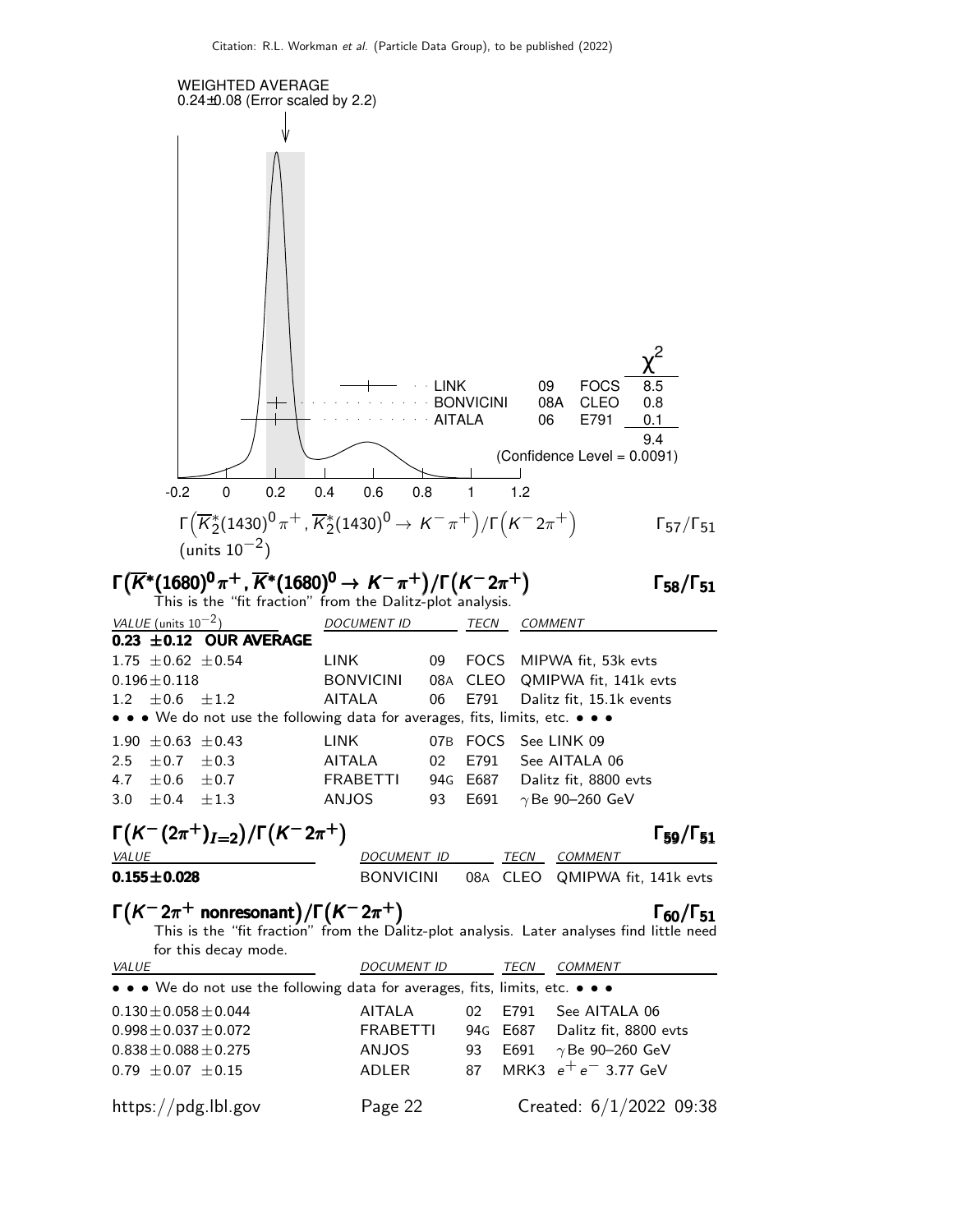WEIGHTED AVERAGE
0.24±0.08 (Error scaled by 2.2)

| | | | $\chi^2$ |
|---|---|---|---|
| LINK | 09 | FOCS | 8.5 |
| BONVICINI | 08A | CLEO | 0.8 |
| AITALA | 06 | E791 | 0.1 |
| | | | 9.4 |

(Confidence Level = 0.0091)

$\Gamma\left(\overline{K}_2^*(1430)^0\pi^+, \overline{K}_2^*(1430)^0 \to K^-\pi^+\right)/\Gamma\left(K^-2\pi^+\right)$ (units $10^{-2}$) $\Gamma_{57}/\Gamma_{51}$

## $\Gamma\left(\overline{K}^*(1680)^0\pi^+, \overline{K}^*(1680)^0 \to K^-\pi^+\right)/\Gamma\left(K^-2\pi^+\right)$ $\Gamma_{58}/\Gamma_{51}$

This is the "fit fraction" from the Dalitz-plot analysis.

| VALUE (units $10^{-2}$) | DOCUMENT ID | | TECN | COMMENT |
|---|---|---|---|---|
| **0.23 ±0.12 OUR AVERAGE** | | | | |
| 1.75 ±0.62 ±0.54 | LINK | 09 | FOCS | MIPWA fit, 53k evts |
| 0.196±0.118 | BONVICINI | 08A | CLEO | QMIPWA fit, 141k evts |
| 1.2 ±0.6 ±1.2 | AITALA | 06 | E791 | Dalitz fit, 15.1k events |
| • • • We do not use the following data for averages, fits, limits, etc. • • • | | | | |
| 1.90 ±0.63 ±0.43 | LINK | 07B | FOCS | See LINK 09 |
| 2.5 ±0.7 ±0.3 | AITALA | 02 | E791 | See AITALA 06 |
| 4.7 ±0.6 ±0.7 | FRABETTI | 94G | E687 | Dalitz fit, 8800 evts |
| 3.0 ±0.4 ±1.3 | ANJOS | 93 | E691 | $\gamma$Be 90–260 GeV |

## $\Gamma\left(K^-(2\pi^+)_{I=2}\right)/\Gamma\left(K^-2\pi^+\right)$ $\Gamma_{59}/\Gamma_{51}$

| VALUE | DOCUMENT ID | | TECN | COMMENT |
|---|---|---|---|---|
| **0.155±0.028** | BONVICINI | 08A | CLEO | QMIPWA fit, 141k evts |

## $\Gamma\left(K^-2\pi^+ \text{ nonresonant}\right)/\Gamma\left(K^-2\pi^+\right)$ $\Gamma_{60}/\Gamma_{51}$

This is the "fit fraction" from the Dalitz-plot analysis. Later analyses find little need for this decay mode.

| VALUE | DOCUMENT ID | | TECN | COMMENT |
|---|---|---|---|---|
| • • • We do not use the following data for averages, fits, limits, etc. • • • | | | | |
| 0.130±0.058±0.044 | AITALA | 02 | E791 | See AITALA 06 |
| 0.998±0.037±0.072 | FRABETTI | 94G | E687 | Dalitz fit, 8800 evts |
| 0.838±0.088±0.275 | ANJOS | 93 | E691 | $\gamma$Be 90–260 GeV |
| 0.79 ±0.07 ±0.15 | ADLER | 87 | MRK3 | $e^+e^-$ 3.77 GeV |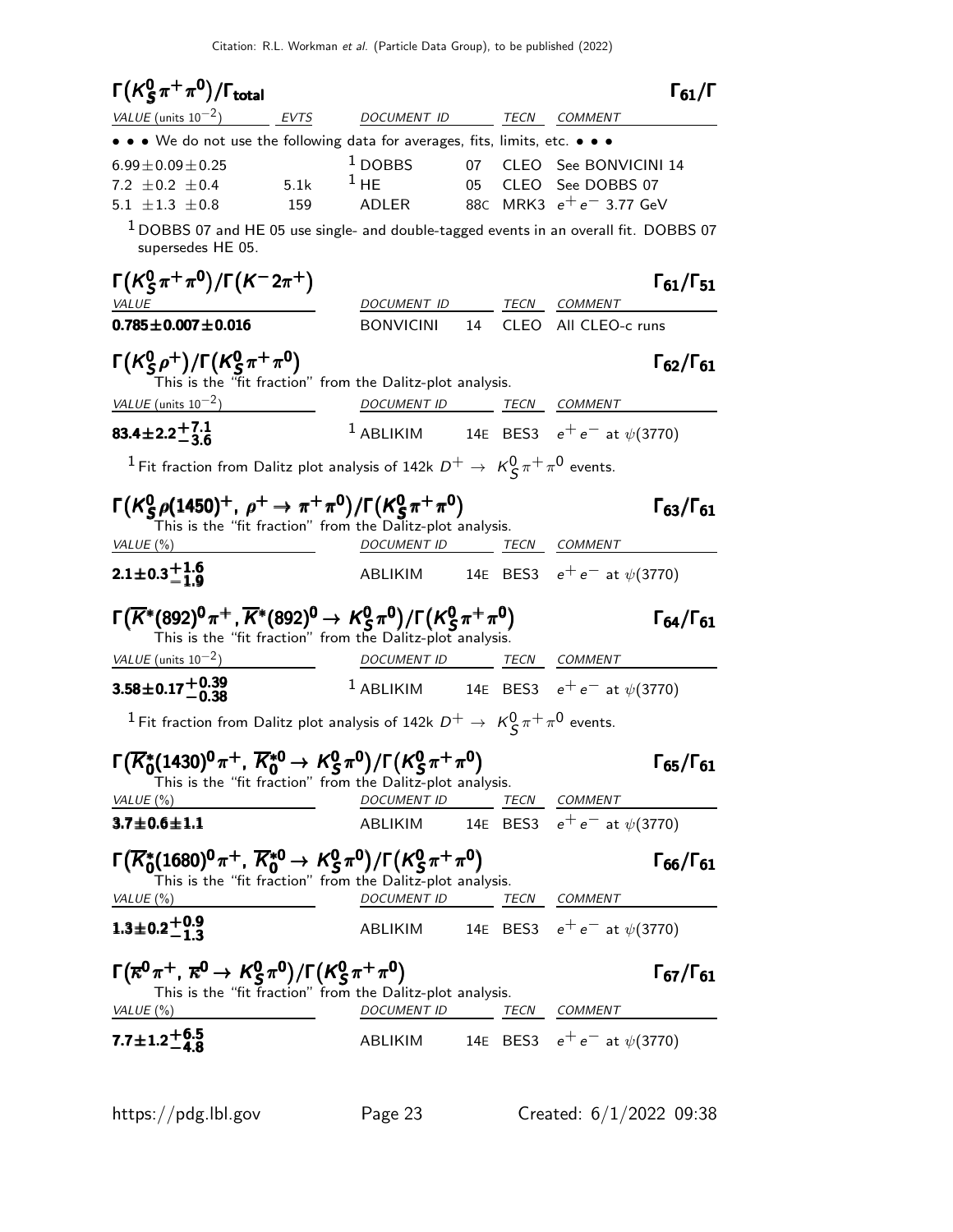## $\Gamma(K^0_S \pi^+ \pi^0)/\Gamma_{\text{total}}$ $\Gamma_{61}/\Gamma$

| VALUE (units $10^{-2}$) | EVTS | DOCUMENT ID | | TECN | COMMENT |
|---|---|---|---|---|---|
| • • • We do not use the following data for averages, fits, limits, etc. • • • | | | | | |
| $6.99 \pm 0.09 \pm 0.25$ | | [1] DOBBS | 07 | CLEO | See BONVICINI 14 |
| $7.2 \pm 0.2 \pm 0.4$ | 5.1k | [1] HE | 05 | CLEO | See DOBBS 07 |
| $5.1 \pm 1.3 \pm 0.8$ | 159 | ADLER | 88C | MRK3 | $e^+ e^-$ 3.77 GeV |

[1] DOBBS 07 and HE 05 use single- and double-tagged events in an overall fit. DOBBS 07 supersedes HE 05.

## $\Gamma(K^0_S \pi^+ \pi^0)/\Gamma(K^- 2\pi^+)$ $\Gamma_{61}/\Gamma_{51}$

| VALUE | DOCUMENT ID | | TECN | COMMENT |
|---|---|---|---|---|
| **$0.785 \pm 0.007 \pm 0.016$** | BONVICINI | 14 | CLEO | All CLEO-c runs |

## $\Gamma(K^0_S \rho^+)/\Gamma(K^0_S \pi^+ \pi^0)$ $\Gamma_{62}/\Gamma_{61}$

This is the "fit fraction" from the Dalitz-plot analysis.

| VALUE (units $10^{-2}$) | DOCUMENT ID | | TECN | COMMENT |
|---|---|---|---|---|
| **$83.4 \pm 2.2^{+7.1}_{-3.6}$** | [1] ABLIKIM | 14E | BES3 | $e^+ e^-$ at $\psi(3770)$ |

[1] Fit fraction from Dalitz plot analysis of 142k $D^+ \to K^0_S \pi^+ \pi^0$ events.

## $\Gamma(K^0_S \rho(1450)^+,\ \rho^+ \to \pi^+ \pi^0)/\Gamma(K^0_S \pi^+ \pi^0)$ $\Gamma_{63}/\Gamma_{61}$

This is the "fit fraction" from the Dalitz-plot analysis.

| VALUE (%) | DOCUMENT ID | | TECN | COMMENT |
|---|---|---|---|---|
| **$2.1 \pm 0.3^{+1.6}_{-1.9}$** | ABLIKIM | 14E | BES3 | $e^+ e^-$ at $\psi(3770)$ |

## $\Gamma(\overline{K}^*(892)^0 \pi^+,\ \overline{K}^*(892)^0 \to K^0_S \pi^0)/\Gamma(K^0_S \pi^+ \pi^0)$ $\Gamma_{64}/\Gamma_{61}$

This is the "fit fraction" from the Dalitz-plot analysis.

| VALUE (units $10^{-2}$) | DOCUMENT ID | | TECN | COMMENT |
|---|---|---|---|---|
| **$3.58 \pm 0.17^{+0.39}_{-0.38}$** | [1] ABLIKIM | 14E | BES3 | $e^+ e^-$ at $\psi(3770)$ |

[1] Fit fraction from Dalitz plot analysis of 142k $D^+ \to K^0_S \pi^+ \pi^0$ events.

## $\Gamma(\overline{K}^*_0(1430)^0 \pi^+,\ \overline{K}^{*0}_0 \to K^0_S \pi^0)/\Gamma(K^0_S \pi^+ \pi^0)$ $\Gamma_{65}/\Gamma_{61}$

This is the "fit fraction" from the Dalitz-plot analysis.

| VALUE (%) | DOCUMENT ID | | TECN | COMMENT |
|---|---|---|---|---|
| **$3.7 \pm 0.6 \pm 1.1$** | ABLIKIM | 14E | BES3 | $e^+ e^-$ at $\psi(3770)$ |

## $\Gamma(\overline{K}^*_0(1680)^0 \pi^+,\ \overline{K}^{*0}_0 \to K^0_S \pi^0)/\Gamma(K^0_S \pi^+ \pi^0)$ $\Gamma_{66}/\Gamma_{61}$

This is the "fit fraction" from the Dalitz-plot analysis.

| VALUE (%) | DOCUMENT ID | | TECN | COMMENT |
|---|---|---|---|---|
| **$1.3 \pm 0.2^{+0.9}_{-1.3}$** | ABLIKIM | 14E | BES3 | $e^+ e^-$ at $\psi(3770)$ |

## $\Gamma(\overline{\kappa}^0 \pi^+,\ \overline{\kappa}^0 \to K^0_S \pi^0)/\Gamma(K^0_S \pi^+ \pi^0)$ $\Gamma_{67}/\Gamma_{61}$

This is the "fit fraction" from the Dalitz-plot analysis.

| VALUE (%) | DOCUMENT ID | | TECN | COMMENT |
|---|---|---|---|---|
| **$7.7 \pm 1.2^{+6.5}_{-4.8}$** | ABLIKIM | 14E | BES3 | $e^+ e^-$ at $\psi(3770)$ |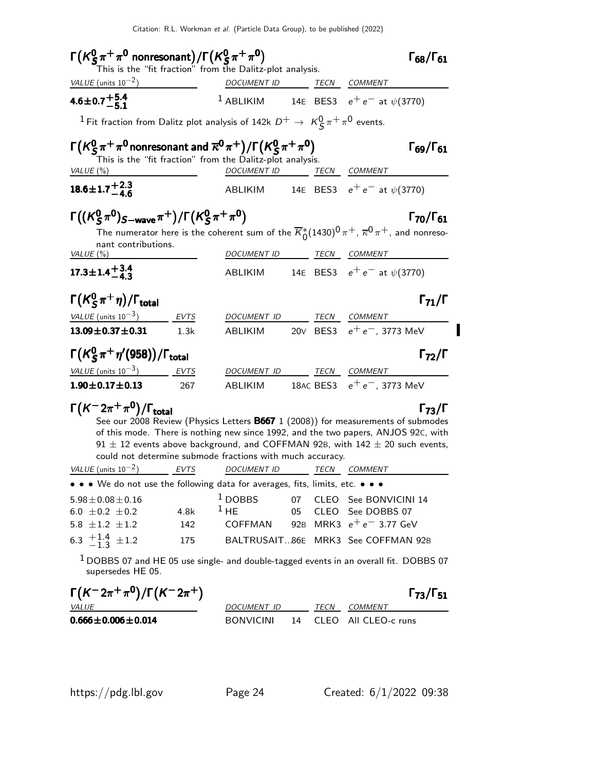### $\Gamma(K^0_S \pi^+ \pi^0 \text{ nonresonant})/\Gamma(K^0_S \pi^+ \pi^0)$ — $\Gamma_{68}/\Gamma_{61}$

This is the "fit fraction" from the Dalitz-plot analysis.

| VALUE (units $10^{-2}$) | DOCUMENT ID | | TECN | COMMENT |
|---|---|---|---|---|
| $\mathbf{4.6 \pm 0.7 ^{+5.4}_{-5.1}}$ | [1] ABLIKIM | 14E | BES3 | $e^+ e^-$ at $\psi(3770)$ |

[1] Fit fraction from Dalitz plot analysis of 142k $D^+ \rightarrow K^0_S \pi^+ \pi^0$ events.

### $\Gamma(K^0_S \pi^+ \pi^0 \text{ nonresonant and } \overline{\kappa}^0 \pi^+)/\Gamma(K^0_S \pi^+ \pi^0)$ — $\Gamma_{69}/\Gamma_{61}$

This is the "fit fraction" from the Dalitz-plot analysis.

| VALUE (%) | DOCUMENT ID | | TECN | COMMENT |
|---|---|---|---|---|
| $\mathbf{18.6 \pm 1.7 ^{+2.3}_{-4.6}}$ | ABLIKIM | 14E | BES3 | $e^+ e^-$ at $\psi(3770)$ |

### $\Gamma((K^0_S \pi^0)_{S-\text{wave}} \pi^+)/\Gamma(K^0_S \pi^+ \pi^0)$ — $\Gamma_{70}/\Gamma_{61}$

The numerator here is the coherent sum of the $\overline{K}^*_0(1430)^0 \pi^+$, $\overline{\kappa}^0 \pi^+$, and nonresonant contributions.

| VALUE (%) | DOCUMENT ID | | TECN | COMMENT |
|---|---|---|---|---|
| $\mathbf{17.3 \pm 1.4 ^{+3.4}_{-4.3}}$ | ABLIKIM | 14E | BES3 | $e^+ e^-$ at $\psi(3770)$ |

### $\Gamma(K^0_S \pi^+ \eta)/\Gamma_{\text{total}}$ — $\Gamma_{71}/\Gamma$

| VALUE (units $10^{-3}$) | EVTS | DOCUMENT ID | | TECN | COMMENT |
|---|---|---|---|---|---|
| $\mathbf{13.09 \pm 0.37 \pm 0.31}$ | 1.3k | ABLIKIM | 20V | BES3 | $e^+ e^-$, 3773 MeV |

### $\Gamma(K^0_S \pi^+ \eta'(958))/\Gamma_{\text{total}}$ — $\Gamma_{72}/\Gamma$

| VALUE (units $10^{-3}$) | EVTS | DOCUMENT ID | | TECN | COMMENT |
|---|---|---|---|---|---|
| $\mathbf{1.90 \pm 0.17 \pm 0.13}$ | 267 | ABLIKIM | 18AC | BES3 | $e^+ e^-$, 3773 MeV |

### $\Gamma(K^- 2\pi^+ \pi^0)/\Gamma_{\text{total}}$ — $\Gamma_{73}/\Gamma$

See our 2008 Review (Physics Letters **B667** 1 (2008)) for measurements of submodes of this mode. There is nothing new since 1992, and the two papers, ANJOS 92C, with 91 $\pm$ 12 events above background, and COFFMAN 92B, with 142 $\pm$ 20 such events, could not determine submode fractions with much accuracy.

| VALUE (units $10^{-2}$) | EVTS | DOCUMENT ID | | TECN | COMMENT |
|---|---|---|---|---|---|
| • • • We do not use the following data for averages, fits, limits, etc. • • • | | | | | |
| $5.98 \pm 0.08 \pm 0.16$ | | [1] DOBBS | 07 | CLEO | See BONVICINI 14 |
| $6.0 \pm 0.2 \pm 0.2$ | 4.8k | [1] HE | 05 | CLEO | See DOBBS 07 |
| $5.8 \pm 1.2 \pm 1.2$ | 142 | COFFMAN | 92B | MRK3 | $e^+ e^-$ 3.77 GeV |
| $6.3 \; ^{+1.4}_{-1.3} \pm 1.2$ | 175 | BALTRUSAIT... | 86E | MRK3 | See COFFMAN 92B |

[1] DOBBS 07 and HE 05 use single- and double-tagged events in an overall fit. DOBBS 07 supersedes HE 05.

### $\Gamma(K^- 2\pi^+ \pi^0)/\Gamma(K^- 2\pi^+)$ — $\Gamma_{73}/\Gamma_{51}$

| VALUE | DOCUMENT ID | | TECN | COMMENT |
|---|---|---|---|---|
| $\mathbf{0.666 \pm 0.006 \pm 0.014}$ | BONVICINI | 14 | CLEO | All CLEO-c runs |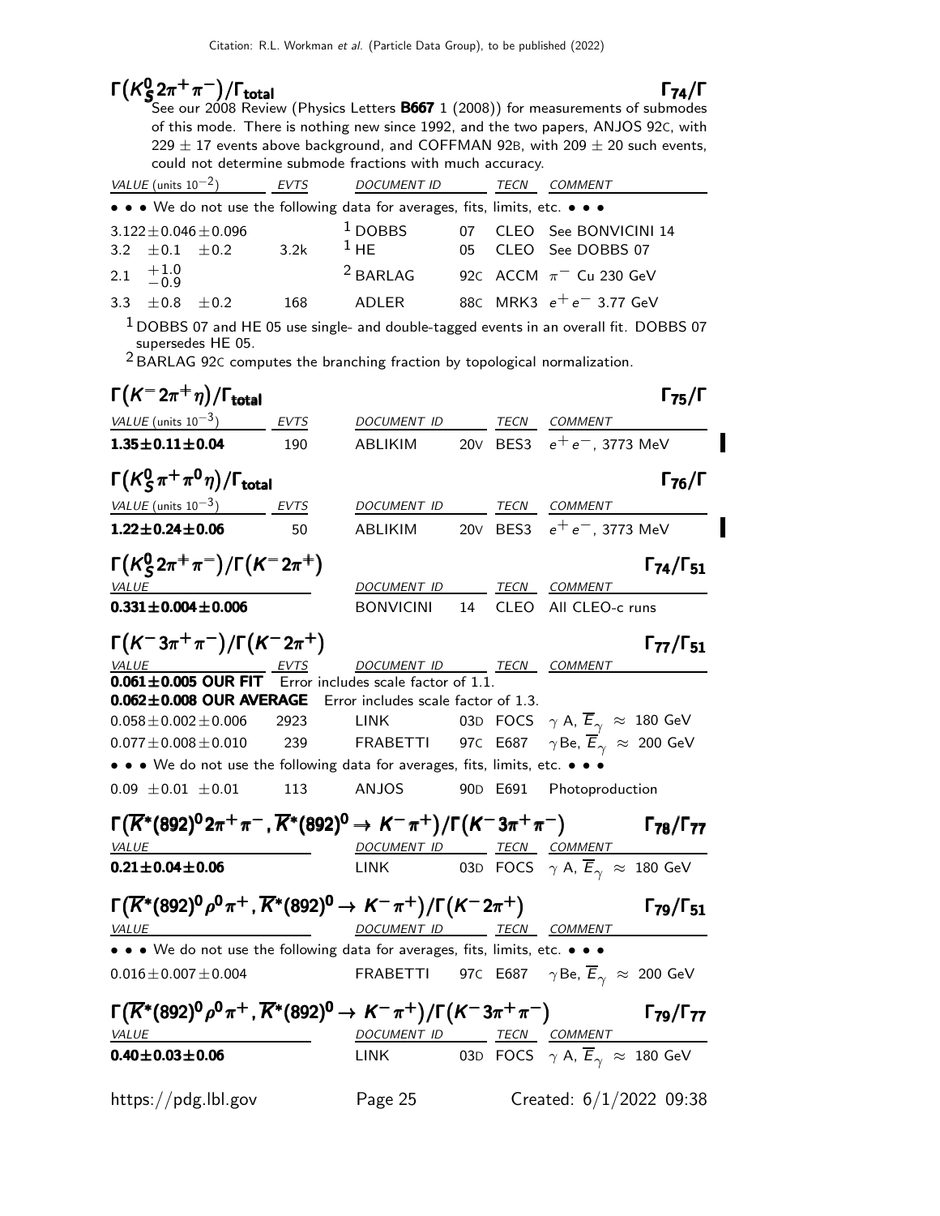### $\Gamma(K^0_S 2\pi^+\pi^-)/\Gamma_{\rm total}$ — $\Gamma_{74}/\Gamma$

See our 2008 Review (Physics Letters **B667** 1 (2008)) for measurements of submodes of this mode. There is nothing new since 1992, and the two papers, ANJOS 92C, with $229 \pm 17$ events above background, and COFFMAN 92B, with $209 \pm 20$ such events, could not determine submode fractions with much accuracy.

| VALUE (units $10^{-2}$) | EVTS | DOCUMENT ID | | TECN | COMMENT |
|---|---|---|---|---|---|
| • • • We do not use the following data for averages, fits, limits, etc. • • • | | | | | |
| $3.122 \pm 0.046 \pm 0.096$ | | [1] DOBBS | 07 | CLEO | See BONVICINI 14 |
| $3.2 \pm 0.1 \pm 0.2$ | 3.2k | [1] HE | 05 | CLEO | See DOBBS 07 |
| $2.1\ ^{+1.0}_{-0.9}$ | | [2] BARLAG | 92C | ACCM | $\pi^-$ Cu 230 GeV |
| $3.3 \pm 0.8 \pm 0.2$ | 168 | ADLER | 88C | MRK3 | $e^+e^-$ 3.77 GeV |

[1] DOBBS 07 and HE 05 use single- and double-tagged events in an overall fit. DOBBS 07 supersedes HE 05.

[2] BARLAG 92C computes the branching fraction by topological normalization.

### $\Gamma(K^- 2\pi^+\eta)/\Gamma_{\rm total}$ — $\Gamma_{75}/\Gamma$

| VALUE (units $10^{-3}$) | EVTS | DOCUMENT ID | | TECN | COMMENT |
|---|---|---|---|---|---|
| **$1.35 \pm 0.11 \pm 0.04$** | 190 | ABLIKIM | 20V | BES3 | $e^+e^-$, 3773 MeV |

### $\Gamma(K^0_S \pi^+\pi^0\eta)/\Gamma_{\rm total}$ — $\Gamma_{76}/\Gamma$

| VALUE (units $10^{-3}$) | EVTS | DOCUMENT ID | | TECN | COMMENT |
|---|---|---|---|---|---|
| **$1.22 \pm 0.24 \pm 0.06$** | 50 | ABLIKIM | 20V | BES3 | $e^+e^-$, 3773 MeV |

### $\Gamma(K^0_S 2\pi^+\pi^-)/\Gamma(K^- 2\pi^+)$ — $\Gamma_{74}/\Gamma_{51}$

| VALUE | DOCUMENT ID | | TECN | COMMENT |
|---|---|---|---|---|
| **$0.331 \pm 0.004 \pm 0.006$** | BONVICINI | 14 | CLEO | All CLEO-c runs |

### $\Gamma(K^- 3\pi^+\pi^-)/\Gamma(K^- 2\pi^+)$ — $\Gamma_{77}/\Gamma_{51}$

| VALUE | EVTS | DOCUMENT ID | | TECN | COMMENT |
|---|---|---|---|---|---|
| **$0.061 \pm 0.005$ OUR FIT** Error includes scale factor of 1.1. | | | | | |
| **$0.062 \pm 0.008$ OUR AVERAGE** Error includes scale factor of 1.3. | | | | | |
| $0.058 \pm 0.002 \pm 0.006$ | 2923 | LINK | 03D | FOCS | $\gamma$ A, $\overline{E}_\gamma \approx$ 180 GeV |
| $0.077 \pm 0.008 \pm 0.010$ | 239 | FRABETTI | 97C | E687 | $\gamma$Be, $\overline{E}_\gamma \approx$ 200 GeV |
| • • • We do not use the following data for averages, fits, limits, etc. • • • | | | | | |
| $0.09 \pm 0.01 \pm 0.01$ | 113 | ANJOS | 90D | E691 | Photoproduction |

### $\Gamma(\overline{K}^*(892)^0 2\pi^+\pi^-,\ \overline{K}^*(892)^0 \to K^-\pi^+)/\Gamma(K^- 3\pi^+\pi^-)$ — $\Gamma_{78}/\Gamma_{77}$

| VALUE | DOCUMENT ID | | TECN | COMMENT |
|---|---|---|---|---|
| **$0.21 \pm 0.04 \pm 0.06$** | LINK | 03D | FOCS | $\gamma$ A, $\overline{E}_\gamma \approx$ 180 GeV |

### $\Gamma(\overline{K}^*(892)^0 \rho^0\pi^+,\ \overline{K}^*(892)^0 \to K^-\pi^+)/\Gamma(K^- 2\pi^+)$ — $\Gamma_{79}/\Gamma_{51}$

| VALUE | DOCUMENT ID | | TECN | COMMENT |
|---|---|---|---|---|
| • • • We do not use the following data for averages, fits, limits, etc. • • • | | | | |
| $0.016 \pm 0.007 \pm 0.004$ | FRABETTI | 97C | E687 | $\gamma$Be, $\overline{E}_\gamma \approx$ 200 GeV |

### $\Gamma(\overline{K}^*(892)^0 \rho^0\pi^+,\ \overline{K}^*(892)^0 \to K^-\pi^+)/\Gamma(K^- 3\pi^+\pi^-)$ — $\Gamma_{79}/\Gamma_{77}$

| VALUE | DOCUMENT ID | | TECN | COMMENT |
|---|---|---|---|---|
| **$0.40 \pm 0.03 \pm 0.06$** | LINK | 03D | FOCS | $\gamma$ A, $\overline{E}_\gamma \approx$ 180 GeV |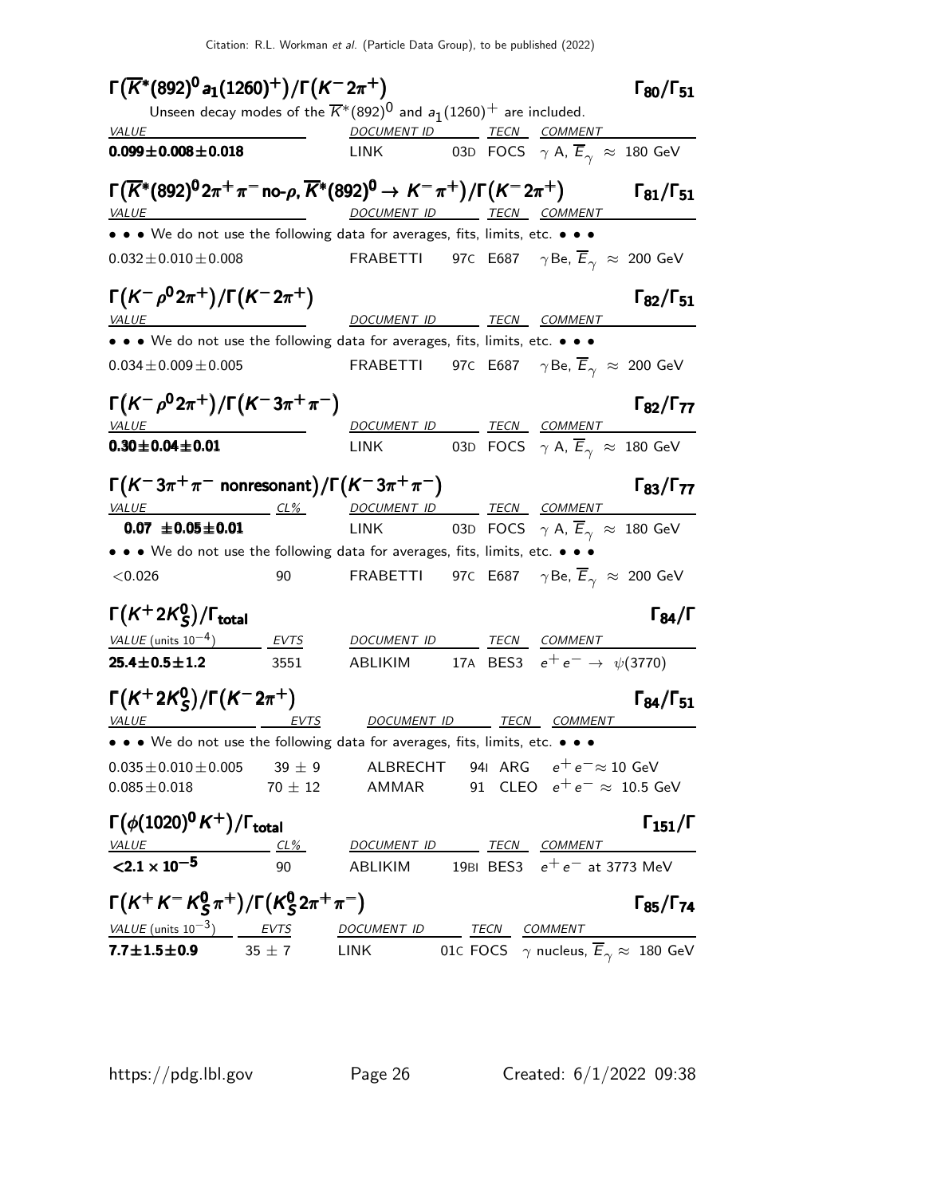### $\Gamma(\overline{K}^*(892)^0 a_1(1260)^+)/\Gamma(K^- 2\pi^+)$ — $\Gamma_{80}/\Gamma_{51}$

Unseen decay modes of the $\overline{K}^*(892)^0$ and $a_1(1260)^+$ are included.

| VALUE | DOCUMENT ID | TECN | COMMENT |
|---|---|---|---|
| **0.099±0.008±0.018** | LINK 03D | FOCS | $\gamma$ A, $\overline{E}_\gamma \approx$ 180 GeV |

### $\Gamma(\overline{K}^*(892)^0 2\pi^+\pi^-$ no-$\rho$, $\overline{K}^*(892)^0 \to K^-\pi^+)/\Gamma(K^- 2\pi^+)$ — $\Gamma_{81}/\Gamma_{51}$

| VALUE | DOCUMENT ID | TECN | COMMENT |
|---|---|---|---|
| • • • We do not use the following data for averages, fits, limits, etc. • • • | | | |
| 0.032±0.010±0.008 | FRABETTI 97C | E687 | $\gamma$Be, $\overline{E}_\gamma \approx$ 200 GeV |

### $\Gamma(K^-\rho^0 2\pi^+)/\Gamma(K^- 2\pi^+)$ — $\Gamma_{82}/\Gamma_{51}$

| VALUE | DOCUMENT ID | TECN | COMMENT |
|---|---|---|---|
| • • • We do not use the following data for averages, fits, limits, etc. • • • | | | |
| 0.034±0.009±0.005 | FRABETTI 97C | E687 | $\gamma$Be, $\overline{E}_\gamma \approx$ 200 GeV |

### $\Gamma(K^-\rho^0 2\pi^+)/\Gamma(K^- 3\pi^+\pi^-)$ — $\Gamma_{82}/\Gamma_{77}$

| VALUE | DOCUMENT ID | TECN | COMMENT |
|---|---|---|---|
| **0.30±0.04±0.01** | LINK 03D | FOCS | $\gamma$ A, $\overline{E}_\gamma \approx$ 180 GeV |

### $\Gamma(K^- 3\pi^+\pi^-$ nonresonant$)/\Gamma(K^- 3\pi^+\pi^-)$ — $\Gamma_{83}/\Gamma_{77}$

| VALUE | CL% | DOCUMENT ID | TECN | COMMENT |
|---|---|---|---|---|
| **0.07 ±0.05±0.01** | | LINK 03D | FOCS | $\gamma$ A, $\overline{E}_\gamma \approx$ 180 GeV |
| • • • We do not use the following data for averages, fits, limits, etc. • • • | | | | |
| <0.026 | 90 | FRABETTI 97C | E687 | $\gamma$Be, $\overline{E}_\gamma \approx$ 200 GeV |

### $\Gamma(K^+ 2K^0_S)/\Gamma_{\text{total}}$ — $\Gamma_{84}/\Gamma$

| VALUE (units $10^{-4}$) | EVTS | DOCUMENT ID | TECN | COMMENT |
|---|---|---|---|---|
| **25.4±0.5±1.2** | 3551 | ABLIKIM 17A | BES3 | $e^+e^- \to \psi(3770)$ |

### $\Gamma(K^+ 2K^0_S)/\Gamma(K^- 2\pi^+)$ — $\Gamma_{84}/\Gamma_{51}$

| VALUE | EVTS | DOCUMENT ID | TECN | COMMENT |
|---|---|---|---|---|
| • • • We do not use the following data for averages, fits, limits, etc. • • • | | | | |
| 0.035±0.010±0.005 | 39 ± 9 | ALBRECHT 94I | ARG | $e^+e^- \approx$ 10 GeV |
| 0.085±0.018 | 70 ± 12 | AMMAR 91 | CLEO | $e^+e^- \approx$ 10.5 GeV |

### $\Gamma(\phi(1020)^0 K^+)/\Gamma_{\text{total}}$ — $\Gamma_{151}/\Gamma$

| VALUE | CL% | DOCUMENT ID | TECN | COMMENT |
|---|---|---|---|---|
| **<2.1 × 10$^{-5}$** | 90 | ABLIKIM 19BI | BES3 | $e^+e^-$ at 3773 MeV |

### $\Gamma(K^+K^-K^0_S\pi^+)/\Gamma(K^0_S 2\pi^+\pi^-)$ — $\Gamma_{85}/\Gamma_{74}$

| VALUE (units $10^{-3}$) | EVTS | DOCUMENT ID | TECN | COMMENT |
|---|---|---|---|---|
| **7.7±1.5±0.9** | 35 ± 7 | LINK 01C | FOCS | $\gamma$ nucleus, $\overline{E}_\gamma \approx$ 180 GeV |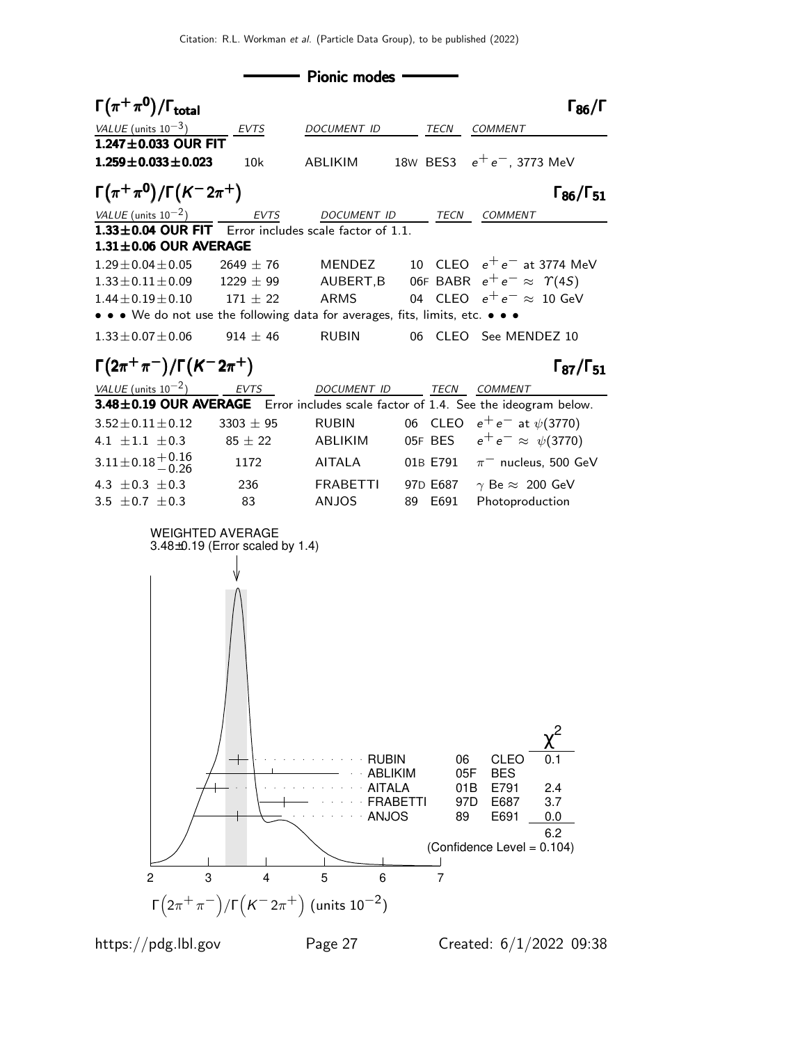## Pionic modes

### $\Gamma(\pi^+\pi^0)/\Gamma_{total}$ $\Gamma_{86}/\Gamma$

| VALUE (units $10^{-3}$) | EVTS | DOCUMENT ID | | TECN | COMMENT |
|---|---|---|---|---|---|
| **1.247±0.033 OUR FIT** | | | | | |
| **1.259±0.033±0.023** | 10k | ABLIKIM | 18W | BES3 | $e^+e^-$, 3773 MeV |

### $\Gamma(\pi^+\pi^0)/\Gamma(K^-2\pi^+)$ $\Gamma_{86}/\Gamma_{51}$

| VALUE (units $10^{-2}$) | EVTS | DOCUMENT ID | | TECN | COMMENT |
|---|---|---|---|---|---|
| **1.33±0.04 OUR FIT** Error includes scale factor of 1.1. | | | | | |
| **1.31±0.06 OUR AVERAGE** | | | | | |
| 1.29±0.04±0.05 | 2649 ± 76 | MENDEZ | 10 | CLEO | $e^+e^-$ at 3774 MeV |
| 1.33±0.11±0.09 | 1229 ± 99 | AUBERT,B | 06F | BABR | $e^+e^- \approx \Upsilon(4S)$ |
| 1.44±0.19±0.10 | 171 ± 22 | ARMS | 04 | CLEO | $e^+e^- \approx$ 10 GeV |
| • • • We do not use the following data for averages, fits, limits, etc. • • • | | | | | |
| 1.33±0.07±0.06 | 914 ± 46 | RUBIN | 06 | CLEO | See MENDEZ 10 |

### $\Gamma(2\pi^+\pi^-)/\Gamma(K^-2\pi^+)$ $\Gamma_{87}/\Gamma_{51}$

| VALUE (units $10^{-2}$) | EVTS | DOCUMENT ID | | TECN | COMMENT |
|---|---|---|---|---|---|
| **3.48±0.19 OUR AVERAGE** Error includes scale factor of 1.4. See the ideogram below. | | | | | |
| 3.52±0.11±0.12 | 3303 ± 95 | RUBIN | 06 | CLEO | $e^+e^-$ at $\psi(3770)$ |
| 4.1 ±1.1 ±0.3 | 85 ± 22 | ABLIKIM | 05F | BES | $e^+e^- \approx \psi(3770)$ |
| $3.11\pm0.18^{+0.16}_{-0.26}$ | 1172 | AITALA | 01B | E791 | $\pi^-$ nucleus, 500 GeV |
| 4.3 ±0.3 ±0.3 | 236 | FRABETTI | 97D | E687 | $\gamma$ Be $\approx$ 200 GeV |
| 3.5 ±0.7 ±0.3 | 83 | ANJOS | 89 | E691 | Photoproduction |

WEIGHTED AVERAGE
3.48±0.19 (Error scaled by 1.4)

| | | | $\chi^2$ |
|---|---|---|---|
| RUBIN | 06 | CLEO | 0.1 |
| ABLIKIM | 05F | BES | |
| AITALA | 01B | E791 | 2.4 |
| FRABETTI | 97D | E687 | 3.7 |
| ANJOS | 89 | E691 | 0.0 |
| | | | 6.2 |

(Confidence Level = 0.104)

$\Gamma(2\pi^+\pi^-)/\Gamma(K^-2\pi^+)$ (units $10^{-2}$)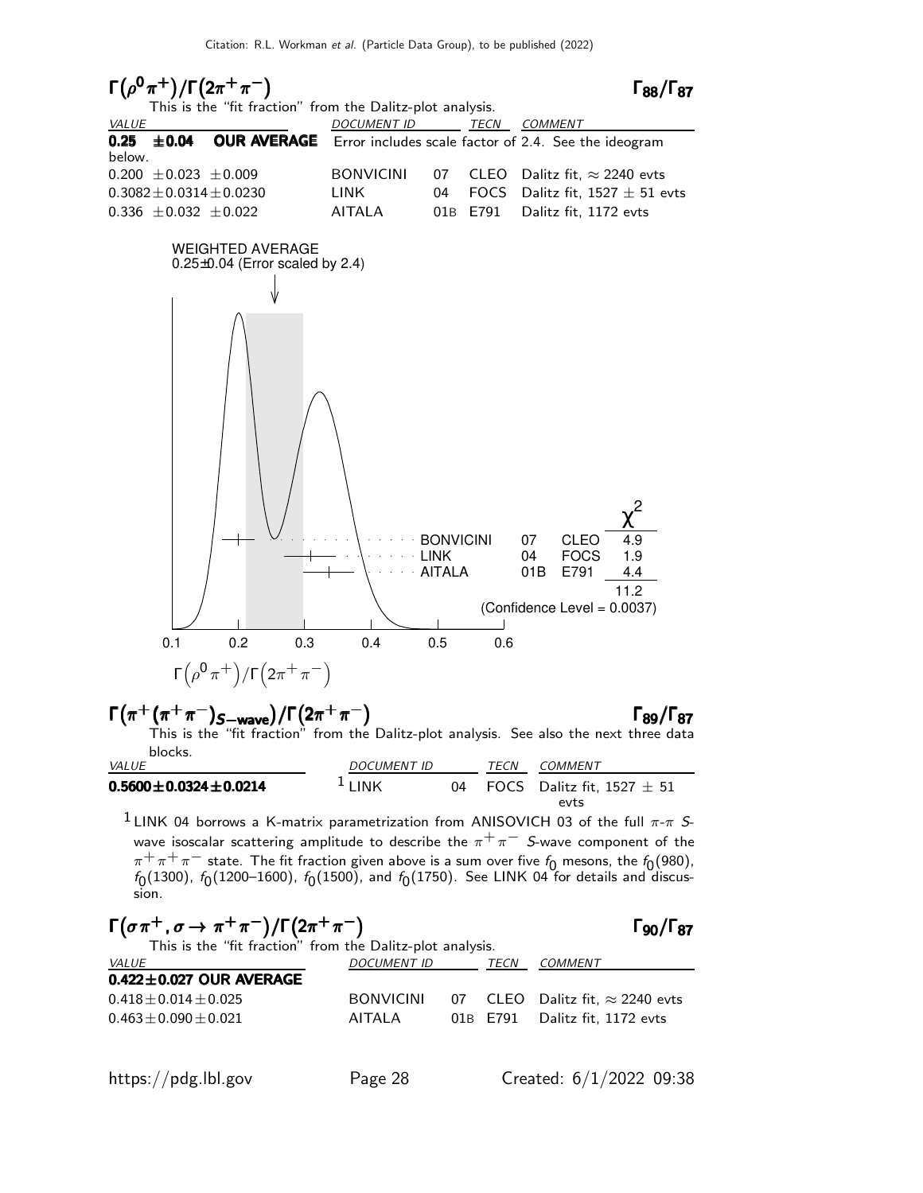## $\Gamma(\rho^0 \pi^+)/\Gamma(2\pi^+ \pi^-)$ — $\Gamma_{88}/\Gamma_{87}$

This is the "fit fraction" from the Dalitz-plot analysis.

| VALUE | DOCUMENT ID | | TECN | COMMENT |
|---|---|---|---|---|
| **0.25 ±0.04 OUR AVERAGE** | Error includes scale factor of 2.4. See the ideogram below. | | | |
| 0.200 ±0.023 ±0.009 | BONVICINI | 07 | CLEO | Dalitz fit, ≈ 2240 evts |
| 0.3082±0.0314±0.0230 | LINK | 04 | FOCS | Dalitz fit, 1527 ± 51 evts |
| 0.336 ±0.032 ±0.022 | AITALA | 01B | E791 | Dalitz fit, 1172 evts |

WEIGHTED AVERAGE
0.25±0.04 (Error scaled by 2.4)

| | | | $\chi^2$ |
|---|---|---|---|
| BONVICINI | 07 | CLEO | 4.9 |
| LINK | 04 | FOCS | 1.9 |
| AITALA | 01B | E791 | 4.4 |
| | | | 11.2 |

(Confidence Level = 0.0037)

$\Gamma\left(\rho^0 \pi^+\right)/\Gamma\left(2\pi^+ \pi^-\right)$

## $\Gamma(\pi^+(\pi^+\pi^-)_{S-\text{wave}})/\Gamma(2\pi^+ \pi^-)$ — $\Gamma_{89}/\Gamma_{87}$

This is the "fit fraction" from the Dalitz-plot analysis. See also the next three data blocks.

| VALUE | DOCUMENT ID | | TECN | COMMENT |
|---|---|---|---|---|
| **0.5600±0.0324±0.0214** | [1] LINK | 04 | FOCS | Dalitz fit, 1527 ± 51 evts |

[1] LINK 04 borrows a K-matrix parametrization from ANISOVICH 03 of the full $\pi$-$\pi$ S-wave isoscalar scattering amplitude to describe the $\pi^+\pi^-$ S-wave component of the $\pi^+\pi^+\pi^-$ state. The fit fraction given above is a sum over five $f_0$ mesons, the $f_0(980)$, $f_0(1300)$, $f_0(1200–1600)$, $f_0(1500)$, and $f_0(1750)$. See LINK 04 for details and discussion.

## $\Gamma(\sigma\pi^+, \sigma \to \pi^+\pi^-)/\Gamma(2\pi^+ \pi^-)$ — $\Gamma_{90}/\Gamma_{87}$

This is the "fit fraction" from the Dalitz-plot analysis.

| VALUE | DOCUMENT ID | | TECN | COMMENT |
|---|---|---|---|---|
| **0.422±0.027 OUR AVERAGE** | | | | |
| 0.418±0.014±0.025 | BONVICINI | 07 | CLEO | Dalitz fit, ≈ 2240 evts |
| 0.463±0.090±0.021 | AITALA | 01B | E791 | Dalitz fit, 1172 evts |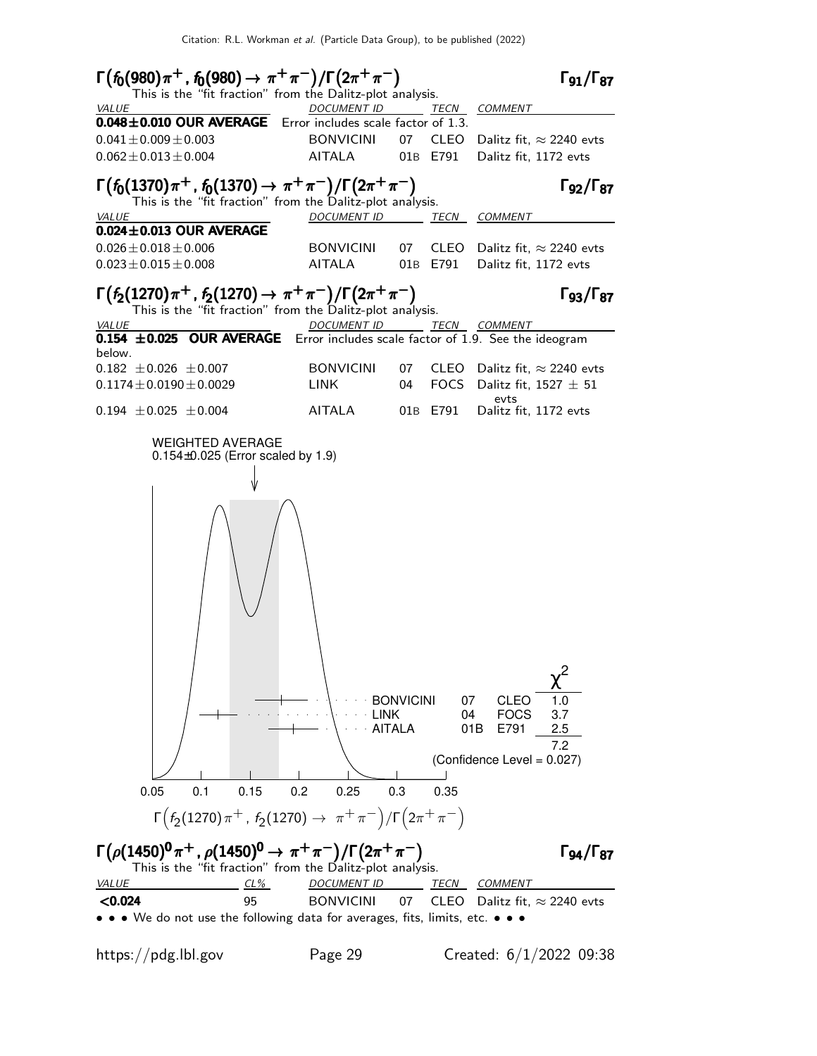### $\Gamma\big(f_0(980)\pi^+,\ f_0(980)\to \pi^+\pi^-\big)/\Gamma\big(2\pi^+\pi^-\big)$ — $\Gamma_{91}/\Gamma_{87}$

This is the "fit fraction" from the Dalitz-plot analysis.

| VALUE | DOCUMENT ID | | TECN | COMMENT |
|---|---|---|---|---|
| **0.048±0.010 OUR AVERAGE** | Error includes scale factor of 1.3. | | | |
| $0.041\pm0.009\pm0.003$ | BONVICINI | 07 | CLEO | Dalitz fit, $\approx 2240$ evts |
| $0.062\pm0.013\pm0.004$ | AITALA | 01B | E791 | Dalitz fit, 1172 evts |

### $\Gamma\big(f_0(1370)\pi^+,\ f_0(1370)\to \pi^+\pi^-\big)/\Gamma\big(2\pi^+\pi^-\big)$ — $\Gamma_{92}/\Gamma_{87}$

This is the "fit fraction" from the Dalitz-plot analysis.

| VALUE | DOCUMENT ID | | TECN | COMMENT |
|---|---|---|---|---|
| **0.024±0.013 OUR AVERAGE** | | | | |
| $0.026\pm0.018\pm0.006$ | BONVICINI | 07 | CLEO | Dalitz fit, $\approx 2240$ evts |
| $0.023\pm0.015\pm0.008$ | AITALA | 01B | E791 | Dalitz fit, 1172 evts |

### $\Gamma\big(f_2(1270)\pi^+,\ f_2(1270)\to \pi^+\pi^-\big)/\Gamma\big(2\pi^+\pi^-\big)$ — $\Gamma_{93}/\Gamma_{87}$

This is the "fit fraction" from the Dalitz-plot analysis.

| VALUE | DOCUMENT ID | | TECN | COMMENT |
|---|---|---|---|---|
| **0.154 ±0.025 OUR AVERAGE** | Error includes scale factor of 1.9. See the ideogram below. | | | |
| $0.182\pm0.026\pm0.007$ | BONVICINI | 07 | CLEO | Dalitz fit, $\approx 2240$ evts |
| $0.1174\pm0.0190\pm0.0029$ | LINK | 04 | FOCS | Dalitz fit, $1527\pm51$ evts |
| $0.194\pm0.025\pm0.004$ | AITALA | 01B | E791 | Dalitz fit, 1172 evts |

WEIGHTED AVERAGE
0.154±0.025 (Error scaled by 1.9)

| | | | $\chi^2$ |
|---|---|---|---|
| BONVICINI | 07 | CLEO | 1.0 |
| LINK | 04 | FOCS | 3.7 |
| AITALA | 01B | E791 | 2.5 |
| | | | 7.2 |

(Confidence Level = 0.027)

$\Gamma\big(f_2(1270)\pi^+,\ f_2(1270)\to \pi^+\pi^-\big)/\Gamma\big(2\pi^+\pi^-\big)$

### $\Gamma\big(\rho(1450)^0\pi^+,\ \rho(1450)^0\to \pi^+\pi^-\big)/\Gamma\big(2\pi^+\pi^-\big)$ — $\Gamma_{94}/\Gamma_{87}$

This is the "fit fraction" from the Dalitz-plot analysis.

| VALUE | CL% | DOCUMENT ID | | TECN | COMMENT |
|---|---|---|---|---|---|
| **<0.024** | 95 | BONVICINI | 07 | CLEO | Dalitz fit, $\approx 2240$ evts |

• • • We do not use the following data for averages, fits, limits, etc. • • •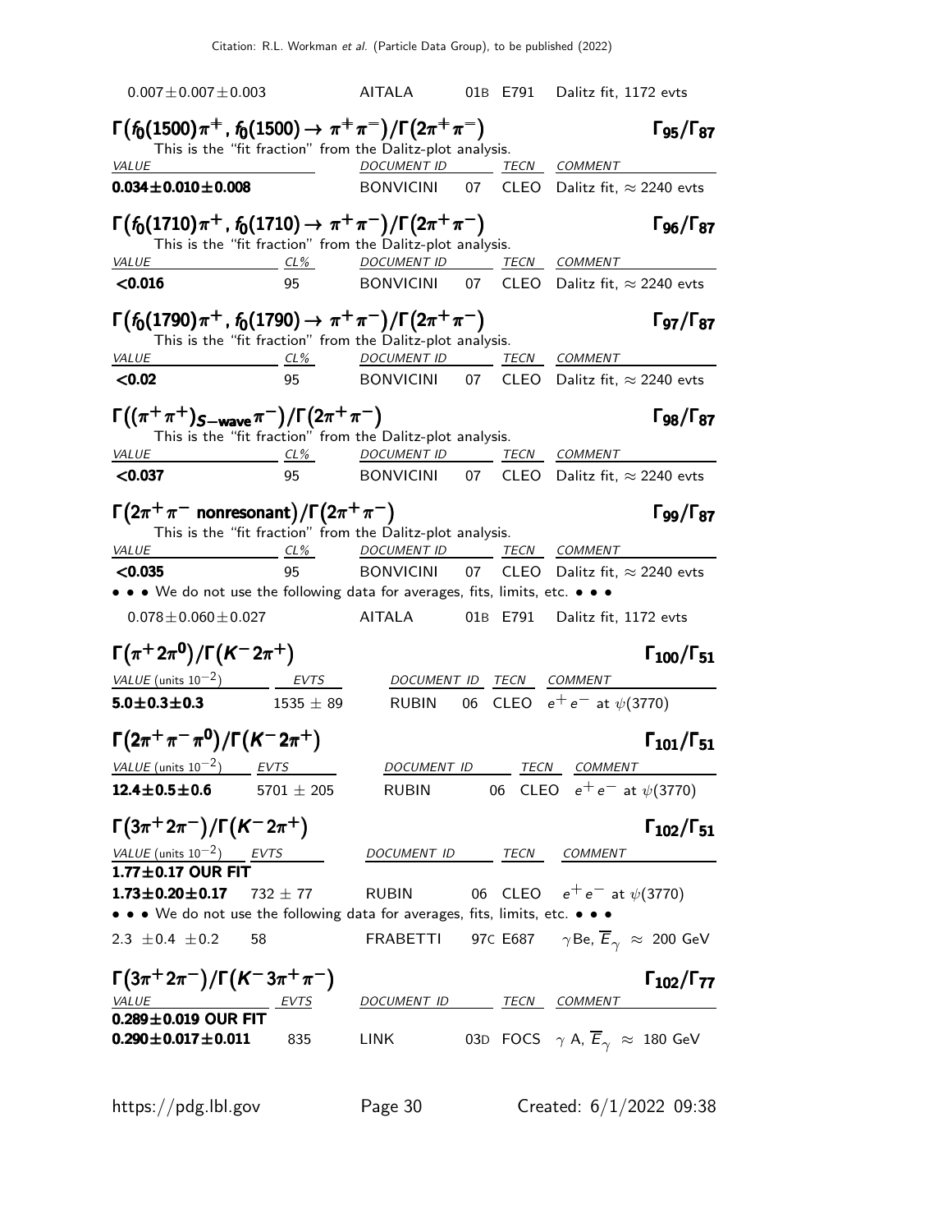| | | | | |
|---|---|---|---|---|
| $0.007 \pm 0.007 \pm 0.003$ | AITALA | 01B | E791 | Dalitz fit, 1172 evts |

### $\Gamma\big(f_0(1500)\pi^+ ,\ f_0(1500) \to \pi^+\pi^-\big)/\Gamma\big(2\pi^+\pi^-\big)$ — $\Gamma_{95}/\Gamma_{87}$

This is the "fit fraction" from the Dalitz-plot analysis.

| VALUE | DOCUMENT ID | | TECN | COMMENT |
|---|---|---|---|---|
| **$0.034 \pm 0.010 \pm 0.008$** | BONVICINI | 07 | CLEO | Dalitz fit, $\approx 2240$ evts |

### $\Gamma\big(f_0(1710)\pi^+ ,\ f_0(1710) \to \pi^+\pi^-\big)/\Gamma\big(2\pi^+\pi^-\big)$ — $\Gamma_{96}/\Gamma_{87}$

This is the "fit fraction" from the Dalitz-plot analysis.

| VALUE | CL% | DOCUMENT ID | | TECN | COMMENT |
|---|---|---|---|---|---|
| **$<0.016$** | 95 | BONVICINI | 07 | CLEO | Dalitz fit, $\approx 2240$ evts |

### $\Gamma\big(f_0(1790)\pi^+ ,\ f_0(1790) \to \pi^+\pi^-\big)/\Gamma\big(2\pi^+\pi^-\big)$ — $\Gamma_{97}/\Gamma_{87}$

This is the "fit fraction" from the Dalitz-plot analysis.

| VALUE | CL% | DOCUMENT ID | | TECN | COMMENT |
|---|---|---|---|---|---|
| **$<0.02$** | 95 | BONVICINI | 07 | CLEO | Dalitz fit, $\approx 2240$ evts |

### $\Gamma\big((\pi^+\pi^+)_{S-\text{wave}}\pi^-\big)/\Gamma\big(2\pi^+\pi^-\big)$ — $\Gamma_{98}/\Gamma_{87}$

This is the "fit fraction" from the Dalitz-plot analysis.

| VALUE | CL% | DOCUMENT ID | | TECN | COMMENT |
|---|---|---|---|---|---|
| **$<0.037$** | 95 | BONVICINI | 07 | CLEO | Dalitz fit, $\approx 2240$ evts |

### $\Gamma\big(2\pi^+\pi^- \text{ nonresonant}\big)/\Gamma\big(2\pi^+\pi^-\big)$ — $\Gamma_{99}/\Gamma_{87}$

This is the "fit fraction" from the Dalitz-plot analysis.

| VALUE | CL% | DOCUMENT ID | | TECN | COMMENT |
|---|---|---|---|---|---|
| **$<0.035$** | 95 | BONVICINI | 07 | CLEO | Dalitz fit, $\approx 2240$ evts |
| • • • We do not use the following data for averages, fits, limits, etc. • • • | | | | | |
| $0.078 \pm 0.060 \pm 0.027$ | | AITALA | 01B | E791 | Dalitz fit, 1172 evts |

### $\Gamma\big(\pi^+ 2\pi^0\big)/\Gamma\big(K^- 2\pi^+\big)$ — $\Gamma_{100}/\Gamma_{51}$

| VALUE (units $10^{-2}$) | EVTS | DOCUMENT ID | | TECN | COMMENT |
|---|---|---|---|---|---|
| **$5.0 \pm 0.3 \pm 0.3$** | $1535 \pm 89$ | RUBIN | 06 | CLEO | $e^+e^-$ at $\psi(3770)$ |

### $\Gamma\big(2\pi^+\pi^-\pi^0\big)/\Gamma\big(K^- 2\pi^+\big)$ — $\Gamma_{101}/\Gamma_{51}$

| VALUE (units $10^{-2}$) | EVTS | DOCUMENT ID | | TECN | COMMENT |
|---|---|---|---|---|---|
| **$12.4 \pm 0.5 \pm 0.6$** | $5701 \pm 205$ | RUBIN | 06 | CLEO | $e^+e^-$ at $\psi(3770)$ |

### $\Gamma\big(3\pi^+ 2\pi^-\big)/\Gamma\big(K^- 2\pi^+\big)$ — $\Gamma_{102}/\Gamma_{51}$

| VALUE (units $10^{-2}$) | EVTS | DOCUMENT ID | | TECN | COMMENT |
|---|---|---|---|---|---|
| **$1.77 \pm 0.17$ OUR FIT** | | | | | |
| **$1.73 \pm 0.20 \pm 0.17$** | $732 \pm 77$ | RUBIN | 06 | CLEO | $e^+e^-$ at $\psi(3770)$ |
| • • • We do not use the following data for averages, fits, limits, etc. • • • | | | | | |
| $2.3 \pm 0.4 \pm 0.2$ | 58 | FRABETTI | 97C | E687 | $\gamma$Be, $\overline{E}_\gamma \approx 200$ GeV |

### $\Gamma\big(3\pi^+ 2\pi^-\big)/\Gamma\big(K^- 3\pi^+\pi^-\big)$ — $\Gamma_{102}/\Gamma_{77}$

| VALUE | EVTS | DOCUMENT ID | | TECN | COMMENT |
|---|---|---|---|---|---|
| **$0.289 \pm 0.019$ OUR FIT** | | | | | |
| **$0.290 \pm 0.017 \pm 0.011$** | 835 | LINK | 03D | FOCS | $\gamma$ A, $\overline{E}_\gamma \approx 180$ GeV |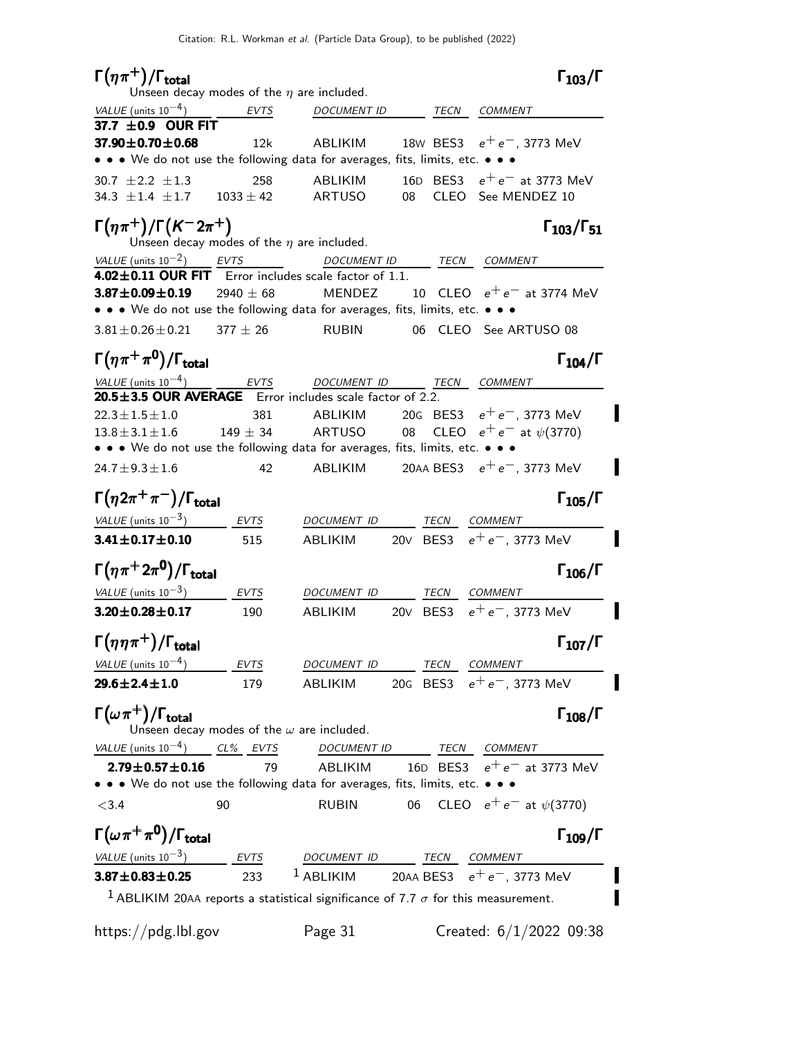## $\Gamma(\eta\pi^+)/\Gamma_{\text{total}}$ — $\Gamma_{103}/\Gamma$

Unseen decay modes of the $\eta$ are included.

| VALUE (units $10^{-4}$) | EVTS | DOCUMENT ID | | TECN | COMMENT |
|---|---|---|---|---|---|
| **37.7 ±0.9 OUR FIT** | | | | | |
| **37.90±0.70±0.68** | 12k | ABLIKIM | 18W | BES3 | $e^+e^-$, 3773 MeV |
| • • • We do not use the following data for averages, fits, limits, etc. • • • | | | | | |
| 30.7 ±2.2 ±1.3 | 258 | ABLIKIM | 16D | BES3 | $e^+e^-$ at 3773 MeV |
| 34.3 ±1.4 ±1.7 | 1033 ± 42 | ARTUSO | 08 | CLEO | See MENDEZ 10 |

## $\Gamma(\eta\pi^+)/\Gamma(K^-2\pi^+)$ — $\Gamma_{103}/\Gamma_{51}$

Unseen decay modes of the $\eta$ are included.

| VALUE (units $10^{-2}$) | EVTS | DOCUMENT ID | | TECN | COMMENT |
|---|---|---|---|---|---|
| **4.02±0.11 OUR FIT** Error includes scale factor of 1.1. | | | | | |
| **3.87±0.09±0.19** | 2940 ± 68 | MENDEZ | 10 | CLEO | $e^+e^-$ at 3774 MeV |
| • • • We do not use the following data for averages, fits, limits, etc. • • • | | | | | |
| 3.81±0.26±0.21 | 377 ± 26 | RUBIN | 06 | CLEO | See ARTUSO 08 |

## $\Gamma(\eta\pi^+\pi^0)/\Gamma_{\text{total}}$ — $\Gamma_{104}/\Gamma$

| VALUE (units $10^{-4}$) | EVTS | DOCUMENT ID | | TECN | COMMENT |
|---|---|---|---|---|---|
| **20.5±3.5 OUR AVERAGE** Error includes scale factor of 2.2. | | | | | |
| 22.3±1.5±1.0 | 381 | ABLIKIM | 20G | BES3 | $e^+e^-$, 3773 MeV |
| 13.8±3.1±1.6 | 149 ± 34 | ARTUSO | 08 | CLEO | $e^+e^-$ at $\psi(3770)$ |
| • • • We do not use the following data for averages, fits, limits, etc. • • • | | | | | |
| 24.7±9.3±1.6 | 42 | ABLIKIM | 20AA | BES3 | $e^+e^-$, 3773 MeV |

## $\Gamma(\eta 2\pi^+\pi^-)/\Gamma_{\text{total}}$ — $\Gamma_{105}/\Gamma$

| VALUE (units $10^{-3}$) | EVTS | DOCUMENT ID | | TECN | COMMENT |
|---|---|---|---|---|---|
| **3.41±0.17±0.10** | 515 | ABLIKIM | 20V | BES3 | $e^+e^-$, 3773 MeV |

## $\Gamma(\eta\pi^+2\pi^0)/\Gamma_{\text{total}}$ — $\Gamma_{106}/\Gamma$

| VALUE (units $10^{-3}$) | EVTS | DOCUMENT ID | | TECN | COMMENT |
|---|---|---|---|---|---|
| **3.20±0.28±0.17** | 190 | ABLIKIM | 20V | BES3 | $e^+e^-$, 3773 MeV |

## $\Gamma(\eta\eta\pi^+)/\Gamma_{\text{total}}$ — $\Gamma_{107}/\Gamma$

| VALUE (units $10^{-4}$) | EVTS | DOCUMENT ID | | TECN | COMMENT |
|---|---|---|---|---|---|
| **29.6±2.4±1.0** | 179 | ABLIKIM | 20G | BES3 | $e^+e^-$, 3773 MeV |

## $\Gamma(\omega\pi^+)/\Gamma_{\text{total}}$ — $\Gamma_{108}/\Gamma$

Unseen decay modes of the $\omega$ are included.

| VALUE (units $10^{-4}$) | CL% | EVTS | DOCUMENT ID | | TECN | COMMENT |
|---|---|---|---|---|---|---|
| **2.79±0.57±0.16** | | 79 | ABLIKIM | 16D | BES3 | $e^+e^-$ at 3773 MeV |
| • • • We do not use the following data for averages, fits, limits, etc. • • • | | | | | | |
| <3.4 | 90 | | RUBIN | 06 | CLEO | $e^+e^-$ at $\psi(3770)$ |

## $\Gamma(\omega\pi^+\pi^0)/\Gamma_{\text{total}}$ — $\Gamma_{109}/\Gamma$

| VALUE (units $10^{-3}$) | EVTS | DOCUMENT ID | | TECN | COMMENT |
|---|---|---|---|---|---|
| **3.87±0.83±0.25** | 233 | [1] ABLIKIM | 20AA | BES3 | $e^+e^-$, 3773 MeV |

[1] ABLIKIM 20AA reports a statistical significance of 7.7 $\sigma$ for this measurement.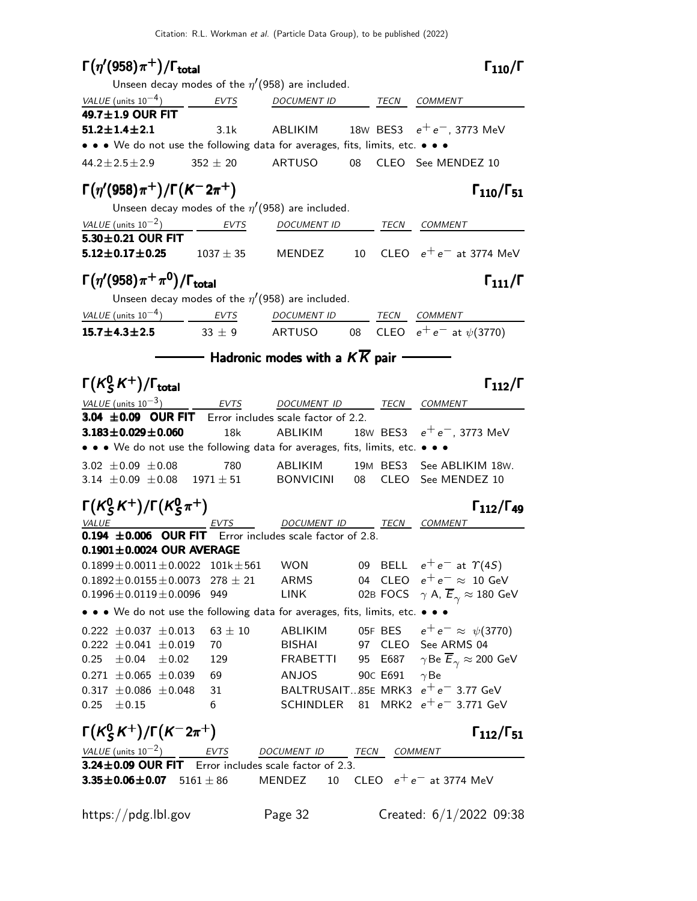## $\Gamma(\eta'(958)\pi^+)/\Gamma_{total}$ $\Gamma_{110}/\Gamma$

Unseen decay modes of the $\eta'(958)$ are included.

| VALUE (units $10^{-4}$) | EVTS | DOCUMENT ID | | TECN | COMMENT |
|---|---|---|---|---|---|
| **49.7±1.9 OUR FIT** | | | | | |
| **51.2±1.4±2.1** | 3.1k | ABLIKIM | 18W | BES3 | $e^+e^-$, 3773 MeV |
| • • • We do not use the following data for averages, fits, limits, etc. • • • | | | | | |
| 44.2±2.5±2.9 | 352 ± 20 | ARTUSO | 08 | CLEO | See MENDEZ 10 |

## $\Gamma(\eta'(958)\pi^+)/\Gamma(K^-2\pi^+)$ $\Gamma_{110}/\Gamma_{51}$

Unseen decay modes of the $\eta'(958)$ are included.

| VALUE (units $10^{-2}$) | EVTS | DOCUMENT ID | | TECN | COMMENT |
|---|---|---|---|---|---|
| **5.30±0.21 OUR FIT** | | | | | |
| **5.12±0.17±0.25** | 1037 ± 35 | MENDEZ | 10 | CLEO | $e^+e^-$ at 3774 MeV |

## $\Gamma(\eta'(958)\pi^+\pi^0)/\Gamma_{total}$ $\Gamma_{111}/\Gamma$

Unseen decay modes of the $\eta'(958)$ are included.

| VALUE (units $10^{-4}$) | EVTS | DOCUMENT ID | | TECN | COMMENT |
|---|---|---|---|---|---|
| **15.7±4.3±2.5** | 33 ± 9 | ARTUSO | 08 | CLEO | $e^+e^-$ at $\psi(3770)$ |

### Hadronic modes with a $K\overline{K}$ pair

## $\Gamma(K^0_S K^+)/\Gamma_{total}$ $\Gamma_{112}/\Gamma$

| VALUE (units $10^{-3}$) | EVTS | DOCUMENT ID | | TECN | COMMENT |
|---|---|---|---|---|---|
| **3.04 ±0.09 OUR FIT** Error includes scale factor of 2.2. | | | | | |
| **3.183±0.029±0.060** | 18k | ABLIKIM | 18W | BES3 | $e^+e^-$, 3773 MeV |
| • • • We do not use the following data for averages, fits, limits, etc. • • • | | | | | |
| 3.02 ±0.09 ±0.08 | 780 | ABLIKIM | 19M | BES3 | See ABLIKIM 18W. |
| 3.14 ±0.09 ±0.08 | 1971 ± 51 | BONVICINI | 08 | CLEO | See MENDEZ 10 |

## $\Gamma(K^0_S K^+)/\Gamma(K^0_S\pi^+)$ $\Gamma_{112}/\Gamma_{49}$

| VALUE | EVTS | DOCUMENT ID | | TECN | COMMENT |
|---|---|---|---|---|---|
| **0.194 ±0.006 OUR FIT** Error includes scale factor of 2.8. | | | | | |
| **0.1901±0.0024 OUR AVERAGE** | | | | | |
| 0.1899±0.0011±0.0022 | 101k±561 | WON | 09 | BELL | $e^+e^-$ at $\Upsilon(4S)$ |
| 0.1892±0.0155±0.0073 | 278 ± 21 | ARMS | 04 | CLEO | $e^+e^- \approx$ 10 GeV |
| 0.1996±0.0119±0.0096 | 949 | LINK | 02B | FOCS | $\gamma$ A, $\overline{E}_\gamma \approx$ 180 GeV |
| • • • We do not use the following data for averages, fits, limits, etc. • • • | | | | | |
| 0.222 ±0.037 ±0.013 | 63 ± 10 | ABLIKIM | 05F | BES | $e^+e^- \approx \psi(3770)$ |
| 0.222 ±0.041 ±0.019 | 70 | BISHAI | 97 | CLEO | See ARMS 04 |
| 0.25 ±0.04 ±0.02 | 129 | FRABETTI | 95 | E687 | $\gamma$Be $\overline{E}_\gamma \approx$ 200 GeV |
| 0.271 ±0.065 ±0.039 | 69 | ANJOS | 90C | E691 | $\gamma$Be |
| 0.317 ±0.086 ±0.048 | 31 | BALTRUSAIT... | 85E | MRK3 | $e^+e^-$ 3.77 GeV |
| 0.25 ±0.15 | 6 | SCHINDLER | 81 | MRK2 | $e^+e^-$ 3.771 GeV |

## $\Gamma(K^0_S K^+)/\Gamma(K^-2\pi^+)$ $\Gamma_{112}/\Gamma_{51}$

| VALUE (units $10^{-2}$) | EVTS | DOCUMENT ID | | TECN | COMMENT |
|---|---|---|---|---|---|
| **3.24±0.09 OUR FIT** Error includes scale factor of 2.3. | | | | | |
| **3.35±0.06±0.07** | 5161 ± 86 | MENDEZ | 10 | CLEO | $e^+e^-$ at 3774 MeV |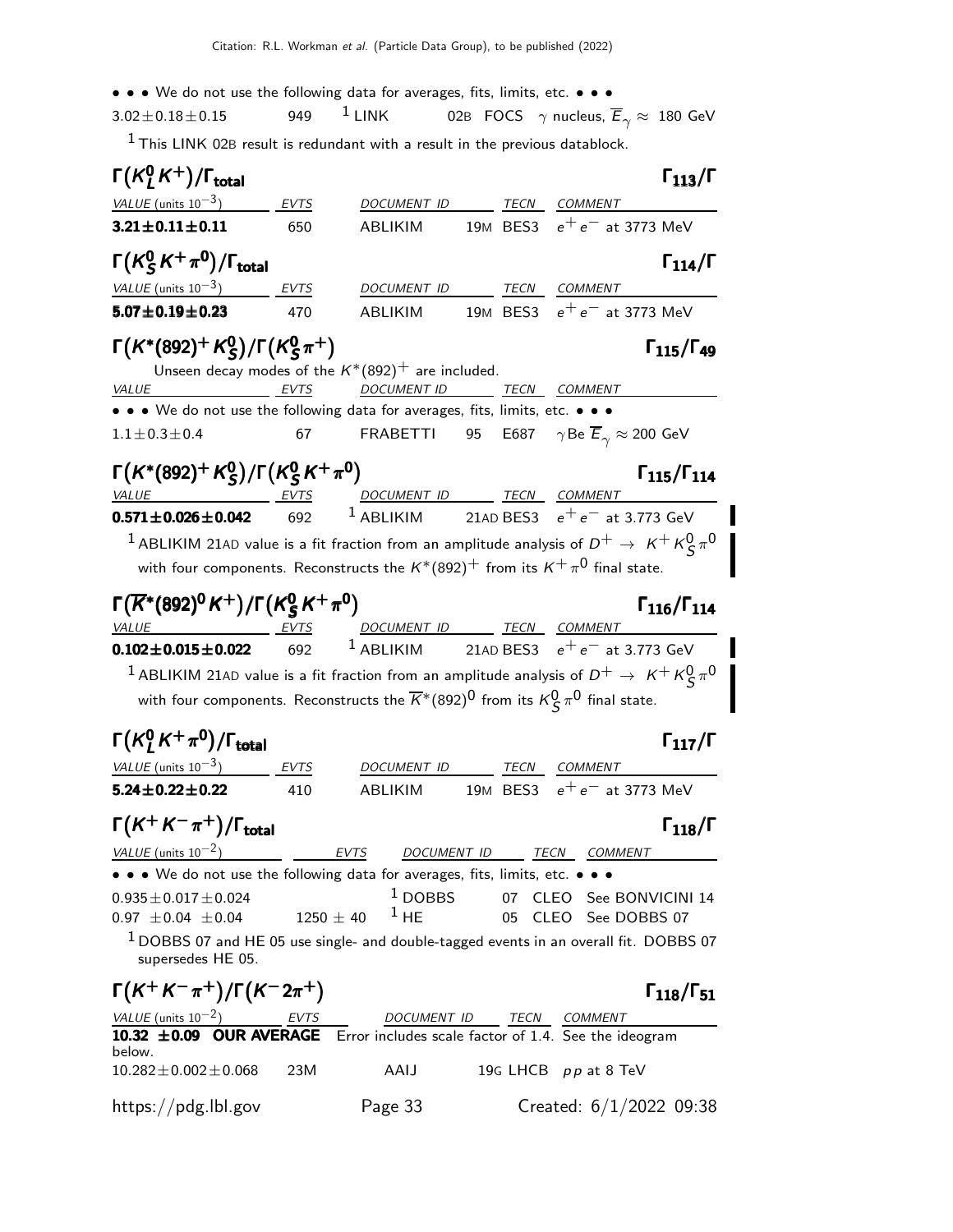• • • We do not use the following data for averages, fits, limits, etc. • • •

| | | | | |
|---|---|---|---|---|
| $3.02 \pm 0.18 \pm 0.15$ | 949 | [1] LINK | 02B FOCS | $\gamma$ nucleus, $\overline{E}_\gamma \approx$ 180 GeV |

[1] This LINK 02B result is redundant with a result in the previous datablock.

### $\Gamma(K^0_L K^+)/\Gamma_{\text{total}}$ $\quad\quad\Gamma_{113}/\Gamma$

| VALUE (units $10^{-3}$) | EVTS | DOCUMENT ID | TECN | COMMENT |
|---|---|---|---|---|
| **$3.21 \pm 0.11 \pm 0.11$** | 650 | ABLIKIM | 19M BES3 | $e^+e^-$ at 3773 MeV |

### $\Gamma(K^0_S K^+ \pi^0)/\Gamma_{\text{total}}$ $\quad\quad\Gamma_{114}/\Gamma$

| VALUE (units $10^{-3}$) | EVTS | DOCUMENT ID | TECN | COMMENT |
|---|---|---|---|---|
| **$5.07 \pm 0.19 \pm 0.23$** | 470 | ABLIKIM | 19M BES3 | $e^+e^-$ at 3773 MeV |

### $\Gamma(K^*(892)^+ K^0_S)/\Gamma(K^0_S \pi^+)$ $\quad\quad\Gamma_{115}/\Gamma_{49}$

Unseen decay modes of the $K^*(892)^+$ are included.

| VALUE | EVTS | DOCUMENT ID | TECN | COMMENT |
|---|---|---|---|---|
| • • • We do not use the following data for averages, fits, limits, etc. • • • | | | | |
| $1.1 \pm 0.3 \pm 0.4$ | 67 | FRABETTI 95 | E687 | $\gamma$Be $\overline{E}_\gamma \approx$ 200 GeV |

### $\Gamma(K^*(892)^+ K^0_S)/\Gamma(K^0_S K^+ \pi^0)$ $\quad\quad\Gamma_{115}/\Gamma_{114}$

| VALUE | EVTS | DOCUMENT ID | TECN | COMMENT |
|---|---|---|---|---|
| **$0.571 \pm 0.026 \pm 0.042$** | 692 | [1] ABLIKIM | 21AD BES3 | $e^+e^-$ at 3.773 GeV |

[1] ABLIKIM 21AD value is a fit fraction from an amplitude analysis of $D^+ \to K^+ K^0_S \pi^0$ with four components. Reconstructs the $K^*(892)^+$ from its $K^+\pi^0$ final state.

### $\Gamma(\overline{K}^*(892)^0 K^+)/\Gamma(K^0_S K^+ \pi^0)$ $\quad\quad\Gamma_{116}/\Gamma_{114}$

| VALUE | EVTS | DOCUMENT ID | TECN | COMMENT |
|---|---|---|---|---|
| **$0.102 \pm 0.015 \pm 0.022$** | 692 | [1] ABLIKIM | 21AD BES3 | $e^+e^-$ at 3.773 GeV |

[1] ABLIKIM 21AD value is a fit fraction from an amplitude analysis of $D^+ \to K^+ K^0_S \pi^0$ with four components. Reconstructs the $\overline{K}^*(892)^0$ from its $K^0_S \pi^0$ final state.

### $\Gamma(K^0_L K^+ \pi^0)/\Gamma_{\text{total}}$ $\quad\quad\Gamma_{117}/\Gamma$

| VALUE (units $10^{-3}$) | EVTS | DOCUMENT ID | TECN | COMMENT |
|---|---|---|---|---|
| **$5.24 \pm 0.22 \pm 0.22$** | 410 | ABLIKIM | 19M BES3 | $e^+e^-$ at 3773 MeV |

### $\Gamma(K^+ K^- \pi^+)/\Gamma_{\text{total}}$ $\quad\quad\Gamma_{118}/\Gamma$

| VALUE (units $10^{-2}$) | EVTS | DOCUMENT ID | TECN | COMMENT |
|---|---|---|---|---|
| • • • We do not use the following data for averages, fits, limits, etc. • • • | | | | |
| $0.935 \pm 0.017 \pm 0.024$ | | [1] DOBBS 07 | CLEO | See BONVICINI 14 |
| $0.97 \pm 0.04 \pm 0.04$ | $1250 \pm 40$ | [1] HE 05 | CLEO | See DOBBS 07 |

[1] DOBBS 07 and HE 05 use single- and double-tagged events in an overall fit. DOBBS 07 supersedes HE 05.

### $\Gamma(K^+ K^- \pi^+)/\Gamma(K^- 2\pi^+)$ $\quad\quad\Gamma_{118}/\Gamma_{51}$

| VALUE (units $10^{-2}$) | EVTS | DOCUMENT ID | TECN | COMMENT |
|---|---|---|---|---|
| **$10.32 \pm 0.09$ OUR AVERAGE** Error includes scale factor of 1.4. See the ideogram below. | | | | |
| $10.282 \pm 0.002 \pm 0.068$ | 23M | AAIJ | 19G LHCB | $pp$ at 8 TeV |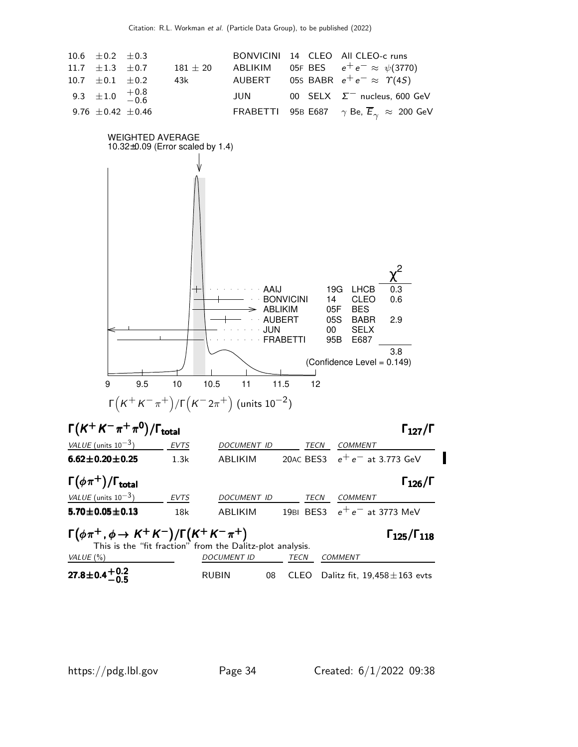| | | | | | |
|---|---|---|---|---|---|
| 10.6 ±0.2 ±0.3 | | BONVICINI | 14 | CLEO | All CLEO-c runs |
| 11.7 ±1.3 ±0.7 | 181 ± 20 | ABLIKIM | 05F | BES | $e^+e^- \approx \psi(3770)$ |
| 10.7 ±0.1 ±0.2 | 43k | AUBERT | 05S | BABR | $e^+e^- \approx \Upsilon(4S)$ |
| 9.3 ±1.0 $^{+0.8}_{-0.6}$ | | JUN | 00 | SELX | $\Sigma^-$ nucleus, 600 GeV |
| 9.76 ±0.42 ±0.46 | | FRABETTI | 95B | E687 | $\gamma$ Be, $\overline{E}_\gamma \approx$ 200 GeV |

WEIGHTED AVERAGE
10.32±0.09 (Error scaled by 1.4)

| | | | $\chi^2$ |
|---|---|---|---|
| AAIJ | 19G | LHCB | 0.3 |
| BONVICINI | 14 | CLEO | 0.6 |
| ABLIKIM | 05F | BES | |
| AUBERT | 05S | BABR | 2.9 |
| JUN | 00 | SELX | |
| FRABETTI | 95B | E687 | |
| | | | 3.8 |

(Confidence Level = 0.149)

$\Gamma(K^+K^-\pi^+)/\Gamma(K^-2\pi^+)$ (units $10^{-2}$)

## $\Gamma(K^+K^-\pi^+\pi^0)/\Gamma_{total}$ $\qquad\qquad$ $\Gamma_{127}/\Gamma$

| VALUE (units $10^{-3}$) | EVTS | DOCUMENT ID | TECN | COMMENT |
|---|---|---|---|---|
| **6.62±0.20±0.25** | 1.3k | ABLIKIM | 20AC BES3 | $e^+e^-$ at 3.773 GeV |

## $\Gamma(\phi\pi^+)/\Gamma_{total}$ $\qquad\qquad$ $\Gamma_{126}/\Gamma$

| VALUE (units $10^{-3}$) | EVTS | DOCUMENT ID | TECN | COMMENT |
|---|---|---|---|---|
| **5.70±0.05±0.13** | 18k | ABLIKIM | 19BI BES3 | $e^+e^-$ at 3773 MeV |

## $\Gamma(\phi\pi^+, \phi \to K^+K^-)/\Gamma(K^+K^-\pi^+)$ $\qquad\qquad$ $\Gamma_{125}/\Gamma_{118}$

This is the "fit fraction" from the Dalitz-plot analysis.

| VALUE (%) | DOCUMENT ID | TECN | COMMENT |
|---|---|---|---|
| **27.8±0.4$^{+0.2}_{-0.5}$** | RUBIN 08 | CLEO | Dalitz fit, 19,458±163 evts |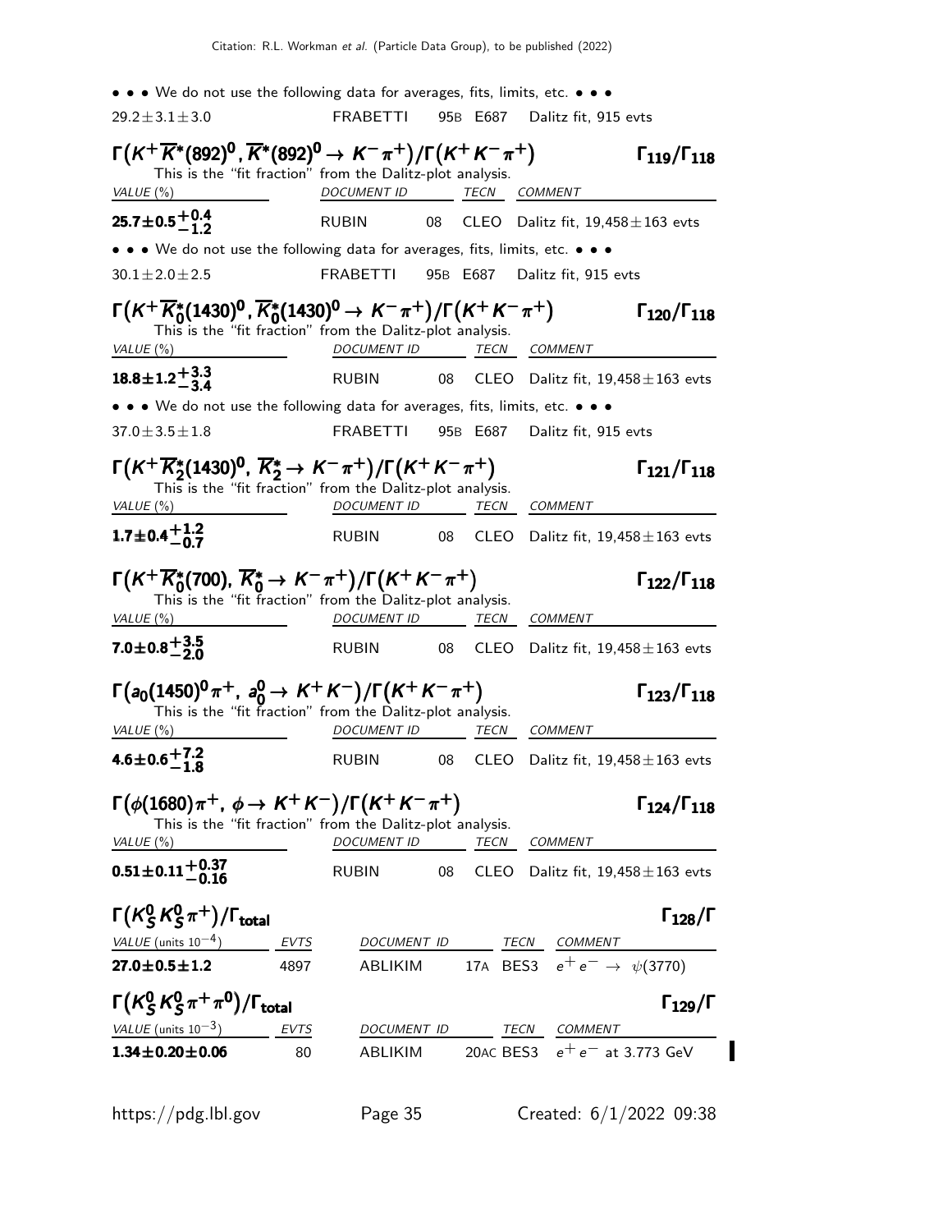• • • We do not use the following data for averages, fits, limits, etc. • • •

| | | | |
|---|---|---|---|
| $29.2 \pm 3.1 \pm 3.0$ | FRABETTI | 95B E687 | Dalitz fit, 915 evts |

### $\Gamma\big(K^+ \overline{K}^*(892)^0, \overline{K}^*(892)^0 \to K^- \pi^+\big)/\Gamma\big(K^+ K^- \pi^+\big)$ $\qquad \Gamma_{119}/\Gamma_{118}$

This is the "fit fraction" from the Dalitz-plot analysis.

| VALUE (%) | DOCUMENT ID | TECN | COMMENT |
|---|---|---|---|
| $\mathbf{25.7 \pm 0.5^{+0.4}_{-1.2}}$ | RUBIN 08 | CLEO | Dalitz fit, $19{,}458 \pm 163$ evts |

• • • We do not use the following data for averages, fits, limits, etc. • • •

| | | | |
|---|---|---|---|
| $30.1 \pm 2.0 \pm 2.5$ | FRABETTI 95B | E687 | Dalitz fit, 915 evts |

### $\Gamma\big(K^+ \overline{K}^*_0(1430)^0, \overline{K}^*_0(1430)^0 \to K^- \pi^+\big)/\Gamma\big(K^+ K^- \pi^+\big)$ $\qquad \Gamma_{120}/\Gamma_{118}$

This is the "fit fraction" from the Dalitz-plot analysis.

| VALUE (%) | DOCUMENT ID | TECN | COMMENT |
|---|---|---|---|
| $\mathbf{18.8 \pm 1.2^{+3.3}_{-3.4}}$ | RUBIN 08 | CLEO | Dalitz fit, $19{,}458 \pm 163$ evts |

• • • We do not use the following data for averages, fits, limits, etc. • • •

| | | | |
|---|---|---|---|
| $37.0 \pm 3.5 \pm 1.8$ | FRABETTI 95B | E687 | Dalitz fit, 915 evts |

### $\Gamma\big(K^+ \overline{K}^*_2(1430)^0, \overline{K}^*_2 \to K^- \pi^+\big)/\Gamma\big(K^+ K^- \pi^+\big)$ $\qquad \Gamma_{121}/\Gamma_{118}$

This is the "fit fraction" from the Dalitz-plot analysis.

| VALUE (%) | DOCUMENT ID | TECN | COMMENT |
|---|---|---|---|
| $\mathbf{1.7 \pm 0.4^{+1.2}_{-0.7}}$ | RUBIN 08 | CLEO | Dalitz fit, $19{,}458 \pm 163$ evts |

### $\Gamma\big(K^+ \overline{K}^*_0(700), \overline{K}^*_0 \to K^- \pi^+\big)/\Gamma\big(K^+ K^- \pi^+\big)$ $\qquad \Gamma_{122}/\Gamma_{118}$

This is the "fit fraction" from the Dalitz-plot analysis.

| VALUE (%) | DOCUMENT ID | TECN | COMMENT |
|---|---|---|---|
| $\mathbf{7.0 \pm 0.8^{+3.5}_{-2.0}}$ | RUBIN 08 | CLEO | Dalitz fit, $19{,}458 \pm 163$ evts |

### $\Gamma\big(a_0(1450)^0 \pi^+, a_0^0 \to K^+ K^-\big)/\Gamma\big(K^+ K^- \pi^+\big)$ $\qquad \Gamma_{123}/\Gamma_{118}$

This is the "fit fraction" from the Dalitz-plot analysis.

| VALUE (%) | DOCUMENT ID | TECN | COMMENT |
|---|---|---|---|
| $\mathbf{4.6 \pm 0.6^{+7.2}_{-1.8}}$ | RUBIN 08 | CLEO | Dalitz fit, $19{,}458 \pm 163$ evts |

### $\Gamma\big(\phi(1680)\pi^+, \phi \to K^+ K^-\big)/\Gamma\big(K^+ K^- \pi^+\big)$ $\qquad \Gamma_{124}/\Gamma_{118}$

This is the "fit fraction" from the Dalitz-plot analysis.

| VALUE (%) | DOCUMENT ID | TECN | COMMENT |
|---|---|---|---|
| $\mathbf{0.51 \pm 0.11^{+0.37}_{-0.16}}$ | RUBIN 08 | CLEO | Dalitz fit, $19{,}458 \pm 163$ evts |

### $\Gamma\big(K^0_S K^0_S \pi^+\big)/\Gamma_{\text{total}}$ $\qquad \Gamma_{128}/\Gamma$

| VALUE (units $10^{-4}$) | EVTS | DOCUMENT ID | TECN | COMMENT |
|---|---|---|---|---|
| $\mathbf{27.0 \pm 0.5 \pm 1.2}$ | 4897 | ABLIKIM 17A | BES3 | $e^+ e^- \to \psi(3770)$ |

### $\Gamma\big(K^0_S K^0_S \pi^+ \pi^0\big)/\Gamma_{\text{total}}$ $\qquad \Gamma_{129}/\Gamma$

| VALUE (units $10^{-3}$) | EVTS | DOCUMENT ID | TECN | COMMENT |
|---|---|---|---|---|
| $\mathbf{1.34 \pm 0.20 \pm 0.06}$ | 80 | ABLIKIM 20AC | BES3 | $e^+ e^-$ at 3.773 GeV |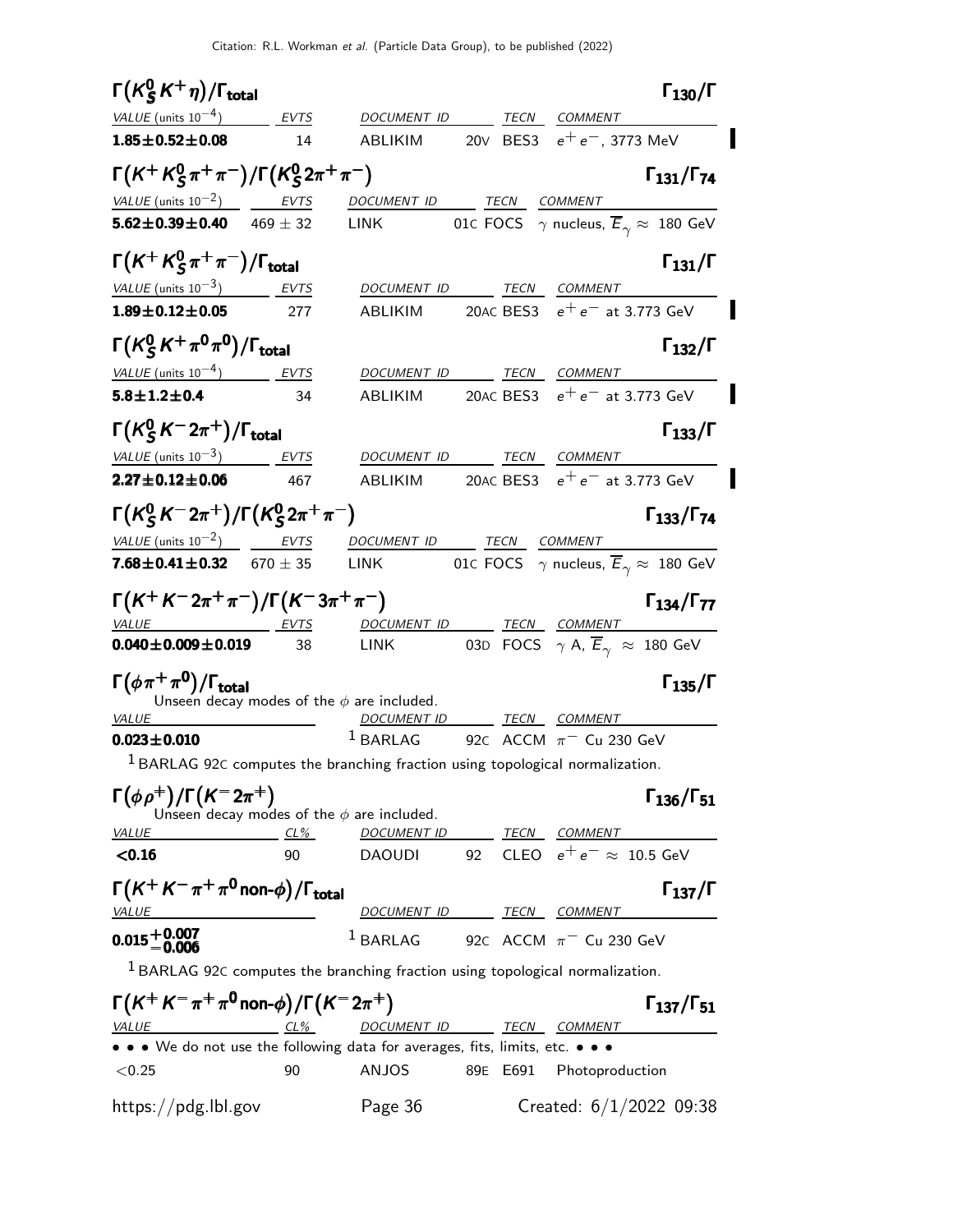### $\Gamma(K^0_S K^+ \eta)/\Gamma_{\text{total}}$ $\Gamma_{130}/\Gamma$

| VALUE (units $10^{-4}$) | EVTS | DOCUMENT ID | | TECN | COMMENT |
|---|---|---|---|---|---|
| **1.85±0.52±0.08** | 14 | ABLIKIM | 20V | BES3 | $e^+e^-$, 3773 MeV |

### $\Gamma(K^+ K^0_S \pi^+\pi^-)/\Gamma(K^0_S 2\pi^+\pi^-)$ $\Gamma_{131}/\Gamma_{74}$

| VALUE (units $10^{-2}$) | EVTS | DOCUMENT ID | | TECN | COMMENT |
|---|---|---|---|---|---|
| **5.62±0.39±0.40** | 469 ± 32 | LINK | 01C | FOCS | $\gamma$ nucleus, $\overline{E}_\gamma \approx$ 180 GeV |

### $\Gamma(K^+ K^0_S \pi^+\pi^-)/\Gamma_{\text{total}}$ $\Gamma_{131}/\Gamma$

| VALUE (units $10^{-3}$) | EVTS | DOCUMENT ID | | TECN | COMMENT |
|---|---|---|---|---|---|
| **1.89±0.12±0.05** | 277 | ABLIKIM | 20AC | BES3 | $e^+e^-$ at 3.773 GeV |

### $\Gamma(K^0_S K^+ \pi^0\pi^0)/\Gamma_{\text{total}}$ $\Gamma_{132}/\Gamma$

| VALUE (units $10^{-4}$) | EVTS | DOCUMENT ID | | TECN | COMMENT |
|---|---|---|---|---|---|
| **5.8±1.2±0.4** | 34 | ABLIKIM | 20AC | BES3 | $e^+e^-$ at 3.773 GeV |

### $\Gamma(K^0_S K^- 2\pi^+)/\Gamma_{\text{total}}$ $\Gamma_{133}/\Gamma$

| VALUE (units $10^{-3}$) | EVTS | DOCUMENT ID | | TECN | COMMENT |
|---|---|---|---|---|---|
| **2.27±0.12±0.06** | 467 | ABLIKIM | 20AC | BES3 | $e^+e^-$ at 3.773 GeV |

### $\Gamma(K^0_S K^- 2\pi^+)/\Gamma(K^0_S 2\pi^+\pi^-)$ $\Gamma_{133}/\Gamma_{74}$

| VALUE (units $10^{-2}$) | EVTS | DOCUMENT ID | | TECN | COMMENT |
|---|---|---|---|---|---|
| **7.68±0.41±0.32** | 670 ± 35 | LINK | 01C | FOCS | $\gamma$ nucleus, $\overline{E}_\gamma \approx$ 180 GeV |

### $\Gamma(K^+ K^- 2\pi^+\pi^-)/\Gamma(K^- 3\pi^+\pi^-)$ $\Gamma_{134}/\Gamma_{77}$

| VALUE | EVTS | DOCUMENT ID | | TECN | COMMENT |
|---|---|---|---|---|---|
| **0.040±0.009±0.019** | 38 | LINK | 03D | FOCS | $\gamma$ A, $\overline{E}_\gamma \approx$ 180 GeV |

### $\Gamma(\phi\pi^+\pi^0)/\Gamma_{\text{total}}$ $\Gamma_{135}/\Gamma$

Unseen decay modes of the $\phi$ are included.

| VALUE | DOCUMENT ID | | TECN | COMMENT |
|---|---|---|---|---|
| **0.023±0.010** | [1] BARLAG | 92C | ACCM | $\pi^-$ Cu 230 GeV |

[1] BARLAG 92C computes the branching fraction using topological normalization.

### $\Gamma(\phi\rho^+)/\Gamma(K^- 2\pi^+)$ $\Gamma_{136}/\Gamma_{51}$

Unseen decay modes of the $\phi$ are included.

| VALUE | CL% | DOCUMENT ID | | TECN | COMMENT |
|---|---|---|---|---|---|
| **<0.16** | 90 | DAOUDI | 92 | CLEO | $e^+e^- \approx$ 10.5 GeV |

### $\Gamma(K^+ K^- \pi^+\pi^0 \text{ non-}\phi)/\Gamma_{\text{total}}$ $\Gamma_{137}/\Gamma$

| VALUE | DOCUMENT ID | | TECN | COMMENT |
|---|---|---|---|---|
| **$0.015^{+0.007}_{-0.006}$** | [1] BARLAG | 92C | ACCM | $\pi^-$ Cu 230 GeV |

[1] BARLAG 92C computes the branching fraction using topological normalization.

### $\Gamma(K^+ K^- \pi^+\pi^0 \text{ non-}\phi)/\Gamma(K^- 2\pi^+)$ $\Gamma_{137}/\Gamma_{51}$

| VALUE | CL% | DOCUMENT ID | | TECN | COMMENT |
|---|---|---|---|---|---|
| • • • We do not use the following data for averages, fits, limits, etc. • • • | | | | | |
| <0.25 | 90 | ANJOS | 89E | E691 | Photoproduction |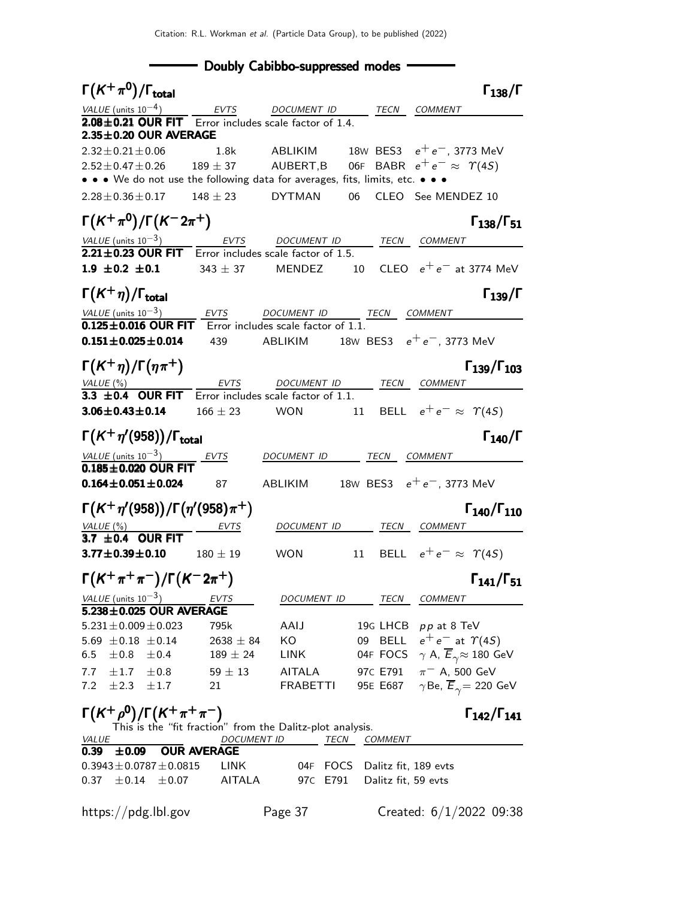## Doubly Cabibbo-suppressed modes

### $\Gamma(K^+\pi^0)/\Gamma_{\text{total}}$ — $\Gamma_{138}/\Gamma$

| VALUE (units $10^{-4}$) | EVTS | DOCUMENT ID | | TECN | COMMENT |
|---|---|---|---|---|---|
| **2.08±0.21 OUR FIT** | Error includes scale factor of 1.4. | | | | |
| **2.35±0.20 OUR AVERAGE** | | | | | |
| 2.32±0.21±0.06 | 1.8k | ABLIKIM | 18W | BES3 | $e^+e^-$, 3773 MeV |
| 2.52±0.47±0.26 | 189 ± 37 | AUBERT,B | 06F | BABR | $e^+e^- \approx \Upsilon(4S)$ |
| • • • We do not use the following data for averages, fits, limits, etc. • • • | | | | | |
| 2.28±0.36±0.17 | 148 ± 23 | DYTMAN | 06 | CLEO | See MENDEZ 10 |

### $\Gamma(K^+\pi^0)/\Gamma(K^-2\pi^+)$ — $\Gamma_{138}/\Gamma_{51}$

| VALUE (units $10^{-3}$) | EVTS | DOCUMENT ID | | TECN | COMMENT |
|---|---|---|---|---|---|
| **2.21±0.23 OUR FIT** | Error includes scale factor of 1.5. | | | | |
| **1.9 ±0.2 ±0.1** | 343 ± 37 | MENDEZ | 10 | CLEO | $e^+e^-$ at 3774 MeV |

### $\Gamma(K^+\eta)/\Gamma_{\text{total}}$ — $\Gamma_{139}/\Gamma$

| VALUE (units $10^{-3}$) | EVTS | DOCUMENT ID | | TECN | COMMENT |
|---|---|---|---|---|---|
| **0.125±0.016 OUR FIT** | Error includes scale factor of 1.1. | | | | |
| **0.151±0.025±0.014** | 439 | ABLIKIM | 18W | BES3 | $e^+e^-$, 3773 MeV |

### $\Gamma(K^+\eta)/\Gamma(\eta\pi^+)$ — $\Gamma_{139}/\Gamma_{103}$

| VALUE (%) | EVTS | DOCUMENT ID | | TECN | COMMENT |
|---|---|---|---|---|---|
| **3.3 ±0.4 OUR FIT** | Error includes scale factor of 1.1. | | | | |
| **3.06±0.43±0.14** | 166 ± 23 | WON | 11 | BELL | $e^+e^- \approx \Upsilon(4S)$ |

### $\Gamma(K^+\eta'(958))/\Gamma_{\text{total}}$ — $\Gamma_{140}/\Gamma$

| VALUE (units $10^{-3}$) | EVTS | DOCUMENT ID | | TECN | COMMENT |
|---|---|---|---|---|---|
| **0.185±0.020 OUR FIT** | | | | | |
| **0.164±0.051±0.024** | 87 | ABLIKIM | 18W | BES3 | $e^+e^-$, 3773 MeV |

### $\Gamma(K^+\eta'(958))/\Gamma(\eta'(958)\pi^+)$ — $\Gamma_{140}/\Gamma_{110}$

| VALUE (%) | EVTS | DOCUMENT ID | | TECN | COMMENT |
|---|---|---|---|---|---|
| **3.7 ±0.4 OUR FIT** | | | | | |
| **3.77±0.39±0.10** | 180 ± 19 | WON | 11 | BELL | $e^+e^- \approx \Upsilon(4S)$ |

### $\Gamma(K^+\pi^+\pi^-)/\Gamma(K^-2\pi^+)$ — $\Gamma_{141}/\Gamma_{51}$

| VALUE (units $10^{-3}$) | EVTS | DOCUMENT ID | | TECN | COMMENT |
|---|---|---|---|---|---|
| **5.238±0.025 OUR AVERAGE** | | | | | |
| 5.231±0.009±0.023 | 795k | AAIJ | 19G | LHCB | $pp$ at 8 TeV |
| 5.69 ±0.18 ±0.14 | 2638 ± 84 | KO | 09 | BELL | $e^+e^-$ at $\Upsilon(4S)$ |
| 6.5 ±0.8 ±0.4 | 189 ± 24 | LINK | 04F | FOCS | $\gamma$ A, $\overline{E}_\gamma \approx$ 180 GeV |
| 7.7 ±1.7 ±0.8 | 59 ± 13 | AITALA | 97C | E791 | $\pi^-$ A, 500 GeV |
| 7.2 ±2.3 ±1.7 | 21 | FRABETTI | 95E | E687 | $\gamma$Be, $\overline{E}_\gamma$= 220 GeV |

### $\Gamma(K^+\rho^0)/\Gamma(K^+\pi^+\pi^-)$ — $\Gamma_{142}/\Gamma_{141}$

This is the "fit fraction" from the Dalitz-plot analysis.

| VALUE | DOCUMENT ID | | TECN | COMMENT |
|---|---|---|---|---|
| **0.39 ±0.09 OUR AVERAGE** | | | | |
| 0.3943±0.0787±0.0815 | LINK | 04F | FOCS | Dalitz fit, 189 evts |
| 0.37 ±0.14 ±0.07 | AITALA | 97C | E791 | Dalitz fit, 59 evts |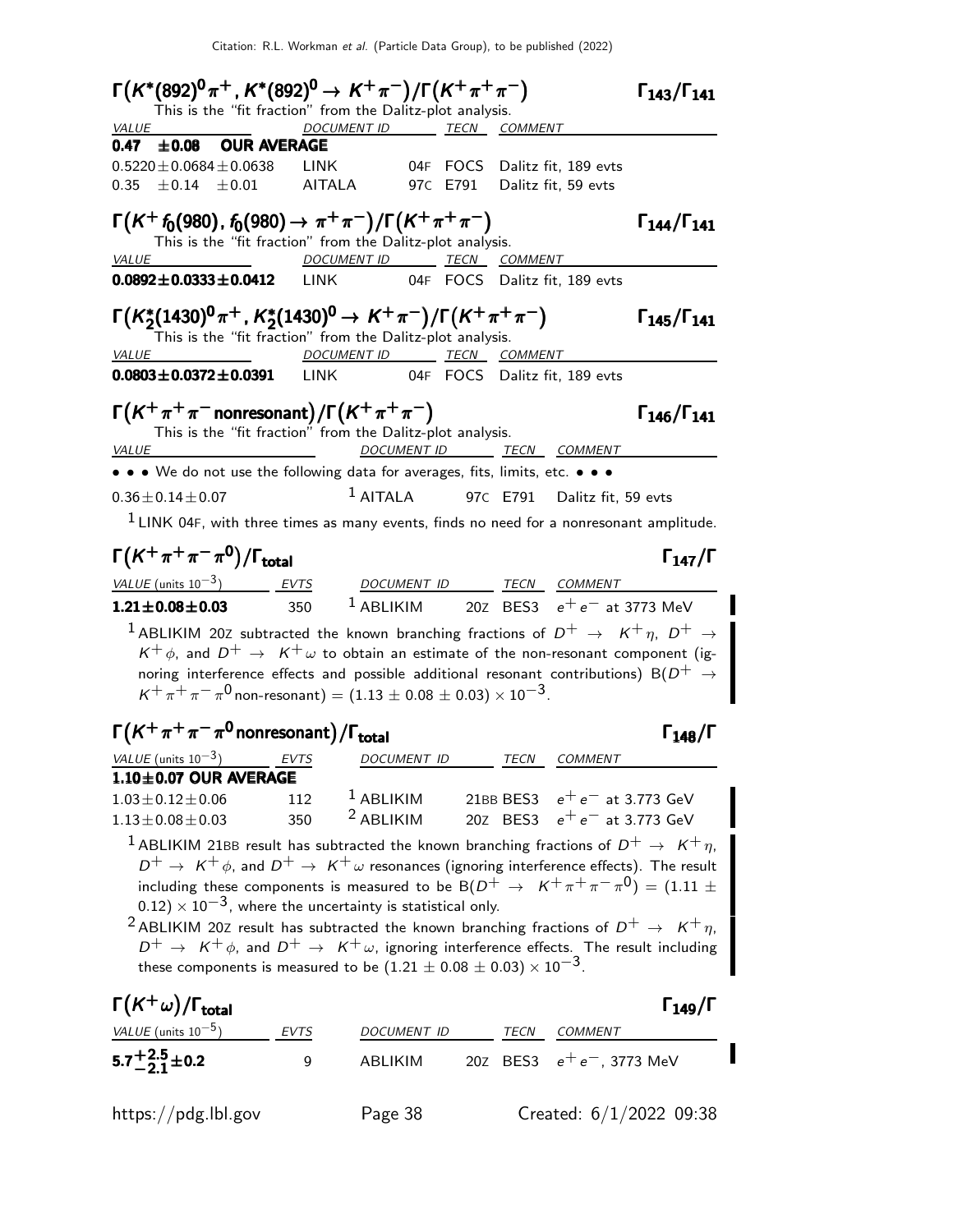### $\Gamma\big(K^*(892)^0\pi^+,\, K^*(892)^0 \to K^+\pi^-\big)/\Gamma\big(K^+\pi^+\pi^-\big)$ — $\Gamma_{143}/\Gamma_{141}$

This is the "fit fraction" from the Dalitz-plot analysis.

| VALUE | DOCUMENT ID | | TECN | COMMENT |
|---|---|---|---|---|
| **0.47 ±0.08 OUR AVERAGE** | | | | |
| $0.5220 \pm 0.0684 \pm 0.0638$ | LINK | 04F | FOCS | Dalitz fit, 189 evts |
| $0.35 \pm 0.14 \pm 0.01$ | AITALA | 97C | E791 | Dalitz fit, 59 evts |

### $\Gamma\big(K^+ f_0(980),\, f_0(980) \to \pi^+\pi^-\big)/\Gamma\big(K^+\pi^+\pi^-\big)$ — $\Gamma_{144}/\Gamma_{141}$

This is the "fit fraction" from the Dalitz-plot analysis.

| VALUE | DOCUMENT ID | | TECN | COMMENT |
|---|---|---|---|---|
| $\mathbf{0.0892 \pm 0.0333 \pm 0.0412}$ | LINK | 04F | FOCS | Dalitz fit, 189 evts |

### $\Gamma\big(K_2^*(1430)^0\pi^+,\, K_2^*(1430)^0 \to K^+\pi^-\big)/\Gamma\big(K^+\pi^+\pi^-\big)$ — $\Gamma_{145}/\Gamma_{141}$

This is the "fit fraction" from the Dalitz-plot analysis.

| VALUE | DOCUMENT ID | | TECN | COMMENT |
|---|---|---|---|---|
| $\mathbf{0.0803 \pm 0.0372 \pm 0.0391}$ | LINK | 04F | FOCS | Dalitz fit, 189 evts |

### $\Gamma\big(K^+\pi^+\pi^-\ \text{nonresonant}\big)/\Gamma\big(K^+\pi^+\pi^-\big)$ — $\Gamma_{146}/\Gamma_{141}$

This is the "fit fraction" from the Dalitz-plot analysis.

| VALUE | DOCUMENT ID | | TECN | COMMENT |
|---|---|---|---|---|
| • • • We do not use the following data for averages, fits, limits, etc. • • • | | | | |
| $0.36 \pm 0.14 \pm 0.07$ | [1] AITALA | 97C | E791 | Dalitz fit, 59 evts |

[1] LINK 04F, with three times as many events, finds no need for a nonresonant amplitude.

### $\Gamma\big(K^+\pi^+\pi^-\pi^0\big)/\Gamma_{\text{total}}$ — $\Gamma_{147}/\Gamma$

| VALUE (units $10^{-3}$) | EVTS | DOCUMENT ID | | TECN | COMMENT |
|---|---|---|---|---|---|
| $\mathbf{1.21 \pm 0.08 \pm 0.03}$ | 350 | [1] ABLIKIM | 20Z | BES3 | $e^+e^-$ at 3773 MeV |

[1] ABLIKIM 20Z subtracted the known branching fractions of $D^+ \to K^+\eta$, $D^+ \to K^+\phi$, and $D^+ \to K^+\omega$ to obtain an estimate of the non-resonant component (ignoring interference effects and possible additional resonant contributions) $B(D^+ \to K^+\pi^+\pi^-\pi^0\,\text{non-resonant}) = (1.13 \pm 0.08 \pm 0.03) \times 10^{-3}$.

### $\Gamma\big(K^+\pi^+\pi^-\pi^0\ \text{nonresonant}\big)/\Gamma_{\text{total}}$ — $\Gamma_{148}/\Gamma$

| VALUE (units $10^{-3}$) | EVTS | DOCUMENT ID | | TECN | COMMENT |
|---|---|---|---|---|---|
| **1.10±0.07 OUR AVERAGE** | | | | | |
| $1.03 \pm 0.12 \pm 0.06$ | 112 | [1] ABLIKIM | 21BB | BES3 | $e^+e^-$ at 3.773 GeV |
| $1.13 \pm 0.08 \pm 0.03$ | 350 | [2] ABLIKIM | 20Z | BES3 | $e^+e^-$ at 3.773 GeV |

[1] ABLIKIM 21BB result has subtracted the known branching fractions of $D^+ \to K^+\eta$, $D^+ \to K^+\phi$, and $D^+ \to K^+\omega$ resonances (ignoring interference effects). The result including these components is measured to be $B(D^+ \to K^+\pi^+\pi^-\pi^0) = (1.11 \pm 0.12) \times 10^{-3}$, where the uncertainty is statistical only.

[2] ABLIKIM 20Z result has subtracted the known branching fractions of $D^+ \to K^+\eta$, $D^+ \to K^+\phi$, and $D^+ \to K^+\omega$, ignoring interference effects. The result including these components is measured to be $(1.21 \pm 0.08 \pm 0.03) \times 10^{-3}$.

### $\Gamma\big(K^+\omega\big)/\Gamma_{\text{total}}$ — $\Gamma_{149}/\Gamma$

| VALUE (units $10^{-5}$) | EVTS | DOCUMENT ID | | TECN | COMMENT |
|---|---|---|---|---|---|
| $\mathbf{5.7^{+2.5}_{-2.1} \pm 0.2}$ | 9 | ABLIKIM | 20Z | BES3 | $e^+e^-$, 3773 MeV |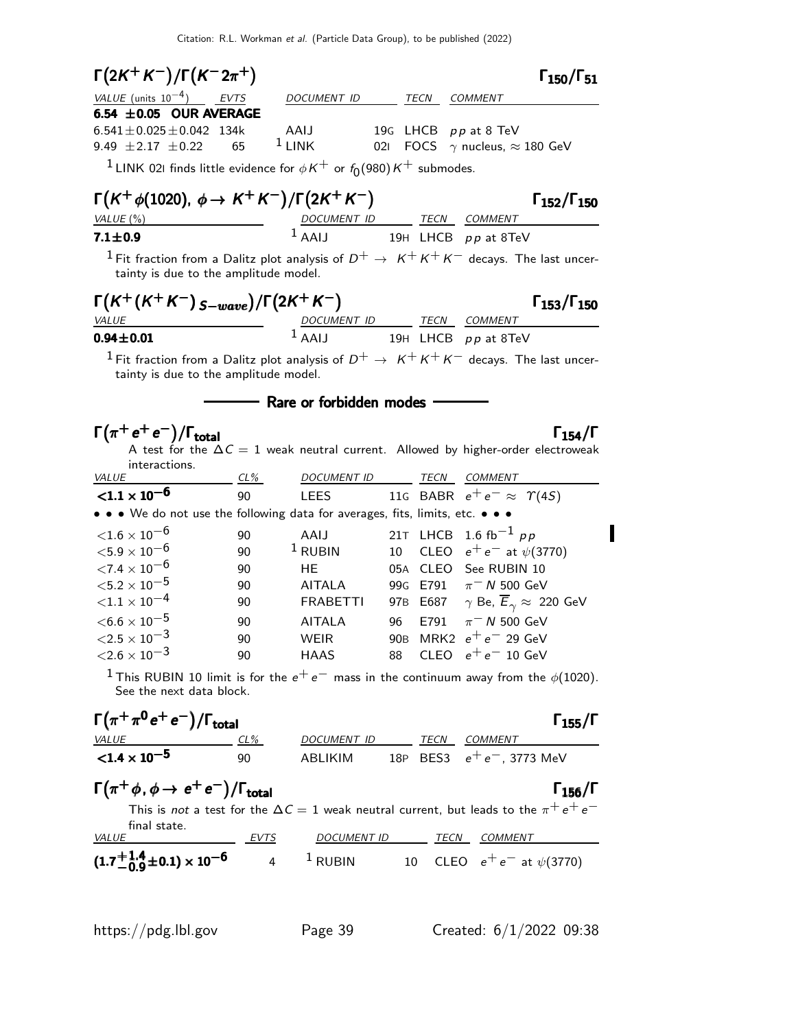### $\Gamma(2K^+K^-)/\Gamma(K^-2\pi^+)$ — $\Gamma_{150}/\Gamma_{51}$

| VALUE (units $10^{-4}$) | EVTS | DOCUMENT ID | | TECN | COMMENT |
|---|---|---|---|---|---|
| **6.54 ±0.05 OUR AVERAGE** | | | | | |
| $6.541 \pm 0.025 \pm 0.042$ | 134k | AAIJ | 19G | LHCB | $pp$ at 8 TeV |
| $9.49 \pm 2.17 \pm 0.22$ | 65 | [1] LINK | 02I | FOCS | $\gamma$ nucleus, $\approx 180$ GeV |

[1] LINK 02I finds little evidence for $\phi K^+$ or $f_0(980)K^+$ submodes.

### $\Gamma(K^+\phi(1020),\ \phi \to K^+K^-)/\Gamma(2K^+K^-)$ — $\Gamma_{152}/\Gamma_{150}$

| VALUE (%) | DOCUMENT ID | | TECN | COMMENT |
|---|---|---|---|---|
| **7.1±0.9** | [1] AAIJ | 19H | LHCB | $pp$ at 8TeV |

[1] Fit fraction from a Dalitz plot analysis of $D^+ \to K^+K^+K^-$ decays. The last uncertainty is due to the amplitude model.

### $\Gamma(K^+(K^+K^-)_{S-wave})/\Gamma(2K^+K^-)$ — $\Gamma_{153}/\Gamma_{150}$

| VALUE | DOCUMENT ID | | TECN | COMMENT |
|---|---|---|---|---|
| **0.94±0.01** | [1] AAIJ | 19H | LHCB | $pp$ at 8TeV |

[1] Fit fraction from a Dalitz plot analysis of $D^+ \to K^+K^+K^-$ decays. The last uncertainty is due to the amplitude model.

## Rare or forbidden modes

### $\Gamma(\pi^+e^+e^-)/\Gamma_{total}$ — $\Gamma_{154}/\Gamma$

A test for the $\Delta C = 1$ weak neutral current. Allowed by higher-order electroweak interactions.

| VALUE | CL% | DOCUMENT ID | | TECN | COMMENT |
|---|---|---|---|---|---|
| **$<1.1 \times 10^{-6}$** | 90 | LEES | 11G | BABR | $e^+e^- \approx \Upsilon(4S)$ |
| • • • We do not use the following data for averages, fits, limits, etc. • • • | | | | | |
| $<1.6 \times 10^{-6}$ | 90 | AAIJ | 21T | LHCB | 1.6 fb$^{-1}$ $pp$ |
| $<5.9 \times 10^{-6}$ | 90 | [1] RUBIN | 10 | CLEO | $e^+e^-$ at $\psi(3770)$ |
| $<7.4 \times 10^{-6}$ | 90 | HE | 05A | CLEO | See RUBIN 10 |
| $<5.2 \times 10^{-5}$ | 90 | AITALA | 99G | E791 | $\pi^- N$ 500 GeV |
| $<1.1 \times 10^{-4}$ | 90 | FRABETTI | 97B | E687 | $\gamma$ Be, $\overline{E}_\gamma \approx$ 220 GeV |
| $<6.6 \times 10^{-5}$ | 90 | AITALA | 96 | E791 | $\pi^- N$ 500 GeV |
| $<2.5 \times 10^{-3}$ | 90 | WEIR | 90B | MRK2 | $e^+e^-$ 29 GeV |
| $<2.6 \times 10^{-3}$ | 90 | HAAS | 88 | CLEO | $e^+e^-$ 10 GeV |

[1] This RUBIN 10 limit is for the $e^+e^-$ mass in the continuum away from the $\phi(1020)$. See the next data block.

### $\Gamma(\pi^+\pi^0e^+e^-)/\Gamma_{total}$ — $\Gamma_{155}/\Gamma$

| VALUE | CL% | DOCUMENT ID | | TECN | COMMENT |
|---|---|---|---|---|---|
| **$<1.4 \times 10^{-5}$** | 90 | ABLIKIM | 18P | BES3 | $e^+e^-$, 3773 MeV |

### $\Gamma(\pi^+\phi,\ \phi \to e^+e^-)/\Gamma_{total}$ — $\Gamma_{156}/\Gamma$

This is *not* a test for the $\Delta C = 1$ weak neutral current, but leads to the $\pi^+e^+e^-$ final state.

| VALUE | EVTS | DOCUMENT ID | | TECN | COMMENT |
|---|---|---|---|---|---|
| **$(1.7^{+1.4}_{-0.9} \pm 0.1) \times 10^{-6}$** | 4 | [1] RUBIN | 10 | CLEO | $e^+e^-$ at $\psi(3770)$ |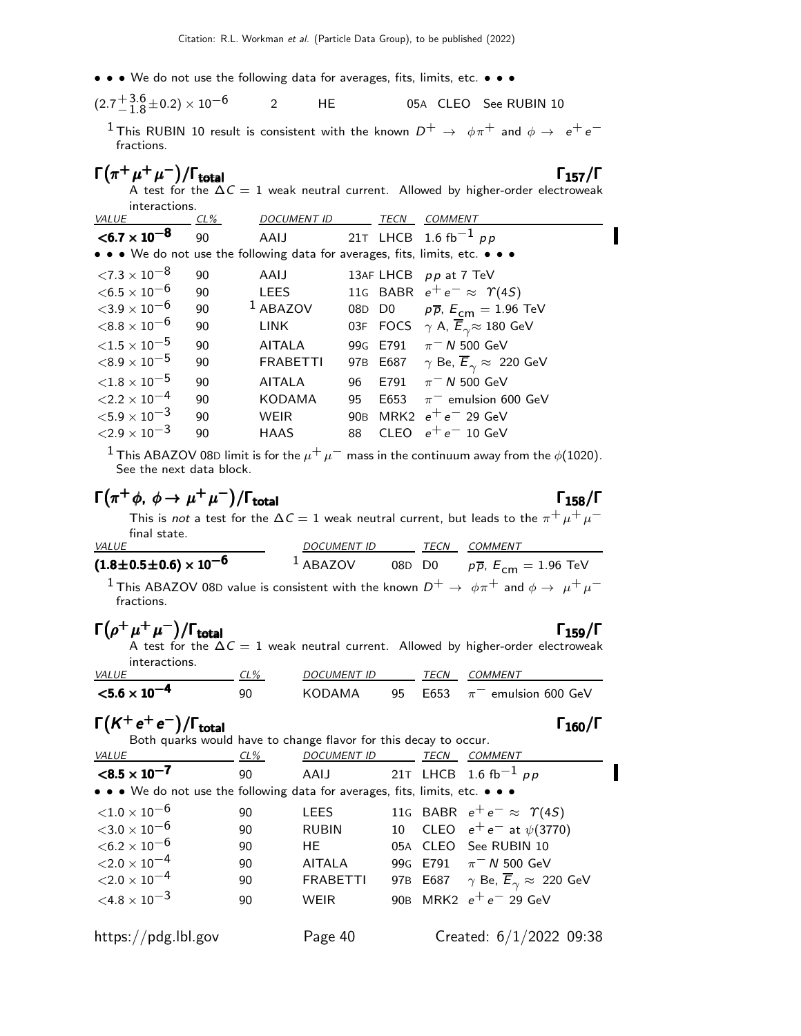• • • We do not use the following data for averages, fits, limits, etc. • • •

| | | | | |
|---|---|---|---|---|
| $(2.7^{+3.6}_{-1.8}\pm0.2)\times10^{-6}$ | 2 | HE | 05A CLEO | See RUBIN 10 |

[1] This RUBIN 10 result is consistent with the known $D^+ \rightarrow \phi\pi^+$ and $\phi \rightarrow e^+e^-$ fractions.

## $\Gamma(\pi^+\mu^+\mu^-)/\Gamma_{\text{total}}$ — $\Gamma_{157}/\Gamma$

A test for the $\Delta C = 1$ weak neutral current. Allowed by higher-order electroweak interactions.

| VALUE | CL% | DOCUMENT ID | | TECN | COMMENT |
|---|---|---|---|---|---|
| **$<6.7\times10^{-8}$** | 90 | AAIJ | 21T | LHCB | 1.6 $\text{fb}^{-1}$ $pp$ |
| • • • We do not use the following data for averages, fits, limits, etc. • • • | | | | | |
| $<7.3\times10^{-8}$ | 90 | AAIJ | 13AF | LHCB | $pp$ at 7 TeV |
| $<6.5\times10^{-6}$ | 90 | LEES | 11G | BABR | $e^+e^- \approx \Upsilon(4S)$ |
| $<3.9\times10^{-6}$ | 90 | [1] ABAZOV | 08D | D0 | $p\overline{p}$, $E_{\text{cm}} = 1.96$ TeV |
| $<8.8\times10^{-6}$ | 90 | LINK | 03F | FOCS | $\gamma$ A, $\overline{E}_\gamma\approx$ 180 GeV |
| $<1.5\times10^{-5}$ | 90 | AITALA | 99G | E791 | $\pi^-$ $N$ 500 GeV |
| $<8.9\times10^{-5}$ | 90 | FRABETTI | 97B | E687 | $\gamma$ Be, $\overline{E}_\gamma \approx$ 220 GeV |
| $<1.8\times10^{-5}$ | 90 | AITALA | 96 | E791 | $\pi^-$ $N$ 500 GeV |
| $<2.2\times10^{-4}$ | 90 | KODAMA | 95 | E653 | $\pi^-$ emulsion 600 GeV |
| $<5.9\times10^{-3}$ | 90 | WEIR | 90B | MRK2 | $e^+e^-$ 29 GeV |
| $<2.9\times10^{-3}$ | 90 | HAAS | 88 | CLEO | $e^+e^-$ 10 GeV |

[1] This ABAZOV 08D limit is for the $\mu^+\mu^-$ mass in the continuum away from the $\phi(1020)$. See the next data block.

## $\Gamma(\pi^+\phi,\ \phi\rightarrow\mu^+\mu^-)/\Gamma_{\text{total}}$ — $\Gamma_{158}/\Gamma$

This is *not* a test for the $\Delta C = 1$ weak neutral current, but leads to the $\pi^+\mu^+\mu^-$ final state.

| VALUE | DOCUMENT ID | | TECN | COMMENT |
|---|---|---|---|---|
| **$(1.8\pm0.5\pm0.6)\times10^{-6}$** | [1] ABAZOV | 08D | D0 | $p\overline{p}$, $E_{\text{cm}} = 1.96$ TeV |

[1] This ABAZOV 08D value is consistent with the known $D^+ \rightarrow \phi\pi^+$ and $\phi \rightarrow \mu^+\mu^-$ fractions.

## $\Gamma(\rho^+\mu^+\mu^-)/\Gamma_{\text{total}}$ — $\Gamma_{159}/\Gamma$

A test for the $\Delta C = 1$ weak neutral current. Allowed by higher-order electroweak interactions.

| VALUE | CL% | DOCUMENT ID | | TECN | COMMENT |
|---|---|---|---|---|---|
| **$<5.6\times10^{-4}$** | 90 | KODAMA | 95 | E653 | $\pi^-$ emulsion 600 GeV |

## $\Gamma(K^+e^+e^-)/\Gamma_{\text{total}}$ — $\Gamma_{160}/\Gamma$

Both quarks would have to change flavor for this decay to occur.

| VALUE | CL% | DOCUMENT ID | | TECN | COMMENT |
|---|---|---|---|---|---|
| **$<8.5\times10^{-7}$** | 90 | AAIJ | 21T | LHCB | 1.6 $\text{fb}^{-1}$ $pp$ |
| • • • We do not use the following data for averages, fits, limits, etc. • • • | | | | | |
| $<1.0\times10^{-6}$ | 90 | LEES | 11G | BABR | $e^+e^- \approx \Upsilon(4S)$ |
| $<3.0\times10^{-6}$ | 90 | RUBIN | 10 | CLEO | $e^+e^-$ at $\psi(3770)$ |
| $<6.2\times10^{-6}$ | 90 | HE | 05A | CLEO | See RUBIN 10 |
| $<2.0\times10^{-4}$ | 90 | AITALA | 99G | E791 | $\pi^-$ $N$ 500 GeV |
| $<2.0\times10^{-4}$ | 90 | FRABETTI | 97B | E687 | $\gamma$ Be, $\overline{E}_\gamma \approx$ 220 GeV |
| $<4.8\times10^{-3}$ | 90 | WEIR | 90B | MRK2 | $e^+e^-$ 29 GeV |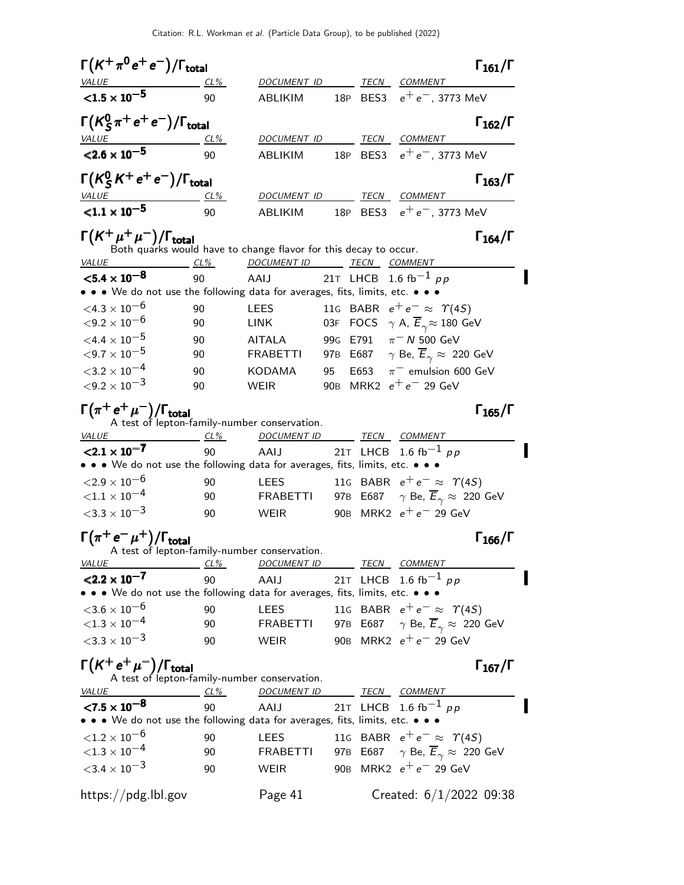### $\Gamma(K^+\pi^0 e^+ e^-)/\Gamma_{\text{total}}$ — $\Gamma_{161}/\Gamma$

| VALUE | CL% | DOCUMENT ID | | TECN | COMMENT |
|---|---|---|---|---|---|
| **$<1.5 \times 10^{-5}$** | 90 | ABLIKIM | 18P | BES3 | $e^+e^-$, 3773 MeV |

### $\Gamma(K_S^0\pi^+ e^+ e^-)/\Gamma_{\text{total}}$ — $\Gamma_{162}/\Gamma$

| VALUE | CL% | DOCUMENT ID | | TECN | COMMENT |
|---|---|---|---|---|---|
| **$<2.6 \times 10^{-5}$** | 90 | ABLIKIM | 18P | BES3 | $e^+e^-$, 3773 MeV |

### $\Gamma(K_S^0 K^+ e^+ e^-)/\Gamma_{\text{total}}$ — $\Gamma_{163}/\Gamma$

| VALUE | CL% | DOCUMENT ID | | TECN | COMMENT |
|---|---|---|---|---|---|
| **$<1.1 \times 10^{-5}$** | 90 | ABLIKIM | 18P | BES3 | $e^+e^-$, 3773 MeV |

### $\Gamma(K^+\mu^+\mu^-)/\Gamma_{\text{total}}$ — $\Gamma_{164}/\Gamma$

Both quarks would have to change flavor for this decay to occur.

| VALUE | CL% | DOCUMENT ID | | TECN | COMMENT |
|---|---|---|---|---|---|
| **$<5.4 \times 10^{-8}$** | 90 | AAIJ | 21T | LHCB | 1.6 fb$^{-1}$ $pp$ |
| • • • We do not use the following data for averages, fits, limits, etc. • • • | | | | | |
| $<4.3 \times 10^{-6}$ | 90 | LEES | 11G | BABR | $e^+e^- \approx \Upsilon(4S)$ |
| $<9.2 \times 10^{-6}$ | 90 | LINK | 03F | FOCS | $\gamma$ A, $\overline{E}_\gamma \approx 180$ GeV |
| $<4.4 \times 10^{-5}$ | 90 | AITALA | 99G | E791 | $\pi^- N$ 500 GeV |
| $<9.7 \times 10^{-5}$ | 90 | FRABETTI | 97B | E687 | $\gamma$ Be, $\overline{E}_\gamma \approx$ 220 GeV |
| $<3.2 \times 10^{-4}$ | 90 | KODAMA | 95 | E653 | $\pi^-$ emulsion 600 GeV |
| $<9.2 \times 10^{-3}$ | 90 | WEIR | 90B | MRK2 | $e^+e^-$ 29 GeV |

### $\Gamma(\pi^+ e^+ \mu^-)/\Gamma_{\text{total}}$ — $\Gamma_{165}/\Gamma$

A test of lepton-family-number conservation.

| VALUE | CL% | DOCUMENT ID | | TECN | COMMENT |
|---|---|---|---|---|---|
| **$<2.1 \times 10^{-7}$** | 90 | AAIJ | 21T | LHCB | 1.6 fb$^{-1}$ $pp$ |
| • • • We do not use the following data for averages, fits, limits, etc. • • • | | | | | |
| $<2.9 \times 10^{-6}$ | 90 | LEES | 11G | BABR | $e^+e^- \approx \Upsilon(4S)$ |
| $<1.1 \times 10^{-4}$ | 90 | FRABETTI | 97B | E687 | $\gamma$ Be, $\overline{E}_\gamma \approx$ 220 GeV |
| $<3.3 \times 10^{-3}$ | 90 | WEIR | 90B | MRK2 | $e^+e^-$ 29 GeV |

### $\Gamma(\pi^+ e^- \mu^+)/\Gamma_{\text{total}}$ — $\Gamma_{166}/\Gamma$

A test of lepton-family-number conservation.

| VALUE | CL% | DOCUMENT ID | | TECN | COMMENT |
|---|---|---|---|---|---|
| **$<2.2 \times 10^{-7}$** | 90 | AAIJ | 21T | LHCB | 1.6 fb$^{-1}$ $pp$ |
| • • • We do not use the following data for averages, fits, limits, etc. • • • | | | | | |
| $<3.6 \times 10^{-6}$ | 90 | LEES | 11G | BABR | $e^+e^- \approx \Upsilon(4S)$ |
| $<1.3 \times 10^{-4}$ | 90 | FRABETTI | 97B | E687 | $\gamma$ Be, $\overline{E}_\gamma \approx$ 220 GeV |
| $<3.3 \times 10^{-3}$ | 90 | WEIR | 90B | MRK2 | $e^+e^-$ 29 GeV |

### $\Gamma(K^+ e^+ \mu^-)/\Gamma_{\text{total}}$ — $\Gamma_{167}/\Gamma$

A test of lepton-family-number conservation.

| VALUE | CL% | DOCUMENT ID | | TECN | COMMENT |
|---|---|---|---|---|---|
| **$<7.5 \times 10^{-8}$** | 90 | AAIJ | 21T | LHCB | 1.6 fb$^{-1}$ $pp$ |
| • • • We do not use the following data for averages, fits, limits, etc. • • • | | | | | |
| $<1.2 \times 10^{-6}$ | 90 | LEES | 11G | BABR | $e^+e^- \approx \Upsilon(4S)$ |
| $<1.3 \times 10^{-4}$ | 90 | FRABETTI | 97B | E687 | $\gamma$ Be, $\overline{E}_\gamma \approx$ 220 GeV |
| $<3.4 \times 10^{-3}$ | 90 | WEIR | 90B | MRK2 | $e^+e^-$ 29 GeV |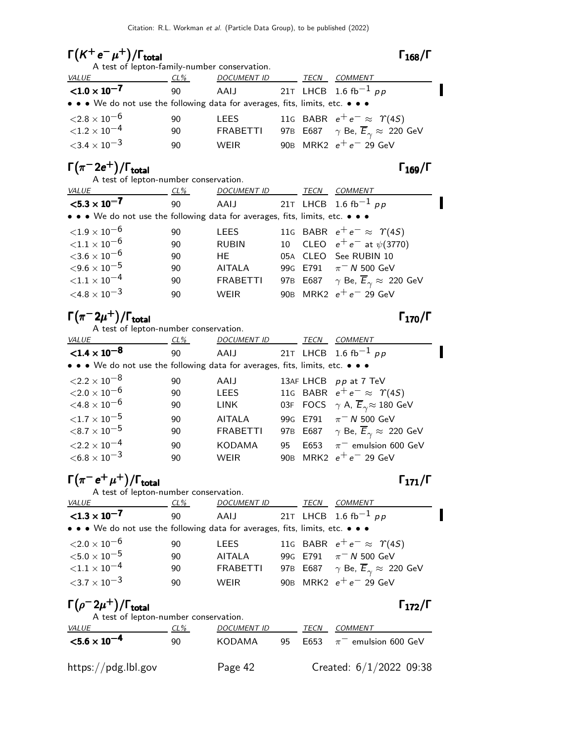## $\Gamma(K^+ e^- \mu^+)/\Gamma_{total}$ $\Gamma_{168}/\Gamma$

A test of lepton-family-number conservation.

| VALUE | CL% | DOCUMENT ID | | TECN | COMMENT |
|---|---|---|---|---|---|
| **$<1.0 \times 10^{-7}$** | 90 | AAIJ | 21T | LHCB | 1.6 fb$^{-1}$ $pp$ |
| • • • We do not use the following data for averages, fits, limits, etc. • • • | | | | | |
| $<2.8 \times 10^{-6}$ | 90 | LEES | 11G | BABR | $e^+e^- \approx \Upsilon(4S)$ |
| $<1.2 \times 10^{-4}$ | 90 | FRABETTI | 97B | E687 | $\gamma$ Be, $\overline{E}_\gamma \approx$ 220 GeV |
| $<3.4 \times 10^{-3}$ | 90 | WEIR | 90B | MRK2 | $e^+e^-$ 29 GeV |

## $\Gamma(\pi^- 2e^+)/\Gamma_{total}$ $\Gamma_{169}/\Gamma$

A test of lepton-number conservation.

| VALUE | CL% | DOCUMENT ID | | TECN | COMMENT |
|---|---|---|---|---|---|
| **$<5.3 \times 10^{-7}$** | 90 | AAIJ | 21T | LHCB | 1.6 fb$^{-1}$ $pp$ |
| • • • We do not use the following data for averages, fits, limits, etc. • • • | | | | | |
| $<1.9 \times 10^{-6}$ | 90 | LEES | 11G | BABR | $e^+e^- \approx \Upsilon(4S)$ |
| $<1.1 \times 10^{-6}$ | 90 | RUBIN | 10 | CLEO | $e^+e^-$ at $\psi(3770)$ |
| $<3.6 \times 10^{-6}$ | 90 | HE | 05A | CLEO | See RUBIN 10 |
| $<9.6 \times 10^{-5}$ | 90 | AITALA | 99G | E791 | $\pi^- N$ 500 GeV |
| $<1.1 \times 10^{-4}$ | 90 | FRABETTI | 97B | E687 | $\gamma$ Be, $\overline{E}_\gamma \approx$ 220 GeV |
| $<4.8 \times 10^{-3}$ | 90 | WEIR | 90B | MRK2 | $e^+e^-$ 29 GeV |

## $\Gamma(\pi^- 2\mu^+)/\Gamma_{total}$ $\Gamma_{170}/\Gamma$

A test of lepton-number conservation.

| VALUE | CL% | DOCUMENT ID | | TECN | COMMENT |
|---|---|---|---|---|---|
| **$<1.4 \times 10^{-8}$** | 90 | AAIJ | 21T | LHCB | 1.6 fb$^{-1}$ $pp$ |
| • • • We do not use the following data for averages, fits, limits, etc. • • • | | | | | |
| $<2.2 \times 10^{-8}$ | 90 | AAIJ | 13AF | LHCB | $pp$ at 7 TeV |
| $<2.0 \times 10^{-6}$ | 90 | LEES | 11G | BABR | $e^+e^- \approx \Upsilon(4S)$ |
| $<4.8 \times 10^{-6}$ | 90 | LINK | 03F | FOCS | $\gamma$ A, $\overline{E}_\gamma \approx$ 180 GeV |
| $<1.7 \times 10^{-5}$ | 90 | AITALA | 99G | E791 | $\pi^- N$ 500 GeV |
| $<8.7 \times 10^{-5}$ | 90 | FRABETTI | 97B | E687 | $\gamma$ Be, $\overline{E}_\gamma \approx$ 220 GeV |
| $<2.2 \times 10^{-4}$ | 90 | KODAMA | 95 | E653 | $\pi^-$ emulsion 600 GeV |
| $<6.8 \times 10^{-3}$ | 90 | WEIR | 90B | MRK2 | $e^+e^-$ 29 GeV |

## $\Gamma(\pi^- e^+ \mu^+)/\Gamma_{total}$ $\Gamma_{171}/\Gamma$

A test of lepton-number conservation.

| VALUE | CL% | DOCUMENT ID | | TECN | COMMENT |
|---|---|---|---|---|---|
| **$<1.3 \times 10^{-7}$** | 90 | AAIJ | 21T | LHCB | 1.6 fb$^{-1}$ $pp$ |
| • • • We do not use the following data for averages, fits, limits, etc. • • • | | | | | |
| $<2.0 \times 10^{-6}$ | 90 | LEES | 11G | BABR | $e^+e^- \approx \Upsilon(4S)$ |
| $<5.0 \times 10^{-5}$ | 90 | AITALA | 99G | E791 | $\pi^- N$ 500 GeV |
| $<1.1 \times 10^{-4}$ | 90 | FRABETTI | 97B | E687 | $\gamma$ Be, $\overline{E}_\gamma \approx$ 220 GeV |
| $<3.7 \times 10^{-3}$ | 90 | WEIR | 90B | MRK2 | $e^+e^-$ 29 GeV |

## $\Gamma(\rho^- 2\mu^+)/\Gamma_{total}$ $\Gamma_{172}/\Gamma$

A test of lepton-number conservation.

| VALUE | CL% | DOCUMENT ID | | TECN | COMMENT |
|---|---|---|---|---|---|
| **$<5.6 \times 10^{-4}$** | 90 | KODAMA | 95 | E653 | $\pi^-$ emulsion 600 GeV |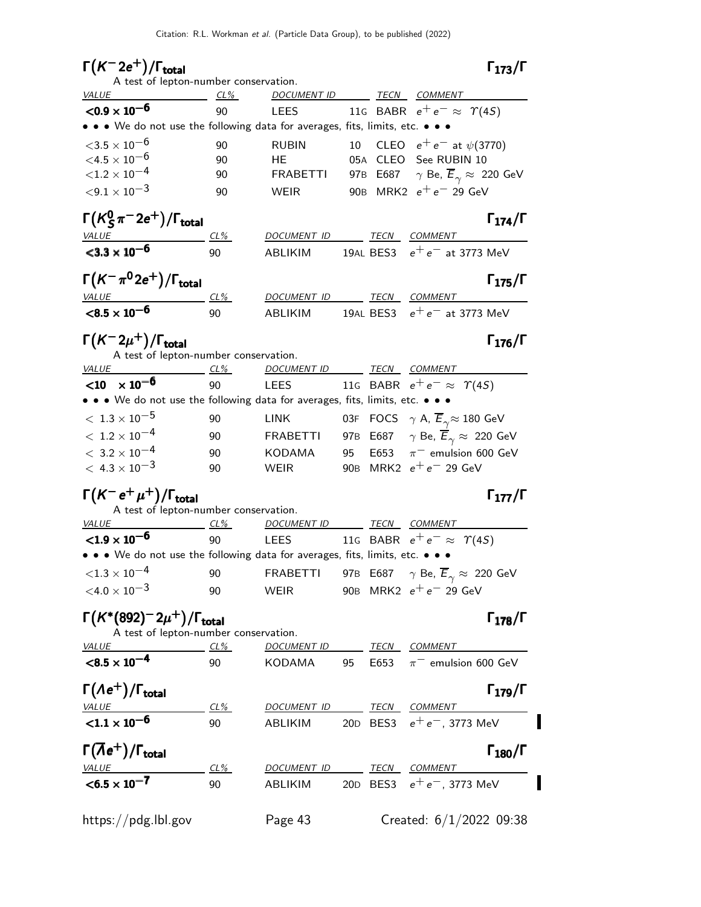## $\Gamma(K^- 2e^+)/\Gamma_{total}$ $\Gamma_{173}/\Gamma$

A test of lepton-number conservation.

| VALUE | CL% | DOCUMENT ID | | TECN | COMMENT |
|---|---|---|---|---|---|
| **$<0.9 \times 10^{-6}$** | 90 | LEES | 11G | BABR | $e^+e^- \approx \Upsilon(4S)$ |
| • • • We do not use the following data for averages, fits, limits, etc. • • • | | | | | |
| $<3.5 \times 10^{-6}$ | 90 | RUBIN | 10 | CLEO | $e^+e^-$ at $\psi(3770)$ |
| $<4.5 \times 10^{-6}$ | 90 | HE | 05A | CLEO | See RUBIN 10 |
| $<1.2 \times 10^{-4}$ | 90 | FRABETTI | 97B | E687 | $\gamma$ Be, $\overline{E}_\gamma \approx$ 220 GeV |
| $<9.1 \times 10^{-3}$ | 90 | WEIR | 90B | MRK2 | $e^+e^-$ 29 GeV |

## $\Gamma(K^0_S \pi^- 2e^+)/\Gamma_{total}$ $\Gamma_{174}/\Gamma$

| VALUE | CL% | DOCUMENT ID | | TECN | COMMENT |
|---|---|---|---|---|---|
| **$<3.3 \times 10^{-6}$** | 90 | ABLIKIM | 19AL | BES3 | $e^+e^-$ at 3773 MeV |

## $\Gamma(K^- \pi^0 2e^+)/\Gamma_{total}$ $\Gamma_{175}/\Gamma$

| VALUE | CL% | DOCUMENT ID | | TECN | COMMENT |
|---|---|---|---|---|---|
| **$<8.5 \times 10^{-6}$** | 90 | ABLIKIM | 19AL | BES3 | $e^+e^-$ at 3773 MeV |

## $\Gamma(K^- 2\mu^+)/\Gamma_{total}$ $\Gamma_{176}/\Gamma$

A test of lepton-number conservation.

| VALUE | CL% | DOCUMENT ID | | TECN | COMMENT |
|---|---|---|---|---|---|
| **$<10 \times 10^{-6}$** | 90 | LEES | 11G | BABR | $e^+e^- \approx \Upsilon(4S)$ |
| • • • We do not use the following data for averages, fits, limits, etc. • • • | | | | | |
| $< 1.3 \times 10^{-5}$ | 90 | LINK | 03F | FOCS | $\gamma$ A, $\overline{E}_\gamma \approx$ 180 GeV |
| $< 1.2 \times 10^{-4}$ | 90 | FRABETTI | 97B | E687 | $\gamma$ Be, $\overline{E}_\gamma \approx$ 220 GeV |
| $< 3.2 \times 10^{-4}$ | 90 | KODAMA | 95 | E653 | $\pi^-$ emulsion 600 GeV |
| $< 4.3 \times 10^{-3}$ | 90 | WEIR | 90B | MRK2 | $e^+e^-$ 29 GeV |

## $\Gamma(K^- e^+ \mu^+)/\Gamma_{total}$ $\Gamma_{177}/\Gamma$

A test of lepton-number conservation.

| VALUE | CL% | DOCUMENT ID | | TECN | COMMENT |
|---|---|---|---|---|---|
| **$<1.9 \times 10^{-6}$** | 90 | LEES | 11G | BABR | $e^+e^- \approx \Upsilon(4S)$ |
| • • • We do not use the following data for averages, fits, limits, etc. • • • | | | | | |
| $<1.3 \times 10^{-4}$ | 90 | FRABETTI | 97B | E687 | $\gamma$ Be, $\overline{E}_\gamma \approx$ 220 GeV |
| $<4.0 \times 10^{-3}$ | 90 | WEIR | 90B | MRK2 | $e^+e^-$ 29 GeV |

## $\Gamma(K^*(892)^- 2\mu^+)/\Gamma_{total}$ $\Gamma_{178}/\Gamma$

A test of lepton-number conservation.

| VALUE | CL% | DOCUMENT ID | | TECN | COMMENT |
|---|---|---|---|---|---|
| **$<8.5 \times 10^{-4}$** | 90 | KODAMA | 95 | E653 | $\pi^-$ emulsion 600 GeV |

## $\Gamma(\Lambda e^+)/\Gamma_{total}$ $\Gamma_{179}/\Gamma$

| VALUE | CL% | DOCUMENT ID | | TECN | COMMENT |
|---|---|---|---|---|---|
| **$<1.1 \times 10^{-6}$** | 90 | ABLIKIM | 20D | BES3 | $e^+e^-$, 3773 MeV |

## $\Gamma(\overline{\Lambda} e^+)/\Gamma_{total}$ $\Gamma_{180}/\Gamma$

| VALUE | CL% | DOCUMENT ID | | TECN | COMMENT |
|---|---|---|---|---|---|
| **$<6.5 \times 10^{-7}$** | 90 | ABLIKIM | 20D | BES3 | $e^+e^-$, 3773 MeV |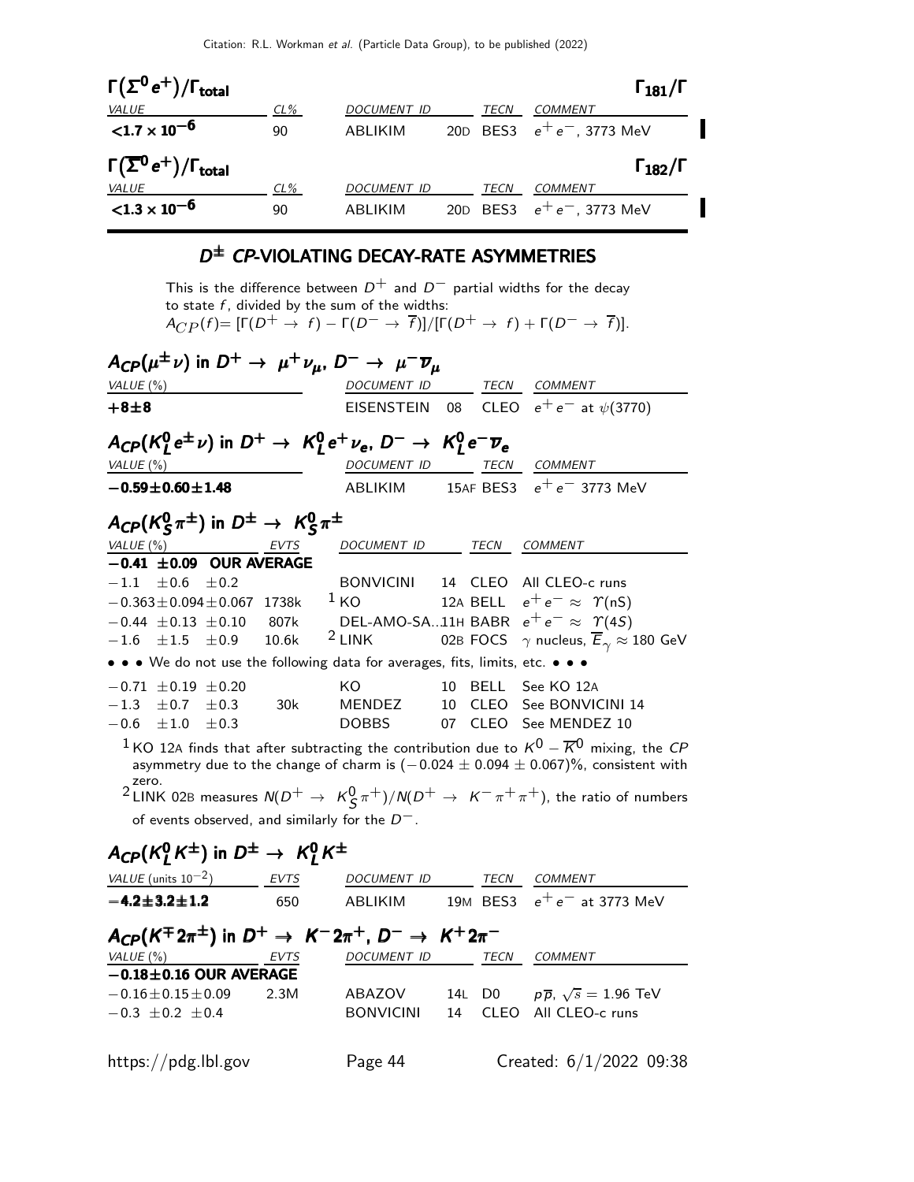### $\Gamma(\Sigma^0 e^+)/\Gamma_{total}$ $\Gamma_{181}/\Gamma$

| VALUE | CL% | DOCUMENT ID | | TECN | COMMENT |
|---|---|---|---|---|---|
| **$<1.7 \times 10^{-6}$** | 90 | ABLIKIM | 20D | BES3 | $e^+e^-$, 3773 MeV |

### $\Gamma(\overline{\Sigma}^0 e^+)/\Gamma_{total}$ $\Gamma_{182}/\Gamma$

| VALUE | CL% | DOCUMENT ID | | TECN | COMMENT |
|---|---|---|---|---|---|
| **$<1.3 \times 10^{-6}$** | 90 | ABLIKIM | 20D | BES3 | $e^+e^-$, 3773 MeV |

## $D^\pm$ CP-VIOLATING DECAY-RATE ASYMMETRIES

This is the difference between $D^+$ and $D^-$ partial widths for the decay to state $f$, divided by the sum of the widths:
$A_{CP}(f) = [\Gamma(D^+ \to f) - \Gamma(D^- \to \overline{f})]/[\Gamma(D^+ \to f) + \Gamma(D^- \to \overline{f})]$.

### $A_{CP}(\mu^\pm \nu)$ in $D^+ \to \mu^+ \nu_\mu$, $D^- \to \mu^- \overline{\nu}_\mu$

| VALUE (%) | DOCUMENT ID | | TECN | COMMENT |
|---|---|---|---|---|
| **+8±8** | EISENSTEIN | 08 | CLEO | $e^+e^-$ at $\psi(3770)$ |

### $A_{CP}(K_L^0 e^\pm \nu)$ in $D^+ \to K_L^0 e^+ \nu_e$, $D^- \to K_L^0 e^- \overline{\nu}_e$

| VALUE (%) | DOCUMENT ID | | TECN | COMMENT |
|---|---|---|---|---|
| **$-0.59 \pm 0.60 \pm 1.48$** | ABLIKIM | 15AF | BES3 | $e^+e^-$ 3773 MeV |

### $A_{CP}(K_S^0 \pi^\pm)$ in $D^\pm \to K_S^0 \pi^\pm$

| VALUE (%) | EVTS | DOCUMENT ID | | TECN | COMMENT |
|---|---|---|---|---|---|
| **$-0.41 \pm 0.09$ OUR AVERAGE** | | | | | |
| $-1.1 \pm 0.6 \pm 0.2$ | | BONVICINI | 14 | CLEO | All CLEO-c runs |
| $-0.363 \pm 0.094 \pm 0.067$ | 1738k | KO [1] | 12A | BELL | $e^+e^- \approx \Upsilon(nS)$ |
| $-0.44 \pm 0.13 \pm 0.10$ | 807k | DEL-AMO-SA... | 11H | BABR | $e^+e^- \approx \Upsilon(4S)$ |
| $-1.6 \pm 1.5 \pm 0.9$ | 10.6k | LINK [2] | 02B | FOCS | $\gamma$ nucleus, $\overline{E}_\gamma \approx 180$ GeV |
| • • • We do not use the following data for averages, fits, limits, etc. • • • | | | | | |
| $-0.71 \pm 0.19 \pm 0.20$ | | KO | 10 | BELL | See KO 12A |
| $-1.3 \pm 0.7 \pm 0.3$ | 30k | MENDEZ | 10 | CLEO | See BONVICINI 14 |
| $-0.6 \pm 1.0 \pm 0.3$ | | DOBBS | 07 | CLEO | See MENDEZ 10 |

[1] KO 12A finds that after subtracting the contribution due to $K^0 - \overline{K}^0$ mixing, the $CP$ asymmetry due to the change of charm is $(-0.024 \pm 0.094 \pm 0.067)\%$, consistent with zero.

[2] LINK 02B measures $N(D^+ \to K_S^0 \pi^+)/N(D^+ \to K^- \pi^+ \pi^+)$, the ratio of numbers of events observed, and similarly for the $D^-$.

### $A_{CP}(K_L^0 K^\pm)$ in $D^\pm \to K_L^0 K^\pm$

| VALUE (units $10^{-2}$) | EVTS | DOCUMENT ID | | TECN | COMMENT |
|---|---|---|---|---|---|
| **$-4.2 \pm 3.2 \pm 1.2$** | 650 | ABLIKIM | 19M | BES3 | $e^+e^-$ at 3773 MeV |

### $A_{CP}(K^\mp 2\pi^\pm)$ in $D^+ \to K^- 2\pi^+$, $D^- \to K^+ 2\pi^-$

| VALUE (%) | EVTS | DOCUMENT ID | | TECN | COMMENT |
|---|---|---|---|---|---|
| **$-0.18 \pm 0.16$ OUR AVERAGE** | | | | | |
| $-0.16 \pm 0.15 \pm 0.09$ | 2.3M | ABAZOV | 14L | D0 | $p\overline{p}$, $\sqrt{s} = 1.96$ TeV |
| $-0.3 \pm 0.2 \pm 0.4$ | | BONVICINI | 14 | CLEO | All CLEO-c runs |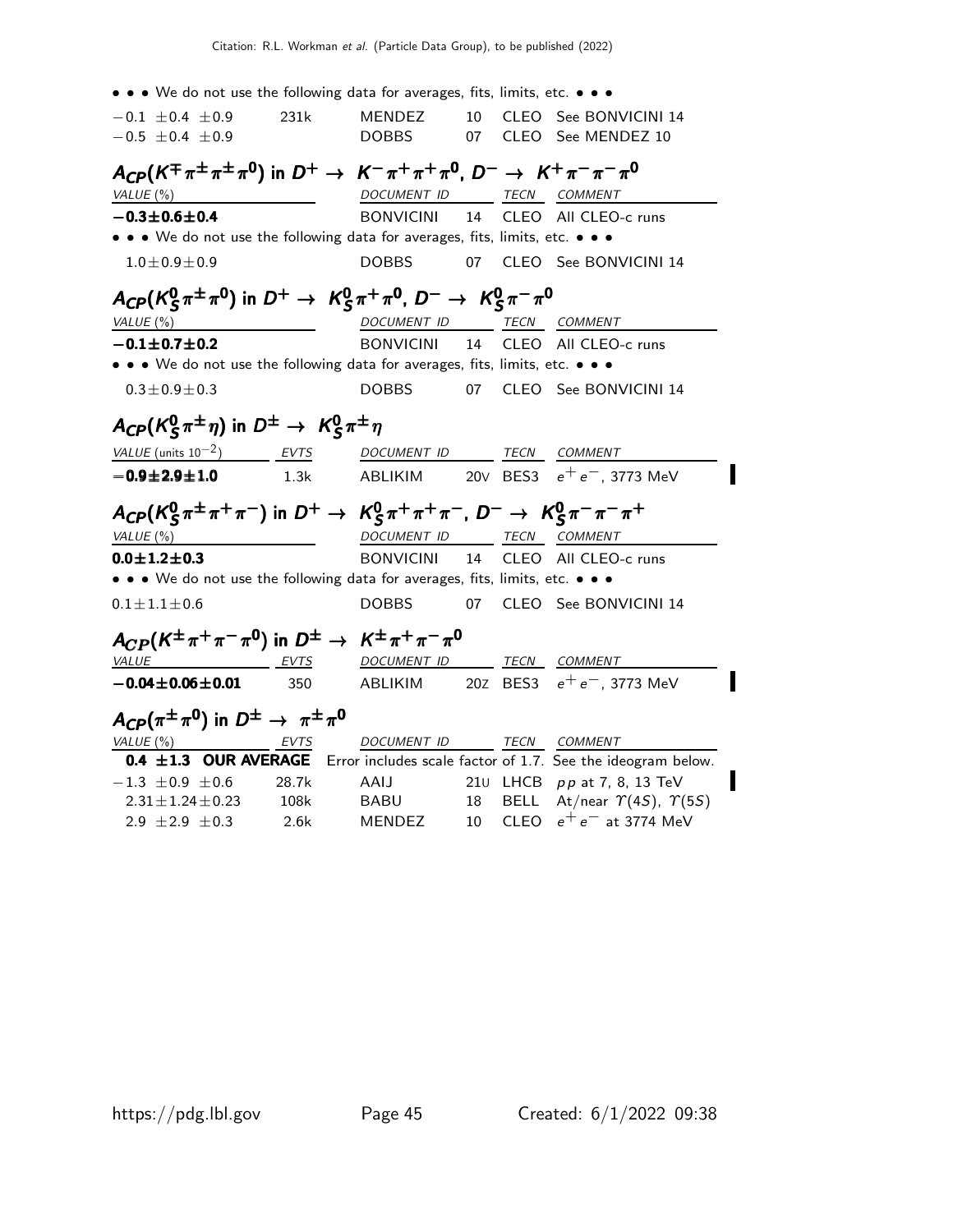• • • We do not use the following data for averages, fits, limits, etc. • • •

| | | | | | |
|---|---|---|---|---|---|
| $-0.1 \pm 0.4 \pm 0.9$ | 231k | MENDEZ | 10 | CLEO | See BONVICINI 14 |
| $-0.5 \pm 0.4 \pm 0.9$ | | DOBBS | 07 | CLEO | See MENDEZ 10 |

### $A_{CP}(K^{\mp}\pi^{\pm}\pi^{\pm}\pi^0)$ in $D^+ \to K^-\pi^+\pi^+\pi^0$, $D^- \to K^+\pi^-\pi^-\pi^0$

| VALUE (%) | DOCUMENT ID | | TECN | COMMENT |
|---|---|---|---|---|
| **$-0.3 \pm 0.6 \pm 0.4$** | BONVICINI | 14 | CLEO | All CLEO-c runs |
| • • • We do not use the following data for averages, fits, limits, etc. • • • | | | | |
| $1.0 \pm 0.9 \pm 0.9$ | DOBBS | 07 | CLEO | See BONVICINI 14 |

### $A_{CP}(K^0_S\pi^{\pm}\pi^0)$ in $D^+ \to K^0_S\pi^+\pi^0$, $D^- \to K^0_S\pi^-\pi^0$

| VALUE (%) | DOCUMENT ID | | TECN | COMMENT |
|---|---|---|---|---|
| **$-0.1 \pm 0.7 \pm 0.2$** | BONVICINI | 14 | CLEO | All CLEO-c runs |
| • • • We do not use the following data for averages, fits, limits, etc. • • • | | | | |
| $0.3 \pm 0.9 \pm 0.3$ | DOBBS | 07 | CLEO | See BONVICINI 14 |

### $A_{CP}(K^0_S\pi^{\pm}\eta)$ in $D^{\pm} \to K^0_S\pi^{\pm}\eta$

| VALUE (units $10^{-2}$) | EVTS | DOCUMENT ID | | TECN | COMMENT |
|---|---|---|---|---|---|
| **$-0.9 \pm 2.9 \pm 1.0$** | 1.3k | ABLIKIM | 20V | BES3 | $e^+e^-$, 3773 MeV |

### $A_{CP}(K^0_S\pi^{\pm}\pi^+\pi^-)$ in $D^+ \to K^0_S\pi^+\pi^+\pi^-$, $D^- \to K^0_S\pi^-\pi^-\pi^+$

| VALUE (%) | DOCUMENT ID | | TECN | COMMENT |
|---|---|---|---|---|
| **$0.0 \pm 1.2 \pm 0.3$** | BONVICINI | 14 | CLEO | All CLEO-c runs |
| • • • We do not use the following data for averages, fits, limits, etc. • • • | | | | |
| $0.1 \pm 1.1 \pm 0.6$ | DOBBS | 07 | CLEO | See BONVICINI 14 |

### $A_{CP}(K^{\pm}\pi^+\pi^-\pi^0)$ in $D^{\pm} \to K^{\pm}\pi^+\pi^-\pi^0$

| VALUE | EVTS | DOCUMENT ID | | TECN | COMMENT |
|---|---|---|---|---|---|
| **$-0.04 \pm 0.06 \pm 0.01$** | 350 | ABLIKIM | 20Z | BES3 | $e^+e^-$, 3773 MeV |

### $A_{CP}(\pi^{\pm}\pi^0)$ in $D^{\pm} \to \pi^{\pm}\pi^0$

| VALUE (%) | EVTS | DOCUMENT ID | | TECN | COMMENT |
|---|---|---|---|---|---|
| **$0.4 \pm 1.3$ OUR AVERAGE** | | Error includes scale factor of 1.7. See the ideogram below. | | | |
| $-1.3 \pm 0.9 \pm 0.6$ | 28.7k | AAIJ | 21U | LHCB | $pp$ at 7, 8, 13 TeV |
| $2.31 \pm 1.24 \pm 0.23$ | 108k | BABU | 18 | BELL | At/near $\Upsilon(4S)$, $\Upsilon(5S)$ |
| $2.9 \pm 2.9 \pm 0.3$ | 2.6k | MENDEZ | 10 | CLEO | $e^+e^-$ at 3774 MeV |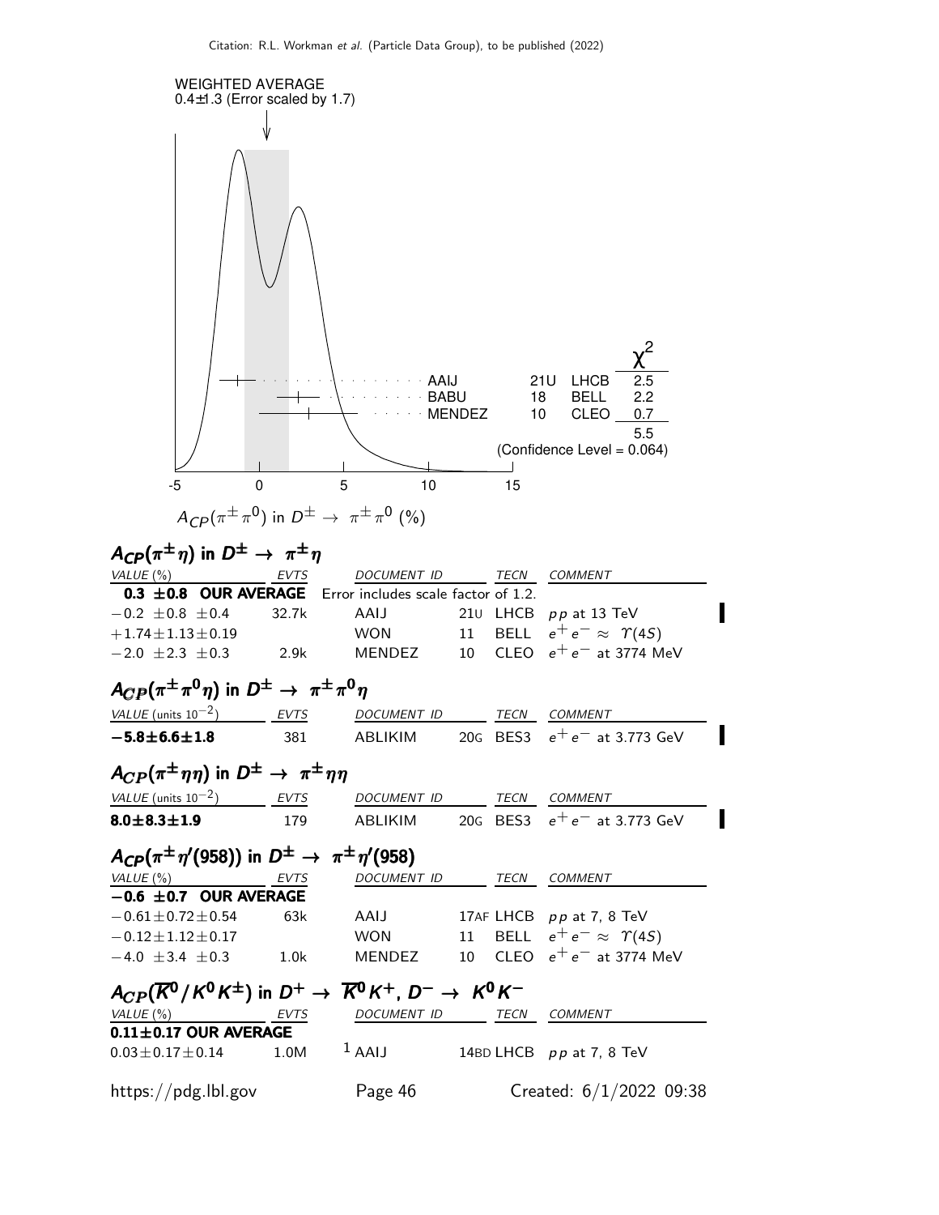WEIGHTED AVERAGE
0.4±1.3 (Error scaled by 1.7)

| | | | $\chi^2$ |
|---|---|---|---|
| AAIJ | 21U | LHCB | 2.5 |
| BABU | 18 | BELL | 2.2 |
| MENDEZ | 10 | CLEO | 0.7 |
| | | | 5.5 |

(Confidence Level = 0.064)

$A_{CP}(\pi^\pm \pi^0)$ in $D^\pm \to \pi^\pm \pi^0$ (%)

## $A_{CP}(\pi^\pm \eta)$ in $D^\pm \to \pi^\pm \eta$

| VALUE (%) | EVTS | DOCUMENT ID | | TECN | COMMENT |
|---|---|---|---|---|---|
| **0.3 ±0.8 OUR AVERAGE** | | Error includes scale factor of 1.2. | | | |
| $-0.2 \pm 0.8 \pm 0.4$ | 32.7k | AAIJ | 21U | LHCB | $pp$ at 13 TeV |
| $+1.74 \pm 1.13 \pm 0.19$ | | WON | 11 | BELL | $e^+e^- \approx \Upsilon(4S)$ |
| $-2.0 \pm 2.3 \pm 0.3$ | 2.9k | MENDEZ | 10 | CLEO | $e^+e^-$ at 3774 MeV |

## $A_{CP}(\pi^\pm \pi^0 \eta)$ in $D^\pm \to \pi^\pm \pi^0 \eta$

| VALUE (units $10^{-2}$) | EVTS | DOCUMENT ID | | TECN | COMMENT |
|---|---|---|---|---|---|
| **$-5.8 \pm 6.6 \pm 1.8$** | 381 | ABLIKIM | 20G | BES3 | $e^+e^-$ at 3.773 GeV |

## $A_{CP}(\pi^\pm \eta\eta)$ in $D^\pm \to \pi^\pm \eta\eta$

| VALUE (units $10^{-2}$) | EVTS | DOCUMENT ID | | TECN | COMMENT |
|---|---|---|---|---|---|
| **$8.0 \pm 8.3 \pm 1.9$** | 179 | ABLIKIM | 20G | BES3 | $e^+e^-$ at 3.773 GeV |

## $A_{CP}(\pi^\pm \eta'(958))$ in $D^\pm \to \pi^\pm \eta'(958)$

| VALUE (%) | EVTS | DOCUMENT ID | | TECN | COMMENT |
|---|---|---|---|---|---|
| **$-0.6 \pm 0.7$ OUR AVERAGE** | | | | | |
| $-0.61 \pm 0.72 \pm 0.54$ | 63k | AAIJ | 17AF | LHCB | $pp$ at 7, 8 TeV |
| $-0.12 \pm 1.12 \pm 0.17$ | | WON | 11 | BELL | $e^+e^- \approx \Upsilon(4S)$ |
| $-4.0 \pm 3.4 \pm 0.3$ | 1.0k | MENDEZ | 10 | CLEO | $e^+e^-$ at 3774 MeV |

## $A_{CP}(\overline{K}^0/K^0 K^\pm)$ in $D^+ \to \overline{K}^0 K^+$, $D^- \to K^0 K^-$

| VALUE (%) | EVTS | DOCUMENT ID | | TECN | COMMENT |
|---|---|---|---|---|---|
| **0.11±0.17 OUR AVERAGE** | | | | | |
| $0.03 \pm 0.17 \pm 0.14$ | 1.0M | [1] AAIJ | 14BD | LHCB | $pp$ at 7, 8 TeV |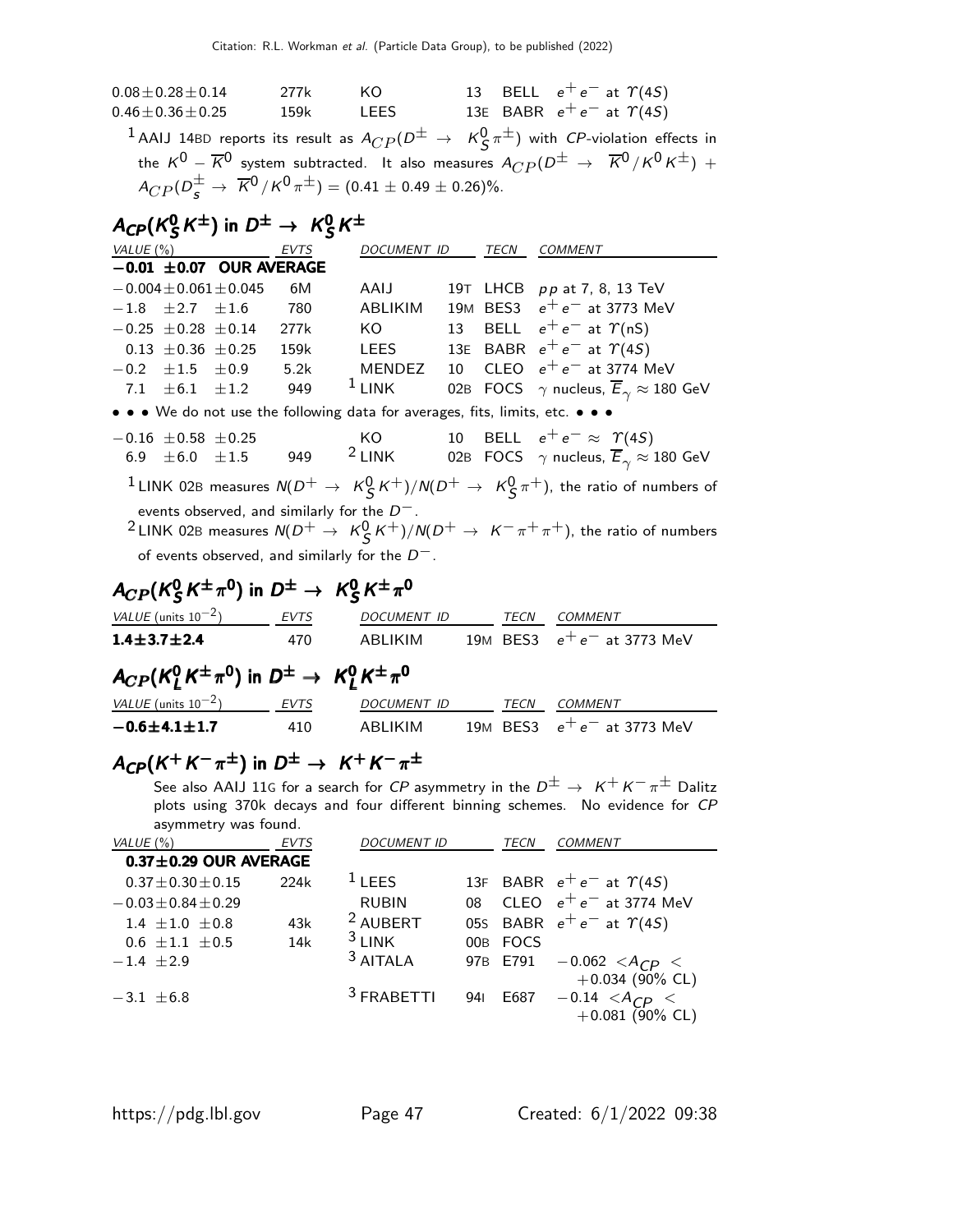| VALUE | EVTS | DOCUMENT ID | | TECN | COMMENT |
|---|---|---|---|---|---|
| $0.08 \pm 0.28 \pm 0.14$ | 277k | KO | 13 | BELL | $e^+e^-$ at $\Upsilon(4S)$ |
| $0.46 \pm 0.36 \pm 0.25$ | 159k | LEES | 13E | BABR | $e^+e^-$ at $\Upsilon(4S)$ |

[1] AAIJ 14BD reports its result as $A_{CP}(D^\pm \to K^0_S \pi^\pm)$ with $CP$-violation effects in the $K^0 - \overline{K}^0$ system subtracted. It also measures $A_{CP}(D^\pm \to \overline{K}^0/K^0 K^\pm) + A_{CP}(D^\pm_s \to \overline{K}^0/K^0 \pi^\pm) = (0.41 \pm 0.49 \pm 0.26)\%$.

## $A_{CP}(K^0_S K^\pm)$ in $D^\pm \to K^0_S K^\pm$

| VALUE (%) | EVTS | DOCUMENT ID | | TECN | COMMENT |
|---|---|---|---|---|---|
| **$-0.01 \pm 0.07$ OUR AVERAGE** | | | | | |
| $-0.004 \pm 0.061 \pm 0.045$ | 6M | AAIJ | 19T | LHCB | $pp$ at 7, 8, 13 TeV |
| $-1.8 \pm 2.7 \pm 1.6$ | 780 | ABLIKIM | 19M | BES3 | $e^+e^-$ at 3773 MeV |
| $-0.25 \pm 0.28 \pm 0.14$ | 277k | KO | 13 | BELL | $e^+e^-$ at $\Upsilon(nS)$ |
| $0.13 \pm 0.36 \pm 0.25$ | 159k | LEES | 13E | BABR | $e^+e^-$ at $\Upsilon(4S)$ |
| $-0.2 \pm 1.5 \pm 0.9$ | 5.2k | MENDEZ | 10 | CLEO | $e^+e^-$ at 3774 MeV |
| $7.1 \pm 6.1 \pm 1.2$ | 949 | [1] LINK | 02B | FOCS | $\gamma$ nucleus, $\overline{E}_\gamma \approx 180$ GeV |
| • • • We do not use the following data for averages, fits, limits, etc. • • • | | | | | |
| $-0.16 \pm 0.58 \pm 0.25$ | | KO | 10 | BELL | $e^+e^- \approx \Upsilon(4S)$ |
| $6.9 \pm 6.0 \pm 1.5$ | 949 | [2] LINK | 02B | FOCS | $\gamma$ nucleus, $\overline{E}_\gamma \approx 180$ GeV |

[1] LINK 02B measures $N(D^+ \to K^0_S K^+)/N(D^+ \to K^0_S \pi^+)$, the ratio of numbers of events observed, and similarly for the $D^-$.

[2] LINK 02B measures $N(D^+ \to K^0_S K^+)/N(D^+ \to K^- \pi^+ \pi^+)$, the ratio of numbers of events observed, and similarly for the $D^-$.

## $A_{CP}(K^0_S K^\pm \pi^0)$ in $D^\pm \to K^0_S K^\pm \pi^0$

| VALUE (units $10^{-2}$) | EVTS | DOCUMENT ID | | TECN | COMMENT |
|---|---|---|---|---|---|
| **$1.4 \pm 3.7 \pm 2.4$** | 470 | ABLIKIM | 19M | BES3 | $e^+e^-$ at 3773 MeV |

## $A_{CP}(K^0_L K^\pm \pi^0)$ in $D^\pm \to K^0_L K^\pm \pi^0$

| VALUE (units $10^{-2}$) | EVTS | DOCUMENT ID | | TECN | COMMENT |
|---|---|---|---|---|---|
| **$-0.6 \pm 4.1 \pm 1.7$** | 410 | ABLIKIM | 19M | BES3 | $e^+e^-$ at 3773 MeV |

## $A_{CP}(K^+ K^- \pi^\pm)$ in $D^\pm \to K^+ K^- \pi^\pm$

See also AAIJ 11G for a search for $CP$ asymmetry in the $D^\pm \to K^+ K^- \pi^\pm$ Dalitz plots using 370k decays and four different binning schemes. No evidence for $CP$ asymmetry was found.

| VALUE (%) | EVTS | DOCUMENT ID | | TECN | COMMENT |
|---|---|---|---|---|---|
| **$0.37 \pm 0.29$ OUR AVERAGE** | | | | | |
| $0.37 \pm 0.30 \pm 0.15$ | 224k | [1] LEES | 13F | BABR | $e^+e^-$ at $\Upsilon(4S)$ |
| $-0.03 \pm 0.84 \pm 0.29$ | | RUBIN | 08 | CLEO | $e^+e^-$ at 3774 MeV |
| $1.4 \pm 1.0 \pm 0.8$ | 43k | [2] AUBERT | 05S | BABR | $e^+e^-$ at $\Upsilon(4S)$ |
| $0.6 \pm 1.1 \pm 0.5$ | 14k | [3] LINK | 00B | FOCS | |
| $-1.4 \pm 2.9$ | | [3] AITALA | 97B | E791 | $-0.062 < A_{CP} < +0.034$ (90% CL) |
| $-3.1 \pm 6.8$ | | [3] FRABETTI | 94I | E687 | $-0.14 < A_{CP} < +0.081$ (90% CL) |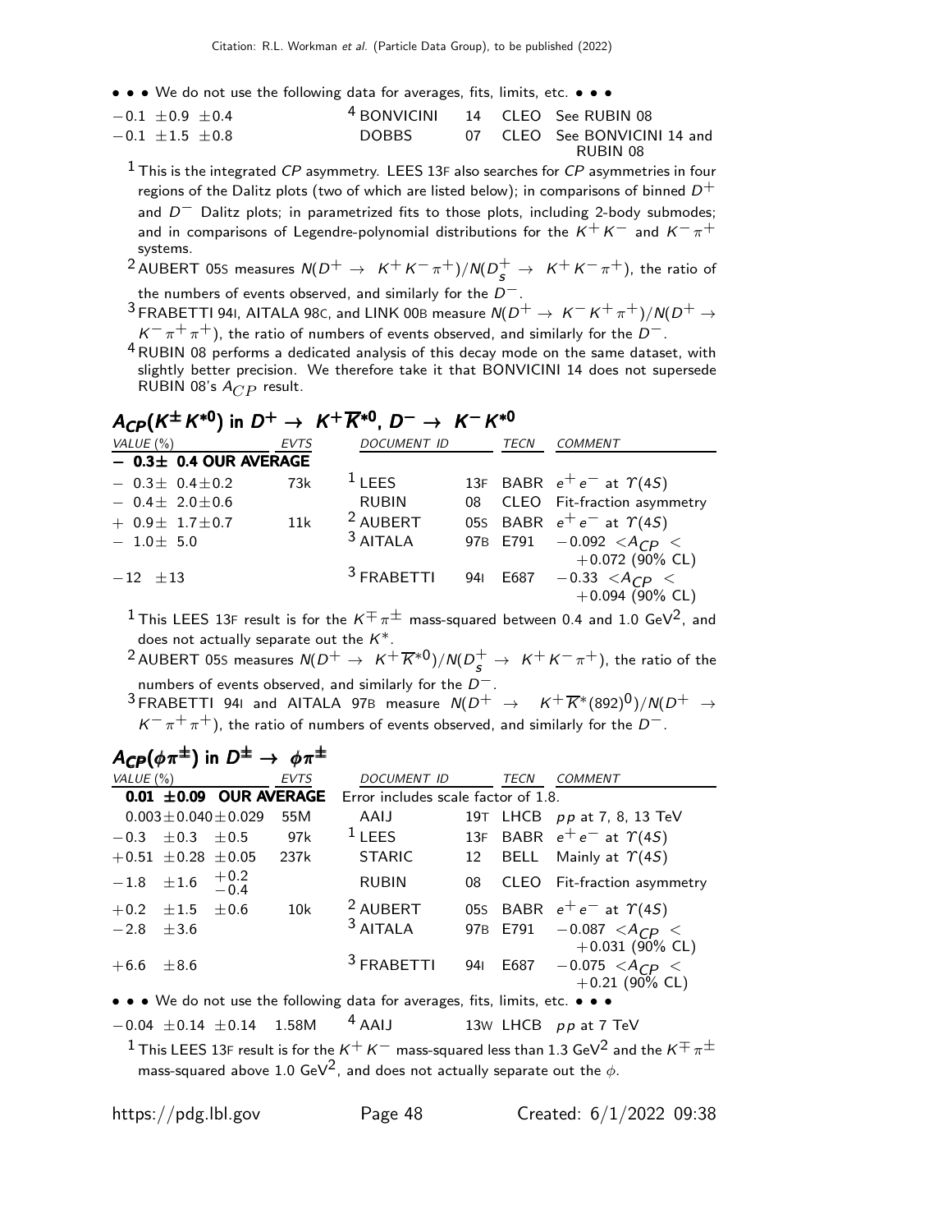• • • We do not use the following data for averages, fits, limits, etc. • • •

| VALUE | | DOCUMENT ID | | TECN | COMMENT |
|---|---|---|---|---|---|
| $-0.1 \pm 0.9 \pm 0.4$ | | [4] BONVICINI | 14 | CLEO | See RUBIN 08 |
| $-0.1 \pm 1.5 \pm 0.8$ | | DOBBS | 07 | CLEO | See BONVICINI 14 and RUBIN 08 |

[1] This is the integrated $CP$ asymmetry. LEES 13F also searches for $CP$ asymmetries in four regions of the Dalitz plots (two of which are listed below); in comparisons of binned $D^+$ and $D^-$ Dalitz plots; in parametrized fits to those plots, including 2-body submodes; and in comparisons of Legendre-polynomial distributions for the $K^+K^-$ and $K^-\pi^+$ systems.

[2] AUBERT 05S measures $N(D^+ \rightarrow K^+K^-\pi^+)/N(D_s^+ \rightarrow K^+K^-\pi^+)$, the ratio of the numbers of events observed, and similarly for the $D^-$.

[3] FRABETTI 94I, AITALA 98C, and LINK 00B measure $N(D^+ \rightarrow K^-K^+\pi^+)/N(D^+ \rightarrow K^-\pi^+\pi^+)$, the ratio of numbers of events observed, and similarly for the $D^-$.

[4] RUBIN 08 performs a dedicated analysis of this decay mode on the same dataset, with slightly better precision. We therefore take it that BONVICINI 14 does not supersede RUBIN 08's $A_{CP}$ result.

## $A_{CP}(K^\pm K^{*0})$ in $D^+ \rightarrow K^+\overline{K}^{*0}$, $D^- \rightarrow K^-K^{*0}$

| VALUE (%) | EVTS | DOCUMENT ID | | TECN | COMMENT |
|---|---|---|---|---|---|
| **$-$ 0.3$\pm$ 0.4 OUR AVERAGE** | | | | | |
| $-\ 0.3\pm\ 0.4\pm0.2$ | 73k | [1] LEES | 13F | BABR | $e^+e^-$ at $\Upsilon(4S)$ |
| $-\ 0.4\pm\ 2.0\pm0.6$ | | RUBIN | 08 | CLEO | Fit-fraction asymmetry |
| $+\ 0.9\pm\ 1.7\pm0.7$ | 11k | [2] AUBERT | 05S | BABR | $e^+e^-$ at $\Upsilon(4S)$ |
| $-\ 1.0\pm\ 5.0$ | | [3] AITALA | 97B | E791 | $-0.092 < A_{CP} < +0.072$ (90% CL) |
| $-12\ \pm13$ | | [3] FRABETTI | 94I | E687 | $-0.33 < A_{CP} < +0.094$ (90% CL) |

[1] This LEES 13F result is for the $K^\mp\pi^\pm$ mass-squared between 0.4 and 1.0 GeV$^2$, and does not actually separate out the $K^*$.

[2] AUBERT 05S measures $N(D^+ \rightarrow K^+\overline{K}^{*0})/N(D_s^+ \rightarrow K^+K^-\pi^+)$, the ratio of the numbers of events observed, and similarly for the $D^-$.

[3] FRABETTI 94I and AITALA 97B measure $N(D^+ \rightarrow K^+\overline{K}^*(892)^0)/N(D^+ \rightarrow K^-\pi^+\pi^+)$, the ratio of numbers of events observed, and similarly for the $D^-$.

## $A_{CP}(\phi\pi^\pm)$ in $D^\pm \rightarrow \phi\pi^\pm$

| VALUE (%) | EVTS | DOCUMENT ID | | TECN | COMMENT |
|---|---|---|---|---|---|
| **0.01 $\pm$0.09 OUR AVERAGE** | | Error includes scale factor of 1.8. | | | |
| $0.003\pm0.040\pm0.029$ | 55M | AAIJ | 19T | LHCB | $pp$ at 7, 8, 13 TeV |
| $-0.3\ \pm0.3\ \pm0.5$ | 97k | [1] LEES | 13F | BABR | $e^+e^-$ at $\Upsilon(4S)$ |
| $+0.51\ \pm0.28\ \pm0.05$ | 237k | STARIC | 12 | BELL | Mainly at $\Upsilon(4S)$ |
| $-1.8\ \pm1.6\ ^{+0.2}_{-0.4}$ | | RUBIN | 08 | CLEO | Fit-fraction asymmetry |
| $+0.2\ \pm1.5\ \pm0.6$ | 10k | [2] AUBERT | 05S | BABR | $e^+e^-$ at $\Upsilon(4S)$ |
| $-2.8\ \pm3.6$ | | [3] AITALA | 97B | E791 | $-0.087 < A_{CP} < +0.031$ (90% CL) |
| $+6.6\ \pm8.6$ | | [3] FRABETTI | 94I | E687 | $-0.075 < A_{CP} < +0.21$ (90% CL) |

• • • We do not use the following data for averages, fits, limits, etc. • • •

| VALUE (%) | EVTS | DOCUMENT ID | | TECN | COMMENT |
|---|---|---|---|---|---|
| $-0.04\ \pm0.14\ \pm0.14$ | 1.58M | [4] AAIJ | 13W | LHCB | $pp$ at 7 TeV |

[1] This LEES 13F result is for the $K^+K^-$ mass-squared less than 1.3 GeV$^2$ and the $K^\mp\pi^\pm$ mass-squared above 1.0 GeV$^2$, and does not actually separate out the $\phi$.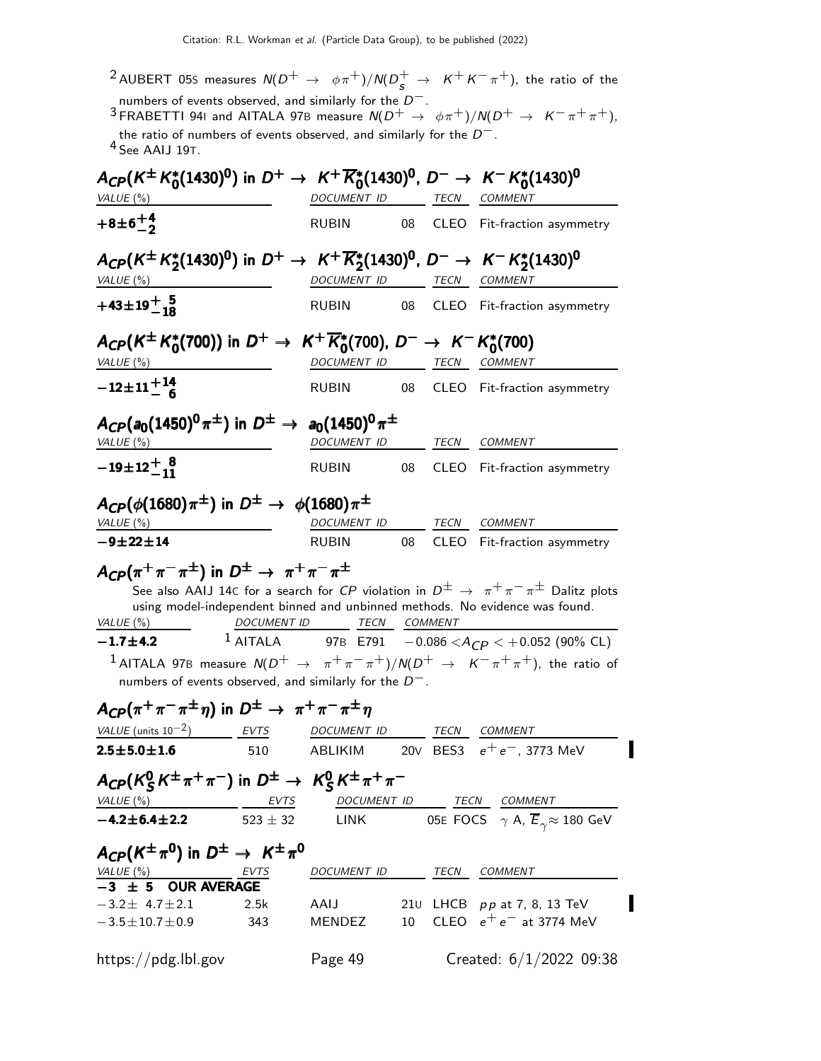[2] AUBERT 05S measures $N(D^+ \rightarrow \phi\pi^+)/N(D_s^+ \rightarrow K^+K^-\pi^+)$, the ratio of the numbers of events observed, and similarly for the $D^-$.

[3] FRABETTI 94I and AITALA 97B measure $N(D^+ \rightarrow \phi\pi^+)/N(D^+ \rightarrow K^-\pi^+\pi^+)$, the ratio of numbers of events observed, and similarly for the $D^-$.

[4] See AAIJ 19T.

### $A_{CP}(K^\pm K_0^*(1430)^0)$ in $D^+ \rightarrow K^+\overline{K}_0^*(1430)^0$, $D^- \rightarrow K^- K_0^*(1430)^0$

| VALUE (%) | DOCUMENT ID | | TECN | COMMENT |
|---|---|---|---|---|
| $+8\pm6^{+4}_{-2}$ | RUBIN | 08 | CLEO | Fit-fraction asymmetry |

### $A_{CP}(K^\pm K_2^*(1430)^0)$ in $D^+ \rightarrow K^+\overline{K}_2^*(1430)^0$, $D^- \rightarrow K^- K_2^*(1430)^0$

| VALUE (%) | DOCUMENT ID | | TECN | COMMENT |
|---|---|---|---|---|
| $+43\pm19^{+5}_{-18}$ | RUBIN | 08 | CLEO | Fit-fraction asymmetry |

### $A_{CP}(K^\pm K_0^*(700))$ in $D^+ \rightarrow K^+\overline{K}_0^*(700)$, $D^- \rightarrow K^- K_0^*(700)$

| VALUE (%) | DOCUMENT ID | | TECN | COMMENT |
|---|---|---|---|---|
| $-12\pm11^{+14}_{-6}$ | RUBIN | 08 | CLEO | Fit-fraction asymmetry |

### $A_{CP}(a_0(1450)^0\pi^\pm)$ in $D^\pm \rightarrow a_0(1450)^0\pi^\pm$

| VALUE (%) | DOCUMENT ID | | TECN | COMMENT |
|---|---|---|---|---|
| $-19\pm12^{+8}_{-11}$ | RUBIN | 08 | CLEO | Fit-fraction asymmetry |

### $A_{CP}(\phi(1680)\pi^\pm)$ in $D^\pm \rightarrow \phi(1680)\pi^\pm$

| VALUE (%) | DOCUMENT ID | | TECN | COMMENT |
|---|---|---|---|---|
| $-9\pm22\pm14$ | RUBIN | 08 | CLEO | Fit-fraction asymmetry |

### $A_{CP}(\pi^+\pi^-\pi^\pm)$ in $D^\pm \rightarrow \pi^+\pi^-\pi^\pm$

See also AAIJ 14C for a search for $CP$ violation in $D^\pm \rightarrow \pi^+\pi^-\pi^\pm$ Dalitz plots using model-independent binned and unbinned methods. No evidence was found.

| VALUE (%) | DOCUMENT ID | | TECN | COMMENT |
|---|---|---|---|---|
| $-1.7\pm4.2$ | [1] AITALA | 97B | E791 | $-0.086 < A_{CP} < +0.052$ (90% CL) |

[1] AITALA 97B measure $N(D^+ \rightarrow \pi^+\pi^-\pi^+)/N(D^+ \rightarrow K^-\pi^+\pi^+)$, the ratio of numbers of events observed, and similarly for the $D^-$.

### $A_{CP}(\pi^+\pi^-\pi^\pm\eta)$ in $D^\pm \rightarrow \pi^+\pi^-\pi^\pm\eta$

| VALUE (units $10^{-2}$) | EVTS | DOCUMENT ID | | TECN | COMMENT |
|---|---|---|---|---|---|
| $2.5\pm5.0\pm1.6$ | 510 | ABLIKIM | 20V | BES3 | $e^+e^-$, 3773 MeV |

### $A_{CP}(K_S^0 K^\pm\pi^+\pi^-)$ in $D^\pm \rightarrow K_S^0 K^\pm\pi^+\pi^-$

| VALUE (%) | EVTS | DOCUMENT ID | | TECN | COMMENT |
|---|---|---|---|---|---|
| $-4.2\pm6.4\pm2.2$ | $523\pm32$ | LINK | 05E | FOCS | $\gamma$ A, $\overline{E}_\gamma \approx 180$ GeV |

### $A_{CP}(K^\pm\pi^0)$ in $D^\pm \rightarrow K^\pm\pi^0$

| VALUE (%) | EVTS | DOCUMENT ID | | TECN | COMMENT |
|---|---|---|---|---|---|
| **$-3\pm5$ OUR AVERAGE** | | | | | |
| $-3.2\pm4.7\pm2.1$ | 2.5k | AAIJ | 21U | LHCB | $pp$ at 7, 8, 13 TeV |
| $-3.5\pm10.7\pm0.9$ | 343 | MENDEZ | 10 | CLEO | $e^+e^-$ at 3774 MeV |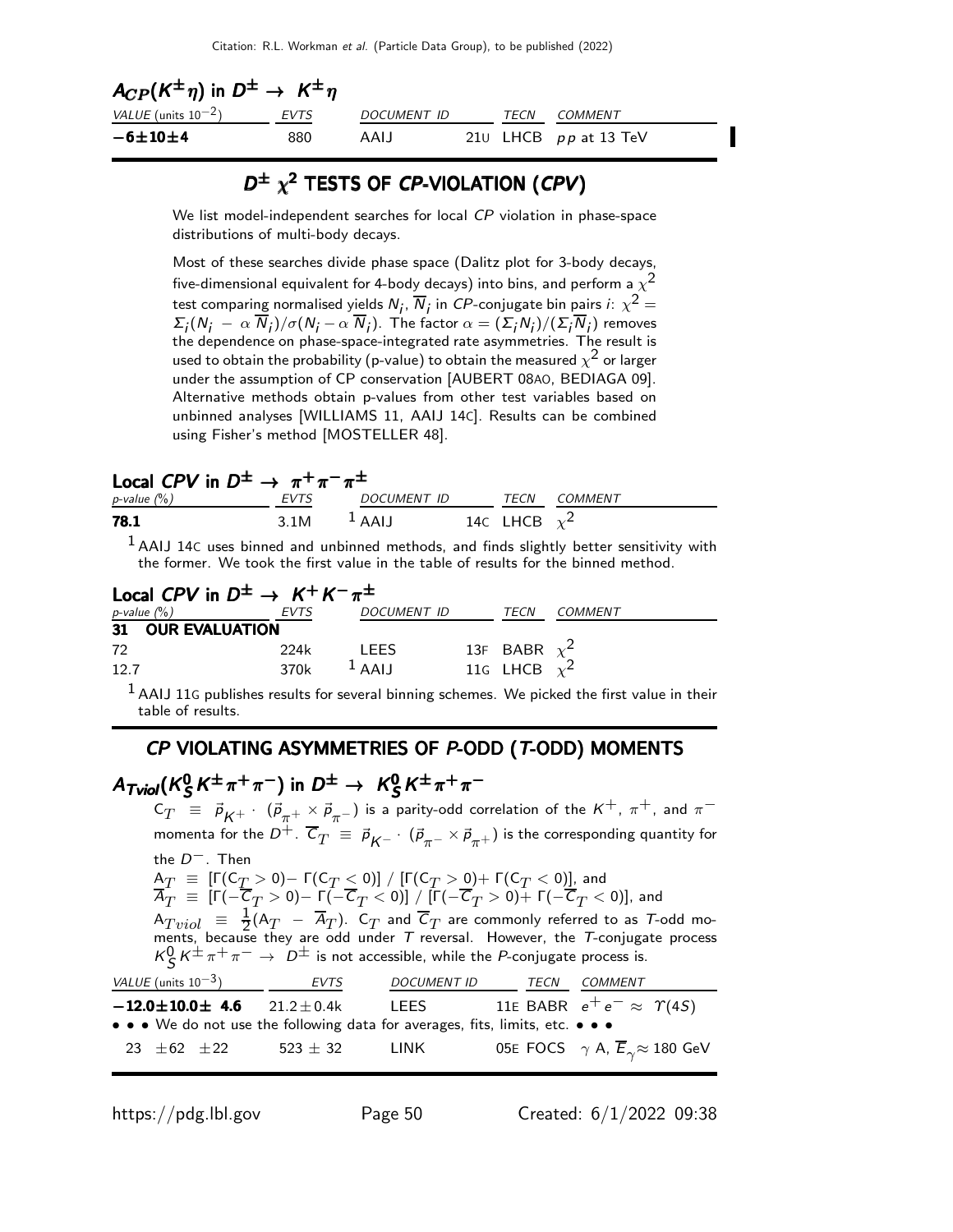### $A_{CP}(K^{\pm}\eta)$ in $D^{\pm} \to K^{\pm}\eta$

| VALUE (units $10^{-2}$) | EVTS | DOCUMENT ID | TECN | COMMENT |
|---|---|---|---|---|
| **$-6\pm10\pm4$** | 880 | AAIJ 21U | LHCB | $pp$ at 13 TeV |

## $D^{\pm}$ $\chi^2$ TESTS OF *CP*-VIOLATION (*CPV*)

We list model-independent searches for local *CP* violation in phase-space distributions of multi-body decays.

Most of these searches divide phase space (Dalitz plot for 3-body decays, five-dimensional equivalent for 4-body decays) into bins, and perform a $\chi^2$ test comparing normalised yields $N_i$, $\overline{N}_i$ in *CP*-conjugate bin pairs $i$: $\chi^2 = \Sigma_i(N_i - \alpha\,\overline{N}_i)/\sigma(N_i - \alpha\,\overline{N}_i)$. The factor $\alpha = (\Sigma_i N_i)/(\Sigma_i \overline{N}_i)$ removes the dependence on phase-space-integrated rate asymmetries. The result is used to obtain the probability (p-value) to obtain the measured $\chi^2$ or larger under the assumption of CP conservation [AUBERT 08AO, BEDIAGA 09]. Alternative methods obtain p-values from other test variables based on unbinned analyses [WILLIAMS 11, AAIJ 14C]. Results can be combined using Fisher's method [MOSTELLER 48].

### Local *CPV* in $D^{\pm} \to \pi^+\pi^-\pi^{\pm}$

| p-value (%) | EVTS | DOCUMENT ID | TECN | COMMENT |
|---|---|---|---|---|
| **78.1** | 3.1M | [1] AAIJ 14C | LHCB | $\chi^2$ |

[1] AAIJ 14C uses binned and unbinned methods, and finds slightly better sensitivity with the former. We took the first value in the table of results for the binned method.

### Local *CPV* in $D^{\pm} \to K^+K^-\pi^{\pm}$

| p-value (%) | EVTS | DOCUMENT ID | TECN | COMMENT |
|---|---|---|---|---|
| **31 OUR EVALUATION** | | | | |
| 72 | 224k | LEES 13F | BABR | $\chi^2$ |
| 12.7 | 370k | [1] AAIJ 11G | LHCB | $\chi^2$ |

[1] AAIJ 11G publishes results for several binning schemes. We picked the first value in their table of results.

## *CP* VIOLATING ASYMMETRIES OF *P*-ODD (*T*-ODD) MOMENTS

### $A_{Tviol}(K^0_S K^{\pm}\pi^+\pi^-)$ in $D^{\pm} \to K^0_S K^{\pm}\pi^+\pi^-$

$C_T \equiv \vec{p}_{K^+} \cdot (\vec{p}_{\pi^+} \times \vec{p}_{\pi^-})$ is a parity-odd correlation of the $K^+$, $\pi^+$, and $\pi^-$ momenta for the $D^+$. $\overline{C}_T \equiv \vec{p}_{K^-} \cdot (\vec{p}_{\pi^-} \times \vec{p}_{\pi^+})$ is the corresponding quantity for the $D^-$. Then

$A_T \equiv [\Gamma(C_T > 0) - \Gamma(C_T < 0)]\ /\ [\Gamma(C_T > 0) + \Gamma(C_T < 0)]$, and

$\overline{A}_T \equiv [\Gamma(-\overline{C}_T > 0) - \Gamma(-\overline{C}_T < 0)]\ /\ [\Gamma(-\overline{C}_T > 0) + \Gamma(-\overline{C}_T < 0)]$, and

$A_{Tviol} \equiv \frac{1}{2}(A_T - \overline{A}_T)$. $C_T$ and $\overline{C}_T$ are commonly referred to as *T*-odd moments, because they are odd under *T* reversal. However, the *T*-conjugate process $K^0_S K^{\pm}\pi^+\pi^- \to D^{\pm}$ is not accessible, while the *P*-conjugate process is.

| VALUE (units $10^{-3}$) | EVTS | DOCUMENT ID | TECN | COMMENT |
|---|---|---|---|---|
| **$-12.0\pm10.0\pm$ 4.6** | $21.2\pm0.4$k | LEES 11E | BABR | $e^+e^- \approx \Upsilon(4S)$ |
| • • • We do not use the following data for averages, fits, limits, etc. • • • | | | | |
| $23\ \pm62\ \pm22$ | $523\pm32$ | LINK 05E | FOCS | $\gamma$ A, $\overline{E}_{\gamma}\approx$ 180 GeV |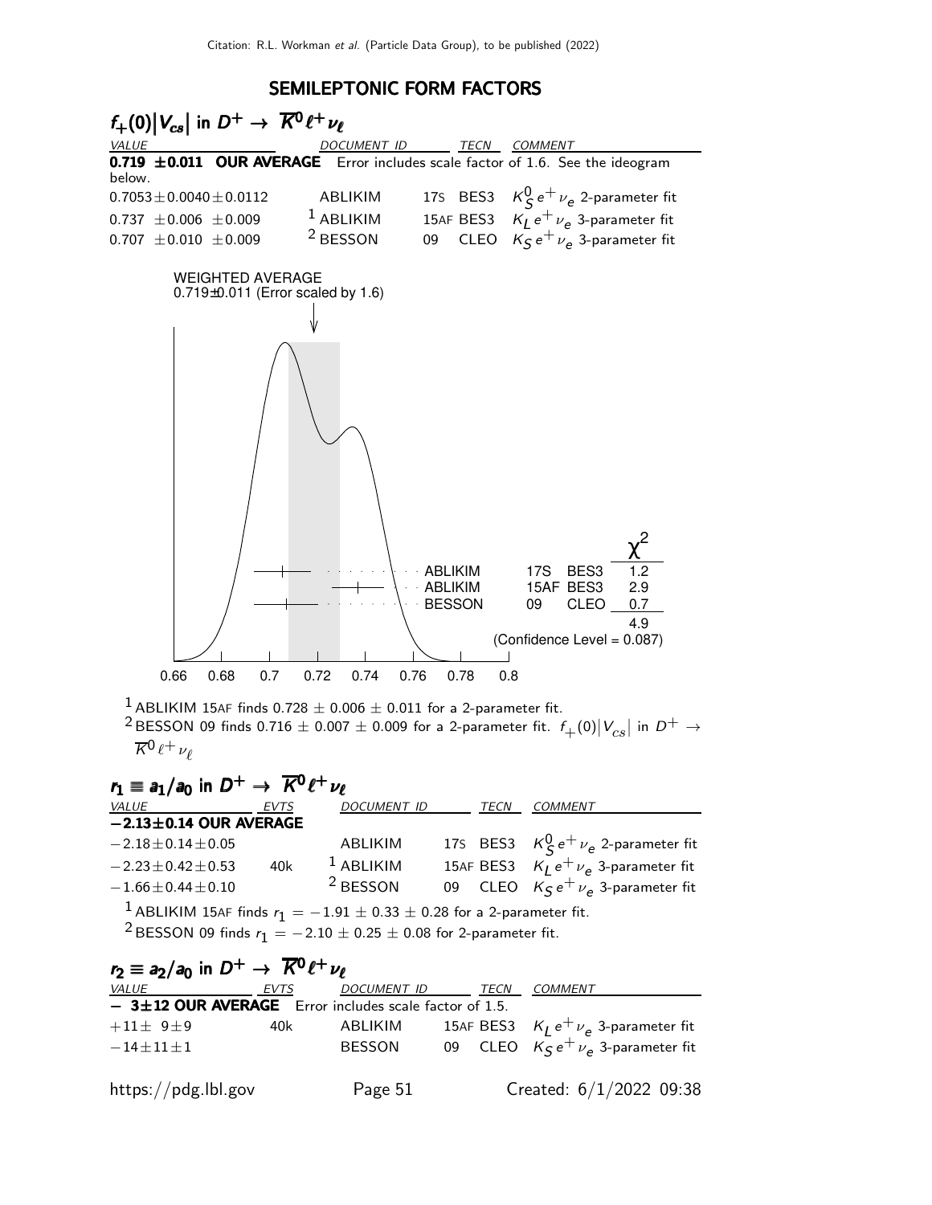## SEMILEPTONIC FORM FACTORS

### $f_+(0)|V_{cs}|$ in $D^+ \to \overline{K}^0 \ell^+ \nu_\ell$

| VALUE | DOCUMENT ID | | TECN | COMMENT |
|---|---|---|---|---|
| **0.719 ±0.011 OUR AVERAGE** Error includes scale factor of 1.6. See the ideogram below. | | | | |
| $0.7053 \pm 0.0040 \pm 0.0112$ | ABLIKIM | 17S | BES3 | $K_S^0 e^+ \nu_e$ 2-parameter fit |
| $0.737 \pm 0.006 \pm 0.009$ | [1] ABLIKIM | 15AF | BES3 | $K_L e^+ \nu_e$ 3-parameter fit |
| $0.707 \pm 0.010 \pm 0.009$ | [2] BESSON | 09 | CLEO | $K_S e^+ \nu_e$ 3-parameter fit |

WEIGHTED AVERAGE
0.719±0.011 (Error scaled by 1.6)

| | | | $\chi^2$ |
|---|---|---|---|
| ABLIKIM | 17S | BES3 | 1.2 |
| ABLIKIM | 15AF | BES3 | 2.9 |
| BESSON | 09 | CLEO | 0.7 |
| | | | 4.9 |

(Confidence Level = 0.087)

[1] ABLIKIM 15AF finds $0.728 \pm 0.006 \pm 0.011$ for a 2-parameter fit.

[2] BESSON 09 finds $0.716 \pm 0.007 \pm 0.009$ for a 2-parameter fit. $f_+(0)|V_{cs}|$ in $D^+ \to \overline{K}^0 \ell^+ \nu_\ell$

### $r_1 \equiv a_1/a_0$ in $D^+ \to \overline{K}^0 \ell^+ \nu_\ell$

| VALUE | EVTS | DOCUMENT ID | | TECN | COMMENT |
|---|---|---|---|---|---|
| **−2.13±0.14 OUR AVERAGE** | | | | | |
| $-2.18 \pm 0.14 \pm 0.05$ | | ABLIKIM | 17S | BES3 | $K_S^0 e^+ \nu_e$ 2-parameter fit |
| $-2.23 \pm 0.42 \pm 0.53$ | 40k | [1] ABLIKIM | 15AF | BES3 | $K_L e^+ \nu_e$ 3-parameter fit |
| $-1.66 \pm 0.44 \pm 0.10$ | | [2] BESSON | 09 | CLEO | $K_S e^+ \nu_e$ 3-parameter fit |

[1] ABLIKIM 15AF finds $r_1 = -1.91 \pm 0.33 \pm 0.28$ for a 2-parameter fit.

[2] BESSON 09 finds $r_1 = -2.10 \pm 0.25 \pm 0.08$ for 2-parameter fit.

### $r_2 \equiv a_2/a_0$ in $D^+ \to \overline{K}^0 \ell^+ \nu_\ell$

| VALUE | EVTS | DOCUMENT ID | | TECN | COMMENT |
|---|---|---|---|---|---|
| **− 3±12 OUR AVERAGE** Error includes scale factor of 1.5. | | | | | |
| $+11 \pm 9 \pm 9$ | 40k | ABLIKIM | 15AF | BES3 | $K_L e^+ \nu_e$ 3-parameter fit |
| $-14 \pm 11 \pm 1$ | | BESSON | 09 | CLEO | $K_S e^+ \nu_e$ 3-parameter fit |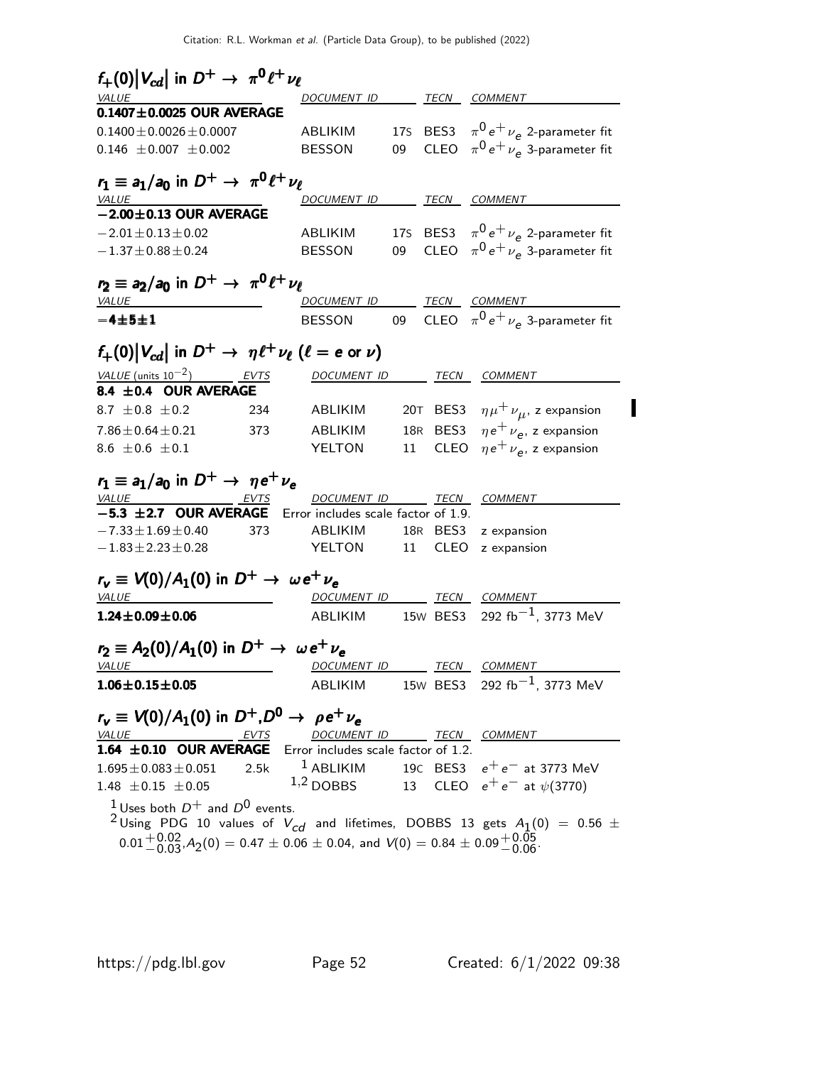## $f_+(0)|V_{cd}|$ in $D^+ \rightarrow \pi^0 \ell^+ \nu_\ell$

| VALUE | DOCUMENT ID | | TECN | COMMENT |
|---|---|---|---|---|
| **0.1407±0.0025 OUR AVERAGE** | | | | |
| 0.1400±0.0026±0.0007 | ABLIKIM | 17S | BES3 | $\pi^0 e^+ \nu_e$ 2-parameter fit |
| 0.146 ±0.007 ±0.002 | BESSON | 09 | CLEO | $\pi^0 e^+ \nu_e$ 3-parameter fit |

## $r_1 \equiv a_1/a_0$ in $D^+ \rightarrow \pi^0 \ell^+ \nu_\ell$

| VALUE | DOCUMENT ID | | TECN | COMMENT |
|---|---|---|---|---|
| **−2.00±0.13 OUR AVERAGE** | | | | |
| −2.01±0.13±0.02 | ABLIKIM | 17S | BES3 | $\pi^0 e^+ \nu_e$ 2-parameter fit |
| −1.37±0.88±0.24 | BESSON | 09 | CLEO | $\pi^0 e^+ \nu_e$ 3-parameter fit |

## $r_2 \equiv a_2/a_0$ in $D^+ \rightarrow \pi^0 \ell^+ \nu_\ell$

| VALUE | DOCUMENT ID | | TECN | COMMENT |
|---|---|---|---|---|
| **−4±5±1** | BESSON | 09 | CLEO | $\pi^0 e^+ \nu_e$ 3-parameter fit |

## $f_+(0)|V_{cd}|$ in $D^+ \rightarrow \eta \ell^+ \nu_\ell$ ($\ell$ = e or $\nu$)

| VALUE (units $10^{-2}$) | EVTS | DOCUMENT ID | | TECN | COMMENT |
|---|---|---|---|---|---|
| **8.4 ±0.4 OUR AVERAGE** | | | | | |
| 8.7 ±0.8 ±0.2 | 234 | ABLIKIM | 20T | BES3 | $\eta \mu^+ \nu_\mu$, z expansion |
| 7.86±0.64±0.21 | 373 | ABLIKIM | 18R | BES3 | $\eta e^+ \nu_e$, z expansion |
| 8.6 ±0.6 ±0.1 | | YELTON | 11 | CLEO | $\eta e^+ \nu_e$, z expansion |

## $r_1 \equiv a_1/a_0$ in $D^+ \rightarrow \eta e^+ \nu_e$

| VALUE | EVTS | DOCUMENT ID | | TECN | COMMENT |
|---|---|---|---|---|---|
| **−5.3 ±2.7 OUR AVERAGE** | | Error includes scale factor of 1.9. | | | |
| −7.33±1.69±0.40 | 373 | ABLIKIM | 18R | BES3 | z expansion |
| −1.83±2.23±0.28 | | YELTON | 11 | CLEO | z expansion |

## $r_v \equiv V(0)/A_1(0)$ in $D^+ \rightarrow \omega e^+ \nu_e$

| VALUE | DOCUMENT ID | | TECN | COMMENT |
|---|---|---|---|---|
| **1.24±0.09±0.06** | ABLIKIM | 15W | BES3 | 292 fb$^{-1}$, 3773 MeV |

## $r_2 \equiv A_2(0)/A_1(0)$ in $D^+ \rightarrow \omega e^+ \nu_e$

| VALUE | DOCUMENT ID | | TECN | COMMENT |
|---|---|---|---|---|
| **1.06±0.15±0.05** | ABLIKIM | 15W | BES3 | 292 fb$^{-1}$, 3773 MeV |

## $r_v \equiv V(0)/A_1(0)$ in $D^+, D^0 \rightarrow \rho e^+ \nu_e$

| VALUE | EVTS | DOCUMENT ID | | TECN | COMMENT |
|---|---|---|---|---|---|
| **1.64 ±0.10 OUR AVERAGE** | | Error includes scale factor of 1.2. | | | |
| 1.695±0.083±0.051 | 2.5k | [1] ABLIKIM | 19C | BES3 | $e^+ e^-$ at 3773 MeV |
| 1.48 ±0.15 ±0.05 | | [1,2] DOBBS | 13 | CLEO | $e^+ e^-$ at $\psi(3770)$ |

[1] Uses both $D^+$ and $D^0$ events.

[2] Using PDG 10 values of $V_{cd}$ and lifetimes, DOBBS 13 gets $A_1(0) = 0.56 \pm 0.01^{+0.02}_{-0.03}$, $A_2(0) = 0.47 \pm 0.06 \pm 0.04$, and $V(0) = 0.84 \pm 0.09^{+0.05}_{-0.06}$.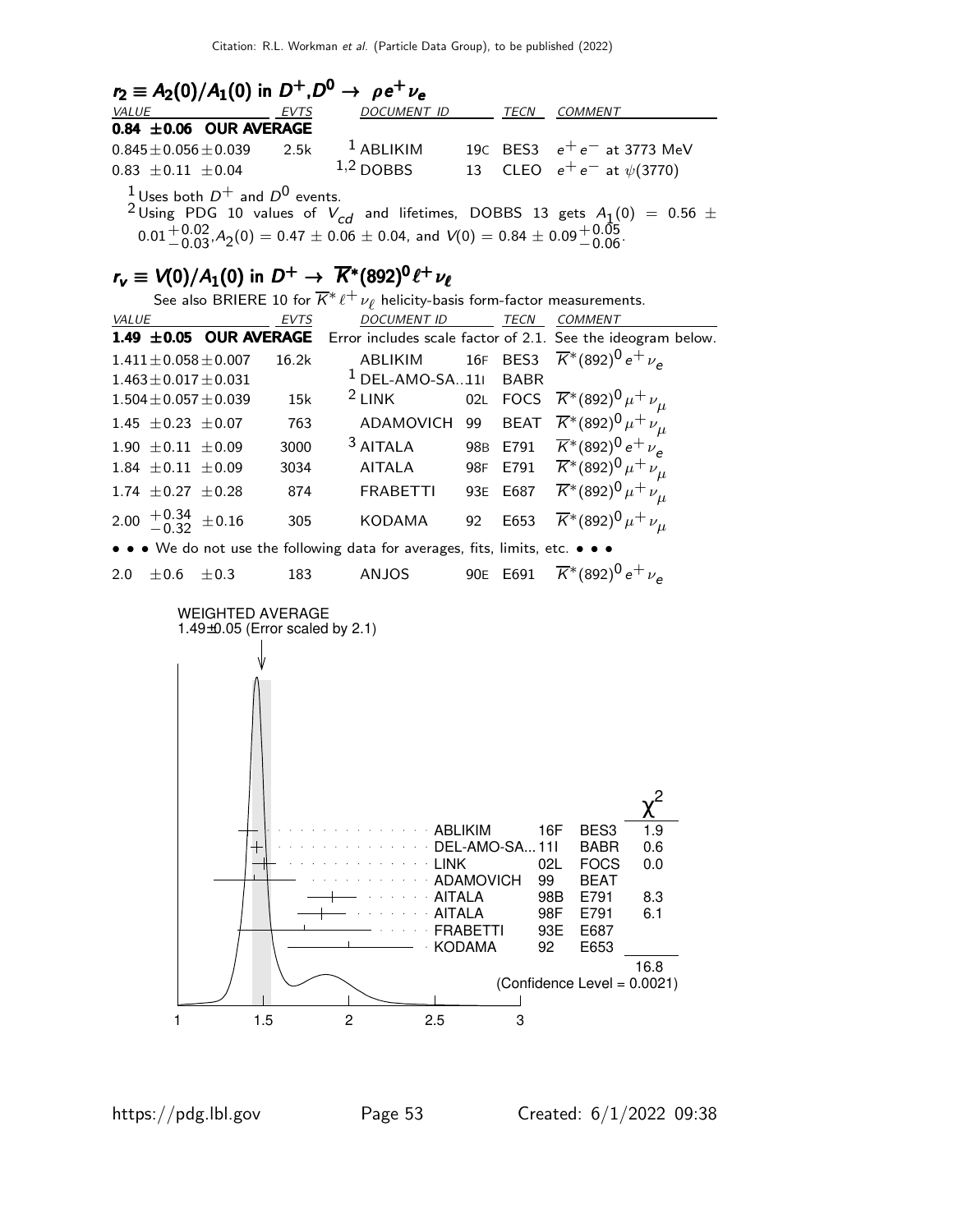### $r_2 \equiv A_2(0)/A_1(0)$ in $D^+, D^0 \to \rho e^+ \nu_e$

| VALUE | EVTS | DOCUMENT ID | | TECN | COMMENT |
|---|---|---|---|---|---|
| **0.84 ±0.06 OUR AVERAGE** | | | | | |
| $0.845 \pm 0.056 \pm 0.039$ | 2.5k | [1] ABLIKIM | 19C | BES3 | $e^+ e^-$ at 3773 MeV |
| $0.83 \pm 0.11 \pm 0.04$ | | [1,2] DOBBS | 13 | CLEO | $e^+ e^-$ at $\psi(3770)$ |

[1] Uses both $D^+$ and $D^0$ events.

[2] Using PDG 10 values of $V_{cd}$ and lifetimes, DOBBS 13 gets $A_1(0) = 0.56 \pm 0.01^{+0.02}_{-0.03}$, $A_2(0) = 0.47 \pm 0.06 \pm 0.04$, and $V(0) = 0.84 \pm 0.09^{+0.05}_{-0.06}$.

### $r_v \equiv V(0)/A_1(0)$ in $D^+ \to \overline{K}^*(892)^0 \ell^+ \nu_\ell$

See also BRIERE 10 for $\overline{K}^* \ell^+ \nu_\ell$ helicity-basis form-factor measurements.

| VALUE | EVTS | DOCUMENT ID | | TECN | COMMENT |
|---|---|---|---|---|---|
| **1.49 ±0.05 OUR AVERAGE** | | Error includes scale factor of 2.1. See the ideogram below. | | | |
| $1.411 \pm 0.058 \pm 0.007$ | 16.2k | ABLIKIM | 16F | BES3 | $\overline{K}^*(892)^0 e^+ \nu_e$ |
| $1.463 \pm 0.017 \pm 0.031$ | | [1] DEL-AMO-SA...11I | | BABR | |
| $1.504 \pm 0.057 \pm 0.039$ | 15k | [2] LINK | 02L | FOCS | $\overline{K}^*(892)^0 \mu^+ \nu_\mu$ |
| $1.45 \pm 0.23 \pm 0.07$ | 763 | ADAMOVICH | 99 | BEAT | $\overline{K}^*(892)^0 \mu^+ \nu_\mu$ |
| $1.90 \pm 0.11 \pm 0.09$ | 3000 | [3] AITALA | 98B | E791 | $\overline{K}^*(892)^0 e^+ \nu_e$ |
| $1.84 \pm 0.11 \pm 0.09$ | 3034 | AITALA | 98F | E791 | $\overline{K}^*(892)^0 \mu^+ \nu_\mu$ |
| $1.74 \pm 0.27 \pm 0.28$ | 874 | FRABETTI | 93E | E687 | $\overline{K}^*(892)^0 \mu^+ \nu_\mu$ |
| $2.00 ^{+0.34}_{-0.32} \pm 0.16$ | 305 | KODAMA | 92 | E653 | $\overline{K}^*(892)^0 \mu^+ \nu_\mu$ |
| • • • We do not use the following data for averages, fits, limits, etc. • • • | | | | | |
| $2.0 \pm 0.6 \pm 0.3$ | 183 | ANJOS | 90E | E691 | $\overline{K}^*(892)^0 e^+ \nu_e$ |

WEIGHTED AVERAGE
1.49±0.05 (Error scaled by 2.1)

| | | | $\chi^2$ |
|---|---|---|---|
| ABLIKIM | 16F | BES3 | 1.9 |
| DEL-AMO-SA...11I | | BABR | 0.6 |
| LINK | 02L | FOCS | 0.0 |
| ADAMOVICH | 99 | BEAT | |
| AITALA | 98B | E791 | 8.3 |
| AITALA | 98F | E791 | 6.1 |
| FRABETTI | 93E | E687 | |
| KODAMA | 92 | E653 | |
| | | | 16.8 |

(Confidence Level = 0.0021)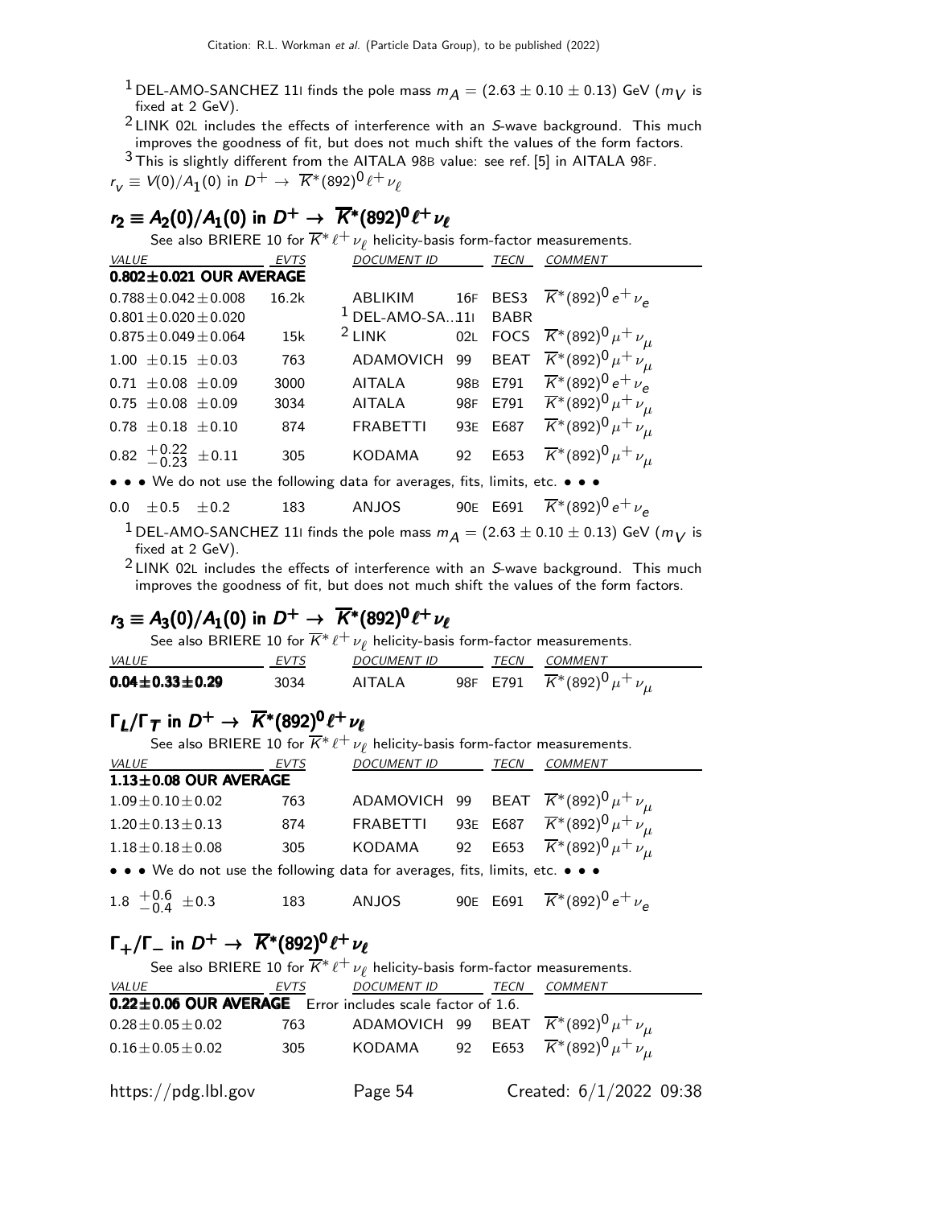[1] DEL-AMO-SANCHEZ 11I finds the pole mass $m_A = (2.63 \pm 0.10 \pm 0.13)$ GeV ($m_V$ is fixed at 2 GeV).

[2] LINK 02L includes the effects of interference with an $S$-wave background. This much improves the goodness of fit, but does not much shift the values of the form factors.

[3] This is slightly different from the AITALA 98B value: see ref. [5] in AITALA 98F.

$r_v \equiv V(0)/A_1(0)$ in $D^+ \rightarrow \overline{K}^*(892)^0 \ell^+ \nu_\ell$

## $r_2 \equiv A_2(0)/A_1(0)$ in $D^+ \rightarrow \overline{K}^*(892)^0 \ell^+ \nu_\ell$

See also BRIERE 10 for $\overline{K}^* \ell^+ \nu_\ell$ helicity-basis form-factor measurements.

| VALUE | EVTS | DOCUMENT ID | | TECN | COMMENT |
|---|---|---|---|---|---|
| **0.802±0.021 OUR AVERAGE** | | | | | |
| $0.788 \pm 0.042 \pm 0.008$ | 16.2k | ABLIKIM | 16F | BES3 | $\overline{K}^*(892)^0 e^+ \nu_e$ |
| $0.801 \pm 0.020 \pm 0.020$ | | [1] DEL-AMO-SA...11I | | BABR | |
| $0.875 \pm 0.049 \pm 0.064$ | 15k | [2] LINK | 02L | FOCS | $\overline{K}^*(892)^0 \mu^+ \nu_\mu$ |
| $1.00 \pm 0.15 \pm 0.03$ | 763 | ADAMOVICH | 99 | BEAT | $\overline{K}^*(892)^0 \mu^+ \nu_\mu$ |
| $0.71 \pm 0.08 \pm 0.09$ | 3000 | AITALA | 98B | E791 | $\overline{K}^*(892)^0 e^+ \nu_e$ |
| $0.75 \pm 0.08 \pm 0.09$ | 3034 | AITALA | 98F | E791 | $\overline{K}^*(892)^0 \mu^+ \nu_\mu$ |
| $0.78 \pm 0.18 \pm 0.10$ | 874 | FRABETTI | 93E | E687 | $\overline{K}^*(892)^0 \mu^+ \nu_\mu$ |
| $0.82 {}^{+0.22}_{-0.23} \pm 0.11$ | 305 | KODAMA | 92 | E653 | $\overline{K}^*(892)^0 \mu^+ \nu_\mu$ |
| • • • We do not use the following data for averages, fits, limits, etc. • • • | | | | | |
| $0.0 \pm 0.5 \pm 0.2$ | 183 | ANJOS | 90E | E691 | $\overline{K}^*(892)^0 e^+ \nu_e$ |

[1] DEL-AMO-SANCHEZ 11I finds the pole mass $m_A = (2.63 \pm 0.10 \pm 0.13)$ GeV ($m_V$ is fixed at 2 GeV).

[2] LINK 02L includes the effects of interference with an $S$-wave background. This much improves the goodness of fit, but does not much shift the values of the form factors.

## $r_3 \equiv A_3(0)/A_1(0)$ in $D^+ \rightarrow \overline{K}^*(892)^0 \ell^+ \nu_\ell$

See also BRIERE 10 for $\overline{K}^* \ell^+ \nu_\ell$ helicity-basis form-factor measurements.

| VALUE | EVTS | DOCUMENT ID | | TECN | COMMENT |
|---|---|---|---|---|---|
| **$0.04 \pm 0.33 \pm 0.29$** | 3034 | AITALA | 98F | E791 | $\overline{K}^*(892)^0 \mu^+ \nu_\mu$ |

## $\Gamma_L/\Gamma_T$ in $D^+ \rightarrow \overline{K}^*(892)^0 \ell^+ \nu_\ell$

See also BRIERE 10 for $\overline{K}^* \ell^+ \nu_\ell$ helicity-basis form-factor measurements.

| VALUE | EVTS | DOCUMENT ID | | TECN | COMMENT |
|---|---|---|---|---|---|
| **1.13±0.08 OUR AVERAGE** | | | | | |
| $1.09 \pm 0.10 \pm 0.02$ | 763 | ADAMOVICH | 99 | BEAT | $\overline{K}^*(892)^0 \mu^+ \nu_\mu$ |
| $1.20 \pm 0.13 \pm 0.13$ | 874 | FRABETTI | 93E | E687 | $\overline{K}^*(892)^0 \mu^+ \nu_\mu$ |
| $1.18 \pm 0.18 \pm 0.08$ | 305 | KODAMA | 92 | E653 | $\overline{K}^*(892)^0 \mu^+ \nu_\mu$ |
| • • • We do not use the following data for averages, fits, limits, etc. • • • | | | | | |
| $1.8 {}^{+0.6}_{-0.4} \pm 0.3$ | 183 | ANJOS | 90E | E691 | $\overline{K}^*(892)^0 e^+ \nu_e$ |

## $\Gamma_+/\Gamma_-$ in $D^+ \rightarrow \overline{K}^*(892)^0 \ell^+ \nu_\ell$

See also BRIERE 10 for $\overline{K}^* \ell^+ \nu_\ell$ helicity-basis form-factor measurements.

| VALUE | EVTS | DOCUMENT ID | | TECN | COMMENT |
|---|---|---|---|---|---|
| **0.22±0.06 OUR AVERAGE** Error includes scale factor of 1.6. | | | | | |
| $0.28 \pm 0.05 \pm 0.02$ | 763 | ADAMOVICH | 99 | BEAT | $\overline{K}^*(892)^0 \mu^+ \nu_\mu$ |
| $0.16 \pm 0.05 \pm 0.02$ | 305 | KODAMA | 92 | E653 | $\overline{K}^*(892)^0 \mu^+ \nu_\mu$ |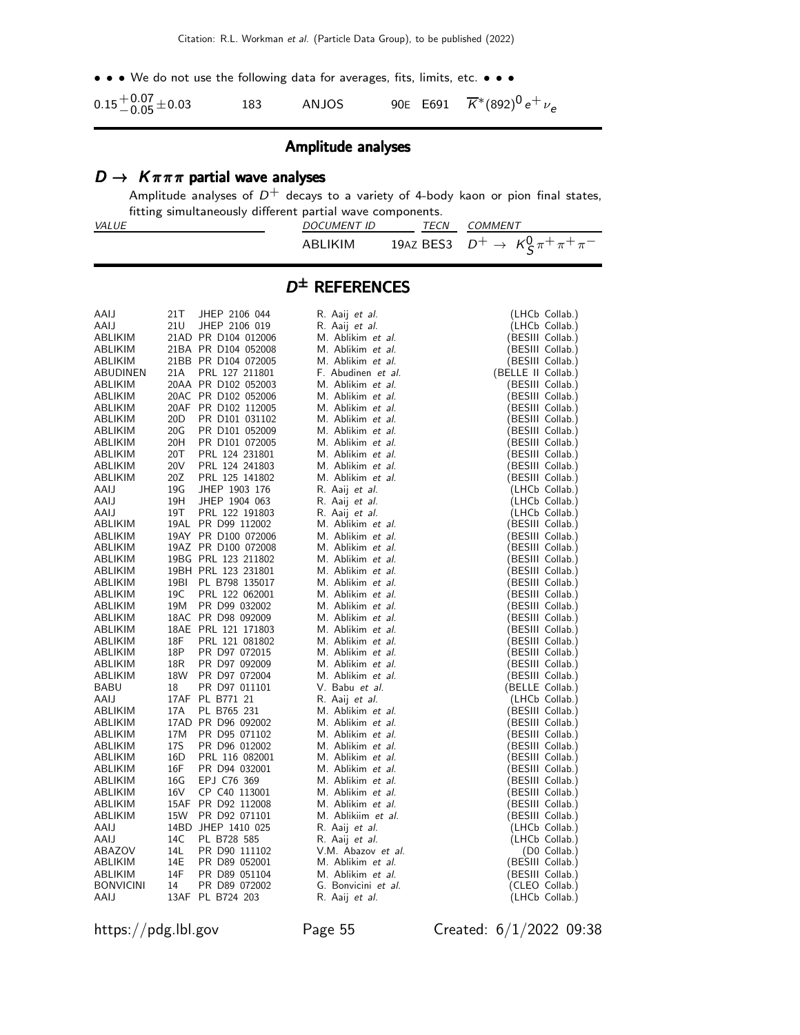• • • We do not use the following data for averages, fits, limits, etc. • • •

| | | | | | |
|---|---|---|---|---|---|
| $0.15^{+0.07}_{-0.05}\pm0.03$ | 183 | ANJOS | 90E | E691 | $\overline{K}^*(892)^0 e^+ \nu_e$ |

## Amplitude analyses

### $D \rightarrow K\pi\pi\pi$ partial wave analyses

Amplitude analyses of $D^+$ decays to a variety of 4-body kaon or pion final states, fitting simultaneously different partial wave components.

| *VALUE* | *DOCUMENT ID* | | *TECN* | *COMMENT* |
|---|---|---|---|---|
| | ABLIKIM | 19AZ | BES3 | $D^+ \rightarrow K^0_S \pi^+ \pi^+ \pi^-$ |

## $D^\pm$ REFERENCES

| | | | | |
|---|---|---|---|---|
| AAIJ | 21T | JHEP 2106 044 | R. Aaij *et al.* | (LHCb Collab.) |
| AAIJ | 21U | JHEP 2106 019 | R. Aaij *et al.* | (LHCb Collab.) |
| ABLIKIM | 21AD | PR D104 012006 | M. Ablikim *et al.* | (BESIII Collab.) |
| ABLIKIM | 21BA | PR D104 052008 | M. Ablikim *et al.* | (BESIII Collab.) |
| ABLIKIM | 21BB | PR D104 072005 | M. Ablikim *et al.* | (BESIII Collab.) |
| ABUDINEN | 21A | PRL 127 211801 | F. Abudinen *et al.* | (BELLE II Collab.) |
| ABLIKIM | 20AA | PR D102 052003 | M. Ablikim *et al.* | (BESIII Collab.) |
| ABLIKIM | 20AC | PR D102 052006 | M. Ablikim *et al.* | (BESIII Collab.) |
| ABLIKIM | 20AF | PR D102 112005 | M. Ablikim *et al.* | (BESIII Collab.) |
| ABLIKIM | 20D | PR D101 031102 | M. Ablikim *et al.* | (BESIII Collab.) |
| ABLIKIM | 20G | PR D101 052009 | M. Ablikim *et al.* | (BESIII Collab.) |
| ABLIKIM | 20H | PR D101 072005 | M. Ablikim *et al.* | (BESIII Collab.) |
| ABLIKIM | 20T | PRL 124 231801 | M. Ablikim *et al.* | (BESIII Collab.) |
| ABLIKIM | 20V | PRL 124 241803 | M. Ablikim *et al.* | (BESIII Collab.) |
| ABLIKIM | 20Z | PRL 125 141802 | M. Ablikim *et al.* | (BESIII Collab.) |
| AAIJ | 19G | JHEP 1903 176 | R. Aaij *et al.* | (LHCb Collab.) |
| AAIJ | 19H | JHEP 1904 063 | R. Aaij *et al.* | (LHCb Collab.) |
| AAIJ | 19T | PRL 122 191803 | R. Aaij *et al.* | (LHCb Collab.) |
| ABLIKIM | 19AL | PR D99 112002 | M. Ablikim *et al.* | (BESIII Collab.) |
| ABLIKIM | 19AY | PR D100 072006 | M. Ablikim *et al.* | (BESIII Collab.) |
| ABLIKIM | 19AZ | PR D100 072008 | M. Ablikim *et al.* | (BESIII Collab.) |
| ABLIKIM | 19BG | PRL 123 211802 | M. Ablikim *et al.* | (BESIII Collab.) |
| ABLIKIM | 19BH | PRL 123 231801 | M. Ablikim *et al.* | (BESIII Collab.) |
| ABLIKIM | 19BI | PL B798 135017 | M. Ablikim *et al.* | (BESIII Collab.) |
| ABLIKIM | 19C | PRL 122 062001 | M. Ablikim *et al.* | (BESIII Collab.) |
| ABLIKIM | 19M | PR D99 032002 | M. Ablikim *et al.* | (BESIII Collab.) |
| ABLIKIM | 18AC | PR D98 092009 | M. Ablikim *et al.* | (BESIII Collab.) |
| ABLIKIM | 18AE | PRL 121 171803 | M. Ablikim *et al.* | (BESIII Collab.) |
| ABLIKIM | 18F | PRL 121 081802 | M. Ablikim *et al.* | (BESIII Collab.) |
| ABLIKIM | 18P | PR D97 072015 | M. Ablikim *et al.* | (BESIII Collab.) |
| ABLIKIM | 18R | PR D97 092009 | M. Ablikim *et al.* | (BESIII Collab.) |
| ABLIKIM | 18W | PR D97 072004 | M. Ablikim *et al.* | (BESIII Collab.) |
| BABU | 18 | PR D97 011101 | V. Babu *et al.* | (BELLE Collab.) |
| AAIJ | 17AF | PL B771 21 | R. Aaij *et al.* | (LHCb Collab.) |
| ABLIKIM | 17A | PL B765 231 | M. Ablikim *et al.* | (BESIII Collab.) |
| ABLIKIM | 17AD | PR D96 092002 | M. Ablikim *et al.* | (BESIII Collab.) |
| ABLIKIM | 17M | PR D95 071102 | M. Ablikim *et al.* | (BESIII Collab.) |
| ABLIKIM | 17S | PR D96 012002 | M. Ablikim *et al.* | (BESIII Collab.) |
| ABLIKIM | 16D | PRL 116 082001 | M. Ablikim *et al.* | (BESIII Collab.) |
| ABLIKIM | 16F | PR D94 032001 | M. Ablikim *et al.* | (BESIII Collab.) |
| ABLIKIM | 16G | EPJ C76 369 | M. Ablikim *et al.* | (BESIII Collab.) |
| ABLIKIM | 16V | CP C40 113001 | M. Ablikim *et al.* | (BESIII Collab.) |
| ABLIKIM | 15AF | PR D92 112008 | M. Ablikim *et al.* | (BESIII Collab.) |
| ABLIKIM | 15W | PR D92 071101 | M. Ablikiim *et al.* | (BESIII Collab.) |
| AAIJ | 14BD | JHEP 1410 025 | R. Aaij *et al.* | (LHCb Collab.) |
| AAIJ | 14C | PL B728 585 | R. Aaij *et al.* | (LHCb Collab.) |
| ABAZOV | 14L | PR D90 111102 | V.M. Abazov *et al.* | (D0 Collab.) |
| ABLIKIM | 14E | PR D89 052001 | M. Ablikim *et al.* | (BESIII Collab.) |
| ABLIKIM | 14F | PR D89 051104 | M. Ablikim *et al.* | (BESIII Collab.) |
| BONVICINI | 14 | PR D89 072002 | G. Bonvicini *et al.* | (CLEO Collab.) |
| AAIJ | 13AF | PL B724 203 | R. Aaij *et al.* | (LHCb Collab.) |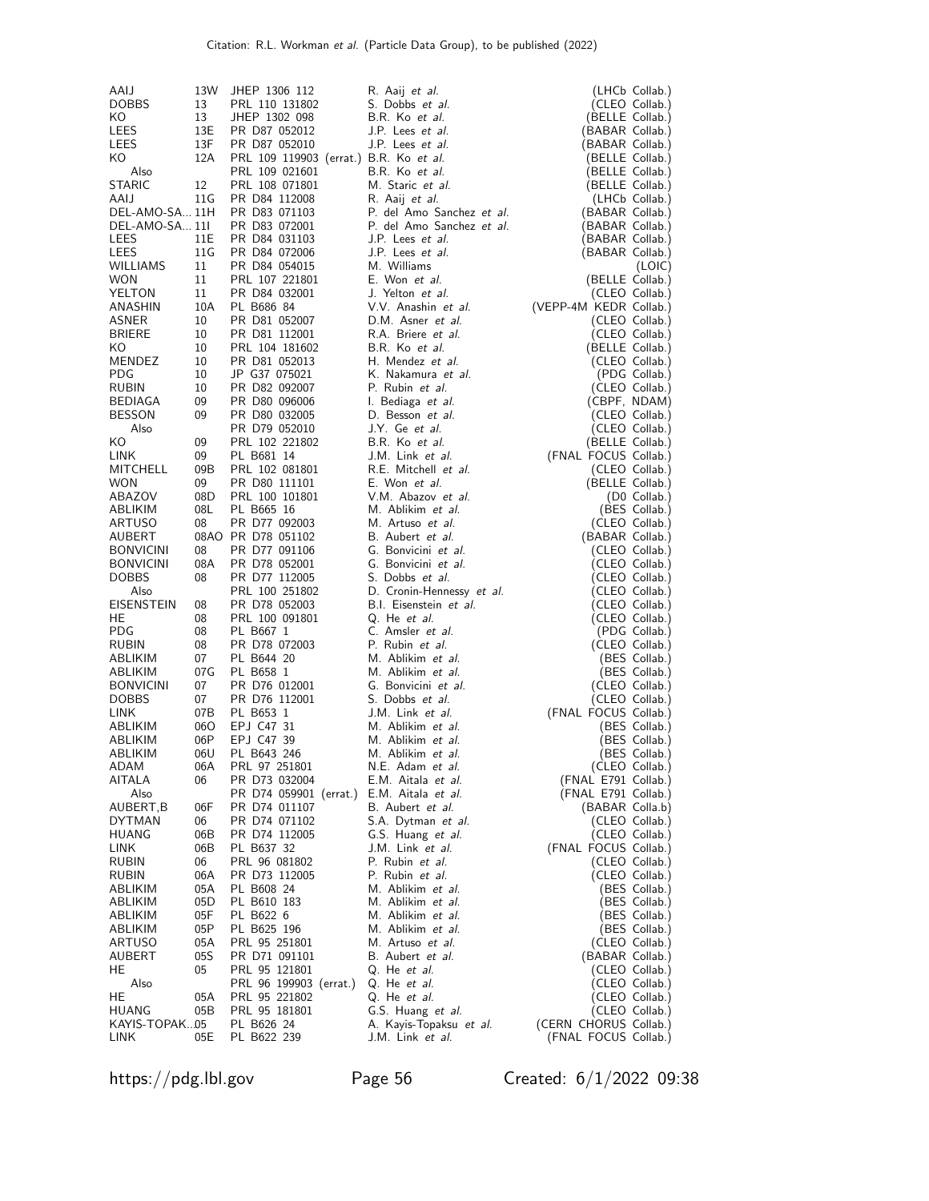| | | | | |
|---|---|---|---|---|
| AAIJ | 13W | JHEP 1306 112 | R. Aaij *et al.* | (LHCb Collab.) |
| DOBBS | 13 | PRL 110 131802 | S. Dobbs *et al.* | (CLEO Collab.) |
| KO | 13 | JHEP 1302 098 | B.R. Ko *et al.* | (BELLE Collab.) |
| LEES | 13E | PR D87 052012 | J.P. Lees *et al.* | (BABAR Collab.) |
| LEES | 13F | PR D87 052010 | J.P. Lees *et al.* | (BABAR Collab.) |
| KO | 12A | PRL 109 119903 (errat.) | B.R. Ko *et al.* | (BELLE Collab.) |
| Also | | PRL 109 021601 | B.R. Ko *et al.* | (BELLE Collab.) |
| STARIC | 12 | PRL 108 071801 | M. Staric *et al.* | (BELLE Collab.) |
| AAIJ | 11G | PR D84 112008 | R. Aaij *et al.* | (LHCb Collab.) |
| DEL-AMO-SA... | 11H | PR D83 071103 | P. del Amo Sanchez *et al.* | (BABAR Collab.) |
| DEL-AMO-SA... | 11I | PR D83 072001 | P. del Amo Sanchez *et al.* | (BABAR Collab.) |
| LEES | 11E | PR D84 031103 | J.P. Lees *et al.* | (BABAR Collab.) |
| LEES | 11G | PR D84 072006 | J.P. Lees *et al.* | (BABAR Collab.) |
| WILLIAMS | 11 | PR D84 054015 | M. Williams | (LOIC) |
| WON | 11 | PRL 107 221801 | E. Won *et al.* | (BELLE Collab.) |
| YELTON | 11 | PR D84 032001 | J. Yelton *et al.* | (CLEO Collab.) |
| ANASHIN | 10A | PL B686 84 | V.V. Anashin *et al.* | (VEPP-4M KEDR Collab.) |
| ASNER | 10 | PR D81 052007 | D.M. Asner *et al.* | (CLEO Collab.) |
| BRIERE | 10 | PR D81 112001 | R.A. Briere *et al.* | (CLEO Collab.) |
| KO | 10 | PRL 104 181602 | B.R. Ko *et al.* | (BELLE Collab.) |
| MENDEZ | 10 | PR D81 052013 | H. Mendez *et al.* | (CLEO Collab.) |
| PDG | 10 | JP G37 075021 | K. Nakamura *et al.* | (PDG Collab.) |
| RUBIN | 10 | PR D82 092007 | P. Rubin *et al.* | (CLEO Collab.) |
| BEDIAGA | 09 | PR D80 096006 | I. Bediaga *et al.* | (CBPF, NDAM) |
| BESSON | 09 | PR D80 032005 | D. Besson *et al.* | (CLEO Collab.) |
| Also | | PR D79 052010 | J.Y. Ge *et al.* | (CLEO Collab.) |
| KO | 09 | PRL 102 221802 | B.R. Ko *et al.* | (BELLE Collab.) |
| LINK | 09 | PL B681 14 | J.M. Link *et al.* | (FNAL FOCUS Collab.) |
| MITCHELL | 09B | PRL 102 081801 | R.E. Mitchell *et al.* | (CLEO Collab.) |
| WON | 09 | PR D80 111101 | E. Won *et al.* | (BELLE Collab.) |
| ABAZOV | 08D | PRL 100 101801 | V.M. Abazov *et al.* | (D0 Collab.) |
| ABLIKIM | 08L | PL B665 16 | M. Ablikim *et al.* | (BES Collab.) |
| ARTUSO | 08 | PR D77 092003 | M. Artuso *et al.* | (CLEO Collab.) |
| AUBERT | 08AO | PR D78 051102 | B. Aubert *et al.* | (BABAR Collab.) |
| BONVICINI | 08 | PR D77 091106 | G. Bonvicini *et al.* | (CLEO Collab.) |
| BONVICINI | 08A | PR D78 052001 | G. Bonvicini *et al.* | (CLEO Collab.) |
| DOBBS | 08 | PR D77 112005 | S. Dobbs *et al.* | (CLEO Collab.) |
| Also | | PRL 100 251802 | D. Cronin-Hennessy *et al.* | (CLEO Collab.) |
| EISENSTEIN | 08 | PR D78 052003 | B.I. Eisenstein *et al.* | (CLEO Collab.) |
| HE | 08 | PRL 100 091801 | Q. He *et al.* | (CLEO Collab.) |
| PDG | 08 | PL B667 1 | C. Amsler *et al.* | (PDG Collab.) |
| RUBIN | 08 | PR D78 072003 | P. Rubin *et al.* | (CLEO Collab.) |
| ABLIKIM | 07 | PL B644 20 | M. Ablikim *et al.* | (BES Collab.) |
| ABLIKIM | 07G | PL B658 1 | M. Ablikim *et al.* | (BES Collab.) |
| BONVICINI | 07 | PR D76 012001 | G. Bonvicini *et al.* | (CLEO Collab.) |
| DOBBS | 07 | PR D76 112001 | S. Dobbs *et al.* | (CLEO Collab.) |
| LINK | 07B | PL B653 1 | J.M. Link *et al.* | (FNAL FOCUS Collab.) |
| ABLIKIM | 06O | EPJ C47 31 | M. Ablikim *et al.* | (BES Collab.) |
| ABLIKIM | 06P | EPJ C47 39 | M. Ablikim *et al.* | (BES Collab.) |
| ABLIKIM | 06U | PL B643 246 | M. Ablikim *et al.* | (BES Collab.) |
| ADAM | 06A | PRL 97 251801 | N.E. Adam *et al.* | (CLEO Collab.) |
| AITALA | 06 | PR D73 032004 | E.M. Aitala *et al.* | (FNAL E791 Collab.) |
| Also | | PR D74 059901 (errat.) | E.M. Aitala *et al.* | (FNAL E791 Collab.) |
| AUBERT,B | 06F | PR D74 011107 | B. Aubert *et al.* | (BABAR Colla.b) |
| DYTMAN | 06 | PR D74 071102 | S.A. Dytman *et al.* | (CLEO Collab.) |
| HUANG | 06B | PR D74 112005 | G.S. Huang *et al.* | (CLEO Collab.) |
| LINK | 06B | PL B637 32 | J.M. Link *et al.* | (FNAL FOCUS Collab.) |
| RUBIN | 06 | PRL 96 081802 | P. Rubin *et al.* | (CLEO Collab.) |
| RUBIN | 06A | PR D73 112005 | P. Rubin *et al.* | (CLEO Collab.) |
| ABLIKIM | 05A | PL B608 24 | M. Ablikim *et al.* | (BES Collab.) |
| ABLIKIM | 05D | PL B610 183 | M. Ablikim *et al.* | (BES Collab.) |
| ABLIKIM | 05F | PL B622 6 | M. Ablikim *et al.* | (BES Collab.) |
| ABLIKIM | 05P | PL B625 196 | M. Ablikim *et al.* | (BES Collab.) |
| ARTUSO | 05A | PRL 95 251801 | M. Artuso *et al.* | (CLEO Collab.) |
| AUBERT | 05S | PR D71 091101 | B. Aubert *et al.* | (BABAR Collab.) |
| HE | 05 | PRL 95 121801 | Q. He *et al.* | (CLEO Collab.) |
| Also | | PRL 96 199903 (errat.) | Q. He *et al.* | (CLEO Collab.) |
| HE | 05A | PRL 95 221802 | Q. He *et al.* | (CLEO Collab.) |
| HUANG | 05B | PRL 95 181801 | G.S. Huang *et al.* | (CLEO Collab.) |
| KAYIS-TOPAK... | 05 | PL B626 24 | A. Kayis-Topaksu *et al.* | (CERN CHORUS Collab.) |
| LINK | 05E | PL B622 239 | J.M. Link *et al.* | (FNAL FOCUS Collab.) |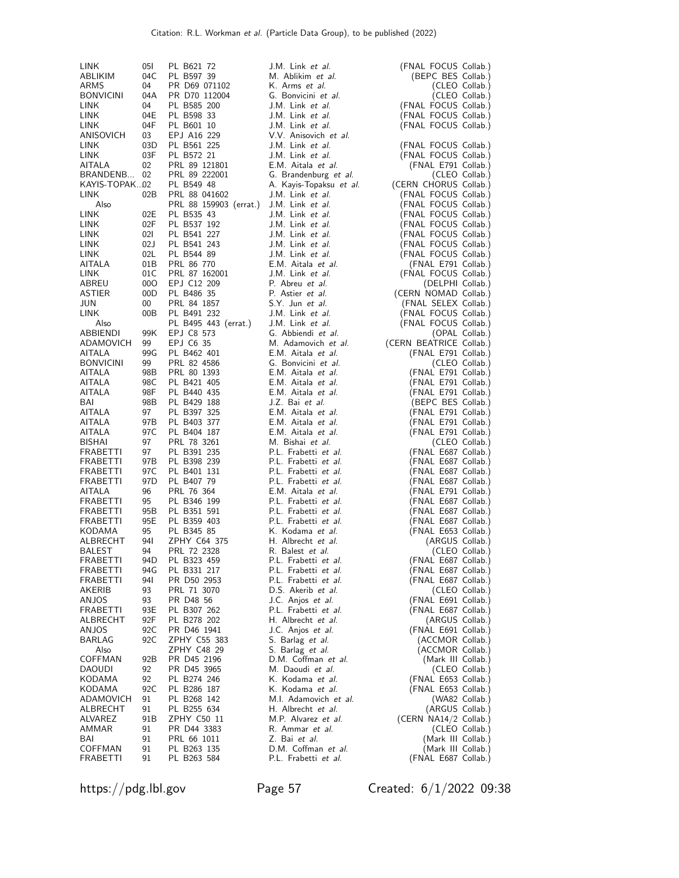| | | | | |
|---|---|---|---|---|
| LINK | 05I | PL B621 72 | J.M. Link *et al.* | (FNAL FOCUS Collab.) |
| ABLIKIM | 04C | PL B597 39 | M. Ablikim *et al.* | (BEPC BES Collab.) |
| ARMS | 04 | PR D69 071102 | K. Arms *et al.* | (CLEO Collab.) |
| BONVICINI | 04A | PR D70 112004 | G. Bonvicini *et al.* | (CLEO Collab.) |
| LINK | 04 | PL B585 200 | J.M. Link *et al.* | (FNAL FOCUS Collab.) |
| LINK | 04E | PL B598 33 | J.M. Link *et al.* | (FNAL FOCUS Collab.) |
| LINK | 04F | PL B601 10 | J.M. Link *et al.* | (FNAL FOCUS Collab.) |
| ANISOVICH | 03 | EPJ A16 229 | V.V. Anisovich *et al.* | |
| LINK | 03D | PL B561 225 | J.M. Link *et al.* | (FNAL FOCUS Collab.) |
| LINK | 03F | PL B572 21 | J.M. Link *et al.* | (FNAL FOCUS Collab.) |
| AITALA | 02 | PRL 89 121801 | E.M. Aitala *et al.* | (FNAL E791 Collab.) |
| BRANDENB... | 02 | PRL 89 222001 | G. Brandenburg *et al.* | (CLEO Collab.) |
| KAYIS-TOPAK...02 | | PL B549 48 | A. Kayis-Topaksu *et al.* | (CERN CHORUS Collab.) |
| LINK | 02B | PRL 88 041602 | J.M. Link *et al.* | (FNAL FOCUS Collab.) |
| Also | | PRL 88 159903 (errat.) | J.M. Link *et al.* | (FNAL FOCUS Collab.) |
| LINK | 02E | PL B535 43 | J.M. Link *et al.* | (FNAL FOCUS Collab.) |
| LINK | 02F | PL B537 192 | J.M. Link *et al.* | (FNAL FOCUS Collab.) |
| LINK | 02I | PL B541 227 | J.M. Link *et al.* | (FNAL FOCUS Collab.) |
| LINK | 02J | PL B541 243 | J.M. Link *et al.* | (FNAL FOCUS Collab.) |
| LINK | 02L | PL B544 89 | J.M. Link *et al.* | (FNAL FOCUS Collab.) |
| AITALA | 01B | PRL 86 770 | E.M. Aitala *et al.* | (FNAL E791 Collab.) |
| LINK | 01C | PRL 87 162001 | J.M. Link *et al.* | (FNAL FOCUS Collab.) |
| ABREU | 00O | EPJ C12 209 | P. Abreu *et al.* | (DELPHI Collab.) |
| ASTIER | 00D | PL B486 35 | P. Astier *et al.* | (CERN NOMAD Collab.) |
| JUN | 00 | PRL 84 1857 | S.Y. Jun *et al.* | (FNAL SELEX Collab.) |
| LINK | 00B | PL B491 232 | J.M. Link *et al.* | (FNAL FOCUS Collab.) |
| Also | | PL B495 443 (errat.) | J.M. Link *et al.* | (FNAL FOCUS Collab.) |
| ABBIENDI | 99K | EPJ C8 573 | G. Abbiendi *et al.* | (OPAL Collab.) |
| ADAMOVICH | 99 | EPJ C6 35 | M. Adamovich *et al.* | (CERN BEATRICE Collab.) |
| AITALA | 99G | PL B462 401 | E.M. Aitala *et al.* | (FNAL E791 Collab.) |
| BONVICINI | 99 | PRL 82 4586 | G. Bonvicini *et al.* | (CLEO Collab.) |
| AITALA | 98B | PRL 80 1393 | E.M. Aitala *et al.* | (FNAL E791 Collab.) |
| AITALA | 98C | PL B421 405 | E.M. Aitala *et al.* | (FNAL E791 Collab.) |
| AITALA | 98F | PL B440 435 | E.M. Aitala *et al.* | (FNAL E791 Collab.) |
| BAI | 98B | PL B429 188 | J.Z. Bai *et al.* | (BEPC BES Collab.) |
| AITALA | 97 | PL B397 325 | E.M. Aitala *et al.* | (FNAL E791 Collab.) |
| AITALA | 97B | PL B403 377 | E.M. Aitala *et al.* | (FNAL E791 Collab.) |
| AITALA | 97C | PL B404 187 | E.M. Aitala *et al.* | (FNAL E791 Collab.) |
| BISHAI | 97 | PRL 78 3261 | M. Bishai *et al.* | (CLEO Collab.) |
| FRABETTI | 97 | PL B391 235 | P.L. Frabetti *et al.* | (FNAL E687 Collab.) |
| FRABETTI | 97B | PL B398 239 | P.L. Frabetti *et al.* | (FNAL E687 Collab.) |
| FRABETTI | 97C | PL B401 131 | P.L. Frabetti *et al.* | (FNAL E687 Collab.) |
| FRABETTI | 97D | PL B407 79 | P.L. Frabetti *et al.* | (FNAL E687 Collab.) |
| AITALA | 96 | PRL 76 364 | E.M. Aitala *et al.* | (FNAL E791 Collab.) |
| FRABETTI | 95 | PL B346 199 | P.L. Frabetti *et al.* | (FNAL E687 Collab.) |
| FRABETTI | 95B | PL B351 591 | P.L. Frabetti *et al.* | (FNAL E687 Collab.) |
| FRABETTI | 95E | PL B359 403 | P.L. Frabetti *et al.* | (FNAL E687 Collab.) |
| KODAMA | 95 | PL B345 85 | K. Kodama *et al.* | (FNAL E653 Collab.) |
| ALBRECHT | 94I | ZPHY C64 375 | H. Albrecht *et al.* | (ARGUS Collab.) |
| BALEST | 94 | PRL 72 2328 | R. Balest *et al.* | (CLEO Collab.) |
| FRABETTI | 94D | PL B323 459 | P.L. Frabetti *et al.* | (FNAL E687 Collab.) |
| FRABETTI | 94G | PL B331 217 | P.L. Frabetti *et al.* | (FNAL E687 Collab.) |
| FRABETTI | 94I | PR D50 2953 | P.L. Frabetti *et al.* | (FNAL E687 Collab.) |
| AKERIB | 93 | PRL 71 3070 | D.S. Akerib *et al.* | (CLEO Collab.) |
| ANJOS | 93 | PR D48 56 | J.C. Anjos *et al.* | (FNAL E691 Collab.) |
| FRABETTI | 93E | PL B307 262 | P.L. Frabetti *et al.* | (FNAL E687 Collab.) |
| ALBRECHT | 92F | PL B278 202 | H. Albrecht *et al.* | (ARGUS Collab.) |
| ANJOS | 92C | PR D46 1941 | J.C. Anjos *et al.* | (FNAL E691 Collab.) |
| BARLAG | 92C | ZPHY C55 383 | S. Barlag *et al.* | (ACCMOR Collab.) |
| Also | | ZPHY C48 29 | S. Barlag *et al.* | (ACCMOR Collab.) |
| COFFMAN | 92B | PR D45 2196 | D.M. Coffman *et al.* | (Mark III Collab.) |
| DAOUDI | 92 | PR D45 3965 | M. Daoudi *et al.* | (CLEO Collab.) |
| KODAMA | 92 | PL B274 246 | K. Kodama *et al.* | (FNAL E653 Collab.) |
| KODAMA | 92C | PL B286 187 | K. Kodama *et al.* | (FNAL E653 Collab.) |
| ADAMOVICH | 91 | PL B268 142 | M.I. Adamovich *et al.* | (WA82 Collab.) |
| ALBRECHT | 91 | PL B255 634 | H. Albrecht *et al.* | (ARGUS Collab.) |
| ALVAREZ | 91B | ZPHY C50 11 | M.P. Alvarez *et al.* | (CERN NA14/2 Collab.) |
| AMMAR | 91 | PR D44 3383 | R. Ammar *et al.* | (CLEO Collab.) |
| BAI | 91 | PRL 66 1011 | Z. Bai *et al.* | (Mark III Collab.) |
| COFFMAN | 91 | PL B263 135 | D.M. Coffman *et al.* | (Mark III Collab.) |
| FRABETTI | 91 | PL B263 584 | P.L. Frabetti *et al.* | (FNAL E687 Collab.) |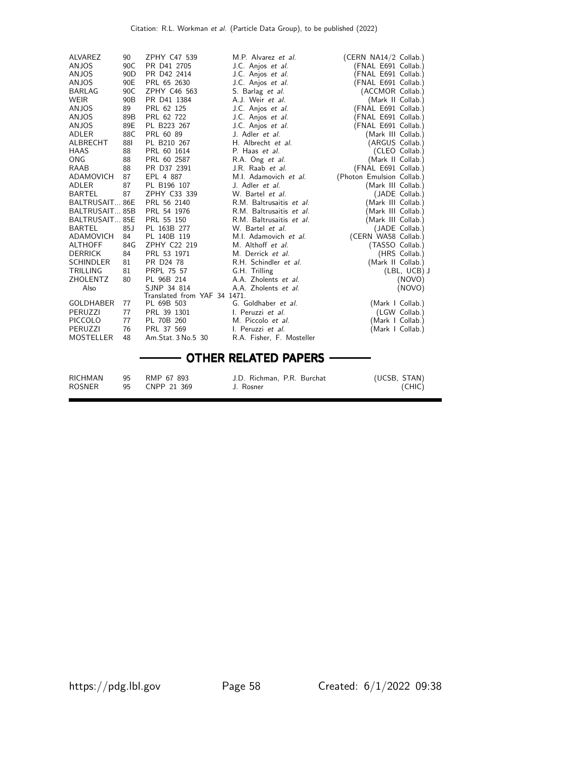| | | | | |
|---|---|---|---|---|
| ALVAREZ | 90 | ZPHY C47 539 | M.P. Alvarez *et al.* | (CERN NA14/2 Collab.) |
| ANJOS | 90C | PR D41 2705 | J.C. Anjos *et al.* | (FNAL E691 Collab.) |
| ANJOS | 90D | PR D42 2414 | J.C. Anjos *et al.* | (FNAL E691 Collab.) |
| ANJOS | 90E | PRL 65 2630 | J.C. Anjos *et al.* | (FNAL E691 Collab.) |
| BARLAG | 90C | ZPHY C46 563 | S. Barlag *et al.* | (ACCMOR Collab.) |
| WEIR | 90B | PR D41 1384 | A.J. Weir *et al.* | (Mark II Collab.) |
| ANJOS | 89 | PRL 62 125 | J.C. Anjos *et al.* | (FNAL E691 Collab.) |
| ANJOS | 89B | PRL 62 722 | J.C. Anjos *et al.* | (FNAL E691 Collab.) |
| ANJOS | 89E | PL B223 267 | J.C. Anjos *et al.* | (FNAL E691 Collab.) |
| ADLER | 88C | PRL 60 89 | J. Adler *et al.* | (Mark III Collab.) |
| ALBRECHT | 88I | PL B210 267 | H. Albrecht *et al.* | (ARGUS Collab.) |
| HAAS | 88 | PRL 60 1614 | P. Haas *et al.* | (CLEO Collab.) |
| ONG | 88 | PRL 60 2587 | R.A. Ong *et al.* | (Mark II Collab.) |
| RAAB | 88 | PR D37 2391 | J.R. Raab *et al.* | (FNAL E691 Collab.) |
| ADAMOVICH | 87 | EPL 4 887 | M.I. Adamovich *et al.* | (Photon Emulsion Collab.) |
| ADLER | 87 | PL B196 107 | J. Adler *et al.* | (Mark III Collab.) |
| BARTEL | 87 | ZPHY C33 339 | W. Bartel *et al.* | (JADE Collab.) |
| BALTRUSAIT... | 86E | PRL 56 2140 | R.M. Baltrusaitis *et al.* | (Mark III Collab.) |
| BALTRUSAIT... | 85B | PRL 54 1976 | R.M. Baltrusaitis *et al.* | (Mark III Collab.) |
| BALTRUSAIT... | 85E | PRL 55 150 | R.M. Baltrusaitis *et al.* | (Mark III Collab.) |
| BARTEL | 85J | PL 163B 277 | W. Bartel *et al.* | (JADE Collab.) |
| ADAMOVICH | 84 | PL 140B 119 | M.I. Adamovich *et al.* | (CERN WA58 Collab.) |
| ALTHOFF | 84G | ZPHY C22 219 | M. Althoff *et al.* | (TASSO Collab.) |
| DERRICK | 84 | PRL 53 1971 | M. Derrick *et al.* | (HRS Collab.) |
| SCHINDLER | 81 | PR D24 78 | R.H. Schindler *et al.* | (Mark II Collab.) |
| TRILLING | 81 | PRPL 75 57 | G.H. Trilling | (LBL, UCB) J |
| ZHOLENTZ | 80 | PL 96B 214 | A.A. Zholents *et al.* | (NOVO) |
| Also | | SJNP 34 814 | A.A. Zholents *et al.* | (NOVO) |
| | | Translated from YAF 34 1471. | | |
| GOLDHABER | 77 | PL 69B 503 | G. Goldhaber *et al.* | (Mark I Collab.) |
| PERUZZI | 77 | PRL 39 1301 | I. Peruzzi *et al.* | (LGW Collab.) |
| PICCOLO | 77 | PL 70B 260 | M. Piccolo *et al.* | (Mark I Collab.) |
| PERUZZI | 76 | PRL 37 569 | I. Peruzzi *et al.* | (Mark I Collab.) |
| MOSTELLER | 48 | Am.Stat. 3 No.5 30 | R.A. Fisher, F. Mosteller | |

## OTHER RELATED PAPERS

| | | | | |
|---|---|---|---|---|
| RICHMAN | 95 | RMP 67 893 | J.D. Richman, P.R. Burchat | (UCSB, STAN) |
| ROSNER | 95 | CNPP 21 369 | J. Rosner | (CHIC) |